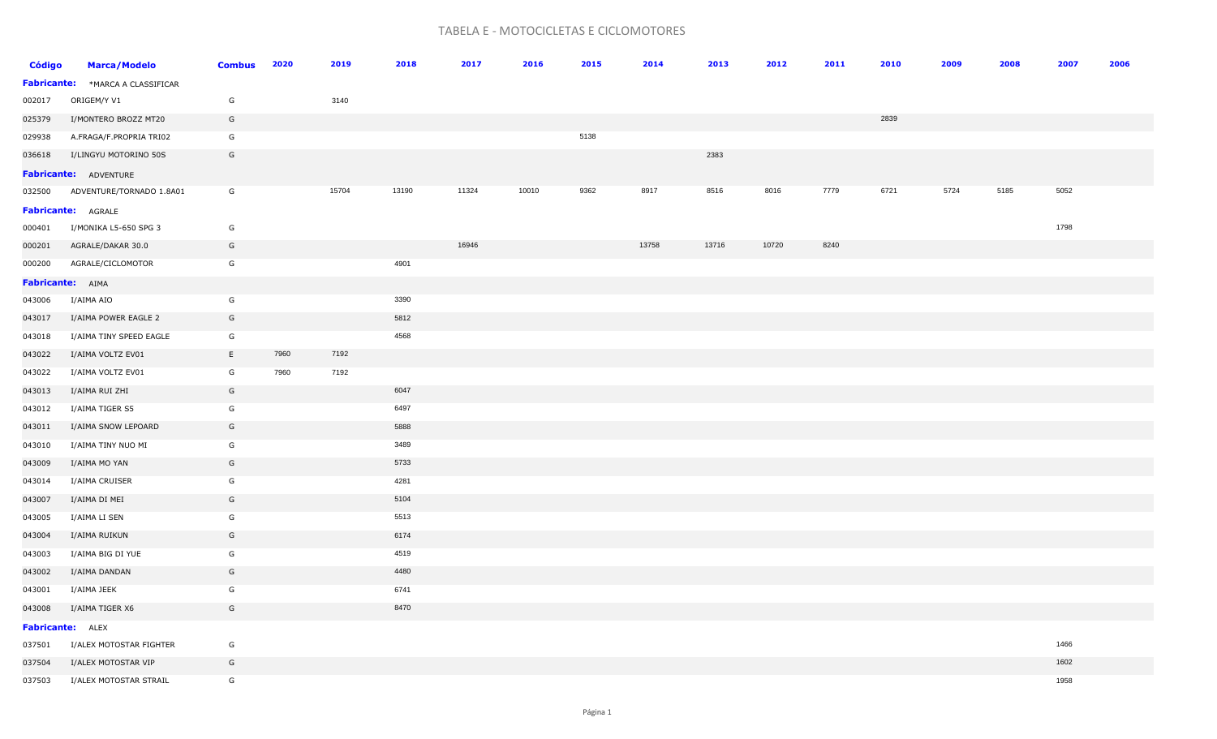# TABELA E - MOTOCICLETAS E CICLOMOTORES

| Código | Marca/Modelo | Combus | 2020 | 2019 | 2018 | 2017 | 2016 | 2015 | 2014 | 2013 | 2012 | 2011 | 2010 | 2009 | 2008 | 2007 | 2006 |
|---|---|---|---|---|---|---|---|---|---|---|---|---|---|---|---|---|---|
| **Fabricante:** | *MARCA A CLASSIFICAR | | | | | | | | | | | | | | | | |
| 002017 | ORIGEM/Y V1 | G | | 3140 | | | | | | | | | | | | | |
| 025379 | I/MONTERO BROZZ MT20 | G | | | | | | | | | | | 2839 | | | | |
| 029938 | A.FRAGA/F.PROPRIA TRI02 | G | | | | | | 5138 | | | | | | | | | |
| 036618 | I/LINGYU MOTORINO 50S | G | | | | | | | | 2383 | | | | | | | |
| **Fabricante:** | ADVENTURE | | | | | | | | | | | | | | | | |
| 032500 | ADVENTURE/TORNADO 1.8A01 | G | | 15704 | 13190 | 11324 | 10010 | 9362 | 8917 | 8516 | 8016 | 7779 | 6721 | 5724 | 5185 | 5052 | |
| **Fabricante:** | AGRALE | | | | | | | | | | | | | | | | |
| 000401 | I/MONIKA LS-650 SPG 3 | G | | | | | | | | | | | | | | 1798 | |
| 000201 | AGRALE/DAKAR 30.0 | G | | | | 16946 | | | 13758 | 13716 | 10720 | 8240 | | | | | |
| 000200 | AGRALE/CICLOMOTOR | G | | | 4901 | | | | | | | | | | | | |
| **Fabricante:** | AIMA | | | | | | | | | | | | | | | | |
| 043006 | I/AIMA AIO | G | | | 3390 | | | | | | | | | | | | |
| 043017 | I/AIMA POWER EAGLE 2 | G | | | 5812 | | | | | | | | | | | | |
| 043018 | I/AIMA TINY SPEED EAGLE | G | | | 4568 | | | | | | | | | | | | |
| 043022 | I/AIMA VOLTZ EV01 | E | 7960 | 7192 | | | | | | | | | | | | | |
| 043022 | I/AIMA VOLTZ EV01 | G | 7960 | 7192 | | | | | | | | | | | | | |
| 043013 | I/AIMA RUI ZHI | G | | | 6047 | | | | | | | | | | | | |
| 043012 | I/AIMA TIGER S5 | G | | | 6497 | | | | | | | | | | | | |
| 043011 | I/AIMA SNOW LEPOARD | G | | | 5888 | | | | | | | | | | | | |
| 043010 | I/AIMA TINY NUO MI | G | | | 3489 | | | | | | | | | | | | |
| 043009 | I/AIMA MO YAN | G | | | 5733 | | | | | | | | | | | | |
| 043014 | I/AIMA CRUISER | G | | | 4281 | | | | | | | | | | | | |
| 043007 | I/AIMA DI MEI | G | | | 5104 | | | | | | | | | | | | |
| 043005 | I/AIMA LI SEN | G | | | 5513 | | | | | | | | | | | | |
| 043004 | I/AIMA RUIKUN | G | | | 6174 | | | | | | | | | | | | |
| 043003 | I/AIMA BIG DI YUE | G | | | 4519 | | | | | | | | | | | | |
| 043002 | I/AIMA DANDAN | G | | | 4480 | | | | | | | | | | | | |
| 043001 | I/AIMA JEEK | G | | | 6741 | | | | | | | | | | | | |
| 043008 | I/AIMA TIGER X6 | G | | | 8470 | | | | | | | | | | | | |
| **Fabricante:** | ALEX | | | | | | | | | | | | | | | | |
| 037501 | I/ALEX MOTOSTAR FIGHTER | G | | | | | | | | | | | | | | 1466 | |
| 037504 | I/ALEX MOTOSTAR VIP | G | | | | | | | | | | | | | | 1602 | |
| 037503 | I/ALEX MOTOSTAR STRAIL | G | | | | | | | | | | | | | | 1958 | |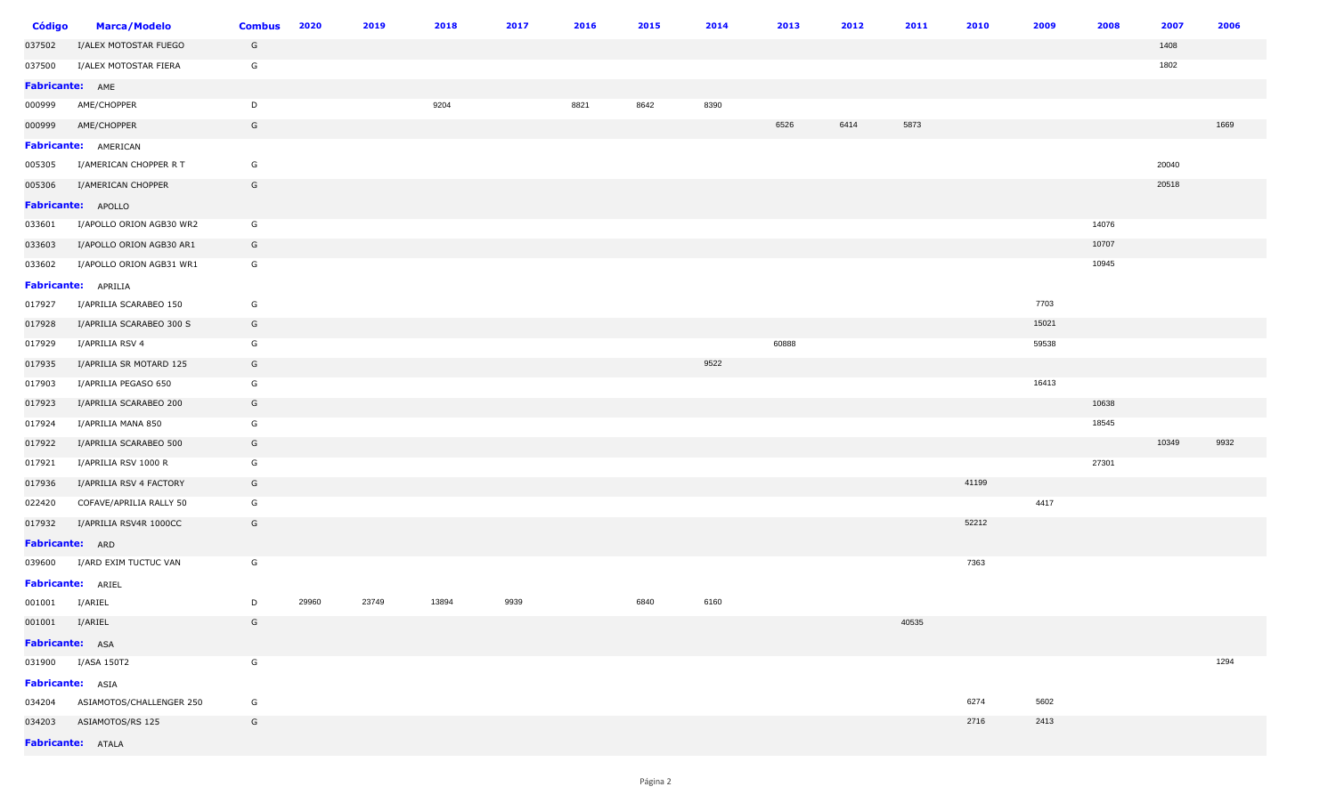| Código | Marca/Modelo | Combus | 2020 | 2019 | 2018 | 2017 | 2016 | 2015 | 2014 | 2013 | 2012 | 2011 | 2010 | 2009 | 2008 | 2007 | 2006 |
|---|---|---|---|---|---|---|---|---|---|---|---|---|---|---|---|---|---|
| 037502 | I/ALEX MOTOSTAR FUEGO | G | | | | | | | | | | | | | | 1408 | |
| 037500 | I/ALEX MOTOSTAR FIERA | G | | | | | | | | | | | | | | 1802 | |
| **Fabricante:** AME | | | | | | | | | | | | | | | | | |
| 000999 | AME/CHOPPER | D | | | 9204 | | 8821 | 8642 | 8390 | | | | | | | | |
| 000999 | AME/CHOPPER | G | | | | | | | | 6526 | 6414 | 5873 | | | | | 1669 |
| **Fabricante:** AMERICAN | | | | | | | | | | | | | | | | | |
| 005305 | I/AMERICAN CHOPPER R T | G | | | | | | | | | | | | | | 20040 | |
| 005306 | I/AMERICAN CHOPPER | G | | | | | | | | | | | | | | 20518 | |
| **Fabricante:** APOLLO | | | | | | | | | | | | | | | | | |
| 033601 | I/APOLLO ORION AGB30 WR2 | G | | | | | | | | | | | | | 14076 | | |
| 033603 | I/APOLLO ORION AGB30 AR1 | G | | | | | | | | | | | | | 10707 | | |
| 033602 | I/APOLLO ORION AGB31 WR1 | G | | | | | | | | | | | | | 10945 | | |
| **Fabricante:** APRILIA | | | | | | | | | | | | | | | | | |
| 017927 | I/APRILIA SCARABEO 150 | G | | | | | | | | | | | | 7703 | | | |
| 017928 | I/APRILIA SCARABEO 300 S | G | | | | | | | | | | | | 15021 | | | |
| 017929 | I/APRILIA RSV 4 | G | | | | | | | | 60888 | | | | 59538 | | | |
| 017935 | I/APRILIA SR MOTARD 125 | G | | | | | | | 9522 | | | | | | | | |
| 017903 | I/APRILIA PEGASO 650 | G | | | | | | | | | | | | 16413 | | | |
| 017923 | I/APRILIA SCARABEO 200 | G | | | | | | | | | | | | | 10638 | | |
| 017924 | I/APRILIA MANA 850 | G | | | | | | | | | | | | | 18545 | | |
| 017922 | I/APRILIA SCARABEO 500 | G | | | | | | | | | | | | | | 10349 | 9932 |
| 017921 | I/APRILIA RSV 1000 R | G | | | | | | | | | | | | | 27301 | | |
| 017936 | I/APRILIA RSV 4 FACTORY | G | | | | | | | | | | | 41199 | | | | |
| 022420 | COFAVE/APRILIA RALLY 50 | G | | | | | | | | | | | | 4417 | | | |
| 017932 | I/APRILIA RSV4R 1000CC | G | | | | | | | | | | | 52212 | | | | |
| **Fabricante:** ARD | | | | | | | | | | | | | | | | | |
| 039600 | I/ARD EXIM TUCTUC VAN | G | | | | | | | | | | | 7363 | | | | |
| **Fabricante:** ARIEL | | | | | | | | | | | | | | | | | |
| 001001 | I/ARIEL | D | 29960 | 23749 | 13894 | 9939 | | 6840 | 6160 | | | | | | | | |
| 001001 | I/ARIEL | G | | | | | | | | | | 40535 | | | | | |
| **Fabricante:** ASA | | | | | | | | | | | | | | | | | |
| 031900 | I/ASA 150T2 | G | | | | | | | | | | | | | | | 1294 |
| **Fabricante:** ASIA | | | | | | | | | | | | | | | | | |
| 034204 | ASIAMOTOS/CHALLENGER 250 | G | | | | | | | | | | | 6274 | 5602 | | | |
| 034203 | ASIAMOTOS/RS 125 | G | | | | | | | | | | | 2716 | 2413 | | | |
| **Fabricante:** ATALA | | | | | | | | | | | | | | | | | |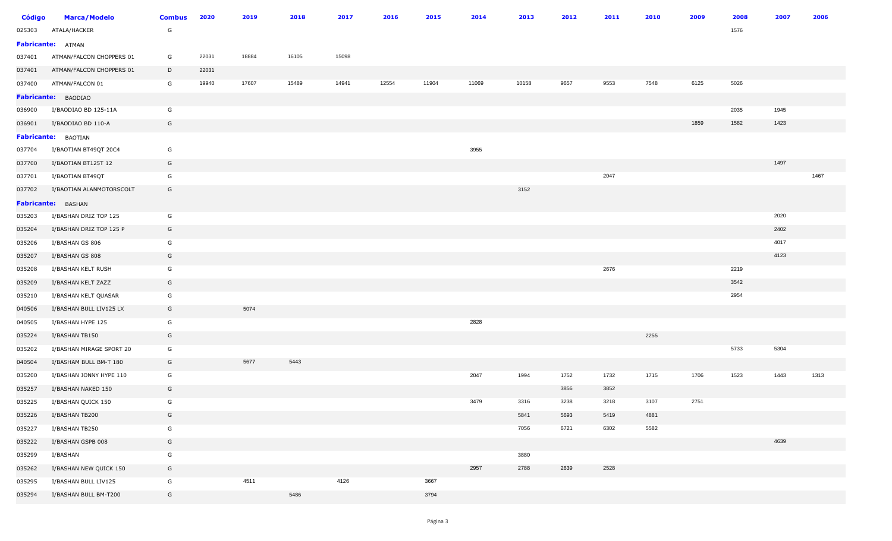| Código | Marca/Modelo | Combus | 2020 | 2019 | 2018 | 2017 | 2016 | 2015 | 2014 | 2013 | 2012 | 2011 | 2010 | 2009 | 2008 | 2007 | 2006 |
|---|---|---|---|---|---|---|---|---|---|---|---|---|---|---|---|---|---|
| 025303 | ATALA/HACKER | G | | | | | | | | | | | | | 1576 | | |
| **Fabricante:** | ATMAN | | | | | | | | | | | | | | | | |
| 037401 | ATMAN/FALCON CHOPPERS 01 | G | 22031 | 18884 | 16105 | 15098 | | | | | | | | | | | |
| 037401 | ATMAN/FALCON CHOPPERS 01 | D | 22031 | | | | | | | | | | | | | | |
| 037400 | ATMAN/FALCON 01 | G | 19940 | 17607 | 15489 | 14941 | 12554 | 11904 | 11069 | 10158 | 9657 | 9553 | 7548 | 6125 | 5026 | | |
| **Fabricante:** | BAODIAO | | | | | | | | | | | | | | | | |
| 036900 | I/BAODIAO BD 125-11A | G | | | | | | | | | | | | | 2035 | 1945 | |
| 036901 | I/BAODIAO BD 110-A | G | | | | | | | | | | | | 1859 | 1582 | 1423 | |
| **Fabricante:** | BAOTIAN | | | | | | | | | | | | | | | | |
| 037704 | I/BAOTIAN BT49QT 20C4 | G | | | | | | | 3955 | | | | | | | | |
| 037700 | I/BAOTIAN BT125T 12 | G | | | | | | | | | | | | | | 1497 | |
| 037701 | I/BAOTIAN BT49QT | G | | | | | | | | | | 2047 | | | | | 1467 |
| 037702 | I/BAOTIAN ALANMOTORSCOLT | G | | | | | | | | 3152 | | | | | | | |
| **Fabricante:** | BASHAN | | | | | | | | | | | | | | | | |
| 035203 | I/BASHAN DRIZ TOP 125 | G | | | | | | | | | | | | | | 2020 | |
| 035204 | I/BASHAN DRIZ TOP 125 P | G | | | | | | | | | | | | | | 2402 | |
| 035206 | I/BASHAN GS 806 | G | | | | | | | | | | | | | | 4017 | |
| 035207 | I/BASHAN GS 808 | G | | | | | | | | | | | | | | 4123 | |
| 035208 | I/BASHAN KELT RUSH | G | | | | | | | | | | 2676 | | | 2219 | | |
| 035209 | I/BASHAN KELT ZAZZ | G | | | | | | | | | | | | | 3542 | | |
| 035210 | I/BASHAN KELT QUASAR | G | | | | | | | | | | | | | 2954 | | |
| 040506 | I/BASHAN BULL LIV125 LX | G | | 5074 | | | | | | | | | | | | | |
| 040505 | I/BASHAN HYPE 125 | G | | | | | | | 2828 | | | | | | | | |
| 035224 | I/BASHAN TB150 | G | | | | | | | | | | | 2255 | | | | |
| 035202 | I/BASHAN MIRAGE SPORT 20 | G | | | | | | | | | | | | | 5733 | 5304 | |
| 040504 | I/BASHAM BULL BM-T 180 | G | | 5677 | 5443 | | | | | | | | | | | | |
| 035200 | I/BASHAN JONNY HYPE 110 | G | | | | | | | 2047 | 1994 | 1752 | 1732 | 1715 | 1706 | 1523 | 1443 | 1313 |
| 035257 | I/BASHAN NAKED 150 | G | | | | | | | | | 3856 | 3852 | | | | | |
| 035225 | I/BASHAN QUICK 150 | G | | | | | | | 3479 | 3316 | 3238 | 3218 | 3107 | 2751 | | | |
| 035226 | I/BASHAN TB200 | G | | | | | | | | 5841 | 5693 | 5419 | 4881 | | | | |
| 035227 | I/BASHAN TB250 | G | | | | | | | | 7056 | 6721 | 6302 | 5582 | | | | |
| 035222 | I/BASHAN GSPB 008 | G | | | | | | | | | | | | | | 4639 | |
| 035299 | I/BASHAN | G | | | | | | | | 3880 | | | | | | | |
| 035262 | I/BASHAN NEW QUICK 150 | G | | | | | | | 2957 | 2788 | 2639 | 2528 | | | | | |
| 035295 | I/BASHAN BULL LIV125 | G | | 4511 | | 4126 | | 3667 | | | | | | | | | |
| 035294 | I/BASHAN BULL BM-T200 | G | | | 5486 | | | 3794 | | | | | | | | | |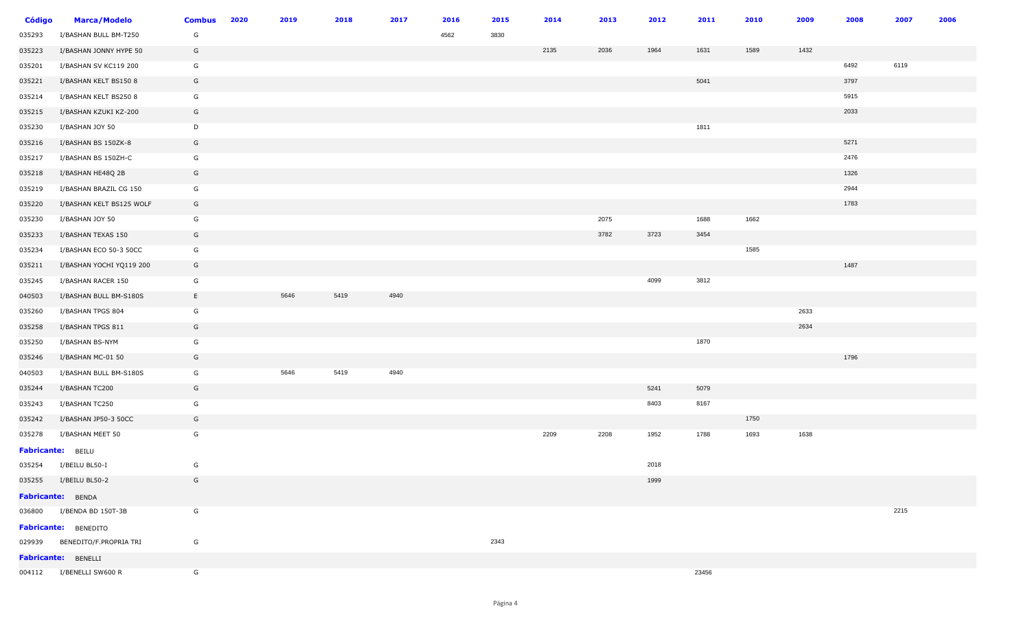| Código | Marca/Modelo | Combus | 2020 | 2019 | 2018 | 2017 | 2016 | 2015 | 2014 | 2013 | 2012 | 2011 | 2010 | 2009 | 2008 | 2007 | 2006 |
|---|---|---|---|---|---|---|---|---|---|---|---|---|---|---|---|---|---|
| 035293 | I/BASHAN BULL BM-T250 | G | | | | | 4562 | 3830 | | | | | | | | | |
| 035223 | I/BASHAN JONNY HYPE 50 | G | | | | | | | 2135 | 2036 | 1964 | 1631 | 1589 | 1432 | | | |
| 035201 | I/BASHAN SV KC119 200 | G | | | | | | | | | | | | | 6492 | 6119 | |
| 035221 | I/BASHAN KELT BS150 8 | G | | | | | | | | | | 5041 | | | 3797 | | |
| 035214 | I/BASHAN KELT BS250 8 | G | | | | | | | | | | | | | 5915 | | |
| 035215 | I/BASHAN KZUKI KZ-200 | G | | | | | | | | | | | | | 2033 | | |
| 035230 | I/BASHAN JOY 50 | D | | | | | | | | | | 1811 | | | | | |
| 035216 | I/BASHAN BS 150ZK-8 | G | | | | | | | | | | | | | 5271 | | |
| 035217 | I/BASHAN BS 150ZH-C | G | | | | | | | | | | | | | 2476 | | |
| 035218 | I/BASHAN HE48Q 2B | G | | | | | | | | | | | | | 1326 | | |
| 035219 | I/BASHAN BRAZIL CG 150 | G | | | | | | | | | | | | | 2944 | | |
| 035220 | I/BASHAN KELT BS125 WOLF | G | | | | | | | | | | | | | 1783 | | |
| 035230 | I/BASHAN JOY 50 | G | | | | | | | | 2075 | | 1688 | 1662 | | | | |
| 035233 | I/BASHAN TEXAS 150 | G | | | | | | | | 3782 | 3723 | 3454 | | | | | |
| 035234 | I/BASHAN ECO 50-3 50CC | G | | | | | | | | | | | 1585 | | | | |
| 035211 | I/BASHAN YOCHI YQ119 200 | G | | | | | | | | | | | | | 1487 | | |
| 035245 | I/BASHAN RACER 150 | G | | | | | | | | | 4099 | 3812 | | | | | |
| 040503 | I/BASHAN BULL BM-S180S | E | | 5646 | 5419 | 4940 | | | | | | | | | | | |
| 035260 | I/BASHAN TPGS 804 | G | | | | | | | | | | | | 2633 | | | |
| 035258 | I/BASHAN TPGS 811 | G | | | | | | | | | | | | 2634 | | | |
| 035250 | I/BASHAN BS-NYM | G | | | | | | | | | | 1870 | | | | | |
| 035246 | I/BASHAN MC-01 50 | G | | | | | | | | | | | | | 1796 | | |
| 040503 | I/BASHAN BULL BM-S180S | G | | 5646 | 5419 | 4940 | | | | | | | | | | | |
| 035244 | I/BASHAN TC200 | G | | | | | | | | | 5241 | 5079 | | | | | |
| 035243 | I/BASHAN TC250 | G | | | | | | | | | 8403 | 8167 | | | | | |
| 035242 | I/BASHAN JP50-3 50CC | G | | | | | | | | | | | 1750 | | | | |
| 035278 | I/BASHAN MEET 50 | G | | | | | | | 2209 | 2208 | 1952 | 1788 | 1693 | 1638 | | | |
| **Fabricante:** | BEILU | | | | | | | | | | | | | | | | |
| 035254 | I/BEILU BL50-I | G | | | | | | | | | 2018 | | | | | | |
| 035255 | I/BEILU BL50-2 | G | | | | | | | | | 1999 | | | | | | |
| **Fabricante:** | BENDA | | | | | | | | | | | | | | | | |
| 036800 | I/BENDA BD 150T-3B | G | | | | | | | | | | | | | | 2215 | |
| **Fabricante:** | BENEDITO | | | | | | | | | | | | | | | | |
| 029939 | BENEDITO/F.PROPRIA TRI | G | | | | | | 2343 | | | | | | | | | |
| **Fabricante:** | BENELLI | | | | | | | | | | | | | | | | |
| 004112 | I/BENELLI SW600 R | G | | | | | | | | | | 23456 | | | | | |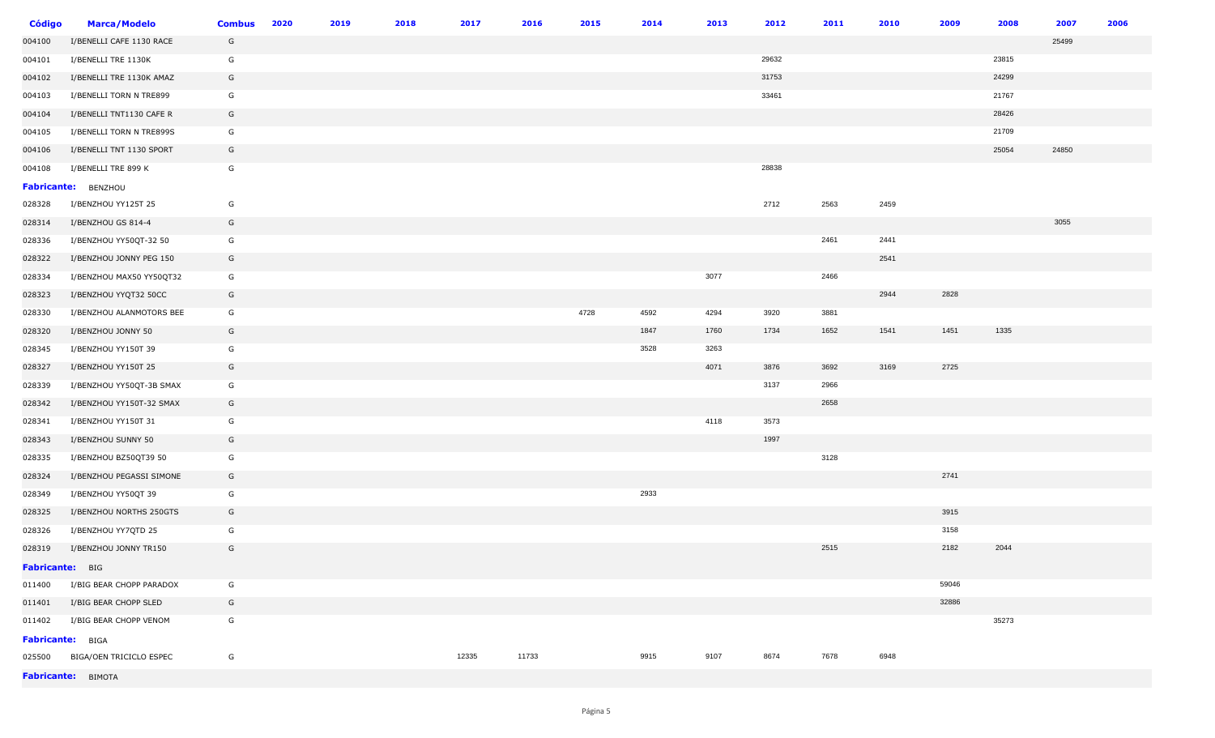| Código | Marca/Modelo | Combus | 2020 | 2019 | 2018 | 2017 | 2016 | 2015 | 2014 | 2013 | 2012 | 2011 | 2010 | 2009 | 2008 | 2007 | 2006 |
|---|---|---|---|---|---|---|---|---|---|---|---|---|---|---|---|---|---|
| 004100 | I/BENELLI CAFE 1130 RACE | G | | | | | | | | | | | | | | 25499 | |
| 004101 | I/BENELLI TRE 1130K | G | | | | | | | | | 29632 | | | | 23815 | | |
| 004102 | I/BENELLI TRE 1130K AMAZ | G | | | | | | | | | 31753 | | | | 24299 | | |
| 004103 | I/BENELLI TORN N TRE899 | G | | | | | | | | | 33461 | | | | 21767 | | |
| 004104 | I/BENELLI TNT1130 CAFE R | G | | | | | | | | | | | | | 28426 | | |
| 004105 | I/BENELLI TORN N TRE899S | G | | | | | | | | | | | | | 21709 | | |
| 004106 | I/BENELLI TNT 1130 SPORT | G | | | | | | | | | | | | | 25054 | 24850 | |
| 004108 | I/BENELLI TRE 899 K | G | | | | | | | | | 28838 | | | | | | |
| **Fabricante:** BENZHOU | | | | | | | | | | | | | | | | | |
| 028328 | I/BENZHOU YY125T 25 | G | | | | | | | | | 2712 | 2563 | 2459 | | | | |
| 028314 | I/BENZHOU GS 814-4 | G | | | | | | | | | | | | | | 3055 | |
| 028336 | I/BENZHOU YY50QT-32 50 | G | | | | | | | | | | 2461 | 2441 | | | | |
| 028322 | I/BENZHOU JONNY PEG 150 | G | | | | | | | | | | | 2541 | | | | |
| 028334 | I/BENZHOU MAX50 YY50QT32 | G | | | | | | | | 3077 | | 2466 | | | | | |
| 028323 | I/BENZHOU YYQT32 50CC | G | | | | | | | | | | | 2944 | 2828 | | | |
| 028330 | I/BENZHOU ALANMOTORS BEE | G | | | | | | 4728 | 4592 | 4294 | 3920 | 3881 | | | | | |
| 028320 | I/BENZHOU JONNY 50 | G | | | | | | | 1847 | 1760 | 1734 | 1652 | 1541 | 1451 | 1335 | | |
| 028345 | I/BENZHOU YY150T 39 | G | | | | | | | 3528 | 3263 | | | | | | | |
| 028327 | I/BENZHOU YY150T 25 | G | | | | | | | | 4071 | 3876 | 3692 | 3169 | 2725 | | | |
| 028339 | I/BENZHOU YY50QT-3B SMAX | G | | | | | | | | | 3137 | 2966 | | | | | |
| 028342 | I/BENZHOU YY150T-32 SMAX | G | | | | | | | | | | 2658 | | | | | |
| 028341 | I/BENZHOU YY150T 31 | G | | | | | | | | 4118 | 3573 | | | | | | |
| 028343 | I/BENZHOU SUNNY 50 | G | | | | | | | | | 1997 | | | | | | |
| 028335 | I/BENZHOU BZ50QT39 50 | G | | | | | | | | | | 3128 | | | | | |
| 028324 | I/BENZHOU PEGASSI SIMONE | G | | | | | | | | | | | | 2741 | | | |
| 028349 | I/BENZHOU YY50QT 39 | G | | | | | | | 2933 | | | | | | | | |
| 028325 | I/BENZHOU NORTHS 250GTS | G | | | | | | | | | | | | 3915 | | | |
| 028326 | I/BENZHOU YY7QTD 25 | G | | | | | | | | | | | | 3158 | | | |
| 028319 | I/BENZHOU JONNY TR150 | G | | | | | | | | | | 2515 | | 2182 | 2044 | | |
| **Fabricante:** BIG | | | | | | | | | | | | | | | | | |
| 011400 | I/BIG BEAR CHOPP PARADOX | G | | | | | | | | | | | | 59046 | | | |
| 011401 | I/BIG BEAR CHOPP SLED | G | | | | | | | | | | | | 32886 | | | |
| 011402 | I/BIG BEAR CHOPP VENOM | G | | | | | | | | | | | | | 35273 | | |
| **Fabricante:** BIGA | | | | | | | | | | | | | | | | | |
| 025500 | BIGA/OEN TRICICLO ESPEC | G | | | | 12335 | 11733 | | 9915 | 9107 | 8674 | 7678 | 6948 | | | | |
| **Fabricante:** BIMOTA | | | | | | | | | | | | | | | | | |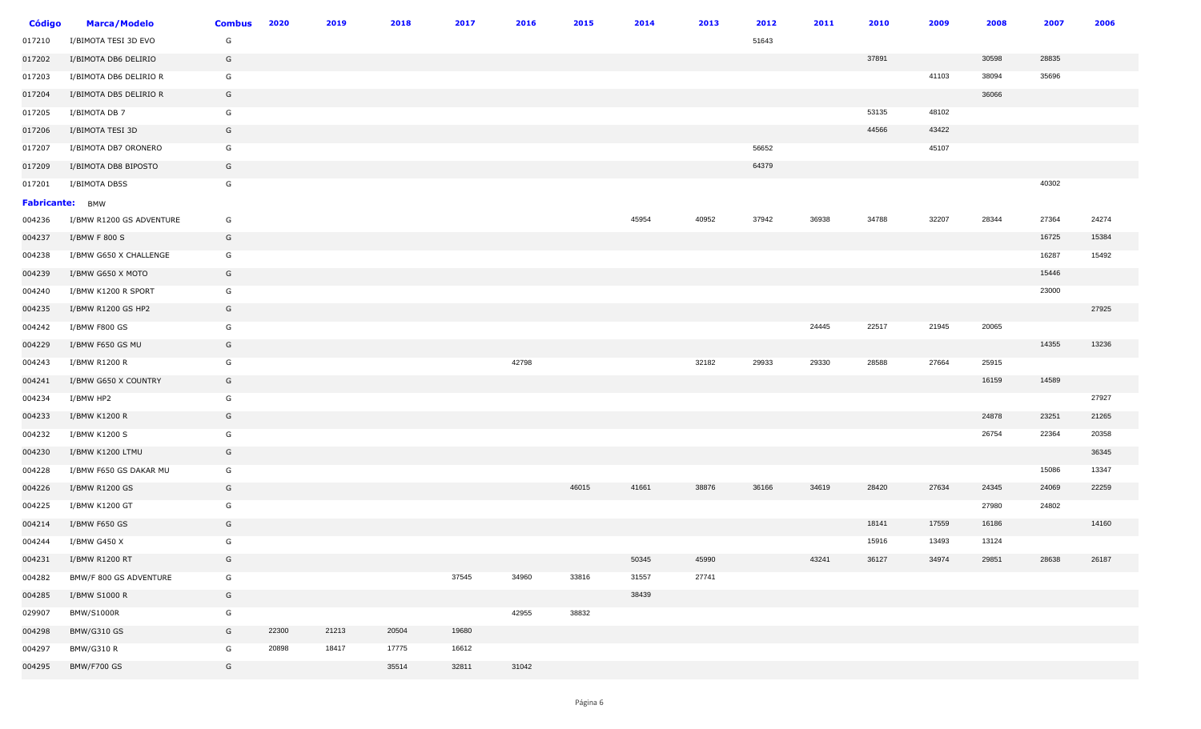| Código | Marca/Modelo | Combus | 2020 | 2019 | 2018 | 2017 | 2016 | 2015 | 2014 | 2013 | 2012 | 2011 | 2010 | 2009 | 2008 | 2007 | 2006 |
|---|---|---|---|---|---|---|---|---|---|---|---|---|---|---|---|---|---|
| 017210 | I/BIMOTA TESI 3D EVO | G | | | | | | | | | 51643 | | | | | | |
| 017202 | I/BIMOTA DB6 DELIRIO | G | | | | | | | | | | | 37891 | | 30598 | 28835 | |
| 017203 | I/BIMOTA DB6 DELIRIO R | G | | | | | | | | | | | | 41103 | 38094 | 35696 | |
| 017204 | I/BIMOTA DB5 DELIRIO R | G | | | | | | | | | | | | | 36066 | | |
| 017205 | I/BIMOTA DB 7 | G | | | | | | | | | | | 53135 | 48102 | | | |
| 017206 | I/BIMOTA TESI 3D | G | | | | | | | | | | | 44566 | 43422 | | | |
| 017207 | I/BIMOTA DB7 ORONERO | G | | | | | | | | | 56652 | | | 45107 | | | |
| 017209 | I/BIMOTA DB8 BIPOSTO | G | | | | | | | | | 64379 | | | | | | |
| 017201 | I/BIMOTA DB5S | G | | | | | | | | | | | | | | 40302 | |
| **Fabricante:** | BMW | | | | | | | | | | | | | | | | |
| 004236 | I/BMW R1200 GS ADVENTURE | G | | | | | | | 45954 | 40952 | 37942 | 36938 | 34788 | 32207 | 28344 | 27364 | 24274 |
| 004237 | I/BMW F 800 S | G | | | | | | | | | | | | | | 16725 | 15384 |
| 004238 | I/BMW G650 X CHALLENGE | G | | | | | | | | | | | | | | 16287 | 15492 |
| 004239 | I/BMW G650 X MOTO | G | | | | | | | | | | | | | | 15446 | |
| 004240 | I/BMW K1200 R SPORT | G | | | | | | | | | | | | | | 23000 | |
| 004235 | I/BMW R1200 GS HP2 | G | | | | | | | | | | | | | | | 27925 |
| 004242 | I/BMW F800 GS | G | | | | | | | | | | 24445 | 22517 | 21945 | 20065 | | |
| 004229 | I/BMW F650 GS MU | G | | | | | | | | | | | | | | 14355 | 13236 |
| 004243 | I/BMW R1200 R | G | | | | | 42798 | | | 32182 | 29933 | 29330 | 28588 | 27664 | 25915 | | |
| 004241 | I/BMW G650 X COUNTRY | G | | | | | | | | | | | | | 16159 | 14589 | |
| 004234 | I/BMW HP2 | G | | | | | | | | | | | | | | | 27927 |
| 004233 | I/BMW K1200 R | G | | | | | | | | | | | | | 24878 | 23251 | 21265 |
| 004232 | I/BMW K1200 S | G | | | | | | | | | | | | | 26754 | 22364 | 20358 |
| 004230 | I/BMW K1200 LTMU | G | | | | | | | | | | | | | | | 36345 |
| 004228 | I/BMW F650 GS DAKAR MU | G | | | | | | | | | | | | | | 15086 | 13347 |
| 004226 | I/BMW R1200 GS | G | | | | | | 46015 | 41661 | 38876 | 36166 | 34619 | 28420 | 27634 | 24345 | 24069 | 22259 |
| 004225 | I/BMW K1200 GT | G | | | | | | | | | | | | | 27980 | 24802 | |
| 004214 | I/BMW F650 GS | G | | | | | | | | | | | 18141 | 17559 | 16186 | | 14160 |
| 004244 | I/BMW G450 X | G | | | | | | | | | | | 15916 | 13493 | 13124 | | |
| 004231 | I/BMW R1200 RT | G | | | | | | | 50345 | 45990 | | 43241 | 36127 | 34974 | 29851 | 28638 | 26187 |
| 004282 | BMW/F 800 GS ADVENTURE | G | | | | 37545 | 34960 | 33816 | 31557 | 27741 | | | | | | | |
| 004285 | I/BMW S1000 R | G | | | | | | | 38439 | | | | | | | | |
| 029907 | BMW/S1000R | G | | | | | 42955 | 38832 | | | | | | | | | |
| 004298 | BMW/G310 GS | G | 22300 | 21213 | 20504 | 19680 | | | | | | | | | | | |
| 004297 | BMW/G310 R | G | 20898 | 18417 | 17775 | 16612 | | | | | | | | | | | |
| 004295 | BMW/F700 GS | G | | | 35514 | 32811 | 31042 | | | | | | | | | | |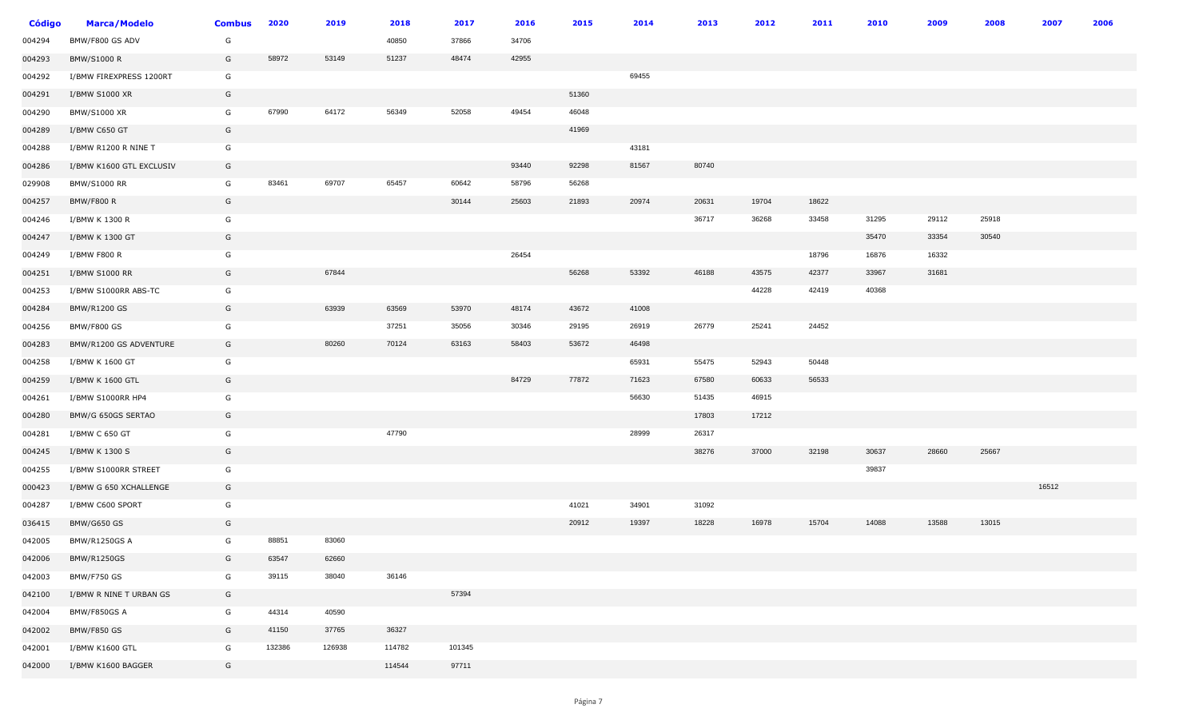| Código | Marca/Modelo | Combus | 2020 | 2019 | 2018 | 2017 | 2016 | 2015 | 2014 | 2013 | 2012 | 2011 | 2010 | 2009 | 2008 | 2007 | 2006 |
|---|---|---|---|---|---|---|---|---|---|---|---|---|---|---|---|---|---|
| 004294 | BMW/F800 GS ADV | G | | | 40850 | 37866 | 34706 | | | | | | | | | | |
| 004293 | BMW/S1000 R | G | 58972 | 53149 | 51237 | 48474 | 42955 | | | | | | | | | | |
| 004292 | I/BMW FIREXPRESS 1200RT | G | | | | | | | 69455 | | | | | | | | |
| 004291 | I/BMW S1000 XR | G | | | | | | 51360 | | | | | | | | | |
| 004290 | BMW/S1000 XR | G | 67990 | 64172 | 56349 | 52058 | 49454 | 46048 | | | | | | | | | |
| 004289 | I/BMW C650 GT | G | | | | | | 41969 | | | | | | | | | |
| 004288 | I/BMW R1200 R NINE T | G | | | | | | | 43181 | | | | | | | | |
| 004286 | I/BMW K1600 GTL EXCLUSIV | G | | | | | 93440 | 92298 | 81567 | 80740 | | | | | | | |
| 029908 | BMW/S1000 RR | G | 83461 | 69707 | 65457 | 60642 | 58796 | 56268 | | | | | | | | | |
| 004257 | BMW/F800 R | G | | | | 30144 | 25603 | 21893 | 20974 | 20631 | 19704 | 18622 | | | | | |
| 004246 | I/BMW K 1300 R | G | | | | | | | | 36717 | 36268 | 33458 | 31295 | 29112 | 25918 | | |
| 004247 | I/BMW K 1300 GT | G | | | | | | | | | | | 35470 | 33354 | 30540 | | |
| 004249 | I/BMW F800 R | G | | | | | 26454 | | | | | 18796 | 16876 | 16332 | | | |
| 004251 | I/BMW S1000 RR | G | | 67844 | | | | 56268 | 53392 | 46188 | 43575 | 42377 | 33967 | 31681 | | | |
| 004253 | I/BMW S1000RR ABS-TC | G | | | | | | | | | 44228 | 42419 | 40368 | | | | |
| 004284 | BMW/R1200 GS | G | | 63939 | 63569 | 53970 | 48174 | 43672 | 41008 | | | | | | | | |
| 004256 | BMW/F800 GS | G | | | 37251 | 35056 | 30346 | 29195 | 26919 | 26779 | 25241 | 24452 | | | | | |
| 004283 | BMW/R1200 GS ADVENTURE | G | | 80260 | 70124 | 63163 | 58403 | 53672 | 46498 | | | | | | | | |
| 004258 | I/BMW K 1600 GT | G | | | | | | | 65931 | 55475 | 52943 | 50448 | | | | | |
| 004259 | I/BMW K 1600 GTL | G | | | | | 84729 | 77872 | 71623 | 67580 | 60633 | 56533 | | | | | |
| 004261 | I/BMW S1000RR HP4 | G | | | | | | | 56630 | 51435 | 46915 | | | | | | |
| 004280 | BMW/G 650GS SERTAO | G | | | | | | | | 17803 | 17212 | | | | | | |
| 004281 | I/BMW C 650 GT | G | | | 47790 | | | | 28999 | 26317 | | | | | | | |
| 004245 | I/BMW K 1300 S | G | | | | | | | | 38276 | 37000 | 32198 | 30637 | 28660 | 25667 | | |
| 004255 | I/BMW S1000RR STREET | G | | | | | | | | | | | 39837 | | | | |
| 000423 | I/BMW G 650 XCHALLENGE | G | | | | | | | | | | | | | | 16512 | |
| 004287 | I/BMW C600 SPORT | G | | | | | | 41021 | 34901 | 31092 | | | | | | | |
| 036415 | BMW/G650 GS | G | | | | | | 20912 | 19397 | 18228 | 16978 | 15704 | 14088 | 13588 | 13015 | | |
| 042005 | BMW/R1250GS A | G | 88851 | 83060 | | | | | | | | | | | | | |
| 042006 | BMW/R1250GS | G | 63547 | 62660 | | | | | | | | | | | | | |
| 042003 | BMW/F750 GS | G | 39115 | 38040 | 36146 | | | | | | | | | | | | |
| 042100 | I/BMW R NINE T URBAN GS | G | | | | 57394 | | | | | | | | | | | |
| 042004 | BMW/F850GS A | G | 44314 | 40590 | | | | | | | | | | | | | |
| 042002 | BMW/F850 GS | G | 41150 | 37765 | 36327 | | | | | | | | | | | | |
| 042001 | I/BMW K1600 GTL | G | 132386 | 126938 | 114782 | 101345 | | | | | | | | | | | |
| 042000 | I/BMW K1600 BAGGER | G | | | 114544 | 97711 | | | | | | | | | | | |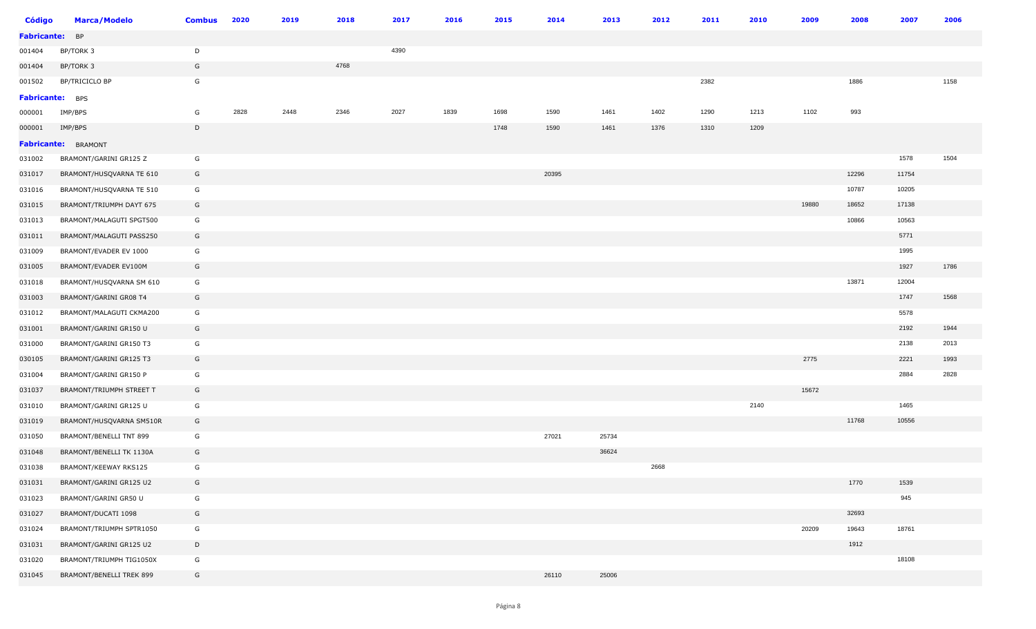| Código | Marca/Modelo | Combus | 2020 | 2019 | 2018 | 2017 | 2016 | 2015 | 2014 | 2013 | 2012 | 2011 | 2010 | 2009 | 2008 | 2007 | 2006 |
|---|---|---|---|---|---|---|---|---|---|---|---|---|---|---|---|---|---|
| **Fabricante:** | BP | | | | | | | | | | | | | | | | |
| 001404 | BP/TORK 3 | D | | | | 4390 | | | | | | | | | | | |
| 001404 | BP/TORK 3 | G | | | 4768 | | | | | | | | | | | | |
| 001502 | BP/TRICICLO BP | G | | | | | | | | | | 2382 | | | 1886 | | 1158 |
| **Fabricante:** | BPS | | | | | | | | | | | | | | | | |
| 000001 | IMP/BPS | G | 2828 | 2448 | 2346 | 2027 | 1839 | 1698 | 1590 | 1461 | 1402 | 1290 | 1213 | 1102 | 993 | | |
| 000001 | IMP/BPS | D | | | | | | 1748 | 1590 | 1461 | 1376 | 1310 | 1209 | | | | |
| **Fabricante:** | BRAMONT | | | | | | | | | | | | | | | | |
| 031002 | BRAMONT/GARINI GR125 Z | G | | | | | | | | | | | | | | 1578 | 1504 |
| 031017 | BRAMONT/HUSQVARNA TE 610 | G | | | | | | | 20395 | | | | | | 12296 | 11754 | |
| 031016 | BRAMONT/HUSQVARNA TE 510 | G | | | | | | | | | | | | | 10787 | 10205 | |
| 031015 | BRAMONT/TRIUMPH DAYT 675 | G | | | | | | | | | | | | 19880 | 18652 | 17138 | |
| 031013 | BRAMONT/MALAGUTI SPGT500 | G | | | | | | | | | | | | | 10866 | 10563 | |
| 031011 | BRAMONT/MALAGUTI PASS250 | G | | | | | | | | | | | | | | 5771 | |
| 031009 | BRAMONT/EVADER EV 1000 | G | | | | | | | | | | | | | | 1995 | |
| 031005 | BRAMONT/EVADER EV100M | G | | | | | | | | | | | | | | 1927 | 1786 |
| 031018 | BRAMONT/HUSQVARNA SM 610 | G | | | | | | | | | | | | | 13871 | 12004 | |
| 031003 | BRAMONT/GARINI GR08 T4 | G | | | | | | | | | | | | | | 1747 | 1568 |
| 031012 | BRAMONT/MALAGUTI CKMA200 | G | | | | | | | | | | | | | | 5578 | |
| 031001 | BRAMONT/GARINI GR150 U | G | | | | | | | | | | | | | | 2192 | 1944 |
| 031000 | BRAMONT/GARINI GR150 T3 | G | | | | | | | | | | | | | | 2138 | 2013 |
| 030105 | BRAMONT/GARINI GR125 T3 | G | | | | | | | | | | | | 2775 | | 2221 | 1993 |
| 031004 | BRAMONT/GARINI GR150 P | G | | | | | | | | | | | | | | 2884 | 2828 |
| 031037 | BRAMONT/TRIUMPH STREET T | G | | | | | | | | | | | | 15672 | | | |
| 031010 | BRAMONT/GARINI GR125 U | G | | | | | | | | | | | 2140 | | | 1465 | |
| 031019 | BRAMONT/HUSQVARNA SM510R | G | | | | | | | | | | | | | 11768 | 10556 | |
| 031050 | BRAMONT/BENELLI TNT 899 | G | | | | | | | 27021 | 25734 | | | | | | | |
| 031048 | BRAMONT/BENELLI TK 1130A | G | | | | | | | | 36624 | | | | | | | |
| 031038 | BRAMONT/KEEWAY RKS125 | G | | | | | | | | | 2668 | | | | | | |
| 031031 | BRAMONT/GARINI GR125 U2 | G | | | | | | | | | | | | | 1770 | 1539 | |
| 031023 | BRAMONT/GARINI GR50 U | G | | | | | | | | | | | | | | 945 | |
| 031027 | BRAMONT/DUCATI 1098 | G | | | | | | | | | | | | | 32693 | | |
| 031024 | BRAMONT/TRIUMPH SPTR1050 | G | | | | | | | | | | | | 20209 | 19643 | 18761 | |
| 031031 | BRAMONT/GARINI GR125 U2 | D | | | | | | | | | | | | | 1912 | | |
| 031020 | BRAMONT/TRIUMPH TIG1050X | G | | | | | | | | | | | | | | 18108 | |
| 031045 | BRAMONT/BENELLI TREK 899 | G | | | | | | | 26110 | 25006 | | | | | | | |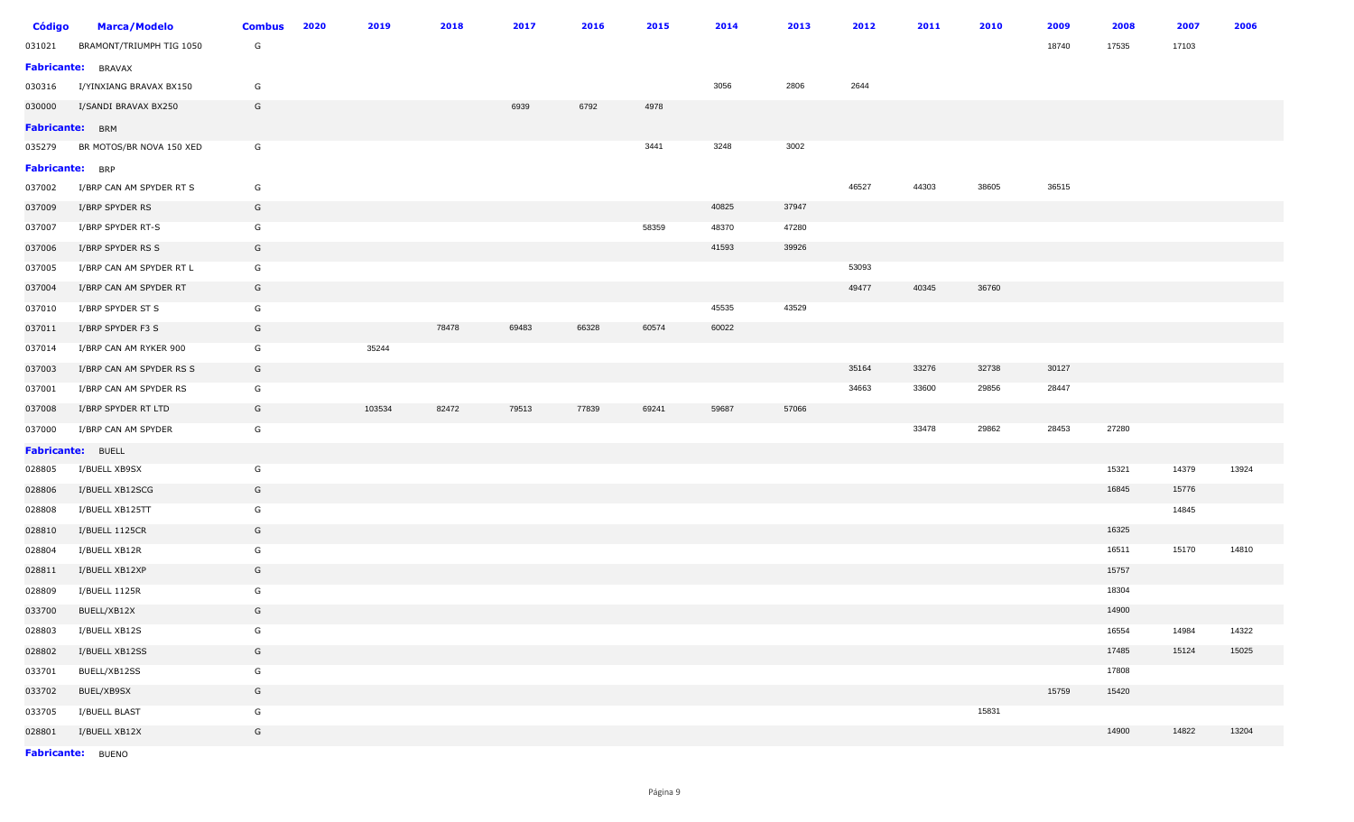| Código | Marca/Modelo | Combus | 2020 | 2019 | 2018 | 2017 | 2016 | 2015 | 2014 | 2013 | 2012 | 2011 | 2010 | 2009 | 2008 | 2007 | 2006 |
|---|---|---|---|---|---|---|---|---|---|---|---|---|---|---|---|---|---|
| 031021 | BRAMONT/TRIUMPH TIG 1050 | G | | | | | | | | | | | | 18740 | 17535 | 17103 | |
| **Fabricante:** BRAVAX | | | | | | | | | | | | | | | | | |
| 030316 | I/YINXIANG BRAVAX BX150 | G | | | | | | | 3056 | 2806 | 2644 | | | | | | |
| 030000 | I/SANDI BRAVAX BX250 | G | | | | 6939 | 6792 | 4978 | | | | | | | | | |
| **Fabricante:** BRM | | | | | | | | | | | | | | | | | |
| 035279 | BR MOTOS/BR NOVA 150 XED | G | | | | | | 3441 | 3248 | 3002 | | | | | | | |
| **Fabricante:** BRP | | | | | | | | | | | | | | | | | |
| 037002 | I/BRP CAN AM SPYDER RT S | G | | | | | | | | | 46527 | 44303 | 38605 | 36515 | | | |
| 037009 | I/BRP SPYDER RS | G | | | | | | | 40825 | 37947 | | | | | | | |
| 037007 | I/BRP SPYDER RT-S | G | | | | | | 58359 | 48370 | 47280 | | | | | | | |
| 037006 | I/BRP SPYDER RS S | G | | | | | | | 41593 | 39926 | | | | | | | |
| 037005 | I/BRP CAN AM SPYDER RT L | G | | | | | | | | | 53093 | | | | | | |
| 037004 | I/BRP CAN AM SPYDER RT | G | | | | | | | | | 49477 | 40345 | 36760 | | | | |
| 037010 | I/BRP SPYDER ST S | G | | | | | | | 45535 | 43529 | | | | | | | |
| 037011 | I/BRP SPYDER F3 S | G | | | 78478 | 69483 | 66328 | 60574 | 60022 | | | | | | | | |
| 037014 | I/BRP CAN AM RYKER 900 | G | | 35244 | | | | | | | | | | | | | |
| 037003 | I/BRP CAN AM SPYDER RS S | G | | | | | | | | | 35164 | 33276 | 32738 | 30127 | | | |
| 037001 | I/BRP CAN AM SPYDER RS | G | | | | | | | | | 34663 | 33600 | 29856 | 28447 | | | |
| 037008 | I/BRP SPYDER RT LTD | G | | 103534 | 82472 | 79513 | 77839 | 69241 | 59687 | 57066 | | | | | | | |
| 037000 | I/BRP CAN AM SPYDER | G | | | | | | | | | | 33478 | 29862 | 28453 | 27280 | | |
| **Fabricante:** BUELL | | | | | | | | | | | | | | | | | |
| 028805 | I/BUELL XB9SX | G | | | | | | | | | | | | | 15321 | 14379 | 13924 |
| 028806 | I/BUELL XB12SCG | G | | | | | | | | | | | | | 16845 | 15776 | |
| 028808 | I/BUELL XB12STT | G | | | | | | | | | | | | | | 14845 | |
| 028810 | I/BUELL 1125CR | G | | | | | | | | | | | | | 16325 | | |
| 028804 | I/BUELL XB12R | G | | | | | | | | | | | | | 16511 | 15170 | 14810 |
| 028811 | I/BUELL XB12XP | G | | | | | | | | | | | | | 15757 | | |
| 028809 | I/BUELL 1125R | G | | | | | | | | | | | | | 18304 | | |
| 033700 | BUELL/XB12X | G | | | | | | | | | | | | | 14900 | | |
| 028803 | I/BUELL XB12S | G | | | | | | | | | | | | | 16554 | 14984 | 14322 |
| 028802 | I/BUELL XB12SS | G | | | | | | | | | | | | | 17485 | 15124 | 15025 |
| 033701 | BUELL/XB12SS | G | | | | | | | | | | | | | 17808 | | |
| 033702 | BUEL/XB9SX | G | | | | | | | | | | | | 15759 | 15420 | | |
| 033705 | I/BUELL BLAST | G | | | | | | | | | | | 15831 | | | | |
| 028801 | I/BUELL XB12X | G | | | | | | | | | | | | | 14900 | 14822 | 13204 |
| **Fabricante:** BUENO | | | | | | | | | | | | | | | | | |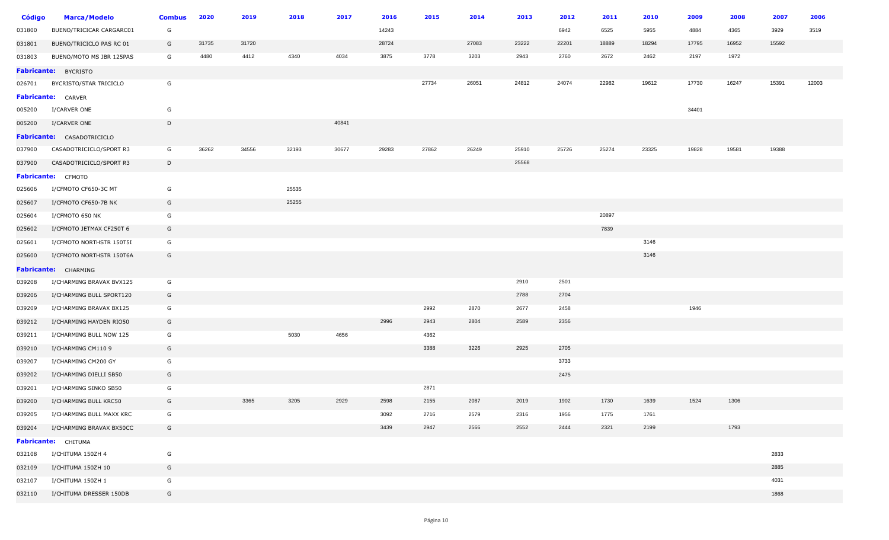| Código | Marca/Modelo | Combus | 2020 | 2019 | 2018 | 2017 | 2016 | 2015 | 2014 | 2013 | 2012 | 2011 | 2010 | 2009 | 2008 | 2007 | 2006 |
|---|---|---|---|---|---|---|---|---|---|---|---|---|---|---|---|---|---|
| 031800 | BUENO/TRICICAR CARGARC01 | G | | | | | 14243 | | | | 6942 | 6525 | 5955 | 4884 | 4365 | 3929 | 3519 |
| 031801 | BUENO/TRICICLO PAS RC 01 | G | 31735 | 31720 | | | 28724 | | 27083 | 23222 | 22201 | 18889 | 18294 | 17795 | 16952 | 15592 | |
| 031803 | BUENO/MOTO MS JBR 125PAS | G | 4480 | 4412 | 4340 | 4034 | 3875 | 3778 | 3203 | 2943 | 2760 | 2672 | 2462 | 2197 | 1972 | | |
| **Fabricante:** | BYCRISTO | | | | | | | | | | | | | | | | |
| 026701 | BYCRISTO/STAR TRICICLO | G | | | | | | 27734 | 26051 | 24812 | 24074 | 22982 | 19612 | 17730 | 16247 | 15391 | 12003 |
| **Fabricante:** | CARVER | | | | | | | | | | | | | | | | |
| 005200 | I/CARVER ONE | G | | | | | | | | | | | | 34401 | | | |
| 005200 | I/CARVER ONE | D | | | | 40841 | | | | | | | | | | | |
| **Fabricante:** | CASADOTRICICLO | | | | | | | | | | | | | | | | |
| 037900 | CASADOTRICICLO/SPORT R3 | G | 36262 | 34556 | 32193 | 30677 | 29283 | 27862 | 26249 | 25910 | 25726 | 25274 | 23325 | 19828 | 19581 | 19388 | |
| 037900 | CASADOTRICICLO/SPORT R3 | D | | | | | | | | 25568 | | | | | | | |
| **Fabricante:** | CFMOTO | | | | | | | | | | | | | | | | |
| 025606 | I/CFMOTO CF650-3C MT | G | | | 25535 | | | | | | | | | | | | |
| 025607 | I/CFMOTO CF650-7B NK | G | | | 25255 | | | | | | | | | | | | |
| 025604 | I/CFMOTO 650 NK | G | | | | | | | | | | 20897 | | | | | |
| 025602 | I/CFMOTO JETMAX CF250T 6 | G | | | | | | | | | | 7839 | | | | | |
| 025601 | I/CFMOTO NORTHSTR 150T5I | G | | | | | | | | | | | 3146 | | | | |
| 025600 | I/CFMOTO NORTHSTR 150T6A | G | | | | | | | | | | | 3146 | | | | |
| **Fabricante:** | CHARMING | | | | | | | | | | | | | | | | |
| 039208 | I/CHARMING BRAVAX BVX125 | G | | | | | | | | 2910 | 2501 | | | | | | |
| 039206 | I/CHARMING BULL SPORT120 | G | | | | | | | | 2788 | 2704 | | | | | | |
| 039209 | I/CHARMING BRAVAX BX125 | G | | | | | | 2992 | 2870 | 2677 | 2458 | | | 1946 | | | |
| 039212 | I/CHARMING HAYDEN RIO50 | G | | | | | 2996 | 2943 | 2804 | 2589 | 2356 | | | | | | |
| 039211 | I/CHARMING BULL NOW 125 | G | | | 5030 | 4656 | | 4362 | | | | | | | | | |
| 039210 | I/CHARMING CM110 9 | G | | | | | | 3388 | 3226 | 2925 | 2705 | | | | | | |
| 039207 | I/CHARMING CM200 GY | G | | | | | | | | | 3733 | | | | | | |
| 039202 | I/CHARMING DIELLI SB50 | G | | | | | | | | | 2475 | | | | | | |
| 039201 | I/CHARMING SINKO SB50 | G | | | | | | 2871 | | | | | | | | | |
| 039200 | I/CHARMING BULL KRC50 | G | | 3365 | 3205 | 2929 | 2598 | 2155 | 2087 | 2019 | 1902 | 1730 | 1639 | 1524 | 1306 | | |
| 039205 | I/CHARMING BULL MAXX KRC | G | | | | | 3092 | 2716 | 2579 | 2316 | 1956 | 1775 | 1761 | | | | |
| 039204 | I/CHARMING BRAVAX BX50CC | G | | | | | 3439 | 2947 | 2566 | 2552 | 2444 | 2321 | 2199 | | 1793 | | |
| **Fabricante:** | CHITUMA | | | | | | | | | | | | | | | | |
| 032108 | I/CHITUMA 150ZH 4 | G | | | | | | | | | | | | | | 2833 | |
| 032109 | I/CHITUMA 150ZH 10 | G | | | | | | | | | | | | | | 2885 | |
| 032107 | I/CHITUMA 150ZH 1 | G | | | | | | | | | | | | | | 4031 | |
| 032110 | I/CHITUMA DRESSER 150DB | G | | | | | | | | | | | | | | 1868 | |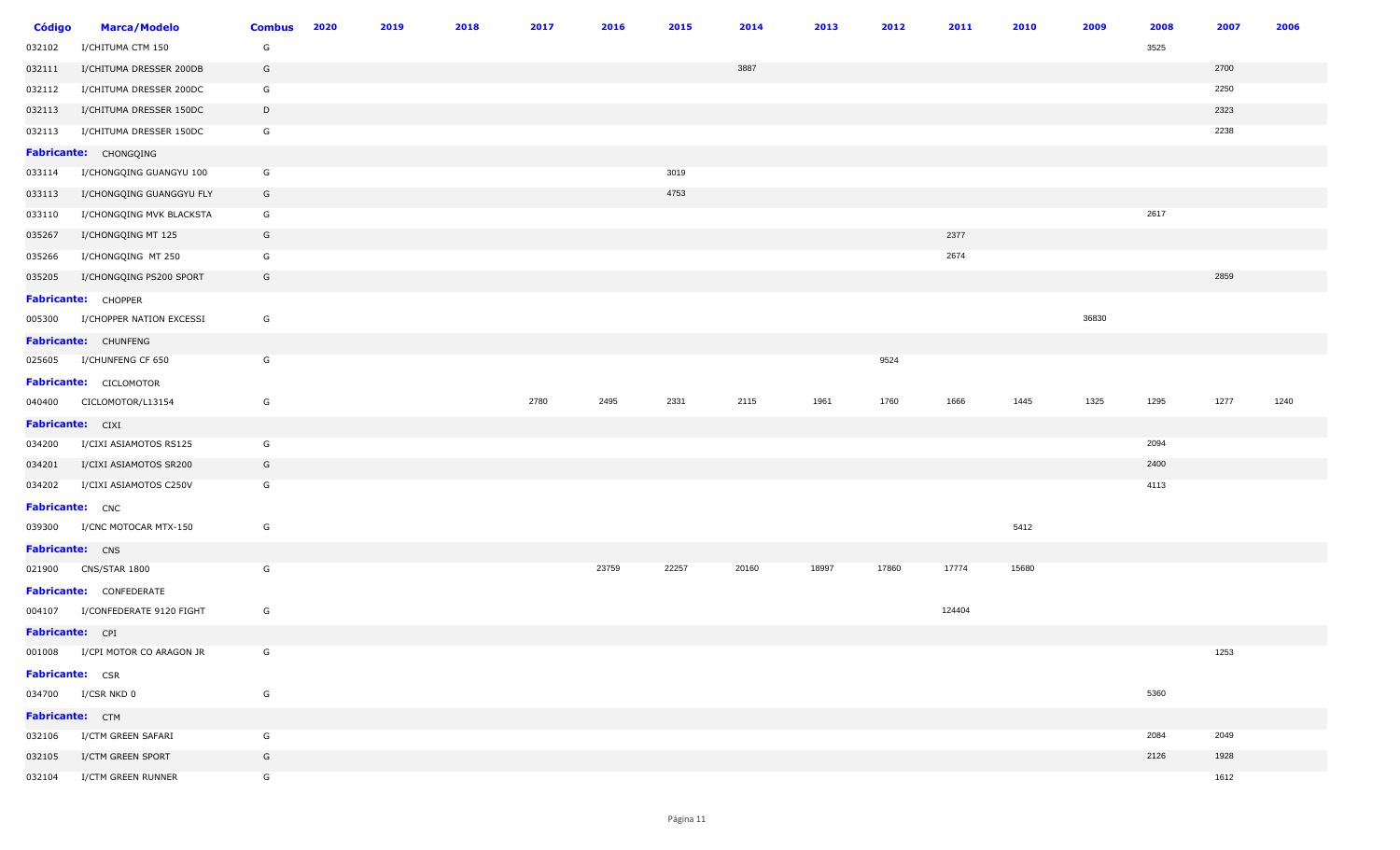| Código | Marca/Modelo | Combus | 2020 | 2019 | 2018 | 2017 | 2016 | 2015 | 2014 | 2013 | 2012 | 2011 | 2010 | 2009 | 2008 | 2007 | 2006 |
|---|---|---|---|---|---|---|---|---|---|---|---|---|---|---|---|---|---|
| 032102 | I/CHITUMA CTM 150 | G | | | | | | | | | | | | | 3525 | | |
| 032111 | I/CHITUMA DRESSER 200DB | G | | | | | | | 3887 | | | | | | | 2700 | |
| 032112 | I/CHITUMA DRESSER 200DC | G | | | | | | | | | | | | | | 2250 | |
| 032113 | I/CHITUMA DRESSER 150DC | D | | | | | | | | | | | | | | 2323 | |
| 032113 | I/CHITUMA DRESSER 150DC | G | | | | | | | | | | | | | | 2238 | |
| **Fabricante:** CHONGQING | | | | | | | | | | | | | | | | | |
| 033114 | I/CHONGQING GUANGYU 100 | G | | | | | | 3019 | | | | | | | | | |
| 033113 | I/CHONGQING GUANGGYU FLY | G | | | | | | 4753 | | | | | | | | | |
| 033110 | I/CHONGQING MVK BLACKSTA | G | | | | | | | | | | | | | 2617 | | |
| 035267 | I/CHONGQING MT 125 | G | | | | | | | | | | 2377 | | | | | |
| 035266 | I/CHONGQING MT 250 | G | | | | | | | | | | 2674 | | | | | |
| 035205 | I/CHONGQING PS200 SPORT | G | | | | | | | | | | | | | | 2859 | |
| **Fabricante:** CHOPPER | | | | | | | | | | | | | | | | | |
| 005300 | I/CHOPPER NATION EXCESSI | G | | | | | | | | | | | | 36830 | | | |
| **Fabricante:** CHUNFENG | | | | | | | | | | | | | | | | | |
| 025605 | I/CHUNFENG CF 650 | G | | | | | | | | | 9524 | | | | | | |
| **Fabricante:** CICLOMOTOR | | | | | | | | | | | | | | | | | |
| 040400 | CICLOMOTOR/L13154 | G | | | | 2780 | 2495 | 2331 | 2115 | 1961 | 1760 | 1666 | 1445 | 1325 | 1295 | 1277 | 1240 |
| **Fabricante:** CIXI | | | | | | | | | | | | | | | | | |
| 034200 | I/CIXI ASIAMOTOS RS125 | G | | | | | | | | | | | | | 2094 | | |
| 034201 | I/CIXI ASIAMOTOS SR200 | G | | | | | | | | | | | | | 2400 | | |
| 034202 | I/CIXI ASIAMOTOS C250V | G | | | | | | | | | | | | | 4113 | | |
| **Fabricante:** CNC | | | | | | | | | | | | | | | | | |
| 039300 | I/CNC MOTOCAR MTX-150 | G | | | | | | | | | | | 5412 | | | | |
| **Fabricante:** CNS | | | | | | | | | | | | | | | | | |
| 021900 | CNS/STAR 1800 | G | | | | | 23759 | 22257 | 20160 | 18997 | 17860 | 17774 | 15680 | | | | |
| **Fabricante:** CONFEDERATE | | | | | | | | | | | | | | | | | |
| 004107 | I/CONFEDERATE 9120 FIGHT | G | | | | | | | | | | 124404 | | | | | |
| **Fabricante:** CPI | | | | | | | | | | | | | | | | | |
| 001008 | I/CPI MOTOR CO ARAGON JR | G | | | | | | | | | | | | | | 1253 | |
| **Fabricante:** CSR | | | | | | | | | | | | | | | | | |
| 034700 | I/CSR NKD 0 | G | | | | | | | | | | | | | 5360 | | |
| **Fabricante:** CTM | | | | | | | | | | | | | | | | | |
| 032106 | I/CTM GREEN SAFARI | G | | | | | | | | | | | | | 2084 | 2049 | |
| 032105 | I/CTM GREEN SPORT | G | | | | | | | | | | | | | 2126 | 1928 | |
| 032104 | I/CTM GREEN RUNNER | G | | | | | | | | | | | | | | 1612 | |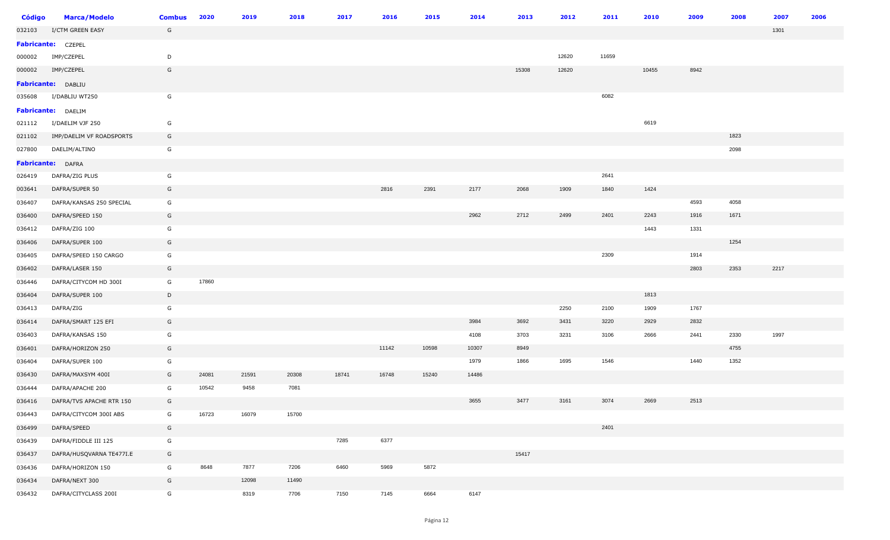| Código | Marca/Modelo | Combus | 2020 | 2019 | 2018 | 2017 | 2016 | 2015 | 2014 | 2013 | 2012 | 2011 | 2010 | 2009 | 2008 | 2007 | 2006 |
|---|---|---|---|---|---|---|---|---|---|---|---|---|---|---|---|---|---|
| 032103 | I/CTM GREEN EASY | G | | | | | | | | | | | | | | 1301 | |
| **Fabricante:** | CZEPEL | | | | | | | | | | | | | | | | |
| 000002 | IMP/CZEPEL | D | | | | | | | | | 12620 | 11659 | | | | | |
| 000002 | IMP/CZEPEL | G | | | | | | | | 15308 | 12620 | | 10455 | 8942 | | | |
| **Fabricante:** | DABLIU | | | | | | | | | | | | | | | | |
| 035608 | I/DABLIU WT250 | G | | | | | | | | | | 6082 | | | | | |
| **Fabricante:** | DAELIM | | | | | | | | | | | | | | | | |
| 021112 | I/DAELIM VJF 250 | G | | | | | | | | | | | 6619 | | | | |
| 021102 | IMP/DAELIM VF ROADSPORTS | G | | | | | | | | | | | | | 1823 | | |
| 027800 | DAELIM/ALTINO | G | | | | | | | | | | | | | 2098 | | |
| **Fabricante:** | DAFRA | | | | | | | | | | | | | | | | |
| 026419 | DAFRA/ZIG PLUS | G | | | | | | | | | | 2641 | | | | | |
| 003641 | DAFRA/SUPER 50 | G | | | | | 2816 | 2391 | 2177 | 2068 | 1909 | 1840 | 1424 | | | | |
| 036407 | DAFRA/KANSAS 250 SPECIAL | G | | | | | | | | | | | | 4593 | 4058 | | |
| 036400 | DAFRA/SPEED 150 | G | | | | | | | 2962 | 2712 | 2499 | 2401 | 2243 | 1916 | 1671 | | |
| 036412 | DAFRA/ZIG 100 | G | | | | | | | | | | | 1443 | 1331 | | | |
| 036406 | DAFRA/SUPER 100 | G | | | | | | | | | | | | | 1254 | | |
| 036405 | DAFRA/SPEED 150 CARGO | G | | | | | | | | | | 2309 | | 1914 | | | |
| 036402 | DAFRA/LASER 150 | G | | | | | | | | | | | | 2803 | 2353 | 2217 | |
| 036446 | DAFRA/CITYCOM HD 300I | G | 17860 | | | | | | | | | | | | | | |
| 036404 | DAFRA/SUPER 100 | D | | | | | | | | | | | 1813 | | | | |
| 036413 | DAFRA/ZIG | G | | | | | | | | | 2250 | 2100 | 1909 | 1767 | | | |
| 036414 | DAFRA/SMART 125 EFI | G | | | | | | | 3984 | 3692 | 3431 | 3220 | 2929 | 2832 | | | |
| 036403 | DAFRA/KANSAS 150 | G | | | | | | | 4108 | 3703 | 3231 | 3106 | 2666 | 2441 | 2330 | 1997 | |
| 036401 | DAFRA/HORIZON 250 | G | | | | | 11142 | 10598 | 10307 | 8949 | | | | | 4755 | | |
| 036404 | DAFRA/SUPER 100 | G | | | | | | | 1979 | 1866 | 1695 | 1546 | | 1440 | 1352 | | |
| 036430 | DAFRA/MAXSYM 400I | G | 24081 | 21591 | 20308 | 18741 | 16748 | 15240 | 14486 | | | | | | | | |
| 036444 | DAFRA/APACHE 200 | G | 10542 | 9458 | 7081 | | | | | | | | | | | | |
| 036416 | DAFRA/TVS APACHE RTR 150 | G | | | | | | | 3655 | 3477 | 3161 | 3074 | 2669 | 2513 | | | |
| 036443 | DAFRA/CITYCOM 300I ABS | G | 16723 | 16079 | 15700 | | | | | | | | | | | | |
| 036499 | DAFRA/SPEED | G | | | | | | | | | | 2401 | | | | | |
| 036439 | DAFRA/FIDDLE III 125 | G | | | | 7285 | 6377 | | | | | | | | | | |
| 036437 | DAFRA/HUSQVARNA TE477I.E | G | | | | | | | | 15417 | | | | | | | |
| 036436 | DAFRA/HORIZON 150 | G | 8648 | 7877 | 7206 | 6460 | 5969 | 5872 | | | | | | | | | |
| 036434 | DAFRA/NEXT 300 | G | | 12098 | 11490 | | | | | | | | | | | | |
| 036432 | DAFRA/CITYCLASS 200I | G | | 8319 | 7706 | 7150 | 7145 | 6664 | 6147 | | | | | | | | |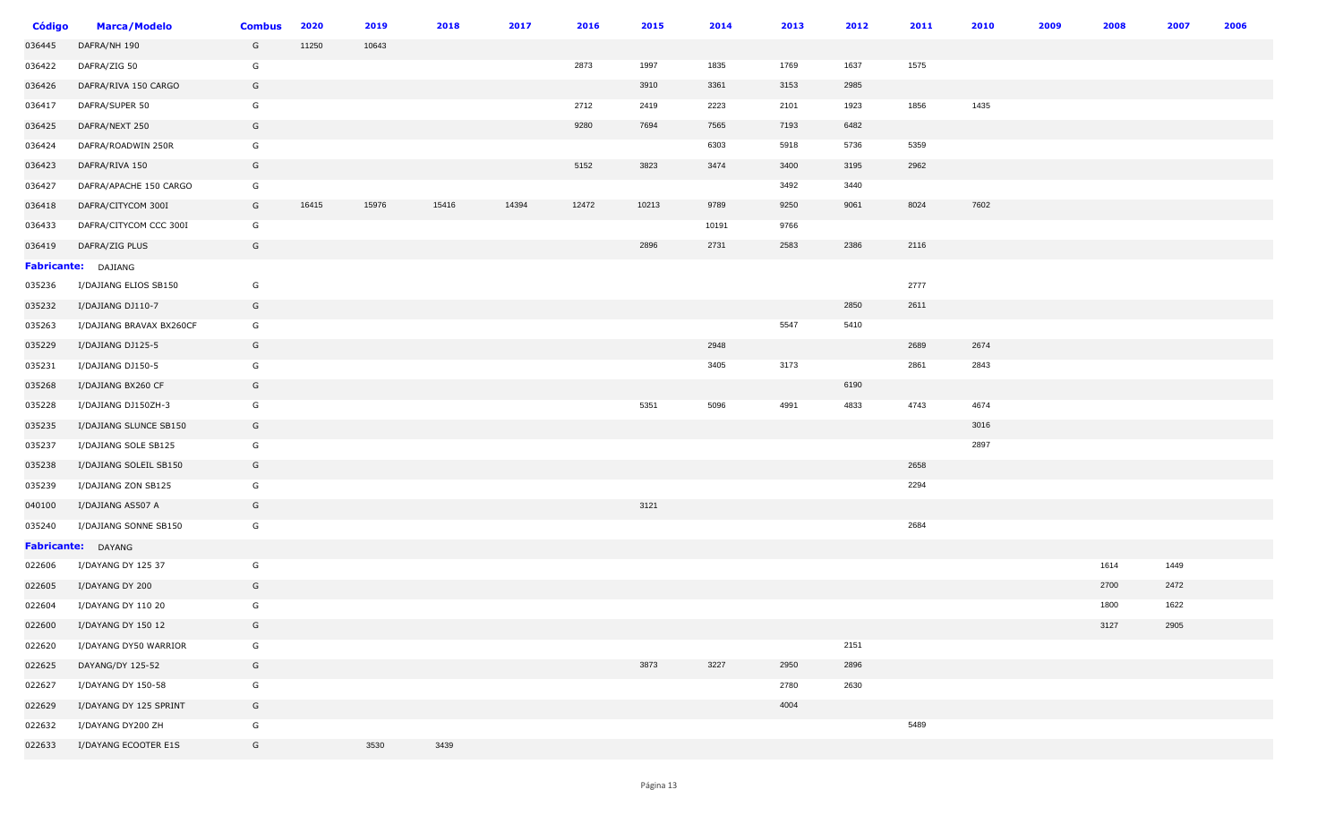| Código | Marca/Modelo | Combus | 2020 | 2019 | 2018 | 2017 | 2016 | 2015 | 2014 | 2013 | 2012 | 2011 | 2010 | 2009 | 2008 | 2007 | 2006 |
|---|---|---|---|---|---|---|---|---|---|---|---|---|---|---|---|---|---|
| 036445 | DAFRA/NH 190 | G | 11250 | 10643 | | | | | | | | | | | | | |
| 036422 | DAFRA/ZIG 50 | G | | | | | 2873 | 1997 | 1835 | 1769 | 1637 | 1575 | | | | | |
| 036426 | DAFRA/RIVA 150 CARGO | G | | | | | | 3910 | 3361 | 3153 | 2985 | | | | | | |
| 036417 | DAFRA/SUPER 50 | G | | | | | 2712 | 2419 | 2223 | 2101 | 1923 | 1856 | 1435 | | | | |
| 036425 | DAFRA/NEXT 250 | G | | | | | 9280 | 7694 | 7565 | 7193 | 6482 | | | | | | |
| 036424 | DAFRA/ROADWIN 250R | G | | | | | | | 6303 | 5918 | 5736 | 5359 | | | | | |
| 036423 | DAFRA/RIVA 150 | G | | | | | 5152 | 3823 | 3474 | 3400 | 3195 | 2962 | | | | | |
| 036427 | DAFRA/APACHE 150 CARGO | G | | | | | | | | 3492 | 3440 | | | | | | |
| 036418 | DAFRA/CITYCOM 300I | G | 16415 | 15976 | 15416 | 14394 | 12472 | 10213 | 9789 | 9250 | 9061 | 8024 | 7602 | | | | |
| 036433 | DAFRA/CITYCOM CCC 300I | G | | | | | | | 10191 | 9766 | | | | | | | |
| 036419 | DAFRA/ZIG PLUS | G | | | | | | 2896 | 2731 | 2583 | 2386 | 2116 | | | | | |
| **Fabricante:** | DAJIANG | | | | | | | | | | | | | | | | |
| 035236 | I/DAJIANG ELIOS SB150 | G | | | | | | | | | | 2777 | | | | | |
| 035232 | I/DAJIANG DJ110-7 | G | | | | | | | | | 2850 | 2611 | | | | | |
| 035263 | I/DAJIANG BRAVAX BX260CF | G | | | | | | | | 5547 | 5410 | | | | | | |
| 035229 | I/DAJIANG DJ125-5 | G | | | | | | | 2948 | | | 2689 | 2674 | | | | |
| 035231 | I/DAJIANG DJ150-5 | G | | | | | | | 3405 | 3173 | | 2861 | 2843 | | | | |
| 035268 | I/DAJIANG BX260 CF | G | | | | | | | | | 6190 | | | | | | |
| 035228 | I/DAJIANG DJ150ZH-3 | G | | | | | | 5351 | 5096 | 4991 | 4833 | 4743 | 4674 | | | | |
| 035235 | I/DAJIANG SLUNCE SB150 | G | | | | | | | | | | | 3016 | | | | |
| 035237 | I/DAJIANG SOLE SB125 | G | | | | | | | | | | | 2897 | | | | |
| 035238 | I/DAJIANG SOLEIL SB150 | G | | | | | | | | | | 2658 | | | | | |
| 035239 | I/DAJIANG ZON SB125 | G | | | | | | | | | | 2294 | | | | | |
| 040100 | I/DAJIANG AS507 A | G | | | | | | 3121 | | | | | | | | | |
| 035240 | I/DAJIANG SONNE SB150 | G | | | | | | | | | | 2684 | | | | | |
| **Fabricante:** | DAYANG | | | | | | | | | | | | | | | | |
| 022606 | I/DAYANG DY 125 37 | G | | | | | | | | | | | | | 1614 | 1449 | |
| 022605 | I/DAYANG DY 200 | G | | | | | | | | | | | | | 2700 | 2472 | |
| 022604 | I/DAYANG DY 110 20 | G | | | | | | | | | | | | | 1800 | 1622 | |
| 022600 | I/DAYANG DY 150 12 | G | | | | | | | | | | | | | 3127 | 2905 | |
| 022620 | I/DAYANG DY50 WARRIOR | G | | | | | | | | | 2151 | | | | | | |
| 022625 | DAYANG/DY 125-52 | G | | | | | | 3873 | 3227 | 2950 | 2896 | | | | | | |
| 022627 | I/DAYANG DY 150-58 | G | | | | | | | | 2780 | 2630 | | | | | | |
| 022629 | I/DAYANG DY 125 SPRINT | G | | | | | | | | 4004 | | | | | | | |
| 022632 | I/DAYANG DY200 ZH | G | | | | | | | | | | 5489 | | | | | |
| 022633 | I/DAYANG ECOOTER E1S | G | | 3530 | 3439 | | | | | | | | | | | | |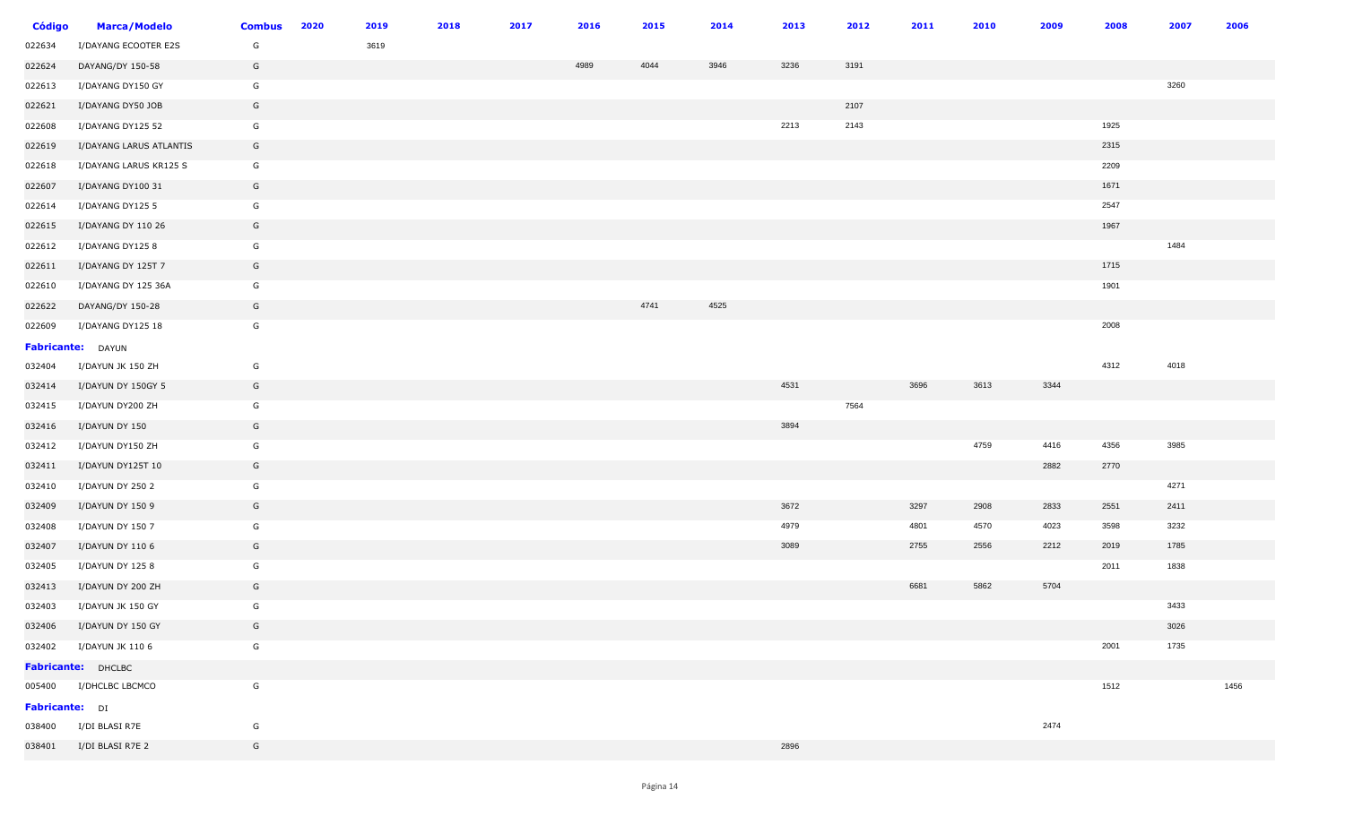| Código | Marca/Modelo | Combus | 2020 | 2019 | 2018 | 2017 | 2016 | 2015 | 2014 | 2013 | 2012 | 2011 | 2010 | 2009 | 2008 | 2007 | 2006 |
|---|---|---|---|---|---|---|---|---|---|---|---|---|---|---|---|---|---|
| 022634 | I/DAYANG ECOOTER E2S | G | | 3619 | | | | | | | | | | | | | |
| 022624 | DAYANG/DY 150-58 | G | | | | | 4989 | 4044 | 3946 | 3236 | 3191 | | | | | | |
| 022613 | I/DAYANG DY150 GY | G | | | | | | | | | | | | | | 3260 | |
| 022621 | I/DAYANG DY50 JOB | G | | | | | | | | | 2107 | | | | | | |
| 022608 | I/DAYANG DY125 52 | G | | | | | | | | 2213 | 2143 | | | | 1925 | | |
| 022619 | I/DAYANG LARUS ATLANTIS | G | | | | | | | | | | | | | 2315 | | |
| 022618 | I/DAYANG LARUS KR125 S | G | | | | | | | | | | | | | 2209 | | |
| 022607 | I/DAYANG DY100 31 | G | | | | | | | | | | | | | 1671 | | |
| 022614 | I/DAYANG DY125 5 | G | | | | | | | | | | | | | 2547 | | |
| 022615 | I/DAYANG DY 110 26 | G | | | | | | | | | | | | | 1967 | | |
| 022612 | I/DAYANG DY125 8 | G | | | | | | | | | | | | | | 1484 | |
| 022611 | I/DAYANG DY 125T 7 | G | | | | | | | | | | | | | 1715 | | |
| 022610 | I/DAYANG DY 125 36A | G | | | | | | | | | | | | | 1901 | | |
| 022622 | DAYANG/DY 150-28 | G | | | | | | 4741 | 4525 | | | | | | | | |
| 022609 | I/DAYANG DY125 18 | G | | | | | | | | | | | | | 2008 | | |
| **Fabricante:** | DAYUN | | | | | | | | | | | | | | | | |
| 032404 | I/DAYUN JK 150 ZH | G | | | | | | | | | | | | | 4312 | 4018 | |
| 032414 | I/DAYUN DY 150GY 5 | G | | | | | | | | 4531 | | 3696 | 3613 | 3344 | | | |
| 032415 | I/DAYUN DY200 ZH | G | | | | | | | | | 7564 | | | | | | |
| 032416 | I/DAYUN DY 150 | G | | | | | | | | 3894 | | | | | | | |
| 032412 | I/DAYUN DY150 ZH | G | | | | | | | | | | | 4759 | 4416 | 4356 | 3985 | |
| 032411 | I/DAYUN DY125T 10 | G | | | | | | | | | | | | 2882 | 2770 | | |
| 032410 | I/DAYUN DY 250 2 | G | | | | | | | | | | | | | | 4271 | |
| 032409 | I/DAYUN DY 150 9 | G | | | | | | | | 3672 | | 3297 | 2908 | 2833 | 2551 | 2411 | |
| 032408 | I/DAYUN DY 150 7 | G | | | | | | | | 4979 | | 4801 | 4570 | 4023 | 3598 | 3232 | |
| 032407 | I/DAYUN DY 110 6 | G | | | | | | | | 3089 | | 2755 | 2556 | 2212 | 2019 | 1785 | |
| 032405 | I/DAYUN DY 125 8 | G | | | | | | | | | | | | | 2011 | 1838 | |
| 032413 | I/DAYUN DY 200 ZH | G | | | | | | | | | | 6681 | 5862 | 5704 | | | |
| 032403 | I/DAYUN JK 150 GY | G | | | | | | | | | | | | | | 3433 | |
| 032406 | I/DAYUN DY 150 GY | G | | | | | | | | | | | | | | 3026 | |
| 032402 | I/DAYUN JK 110 6 | G | | | | | | | | | | | | | 2001 | 1735 | |
| **Fabricante:** | DHCLBC | | | | | | | | | | | | | | | | |
| 005400 | I/DHCLBC LBCMCO | G | | | | | | | | | | | | | 1512 | | 1456 |
| **Fabricante:** | DI | | | | | | | | | | | | | | | | |
| 038400 | I/DI BLASI R7E | G | | | | | | | | | | | | 2474 | | | |
| 038401 | I/DI BLASI R7E 2 | G | | | | | | | | 2896 | | | | | | | |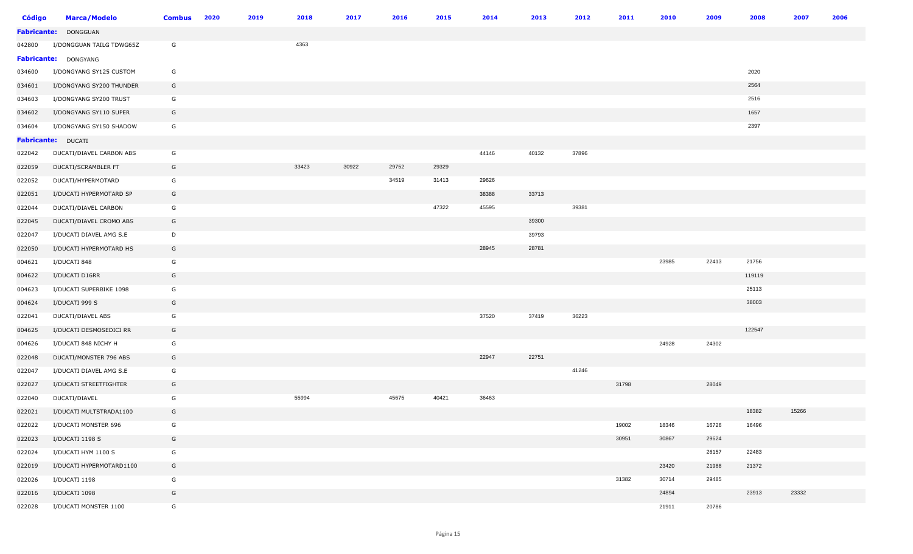| Código | Marca/Modelo | Combus | 2020 | 2019 | 2018 | 2017 | 2016 | 2015 | 2014 | 2013 | 2012 | 2011 | 2010 | 2009 | 2008 | 2007 | 2006 |
|---|---|---|---|---|---|---|---|---|---|---|---|---|---|---|---|---|---|
| **Fabricante:** DONGGUAN | | | | | | | | | | | | | | | | | |
| 042800 | I/DONGGUAN TAILG TDWG65Z | G | | | 4363 | | | | | | | | | | | | |
| **Fabricante:** DONGYANG | | | | | | | | | | | | | | | | | |
| 034600 | I/DONGYANG SY125 CUSTOM | G | | | | | | | | | | | | | 2020 | | |
| 034601 | I/DONGYANG SY200 THUNDER | G | | | | | | | | | | | | | 2564 | | |
| 034603 | I/DONGYANG SY200 TRUST | G | | | | | | | | | | | | | 2516 | | |
| 034602 | I/DONGYANG SY110 SUPER | G | | | | | | | | | | | | | 1657 | | |
| 034604 | I/DONGYANG SY150 SHADOW | G | | | | | | | | | | | | | 2397 | | |
| **Fabricante:** DUCATI | | | | | | | | | | | | | | | | | |
| 022042 | DUCATI/DIAVEL CARBON ABS | G | | | | | | | 44146 | 40132 | 37896 | | | | | | |
| 022059 | DUCATI/SCRAMBLER FT | G | | | 33423 | 30922 | 29752 | 29329 | | | | | | | | | |
| 022052 | DUCATI/HYPERMOTARD | G | | | | | 34519 | 31413 | 29626 | | | | | | | | |
| 022051 | I/DUCATI HYPERMOTARD SP | G | | | | | | | 38388 | 33713 | | | | | | | |
| 022044 | DUCATI/DIAVEL CARBON | G | | | | | | 47322 | 45595 | | 39381 | | | | | | |
| 022045 | DUCATI/DIAVEL CROMO ABS | G | | | | | | | | 39300 | | | | | | | |
| 022047 | I/DUCATI DIAVEL AMG S.E | D | | | | | | | | 39793 | | | | | | | |
| 022050 | I/DUCATI HYPERMOTARD HS | G | | | | | | | 28945 | 28781 | | | | | | | |
| 004621 | I/DUCATI 848 | G | | | | | | | | | | | 23985 | 22413 | 21756 | | |
| 004622 | I/DUCATI D16RR | G | | | | | | | | | | | | | 119119 | | |
| 004623 | I/DUCATI SUPERBIKE 1098 | G | | | | | | | | | | | | | 25113 | | |
| 004624 | I/DUCATI 999 S | G | | | | | | | | | | | | | 38003 | | |
| 022041 | DUCATI/DIAVEL ABS | G | | | | | | | 37520 | 37419 | 36223 | | | | | | |
| 004625 | I/DUCATI DESMOSEDICI RR | G | | | | | | | | | | | | | 122547 | | |
| 004626 | I/DUCATI 848 NICHY H | G | | | | | | | | | | | 24928 | 24302 | | | |
| 022048 | DUCATI/MONSTER 796 ABS | G | | | | | | | 22947 | 22751 | | | | | | | |
| 022047 | I/DUCATI DIAVEL AMG S.E | G | | | | | | | | | 41246 | | | | | | |
| 022027 | I/DUCATI STREETFIGHTER | G | | | | | | | | | | 31798 | | 28049 | | | |
| 022040 | DUCATI/DIAVEL | G | | | 55994 | | 45675 | 40421 | 36463 | | | | | | | | |
| 022021 | I/DUCATI MULTSTRADA1100 | G | | | | | | | | | | | | | 18382 | 15266 | |
| 022022 | I/DUCATI MONSTER 696 | G | | | | | | | | | | 19002 | 18346 | 16726 | 16496 | | |
| 022023 | I/DUCATI 1198 S | G | | | | | | | | | | 30951 | 30867 | 29624 | | | |
| 022024 | I/DUCATI HYM 1100 S | G | | | | | | | | | | | | 26157 | 22483 | | |
| 022019 | I/DUCATI HYPERMOTARD1100 | G | | | | | | | | | | | 23420 | 21988 | 21372 | | |
| 022026 | I/DUCATI 1198 | G | | | | | | | | | | 31382 | 30714 | 29485 | | | |
| 022016 | I/DUCATI 1098 | G | | | | | | | | | | | 24894 | | 23913 | 23332 | |
| 022028 | I/DUCATI MONSTER 1100 | G | | | | | | | | | | | 21911 | 20786 | | | |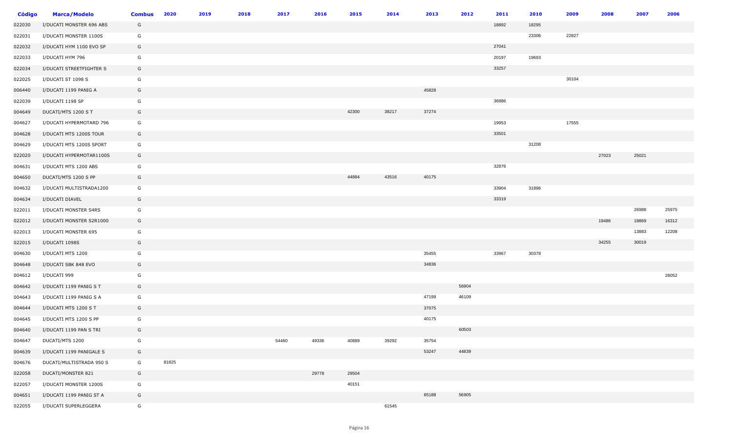| Código | Marca/Modelo | Combus | 2020 | 2019 | 2018 | 2017 | 2016 | 2015 | 2014 | 2013 | 2012 | 2011 | 2010 | 2009 | 2008 | 2007 | 2006 |
|---|---|---|---|---|---|---|---|---|---|---|---|---|---|---|---|---|---|
| 022030 | I/DUCATI MONSTER 696 ABS | G | | | | | | | | | | 18892 | 18295 | | | | |
| 022031 | I/DUCATI MONSTER 1100S | G | | | | | | | | | | | 23306 | 22827 | | | |
| 022032 | I/DUCATI HYM 1100 EVO SP | G | | | | | | | | | | 27041 | | | | | |
| 022033 | I/DUCATI HYM 796 | G | | | | | | | | | | 20197 | 19693 | | | | |
| 022034 | I/DUCATI STREETFIGHTER S | G | | | | | | | | | | 33257 | | | | | |
| 022025 | I/DUCATI ST 1098 S | G | | | | | | | | | | | | 30104 | | | |
| 006440 | I/DUCATI 1199 PANIG A | G | | | | | | | | 45828 | | | | | | | |
| 022039 | I/DUCATI 1198 SP | G | | | | | | | | | | 36886 | | | | | |
| 004649 | DUCATI/MTS 1200 S T | G | | | | | | 42300 | 38217 | 37274 | | | | | | | |
| 004627 | I/DUCATI HYPERMOTARD 796 | G | | | | | | | | | | 19953 | | 17555 | | | |
| 004628 | I/DUCATI MTS 1200S TOUR | G | | | | | | | | | | 33501 | | | | | |
| 004629 | I/DUCATI MTS 1200S SPORT | G | | | | | | | | | | | 31208 | | | | |
| 022020 | I/DUCATI HYPERMOTAR1100S | G | | | | | | | | | | | | | 27023 | 25021 | |
| 004631 | I/DUCATI MTS 1200 ABS | G | | | | | | | | | | 32876 | | | | | |
| 004650 | DUCATI/MTS 1200 S PP | G | | | | | | 44884 | 43516 | 40175 | | | | | | | |
| 004632 | I/DUCATI MULTISTRADA1200 | G | | | | | | | | | | 33904 | 31896 | | | | |
| 004634 | I/DUCATI DIAVEL | G | | | | | | | | | | 33319 | | | | | |
| 022011 | I/DUCATI MONSTER S4RS | G | | | | | | | | | | | | | | 26988 | 25975 |
| 022012 | I/DUCATI MONSTER S2R1000 | G | | | | | | | | | | | | | 19486 | 18869 | 16312 |
| 022013 | I/DUCATI MONSTER 695 | G | | | | | | | | | | | | | | 13883 | 12208 |
| 022015 | I/DUCATI 1098S | G | | | | | | | | | | | | | 34255 | 30019 | |
| 004630 | I/DUCATI MTS 1200 | G | | | | | | | | 35455 | | 33967 | 30378 | | | | |
| 004648 | I/DUCATI SBK 848 EVO | G | | | | | | | | 34836 | | | | | | | |
| 004612 | I/DUCATI 999 | G | | | | | | | | | | | | | | | 26052 |
| 004642 | I/DUCATI 1199 PANIG S T | G | | | | | | | | | 56904 | | | | | | |
| 004643 | I/DUCATI 1199 PANIG S A | G | | | | | | | | 47199 | 46109 | | | | | | |
| 004644 | I/DUCATI MTS 1200 S T | G | | | | | | | | 37075 | | | | | | | |
| 004645 | I/DUCATI MTS 1200 S PP | G | | | | | | | | 40175 | | | | | | | |
| 004640 | I/DUCATI 1199 PAN S TRI | G | | | | | | | | | 60503 | | | | | | |
| 004647 | DUCATI/MTS 1200 | G | | | | 54460 | 49336 | 40889 | 39292 | 35754 | | | | | | | |
| 004639 | I/DUCATI 1199 PANIGALE S | G | | | | | | | | 53247 | 44839 | | | | | | |
| 004676 | DUCATI/MULTISTRADA 950 S | G | 81825 | | | | | | | | | | | | | | |
| 022058 | DUCATI/MONSTER 821 | G | | | | | 29778 | 29504 | | | | | | | | | |
| 022057 | I/DUCATI MONSTER 1200S | G | | | | | | 40151 | | | | | | | | | |
| 004651 | I/DUCATI 1199 PANIG ST A | G | | | | | | | | 65188 | 56905 | | | | | | |
| 022055 | I/DUCATI SUPERLEGGERA | G | | | | | | | 61545 | | | | | | | | |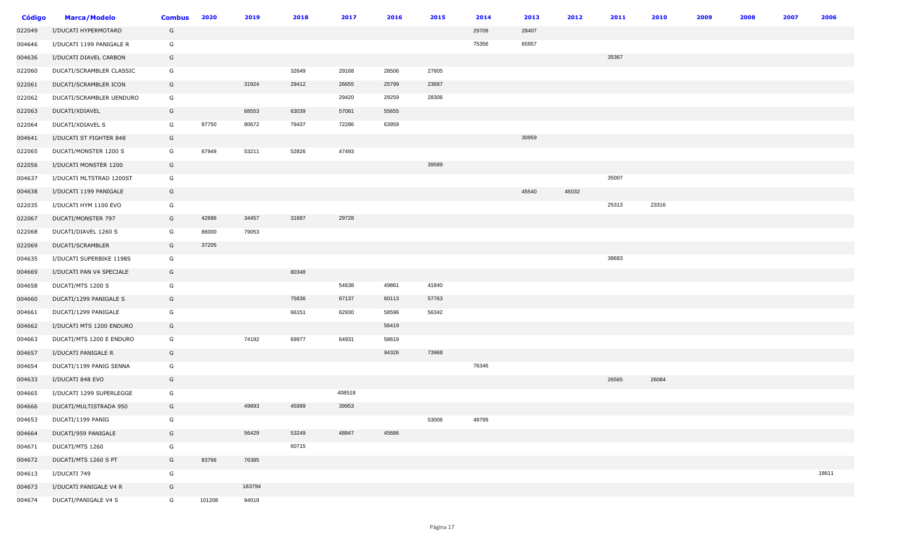| Código | Marca/Modelo | Combus | 2020 | 2019 | 2018 | 2017 | 2016 | 2015 | 2014 | 2013 | 2012 | 2011 | 2010 | 2009 | 2008 | 2007 | 2006 |
|---|---|---|---|---|---|---|---|---|---|---|---|---|---|---|---|---|---|
| 022049 | I/DUCATI HYPERMOTARD | G | | | | | | | 29709 | 28407 | | | | | | | |
| 004646 | I/DUCATI 1199 PANIGALE R | G | | | | | | | 75356 | 65957 | | | | | | | |
| 004636 | I/DUCATI DIAVEL CARBON | G | | | | | | | | | | 35367 | | | | | |
| 022060 | DUCATI/SCRAMBLER CLASSIC | G | | | 32649 | 29168 | 28506 | 27605 | | | | | | | | | |
| 022061 | DUCATI/SCRAMBLER ICON | G | | 31924 | 29412 | 26655 | 25799 | 23687 | | | | | | | | | |
| 022062 | DUCATI/SCRAMBLER UENDURO | G | | | | 29420 | 29259 | 28306 | | | | | | | | | |
| 022063 | DUCATI/XDIAVEL | G | | 68553 | 63039 | 57081 | 55655 | | | | | | | | | | |
| 022064 | DUCATI/XDIAVEL S | G | 87750 | 80672 | 79437 | 72286 | 63959 | | | | | | | | | | |
| 004641 | I/DUCATI ST FIGHTER 848 | G | | | | | | | | 30959 | | | | | | | |
| 022065 | DUCATI/MONSTER 1200 S | G | 67949 | 53211 | 52826 | 47493 | | | | | | | | | | | |
| 022056 | I/DUCATI MONSTER 1200 | G | | | | | | 39589 | | | | | | | | | |
| 004637 | I/DUCATI MLTSTRAD 1200ST | G | | | | | | | | | | 35007 | | | | | |
| 004638 | I/DUCATI 1199 PANIGALE | G | | | | | | | | 45540 | 45032 | | | | | | |
| 022035 | I/DUCATI HYM 1100 EVO | G | | | | | | | | | | 25313 | 23316 | | | | |
| 022067 | DUCATI/MONSTER 797 | G | 42686 | 34457 | 31687 | 29728 | | | | | | | | | | | |
| 022068 | DUCATI/DIAVEL 1260 S | G | 86000 | 79053 | | | | | | | | | | | | | |
| 022069 | DUCATI/SCRAMBLER | G | 37205 | | | | | | | | | | | | | | |
| 004635 | I/DUCATI SUPERBIKE 1198S | G | | | | | | | | | | 38683 | | | | | |
| 004669 | I/DUCATI PAN V4 SPECIALE | G | | | 80348 | | | | | | | | | | | | |
| 004658 | DUCATI/MTS 1200 S | G | | | | 54638 | 49861 | 41840 | | | | | | | | | |
| 004660 | DUCATI/1299 PANIGALE S | G | | | 75836 | 67137 | 60113 | 57763 | | | | | | | | | |
| 004661 | DUCATI/1299 PANIGALE | G | | | 66151 | 62930 | 58596 | 56342 | | | | | | | | | |
| 004662 | I/DUCATI MTS 1200 ENDURO | G | | | | | 56419 | | | | | | | | | | |
| 004663 | DUCATI/MTS 1200 E ENDURO | G | | 74192 | 69977 | 64931 | 58619 | | | | | | | | | | |
| 004657 | I/DUCATI PANIGALE R | G | | | | | 94326 | 73968 | | | | | | | | | |
| 004654 | DUCATI/1199 PANIG SENNA | G | | | | | | | 76346 | | | | | | | | |
| 004633 | I/DUCATI 848 EVO | G | | | | | | | | | | 26565 | 26084 | | | | |
| 004665 | I/DUCATI 1299 SUPERLEGGE | G | | | | 408518 | | | | | | | | | | | |
| 004666 | DUCATI/MULTISTRADA 950 | G | | 49893 | 45999 | 39953 | | | | | | | | | | | |
| 004653 | DUCATI/1199 PANIG | G | | | | | | 53006 | 48799 | | | | | | | | |
| 004664 | DUCATI/959 PANIGALE | G | | 56429 | 53249 | 48847 | 45686 | | | | | | | | | | |
| 004671 | DUCATI/MTS 1260 | G | | | 60715 | | | | | | | | | | | | |
| 004672 | DUCATI/MTS 1260 S PT | G | 83766 | 76385 | | | | | | | | | | | | | |
| 004613 | I/DUCATI 749 | G | | | | | | | | | | | | | | | 18611 |
| 004673 | I/DUCATI PANIGALE V4 R | G | | 183794 | | | | | | | | | | | | | |
| 004674 | DUCATI/PANIGALE V4 S | G | 101208 | 94019 | | | | | | | | | | | | | |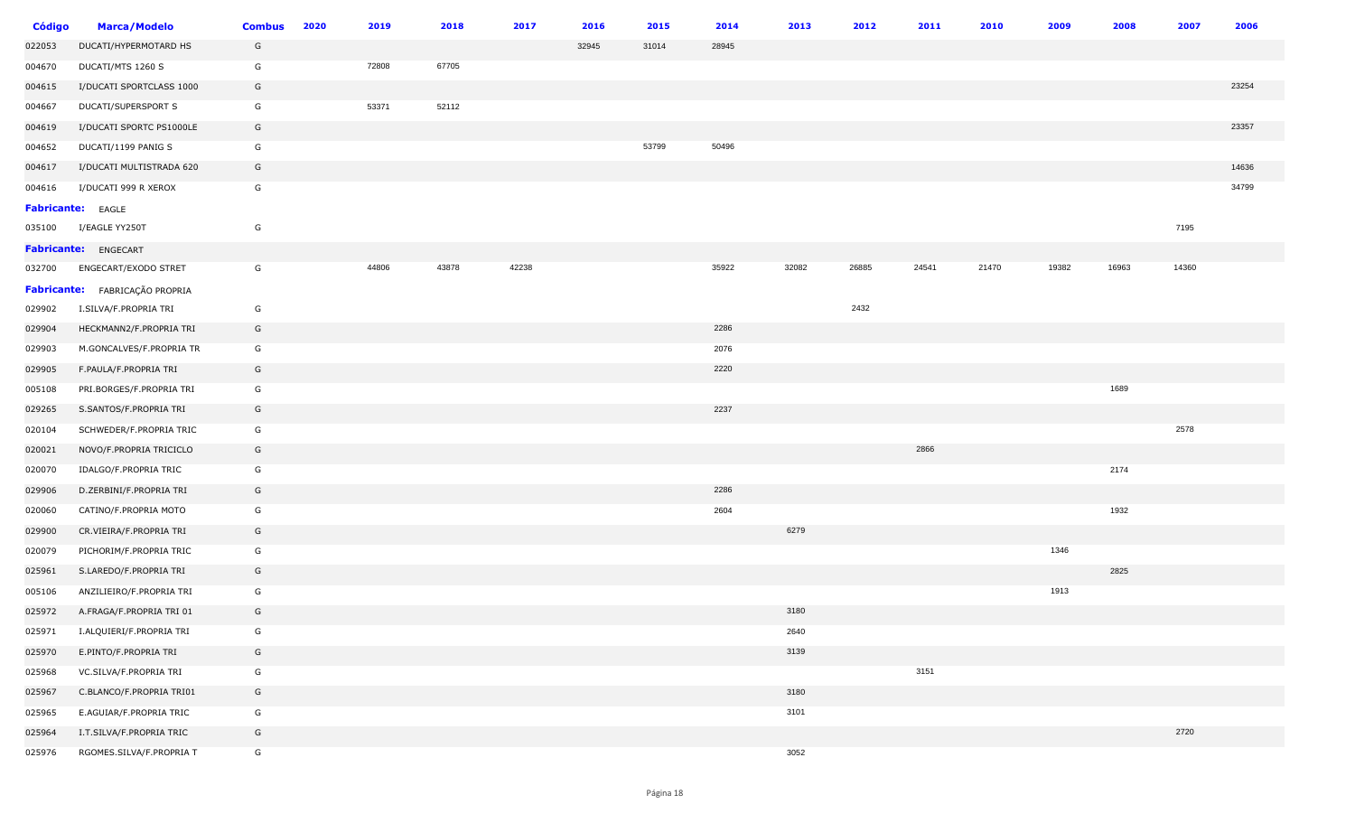| Código | Marca/Modelo | Combus | 2020 | 2019 | 2018 | 2017 | 2016 | 2015 | 2014 | 2013 | 2012 | 2011 | 2010 | 2009 | 2008 | 2007 | 2006 |
|---|---|---|---|---|---|---|---|---|---|---|---|---|---|---|---|---|---|
| 022053 | DUCATI/HYPERMOTARD HS | G | | | | | 32945 | 31014 | 28945 | | | | | | | | |
| 004670 | DUCATI/MTS 1260 S | G | | 72808 | 67705 | | | | | | | | | | | | |
| 004615 | I/DUCATI SPORTCLASS 1000 | G | | | | | | | | | | | | | | | 23254 |
| 004667 | DUCATI/SUPERSPORT S | G | | 53371 | 52112 | | | | | | | | | | | | |
| 004619 | I/DUCATI SPORTC PS1000LE | G | | | | | | | | | | | | | | | 23357 |
| 004652 | DUCATI/1199 PANIG S | G | | | | | | 53799 | 50496 | | | | | | | | |
| 004617 | I/DUCATI MULTISTRADA 620 | G | | | | | | | | | | | | | | | 14636 |
| 004616 | I/DUCATI 999 R XEROX | G | | | | | | | | | | | | | | | 34799 |
| **Fabricante:** EAGLE | | | | | | | | | | | | | | | | | |
| 035100 | I/EAGLE YY250T | G | | | | | | | | | | | | | | 7195 | |
| **Fabricante:** ENGECART | | | | | | | | | | | | | | | | | |
| 032700 | ENGECART/EXODO STRET | G | | 44806 | 43878 | 42238 | | | 35922 | 32082 | 26885 | 24541 | 21470 | 19382 | 16963 | 14360 | |
| **Fabricante:** FABRICAÇÃO PROPRIA | | | | | | | | | | | | | | | | | |
| 029902 | I.SILVA/F.PROPRIA TRI | G | | | | | | | | | 2432 | | | | | | |
| 029904 | HECKMANN2/F.PROPRIA TRI | G | | | | | | | 2286 | | | | | | | | |
| 029903 | M.GONCALVES/F.PROPRIA TR | G | | | | | | | 2076 | | | | | | | | |
| 029905 | F.PAULA/F.PROPRIA TRI | G | | | | | | | 2220 | | | | | | | | |
| 005108 | PRI.BORGES/F.PROPRIA TRI | G | | | | | | | | | | | | | 1689 | | |
| 029265 | S.SANTOS/F.PROPRIA TRI | G | | | | | | | 2237 | | | | | | | | |
| 020104 | SCHWEDER/F.PROPRIA TRIC | G | | | | | | | | | | | | | | 2578 | |
| 020021 | NOVO/F.PROPRIA TRICICLO | G | | | | | | | | | | 2866 | | | | | |
| 020070 | IDALGO/F.PROPRIA TRIC | G | | | | | | | | | | | | | 2174 | | |
| 029906 | D.ZERBINI/F.PROPRIA TRI | G | | | | | | | 2286 | | | | | | | | |
| 020060 | CATINO/F.PROPRIA MOTO | G | | | | | | | 2604 | | | | | | 1932 | | |
| 029900 | CR.VIEIRA/F.PROPRIA TRI | G | | | | | | | | 6279 | | | | | | | |
| 020079 | PICHORIM/F.PROPRIA TRIC | G | | | | | | | | | | | | 1346 | | | |
| 025961 | S.LAREDO/F.PROPRIA TRI | G | | | | | | | | | | | | | 2825 | | |
| 005106 | ANZILIEIRO/F.PROPRIA TRI | G | | | | | | | | | | | | 1913 | | | |
| 025972 | A.FRAGA/F.PROPRIA TRI 01 | G | | | | | | | | 3180 | | | | | | | |
| 025971 | I.ALQUIERI/F.PROPRIA TRI | G | | | | | | | | 2640 | | | | | | | |
| 025970 | E.PINTO/F.PROPRIA TRI | G | | | | | | | | 3139 | | | | | | | |
| 025968 | VC.SILVA/F.PROPRIA TRI | G | | | | | | | | | | 3151 | | | | | |
| 025967 | C.BLANCO/F.PROPRIA TRI01 | G | | | | | | | | 3180 | | | | | | | |
| 025965 | E.AGUIAR/F.PROPRIA TRIC | G | | | | | | | | 3101 | | | | | | | |
| 025964 | I.T.SILVA/F.PROPRIA TRIC | G | | | | | | | | | | | | | | 2720 | |
| 025976 | RGOMES.SILVA/F.PROPRIA T | G | | | | | | | | 3052 | | | | | | | |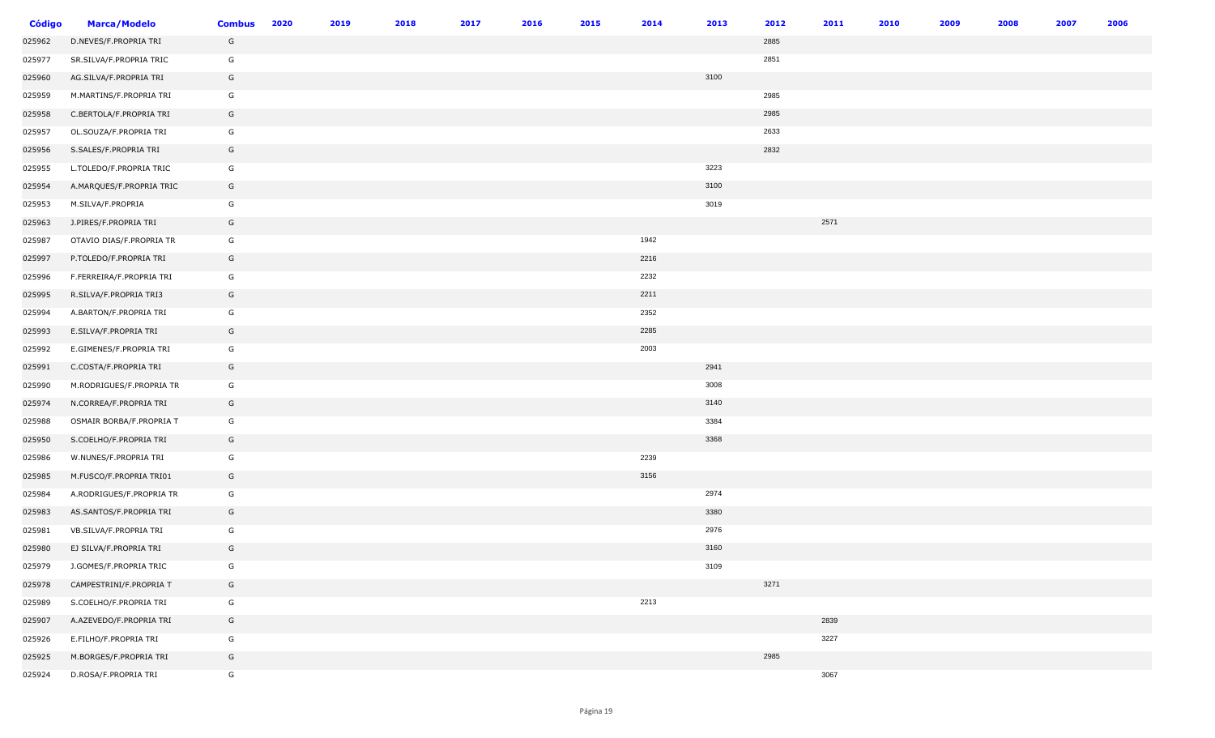| Código | Marca/Modelo | Combus | 2020 | 2019 | 2018 | 2017 | 2016 | 2015 | 2014 | 2013 | 2012 | 2011 | 2010 | 2009 | 2008 | 2007 | 2006 |
|---|---|---|---|---|---|---|---|---|---|---|---|---|---|---|---|---|---|
| 025962 | D.NEVES/F.PROPRIA TRI | G | | | | | | | | | 2885 | | | | | | |
| 025977 | SR.SILVA/F.PROPRIA TRIC | G | | | | | | | | | 2851 | | | | | | |
| 025960 | AG.SILVA/F.PROPRIA TRI | G | | | | | | | | 3100 | | | | | | | |
| 025959 | M.MARTINS/F.PROPRIA TRI | G | | | | | | | | | 2985 | | | | | | |
| 025958 | C.BERTOLA/F.PROPRIA TRI | G | | | | | | | | | 2985 | | | | | | |
| 025957 | OL.SOUZA/F.PROPRIA TRI | G | | | | | | | | | 2633 | | | | | | |
| 025956 | S.SALES/F.PROPRIA TRI | G | | | | | | | | | 2832 | | | | | | |
| 025955 | L.TOLEDO/F.PROPRIA TRIC | G | | | | | | | | 3223 | | | | | | | |
| 025954 | A.MARQUES/F.PROPRIA TRIC | G | | | | | | | | 3100 | | | | | | | |
| 025953 | M.SILVA/F.PROPRIA | G | | | | | | | | 3019 | | | | | | | |
| 025963 | J.PIRES/F.PROPRIA TRI | G | | | | | | | | | | 2571 | | | | | |
| 025987 | OTAVIO DIAS/F.PROPRIA TR | G | | | | | | | 1942 | | | | | | | | |
| 025997 | P.TOLEDO/F.PROPRIA TRI | G | | | | | | | 2216 | | | | | | | | |
| 025996 | F.FERREIRA/F.PROPRIA TRI | G | | | | | | | 2232 | | | | | | | | |
| 025995 | R.SILVA/F.PROPRIA TRI3 | G | | | | | | | 2211 | | | | | | | | |
| 025994 | A.BARTON/F.PROPRIA TRI | G | | | | | | | 2352 | | | | | | | | |
| 025993 | E.SILVA/F.PROPRIA TRI | G | | | | | | | 2285 | | | | | | | | |
| 025992 | E.GIMENES/F.PROPRIA TRI | G | | | | | | | 2003 | | | | | | | | |
| 025991 | C.COSTA/F.PROPRIA TRI | G | | | | | | | | 2941 | | | | | | | |
| 025990 | M.RODRIGUES/F.PROPRIA TR | G | | | | | | | | 3008 | | | | | | | |
| 025974 | N.CORREA/F.PROPRIA TRI | G | | | | | | | | 3140 | | | | | | | |
| 025988 | OSMAIR BORBA/F.PROPRIA T | G | | | | | | | | 3384 | | | | | | | |
| 025950 | S.COELHO/F.PROPRIA TRI | G | | | | | | | | 3368 | | | | | | | |
| 025986 | W.NUNES/F.PROPRIA TRI | G | | | | | | | 2239 | | | | | | | | |
| 025985 | M.FUSCO/F.PROPRIA TRI01 | G | | | | | | | 3156 | | | | | | | | |
| 025984 | A.RODRIGUES/F.PROPRIA TR | G | | | | | | | | 2974 | | | | | | | |
| 025983 | AS.SANTOS/F.PROPRIA TRI | G | | | | | | | | 3380 | | | | | | | |
| 025981 | VB.SILVA/F.PROPRIA TRI | G | | | | | | | | 2976 | | | | | | | |
| 025980 | EJ SILVA/F.PROPRIA TRI | G | | | | | | | | 3160 | | | | | | | |
| 025979 | J.GOMES/F.PROPRIA TRIC | G | | | | | | | | 3109 | | | | | | | |
| 025978 | CAMPESTRINI/F.PROPRIA T | G | | | | | | | | | 3271 | | | | | | |
| 025989 | S.COELHO/F.PROPRIA TRI | G | | | | | | | 2213 | | | | | | | | |
| 025907 | A.AZEVEDO/F.PROPRIA TRI | G | | | | | | | | | | 2839 | | | | | |
| 025926 | E.FILHO/F.PROPRIA TRI | G | | | | | | | | | | 3227 | | | | | |
| 025925 | M.BORGES/F.PROPRIA TRI | G | | | | | | | | | 2985 | | | | | | |
| 025924 | D.ROSA/F.PROPRIA TRI | G | | | | | | | | | | 3067 | | | | | |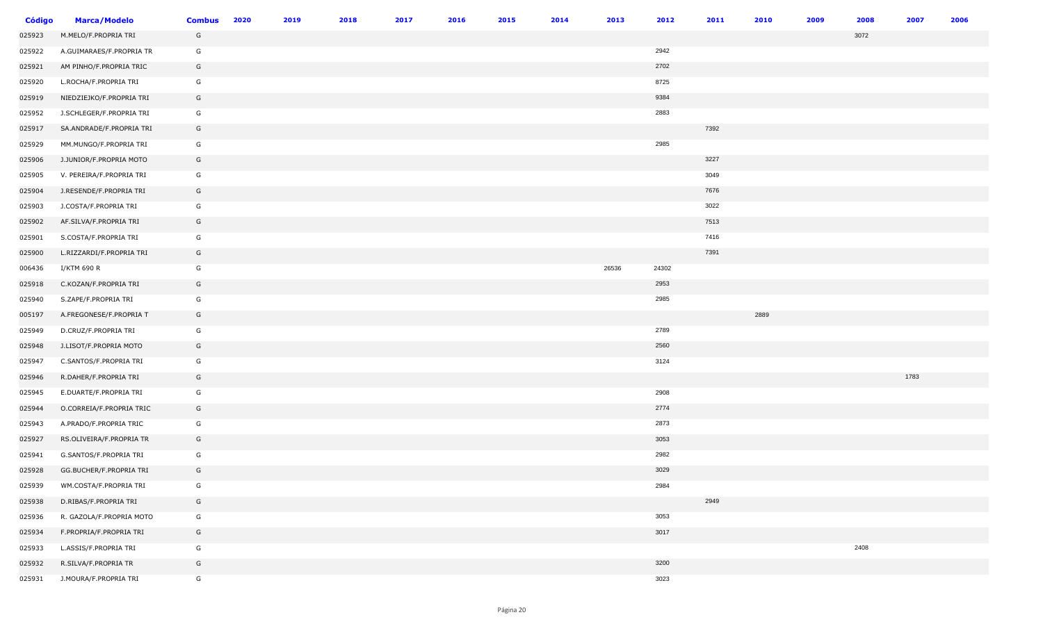| Código | Marca/Modelo | Combus | 2020 | 2019 | 2018 | 2017 | 2016 | 2015 | 2014 | 2013 | 2012 | 2011 | 2010 | 2009 | 2008 | 2007 | 2006 |
|---|---|---|---|---|---|---|---|---|---|---|---|---|---|---|---|---|---|
| 025923 | M.MELO/F.PROPRIA TRI | G | | | | | | | | | | | | | 3072 | | |
| 025922 | A.GUIMARAES/F.PROPRIA TR | G | | | | | | | | | 2942 | | | | | | |
| 025921 | AM PINHO/F.PROPRIA TRIC | G | | | | | | | | | 2702 | | | | | | |
| 025920 | L.ROCHA/F.PROPRIA TRI | G | | | | | | | | | 8725 | | | | | | |
| 025919 | NIEDZIEJKO/F.PROPRIA TRI | G | | | | | | | | | 9384 | | | | | | |
| 025952 | J.SCHLEGER/F.PROPRIA TRI | G | | | | | | | | | 2883 | | | | | | |
| 025917 | SA.ANDRADE/F.PROPRIA TRI | G | | | | | | | | | | 7392 | | | | | |
| 025929 | MM.MUNGO/F.PROPRIA TRI | G | | | | | | | | | 2985 | | | | | | |
| 025906 | J.JUNIOR/F.PROPRIA MOTO | G | | | | | | | | | | 3227 | | | | | |
| 025905 | V. PEREIRA/F.PROPRIA TRI | G | | | | | | | | | | 3049 | | | | | |
| 025904 | J.RESENDE/F.PROPRIA TRI | G | | | | | | | | | | 7676 | | | | | |
| 025903 | J.COSTA/F.PROPRIA TRI | G | | | | | | | | | | 3022 | | | | | |
| 025902 | AF.SILVA/F.PROPRIA TRI | G | | | | | | | | | | 7513 | | | | | |
| 025901 | S.COSTA/F.PROPRIA TRI | G | | | | | | | | | | 7416 | | | | | |
| 025900 | L.RIZZARDI/F.PROPRIA TRI | G | | | | | | | | | | 7391 | | | | | |
| 006436 | I/KTM 690 R | G | | | | | | | | 26536 | 24302 | | | | | | |
| 025918 | C.KOZAN/F.PROPRIA TRI | G | | | | | | | | | 2953 | | | | | | |
| 025940 | S.ZAPE/F.PROPRIA TRI | G | | | | | | | | | 2985 | | | | | | |
| 005197 | A.FREGONESE/F.PROPRIA T | G | | | | | | | | | | | 2889 | | | | |
| 025949 | D.CRUZ/F.PROPRIA TRI | G | | | | | | | | | 2789 | | | | | | |
| 025948 | J.LISOT/F.PROPRIA MOTO | G | | | | | | | | | 2560 | | | | | | |
| 025947 | C.SANTOS/F.PROPRIA TRI | G | | | | | | | | | 3124 | | | | | | |
| 025946 | R.DAHER/F.PROPRIA TRI | G | | | | | | | | | | | | | | 1783 | |
| 025945 | E.DUARTE/F.PROPRIA TRI | G | | | | | | | | | 2908 | | | | | | |
| 025944 | O.CORREIA/F.PROPRIA TRIC | G | | | | | | | | | 2774 | | | | | | |
| 025943 | A.PRADO/F.PROPRIA TRIC | G | | | | | | | | | 2873 | | | | | | |
| 025927 | RS.OLIVEIRA/F.PROPRIA TR | G | | | | | | | | | 3053 | | | | | | |
| 025941 | G.SANTOS/F.PROPRIA TRI | G | | | | | | | | | 2982 | | | | | | |
| 025928 | GG.BUCHER/F.PROPRIA TRI | G | | | | | | | | | 3029 | | | | | | |
| 025939 | WM.COSTA/F.PROPRIA TRI | G | | | | | | | | | 2984 | | | | | | |
| 025938 | D.RIBAS/F.PROPRIA TRI | G | | | | | | | | | | 2949 | | | | | |
| 025936 | R. GAZOLA/F.PROPRIA MOTO | G | | | | | | | | | 3053 | | | | | | |
| 025934 | F.PROPRIA/F.PROPRIA TRI | G | | | | | | | | | 3017 | | | | | | |
| 025933 | L.ASSIS/F.PROPRIA TRI | G | | | | | | | | | | | | | 2408 | | |
| 025932 | R.SILVA/F.PROPRIA TR | G | | | | | | | | | 3200 | | | | | | |
| 025931 | J.MOURA/F.PROPRIA TRI | G | | | | | | | | | 3023 | | | | | | |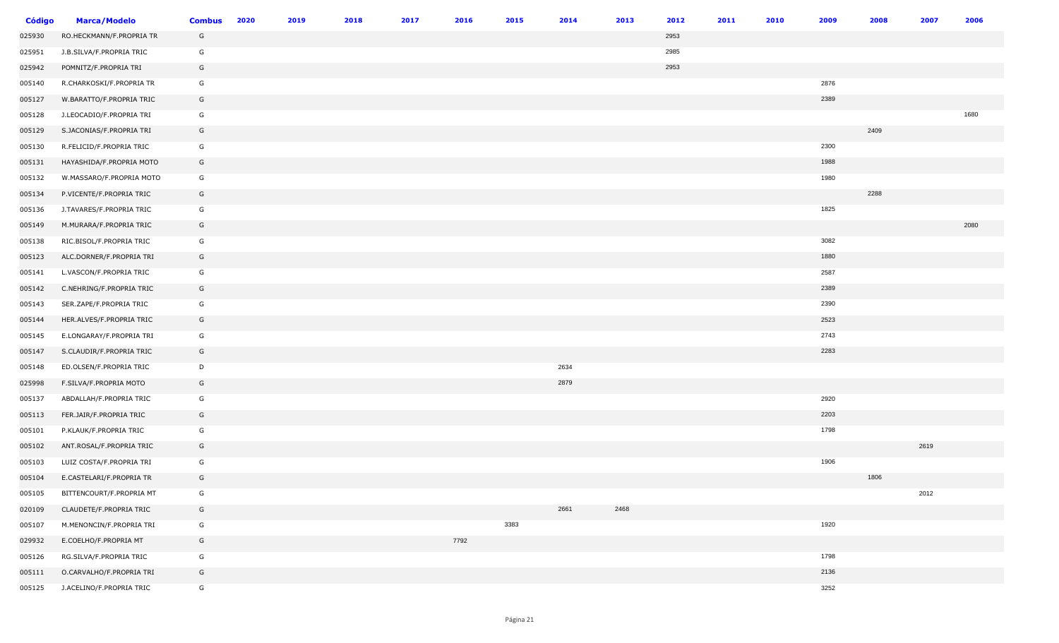| Código | Marca/Modelo | Combus | 2020 | 2019 | 2018 | 2017 | 2016 | 2015 | 2014 | 2013 | 2012 | 2011 | 2010 | 2009 | 2008 | 2007 | 2006 |
|---|---|---|---|---|---|---|---|---|---|---|---|---|---|---|---|---|---|
| 025930 | RO.HECKMANN/F.PROPRIA TR | G | | | | | | | | | 2953 | | | | | | |
| 025951 | J.B.SILVA/F.PROPRIA TRIC | G | | | | | | | | | 2985 | | | | | | |
| 025942 | POMNITZ/F.PROPRIA TRI | G | | | | | | | | | 2953 | | | | | | |
| 005140 | R.CHARKOSKI/F.PROPRIA TR | G | | | | | | | | | | | | 2876 | | | |
| 005127 | W.BARATTO/F.PROPRIA TRIC | G | | | | | | | | | | | | 2389 | | | |
| 005128 | J.LEOCADIO/F.PROPRIA TRI | G | | | | | | | | | | | | | | | 1680 |
| 005129 | S.JACONIAS/F.PROPRIA TRI | G | | | | | | | | | | | | | 2409 | | |
| 005130 | R.FELICID/F.PROPRIA TRIC | G | | | | | | | | | | | | 2300 | | | |
| 005131 | HAYASHIDA/F.PROPRIA MOTO | G | | | | | | | | | | | | 1988 | | | |
| 005132 | W.MASSARO/F.PROPRIA MOTO | G | | | | | | | | | | | | 1980 | | | |
| 005134 | P.VICENTE/F.PROPRIA TRIC | G | | | | | | | | | | | | | 2288 | | |
| 005136 | J.TAVARES/F.PROPRIA TRIC | G | | | | | | | | | | | | 1825 | | | |
| 005149 | M.MURARA/F.PROPRIA TRIC | G | | | | | | | | | | | | | | | 2080 |
| 005138 | RIC.BISOL/F.PROPRIA TRIC | G | | | | | | | | | | | | 3082 | | | |
| 005123 | ALC.DORNER/F.PROPRIA TRI | G | | | | | | | | | | | | 1880 | | | |
| 005141 | L.VASCON/F.PROPRIA TRIC | G | | | | | | | | | | | | 2587 | | | |
| 005142 | C.NEHRING/F.PROPRIA TRIC | G | | | | | | | | | | | | 2389 | | | |
| 005143 | SER.ZAPE/F.PROPRIA TRIC | G | | | | | | | | | | | | 2390 | | | |
| 005144 | HER.ALVES/F.PROPRIA TRIC | G | | | | | | | | | | | | 2523 | | | |
| 005145 | E.LONGARAY/F.PROPRIA TRI | G | | | | | | | | | | | | 2743 | | | |
| 005147 | S.CLAUDIR/F.PROPRIA TRIC | G | | | | | | | | | | | | 2283 | | | |
| 005148 | ED.OLSEN/F.PROPRIA TRIC | D | | | | | | | 2634 | | | | | | | | |
| 025998 | F.SILVA/F.PROPRIA MOTO | G | | | | | | | 2879 | | | | | | | | |
| 005137 | ABDALLAH/F.PROPRIA TRIC | G | | | | | | | | | | | | 2920 | | | |
| 005113 | FER.JAIR/F.PROPRIA TRIC | G | | | | | | | | | | | | 2203 | | | |
| 005101 | P.KLAUK/F.PROPRIA TRIC | G | | | | | | | | | | | | 1798 | | | |
| 005102 | ANT.ROSAL/F.PROPRIA TRIC | G | | | | | | | | | | | | | | 2619 | |
| 005103 | LUIZ COSTA/F.PROPRIA TRI | G | | | | | | | | | | | | 1906 | | | |
| 005104 | E.CASTELARI/F.PROPRIA TR | G | | | | | | | | | | | | | 1806 | | |
| 005105 | BITTENCOURT/F.PROPRIA MT | G | | | | | | | | | | | | | | 2012 | |
| 020109 | CLAUDETE/F.PROPRIA TRIC | G | | | | | | | 2661 | 2468 | | | | | | | |
| 005107 | M.MENONCIN/F.PROPRIA TRI | G | | | | | | 3383 | | | | | | 1920 | | | |
| 029932 | E.COELHO/F.PROPRIA MT | G | | | | | 7792 | | | | | | | | | | |
| 005126 | RG.SILVA/F.PROPRIA TRIC | G | | | | | | | | | | | | 1798 | | | |
| 005111 | O.CARVALHO/F.PROPRIA TRI | G | | | | | | | | | | | | 2136 | | | |
| 005125 | J.ACELINO/F.PROPRIA TRIC | G | | | | | | | | | | | | 3252 | | | |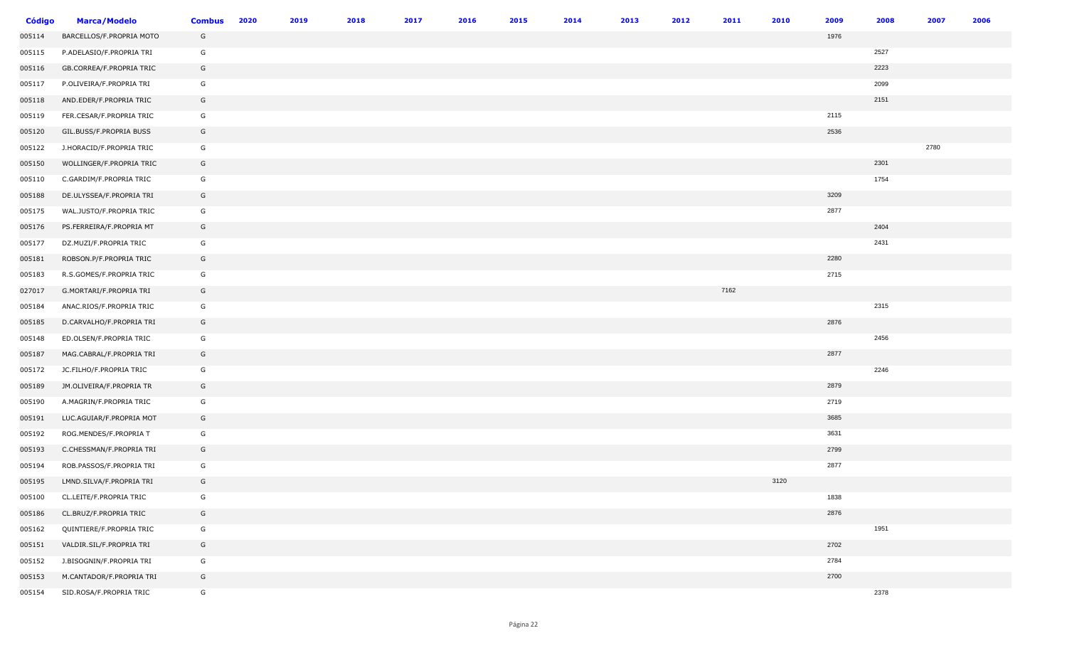| Código | Marca/Modelo | Combus | 2020 | 2019 | 2018 | 2017 | 2016 | 2015 | 2014 | 2013 | 2012 | 2011 | 2010 | 2009 | 2008 | 2007 | 2006 |
|---|---|---|---|---|---|---|---|---|---|---|---|---|---|---|---|---|---|
| 005114 | BARCELLOS/F.PROPRIA MOTO | G | | | | | | | | | | | | 1976 | | | |
| 005115 | P.ADELASIO/F.PROPRIA TRI | G | | | | | | | | | | | | | 2527 | | |
| 005116 | GB.CORREA/F.PROPRIA TRIC | G | | | | | | | | | | | | | 2223 | | |
| 005117 | P.OLIVEIRA/F.PROPRIA TRI | G | | | | | | | | | | | | | 2099 | | |
| 005118 | AND.EDER/F.PROPRIA TRIC | G | | | | | | | | | | | | | 2151 | | |
| 005119 | FER.CESAR/F.PROPRIA TRIC | G | | | | | | | | | | | | 2115 | | | |
| 005120 | GIL.BUSS/F.PROPRIA BUSS | G | | | | | | | | | | | | 2536 | | | |
| 005122 | J.HORACID/F.PROPRIA TRIC | G | | | | | | | | | | | | | | 2780 | |
| 005150 | WOLLINGER/F.PROPRIA TRIC | G | | | | | | | | | | | | | 2301 | | |
| 005110 | C.GARDIM/F.PROPRIA TRIC | G | | | | | | | | | | | | | 1754 | | |
| 005188 | DE.ULYSSEA/F.PROPRIA TRI | G | | | | | | | | | | | | 3209 | | | |
| 005175 | WAL.JUSTO/F.PROPRIA TRIC | G | | | | | | | | | | | | 2877 | | | |
| 005176 | PS.FERREIRA/F.PROPRIA MT | G | | | | | | | | | | | | | 2404 | | |
| 005177 | DZ.MUZI/F.PROPRIA TRIC | G | | | | | | | | | | | | | 2431 | | |
| 005181 | ROBSON.P/F.PROPRIA TRIC | G | | | | | | | | | | | | 2280 | | | |
| 005183 | R.S.GOMES/F.PROPRIA TRIC | G | | | | | | | | | | | | 2715 | | | |
| 027017 | G.MORTARI/F.PROPRIA TRI | G | | | | | | | | | | 7162 | | | | | |
| 005184 | ANAC.RIOS/F.PROPRIA TRIC | G | | | | | | | | | | | | | 2315 | | |
| 005185 | D.CARVALHO/F.PROPRIA TRI | G | | | | | | | | | | | | 2876 | | | |
| 005148 | ED.OLSEN/F.PROPRIA TRIC | G | | | | | | | | | | | | | 2456 | | |
| 005187 | MAG.CABRAL/F.PROPRIA TRI | G | | | | | | | | | | | | 2877 | | | |
| 005172 | JC.FILHO/F.PROPRIA TRIC | G | | | | | | | | | | | | | 2246 | | |
| 005189 | JM.OLIVEIRA/F.PROPRIA TR | G | | | | | | | | | | | | 2879 | | | |
| 005190 | A.MAGRIN/F.PROPRIA TRIC | G | | | | | | | | | | | | 2719 | | | |
| 005191 | LUC.AGUIAR/F.PROPRIA MOT | G | | | | | | | | | | | | 3685 | | | |
| 005192 | ROG.MENDES/F.PROPRIA T | G | | | | | | | | | | | | 3631 | | | |
| 005193 | C.CHESSMAN/F.PROPRIA TRI | G | | | | | | | | | | | | 2799 | | | |
| 005194 | ROB.PASSOS/F.PROPRIA TRI | G | | | | | | | | | | | | 2877 | | | |
| 005195 | LMND.SILVA/F.PROPRIA TRI | G | | | | | | | | | | | 3120 | | | | |
| 005100 | CL.LEITE/F.PROPRIA TRIC | G | | | | | | | | | | | | 1838 | | | |
| 005186 | CL.BRUZ/F.PROPRIA TRIC | G | | | | | | | | | | | | 2876 | | | |
| 005162 | QUINTIERE/F.PROPRIA TRIC | G | | | | | | | | | | | | | 1951 | | |
| 005151 | VALDIR.SIL/F.PROPRIA TRI | G | | | | | | | | | | | | 2702 | | | |
| 005152 | J.BISOGNIN/F.PROPRIA TRI | G | | | | | | | | | | | | 2784 | | | |
| 005153 | M.CANTADOR/F.PROPRIA TRI | G | | | | | | | | | | | | 2700 | | | |
| 005154 | SID.ROSA/F.PROPRIA TRIC | G | | | | | | | | | | | | | 2378 | | |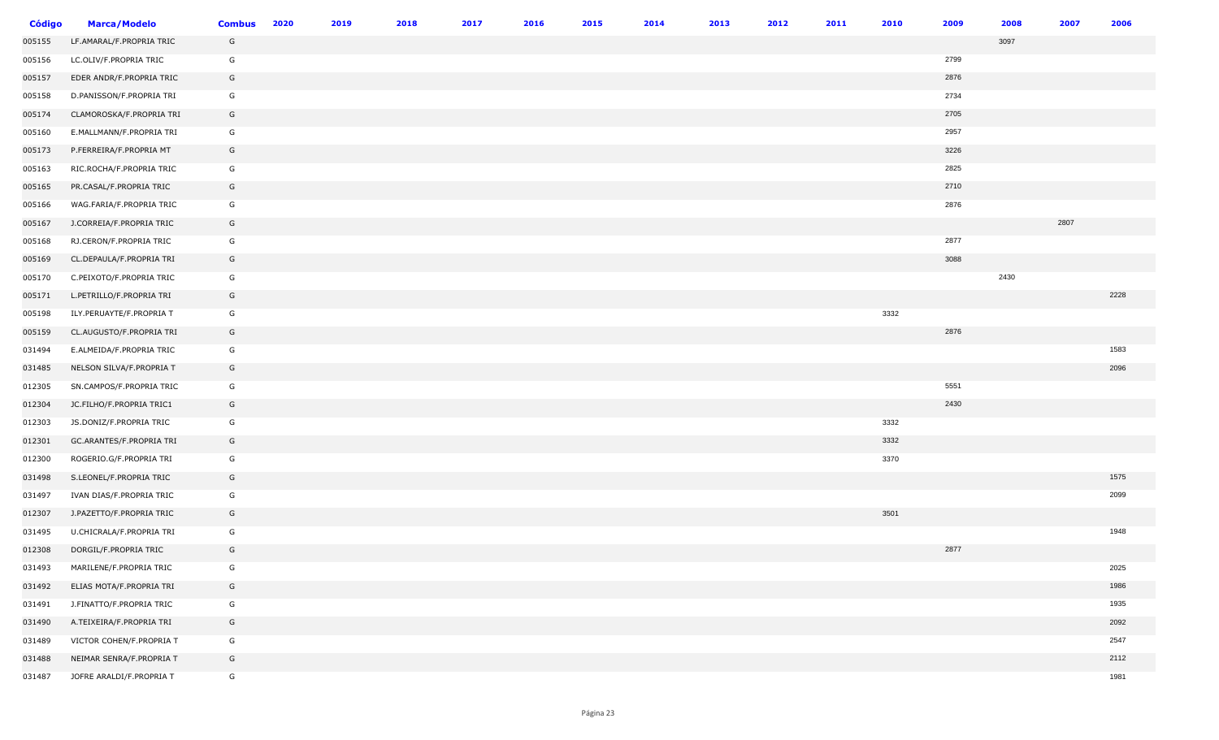| Código | Marca/Modelo | Combus | 2020 | 2019 | 2018 | 2017 | 2016 | 2015 | 2014 | 2013 | 2012 | 2011 | 2010 | 2009 | 2008 | 2007 | 2006 |
|---|---|---|---|---|---|---|---|---|---|---|---|---|---|---|---|---|---|
| 005155 | LF.AMARAL/F.PROPRIA TRIC | G | | | | | | | | | | | | | 3097 | | |
| 005156 | LC.OLIV/F.PROPRIA TRIC | G | | | | | | | | | | | | 2799 | | | |
| 005157 | EDER ANDR/F.PROPRIA TRIC | G | | | | | | | | | | | | 2876 | | | |
| 005158 | D.PANISSON/F.PROPRIA TRI | G | | | | | | | | | | | | 2734 | | | |
| 005174 | CLAMOROSKA/F.PROPRIA TRI | G | | | | | | | | | | | | 2705 | | | |
| 005160 | E.MALLMANN/F.PROPRIA TRI | G | | | | | | | | | | | | 2957 | | | |
| 005173 | P.FERREIRA/F.PROPRIA MT | G | | | | | | | | | | | | 3226 | | | |
| 005163 | RIC.ROCHA/F.PROPRIA TRIC | G | | | | | | | | | | | | 2825 | | | |
| 005165 | PR.CASAL/F.PROPRIA TRIC | G | | | | | | | | | | | | 2710 | | | |
| 005166 | WAG.FARIA/F.PROPRIA TRIC | G | | | | | | | | | | | | 2876 | | | |
| 005167 | J.CORREIA/F.PROPRIA TRIC | G | | | | | | | | | | | | | | 2807 | |
| 005168 | RJ.CERON/F.PROPRIA TRIC | G | | | | | | | | | | | | 2877 | | | |
| 005169 | CL.DEPAULA/F.PROPRIA TRI | G | | | | | | | | | | | | 3088 | | | |
| 005170 | C.PEIXOTO/F.PROPRIA TRIC | G | | | | | | | | | | | | | 2430 | | |
| 005171 | L.PETRILLO/F.PROPRIA TRI | G | | | | | | | | | | | | | | | 2228 |
| 005198 | ILY.PERUAYTE/F.PROPRIA T | G | | | | | | | | | | | 3332 | | | | |
| 005159 | CL.AUGUSTO/F.PROPRIA TRI | G | | | | | | | | | | | | 2876 | | | |
| 031494 | E.ALMEIDA/F.PROPRIA TRIC | G | | | | | | | | | | | | | | | 1583 |
| 031485 | NELSON SILVA/F.PROPRIA T | G | | | | | | | | | | | | | | | 2096 |
| 012305 | SN.CAMPOS/F.PROPRIA TRIC | G | | | | | | | | | | | | 5551 | | | |
| 012304 | JC.FILHO/F.PROPRIA TRIC1 | G | | | | | | | | | | | | 2430 | | | |
| 012303 | JS.DONIZ/F.PROPRIA TRIC | G | | | | | | | | | | | 3332 | | | | |
| 012301 | GC.ARANTES/F.PROPRIA TRI | G | | | | | | | | | | | 3332 | | | | |
| 012300 | ROGERIO.G/F.PROPRIA TRI | G | | | | | | | | | | | 3370 | | | | |
| 031498 | S.LEONEL/F.PROPRIA TRIC | G | | | | | | | | | | | | | | | 1575 |
| 031497 | IVAN DIAS/F.PROPRIA TRIC | G | | | | | | | | | | | | | | | 2099 |
| 012307 | J.PAZETTO/F.PROPRIA TRIC | G | | | | | | | | | | | 3501 | | | | |
| 031495 | U.CHICRALA/F.PROPRIA TRI | G | | | | | | | | | | | | | | | 1948 |
| 012308 | DORGIL/F.PROPRIA TRIC | G | | | | | | | | | | | | 2877 | | | |
| 031493 | MARILENE/F.PROPRIA TRIC | G | | | | | | | | | | | | | | | 2025 |
| 031492 | ELIAS MOTA/F.PROPRIA TRI | G | | | | | | | | | | | | | | | 1986 |
| 031491 | J.FINATTO/F.PROPRIA TRIC | G | | | | | | | | | | | | | | | 1935 |
| 031490 | A.TEIXEIRA/F.PROPRIA TRI | G | | | | | | | | | | | | | | | 2092 |
| 031489 | VICTOR COHEN/F.PROPRIA T | G | | | | | | | | | | | | | | | 2547 |
| 031488 | NEIMAR SENRA/F.PROPRIA T | G | | | | | | | | | | | | | | | 2112 |
| 031487 | JOFRE ARALDI/F.PROPRIA T | G | | | | | | | | | | | | | | | 1981 |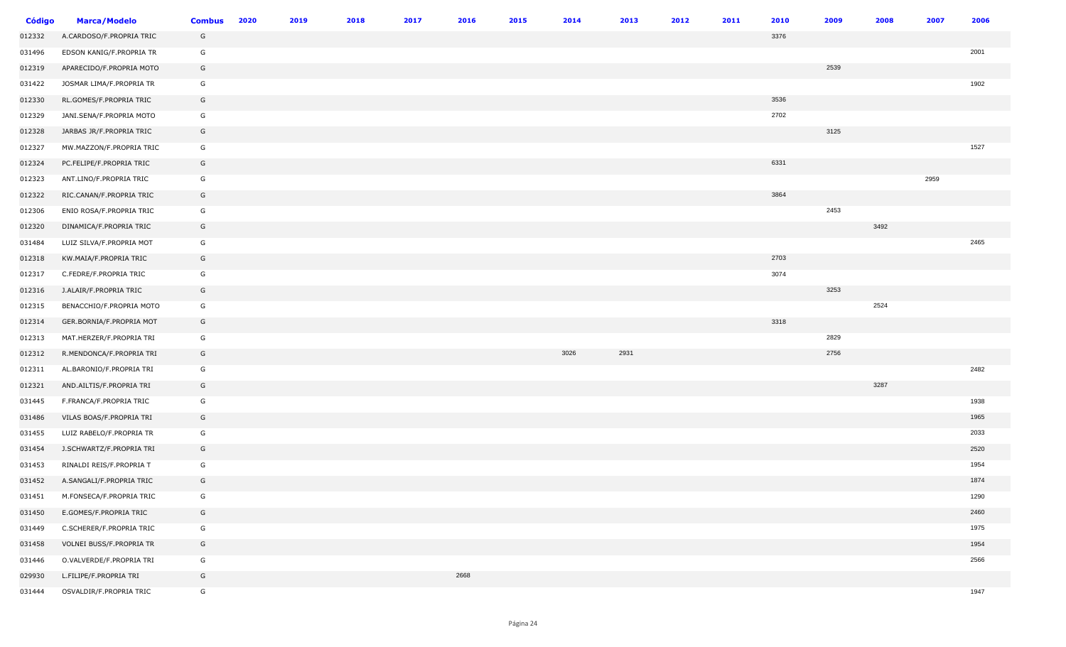| Código | Marca/Modelo | Combus | 2020 | 2019 | 2018 | 2017 | 2016 | 2015 | 2014 | 2013 | 2012 | 2011 | 2010 | 2009 | 2008 | 2007 | 2006 |
|---|---|---|---|---|---|---|---|---|---|---|---|---|---|---|---|---|---|
| 012332 | A.CARDOSO/F.PROPRIA TRIC | G | | | | | | | | | | | 3376 | | | | |
| 031496 | EDSON KANIG/F.PROPRIA TR | G | | | | | | | | | | | | | | | 2001 |
| 012319 | APARECIDO/F.PROPRIA MOTO | G | | | | | | | | | | | | 2539 | | | |
| 031422 | JOSMAR LIMA/F.PROPRIA TR | G | | | | | | | | | | | | | | | 1902 |
| 012330 | RL.GOMES/F.PROPRIA TRIC | G | | | | | | | | | | | 3536 | | | | |
| 012329 | JANI.SENA/F.PROPRIA MOTO | G | | | | | | | | | | | 2702 | | | | |
| 012328 | JARBAS JR/F.PROPRIA TRIC | G | | | | | | | | | | | | 3125 | | | |
| 012327 | MW.MAZZON/F.PROPRIA TRIC | G | | | | | | | | | | | | | | | 1527 |
| 012324 | PC.FELIPE/F.PROPRIA TRIC | G | | | | | | | | | | | 6331 | | | | |
| 012323 | ANT.LINO/F.PROPRIA TRIC | G | | | | | | | | | | | | | | 2959 | |
| 012322 | RIC.CANAN/F.PROPRIA TRIC | G | | | | | | | | | | | 3864 | | | | |
| 012306 | ENIO ROSA/F.PROPRIA TRIC | G | | | | | | | | | | | | 2453 | | | |
| 012320 | DINAMICA/F.PROPRIA TRIC | G | | | | | | | | | | | | | 3492 | | |
| 031484 | LUIZ SILVA/F.PROPRIA MOT | G | | | | | | | | | | | | | | | 2465 |
| 012318 | KW.MAIA/F.PROPRIA TRIC | G | | | | | | | | | | | 2703 | | | | |
| 012317 | C.FEDRE/F.PROPRIA TRIC | G | | | | | | | | | | | 3074 | | | | |
| 012316 | J.ALAIR/F.PROPRIA TRIC | G | | | | | | | | | | | | 3253 | | | |
| 012315 | BENACCHIO/F.PROPRIA MOTO | G | | | | | | | | | | | | | 2524 | | |
| 012314 | GER.BORNIA/F.PROPRIA MOT | G | | | | | | | | | | | 3318 | | | | |
| 012313 | MAT.HERZER/F.PROPRIA TRI | G | | | | | | | | | | | | 2829 | | | |
| 012312 | R.MENDONCA/F.PROPRIA TRI | G | | | | | | | 3026 | 2931 | | | | 2756 | | | |
| 012311 | AL.BARONIO/F.PROPRIA TRI | G | | | | | | | | | | | | | | | 2482 |
| 012321 | AND.AILTIS/F.PROPRIA TRI | G | | | | | | | | | | | | | 3287 | | |
| 031445 | F.FRANCA/F.PROPRIA TRIC | G | | | | | | | | | | | | | | | 1938 |
| 031486 | VILAS BOAS/F.PROPRIA TRI | G | | | | | | | | | | | | | | | 1965 |
| 031455 | LUIZ RABELO/F.PROPRIA TR | G | | | | | | | | | | | | | | | 2033 |
| 031454 | J.SCHWARTZ/F.PROPRIA TRI | G | | | | | | | | | | | | | | | 2520 |
| 031453 | RINALDI REIS/F.PROPRIA T | G | | | | | | | | | | | | | | | 1954 |
| 031452 | A.SANGALI/F.PROPRIA TRIC | G | | | | | | | | | | | | | | | 1874 |
| 031451 | M.FONSECA/F.PROPRIA TRIC | G | | | | | | | | | | | | | | | 1290 |
| 031450 | E.GOMES/F.PROPRIA TRIC | G | | | | | | | | | | | | | | | 2460 |
| 031449 | C.SCHERER/F.PROPRIA TRIC | G | | | | | | | | | | | | | | | 1975 |
| 031458 | VOLNEI BUSS/F.PROPRIA TR | G | | | | | | | | | | | | | | | 1954 |
| 031446 | O.VALVERDE/F.PROPRIA TRI | G | | | | | | | | | | | | | | | 2566 |
| 029930 | L.FILIPE/F.PROPRIA TRI | G | | | | | 2668 | | | | | | | | | | |
| 031444 | OSVALDIR/F.PROPRIA TRIC | G | | | | | | | | | | | | | | | 1947 |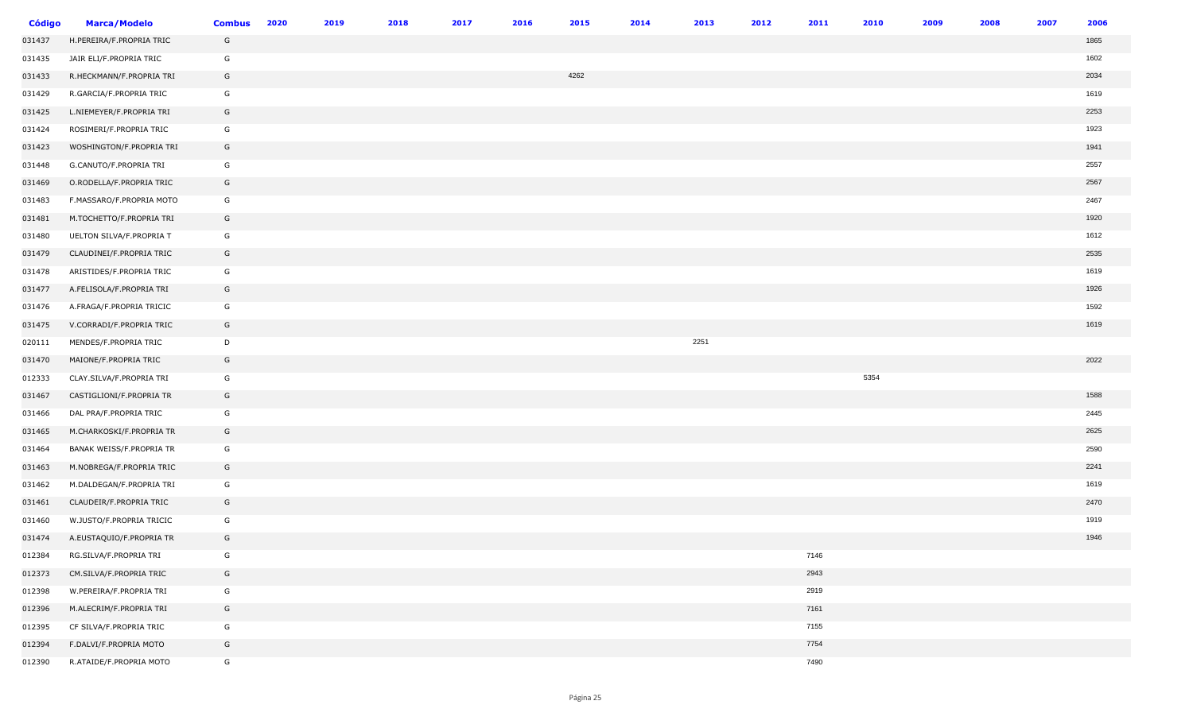| Código | Marca/Modelo | Combus | 2020 | 2019 | 2018 | 2017 | 2016 | 2015 | 2014 | 2013 | 2012 | 2011 | 2010 | 2009 | 2008 | 2007 | 2006 |
|---|---|---|---|---|---|---|---|---|---|---|---|---|---|---|---|---|---|
| 031437 | H.PEREIRA/F.PROPRIA TRIC | G | | | | | | | | | | | | | | | 1865 |
| 031435 | JAIR ELI/F.PROPRIA TRIC | G | | | | | | | | | | | | | | | 1602 |
| 031433 | R.HECKMANN/F.PROPRIA TRI | G | | | | | | 4262 | | | | | | | | | 2034 |
| 031429 | R.GARCIA/F.PROPRIA TRIC | G | | | | | | | | | | | | | | | 1619 |
| 031425 | L.NIEMEYER/F.PROPRIA TRI | G | | | | | | | | | | | | | | | 2253 |
| 031424 | ROSIMERI/F.PROPRIA TRIC | G | | | | | | | | | | | | | | | 1923 |
| 031423 | WOSHINGTON/F.PROPRIA TRI | G | | | | | | | | | | | | | | | 1941 |
| 031448 | G.CANUTO/F.PROPRIA TRI | G | | | | | | | | | | | | | | | 2557 |
| 031469 | O.RODELLA/F.PROPRIA TRIC | G | | | | | | | | | | | | | | | 2567 |
| 031483 | F.MASSARO/F.PROPRIA MOTO | G | | | | | | | | | | | | | | | 2467 |
| 031481 | M.TOCHETTO/F.PROPRIA TRI | G | | | | | | | | | | | | | | | 1920 |
| 031480 | UELTON SILVA/F.PROPRIA T | G | | | | | | | | | | | | | | | 1612 |
| 031479 | CLAUDINEI/F.PROPRIA TRIC | G | | | | | | | | | | | | | | | 2535 |
| 031478 | ARISTIDES/F.PROPRIA TRIC | G | | | | | | | | | | | | | | | 1619 |
| 031477 | A.FELISOLA/F.PROPRIA TRI | G | | | | | | | | | | | | | | | 1926 |
| 031476 | A.FRAGA/F.PROPRIA TRICIC | G | | | | | | | | | | | | | | | 1592 |
| 031475 | V.CORRADI/F.PROPRIA TRIC | G | | | | | | | | | | | | | | | 1619 |
| 020111 | MENDES/F.PROPRIA TRIC | D | | | | | | | | 2251 | | | | | | | |
| 031470 | MAIONE/F.PROPRIA TRIC | G | | | | | | | | | | | | | | | 2022 |
| 012333 | CLAY.SILVA/F.PROPRIA TRI | G | | | | | | | | | | | 5354 | | | | |
| 031467 | CASTIGLIONI/F.PROPRIA TR | G | | | | | | | | | | | | | | | 1588 |
| 031466 | DAL PRA/F.PROPRIA TRIC | G | | | | | | | | | | | | | | | 2445 |
| 031465 | M.CHARKOSKI/F.PROPRIA TR | G | | | | | | | | | | | | | | | 2625 |
| 031464 | BANAK WEISS/F.PROPRIA TR | G | | | | | | | | | | | | | | | 2590 |
| 031463 | M.NOBREGA/F.PROPRIA TRIC | G | | | | | | | | | | | | | | | 2241 |
| 031462 | M.DALDEGAN/F.PROPRIA TRI | G | | | | | | | | | | | | | | | 1619 |
| 031461 | CLAUDEIR/F.PROPRIA TRIC | G | | | | | | | | | | | | | | | 2470 |
| 031460 | W.JUSTO/F.PROPRIA TRICIC | G | | | | | | | | | | | | | | | 1919 |
| 031474 | A.EUSTAQUIO/F.PROPRIA TR | G | | | | | | | | | | | | | | | 1946 |
| 012384 | RG.SILVA/F.PROPRIA TRI | G | | | | | | | | | | 7146 | | | | | |
| 012373 | CM.SILVA/F.PROPRIA TRIC | G | | | | | | | | | | 2943 | | | | | |
| 012398 | W.PEREIRA/F.PROPRIA TRI | G | | | | | | | | | | 2919 | | | | | |
| 012396 | M.ALECRIM/F.PROPRIA TRI | G | | | | | | | | | | 7161 | | | | | |
| 012395 | CF SILVA/F.PROPRIA TRIC | G | | | | | | | | | | 7155 | | | | | |
| 012394 | F.DALVI/F.PROPRIA MOTO | G | | | | | | | | | | 7754 | | | | | |
| 012390 | R.ATAIDE/F.PROPRIA MOTO | G | | | | | | | | | | 7490 | | | | | |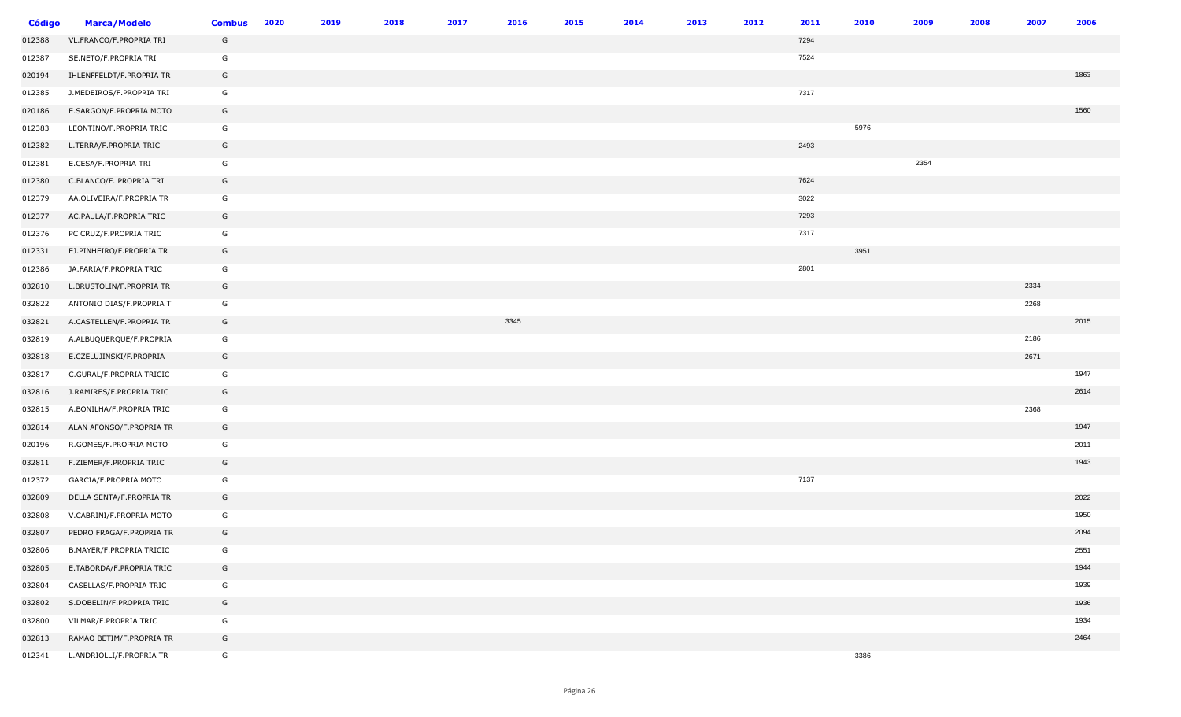| Código | Marca/Modelo | Combus | 2020 | 2019 | 2018 | 2017 | 2016 | 2015 | 2014 | 2013 | 2012 | 2011 | 2010 | 2009 | 2008 | 2007 | 2006 |
|---|---|---|---|---|---|---|---|---|---|---|---|---|---|---|---|---|---|
| 012388 | VL.FRANCO/F.PROPRIA TRI | G | | | | | | | | | | 7294 | | | | | |
| 012387 | SE.NETO/F.PROPRIA TRI | G | | | | | | | | | | 7524 | | | | | |
| 020194 | IHLENFFELDT/F.PROPRIA TR | G | | | | | | | | | | | | | | | 1863 |
| 012385 | J.MEDEIROS/F.PROPRIA TRI | G | | | | | | | | | | 7317 | | | | | |
| 020186 | E.SARGON/F.PROPRIA MOTO | G | | | | | | | | | | | | | | | 1560 |
| 012383 | LEONTINO/F.PROPRIA TRIC | G | | | | | | | | | | | 5976 | | | | |
| 012382 | L.TERRA/F.PROPRIA TRIC | G | | | | | | | | | | 2493 | | | | | |
| 012381 | E.CESA/F.PROPRIA TRI | G | | | | | | | | | | | | 2354 | | | |
| 012380 | C.BLANCO/F. PROPRIA TRI | G | | | | | | | | | | 7624 | | | | | |
| 012379 | AA.OLIVEIRA/F.PROPRIA TR | G | | | | | | | | | | 3022 | | | | | |
| 012377 | AC.PAULA/F.PROPRIA TRIC | G | | | | | | | | | | 7293 | | | | | |
| 012376 | PC CRUZ/F.PROPRIA TRIC | G | | | | | | | | | | 7317 | | | | | |
| 012331 | EJ.PINHEIRO/F.PROPRIA TR | G | | | | | | | | | | | 3951 | | | | |
| 012386 | JA.FARIA/F.PROPRIA TRIC | G | | | | | | | | | | 2801 | | | | | |
| 032810 | L.BRUSTOLIN/F.PROPRIA TR | G | | | | | | | | | | | | | | 2334 | |
| 032822 | ANTONIO DIAS/F.PROPRIA T | G | | | | | | | | | | | | | | 2268 | |
| 032821 | A.CASTELLEN/F.PROPRIA TR | G | | | | | 3345 | | | | | | | | | | 2015 |
| 032819 | A.ALBUQUERQUE/F.PROPRIA | G | | | | | | | | | | | | | | 2186 | |
| 032818 | E.CZELUJINSKI/F.PROPRIA | G | | | | | | | | | | | | | | 2671 | |
| 032817 | C.GURAL/F.PROPRIA TRICIC | G | | | | | | | | | | | | | | | 1947 |
| 032816 | J.RAMIRES/F.PROPRIA TRIC | G | | | | | | | | | | | | | | | 2614 |
| 032815 | A.BONILHA/F.PROPRIA TRIC | G | | | | | | | | | | | | | | 2368 | |
| 032814 | ALAN AFONSO/F.PROPRIA TR | G | | | | | | | | | | | | | | | 1947 |
| 020196 | R.GOMES/F.PROPRIA MOTO | G | | | | | | | | | | | | | | | 2011 |
| 032811 | F.ZIEMER/F.PROPRIA TRIC | G | | | | | | | | | | | | | | | 1943 |
| 012372 | GARCIA/F.PROPRIA MOTO | G | | | | | | | | | | 7137 | | | | | |
| 032809 | DELLA SENTA/F.PROPRIA TR | G | | | | | | | | | | | | | | | 2022 |
| 032808 | V.CABRINI/F.PROPRIA MOTO | G | | | | | | | | | | | | | | | 1950 |
| 032807 | PEDRO FRAGA/F.PROPRIA TR | G | | | | | | | | | | | | | | | 2094 |
| 032806 | B.MAYER/F.PROPRIA TRICIC | G | | | | | | | | | | | | | | | 2551 |
| 032805 | E.TABORDA/F.PROPRIA TRIC | G | | | | | | | | | | | | | | | 1944 |
| 032804 | CASELLAS/F.PROPRIA TRIC | G | | | | | | | | | | | | | | | 1939 |
| 032802 | S.DOBELIN/F.PROPRIA TRIC | G | | | | | | | | | | | | | | | 1936 |
| 032800 | VILMAR/F.PROPRIA TRIC | G | | | | | | | | | | | | | | | 1934 |
| 032813 | RAMAO BETIM/F.PROPRIA TR | G | | | | | | | | | | | | | | | 2464 |
| 012341 | L.ANDRIOLLI/F.PROPRIA TR | G | | | | | | | | | | | 3386 | | | | |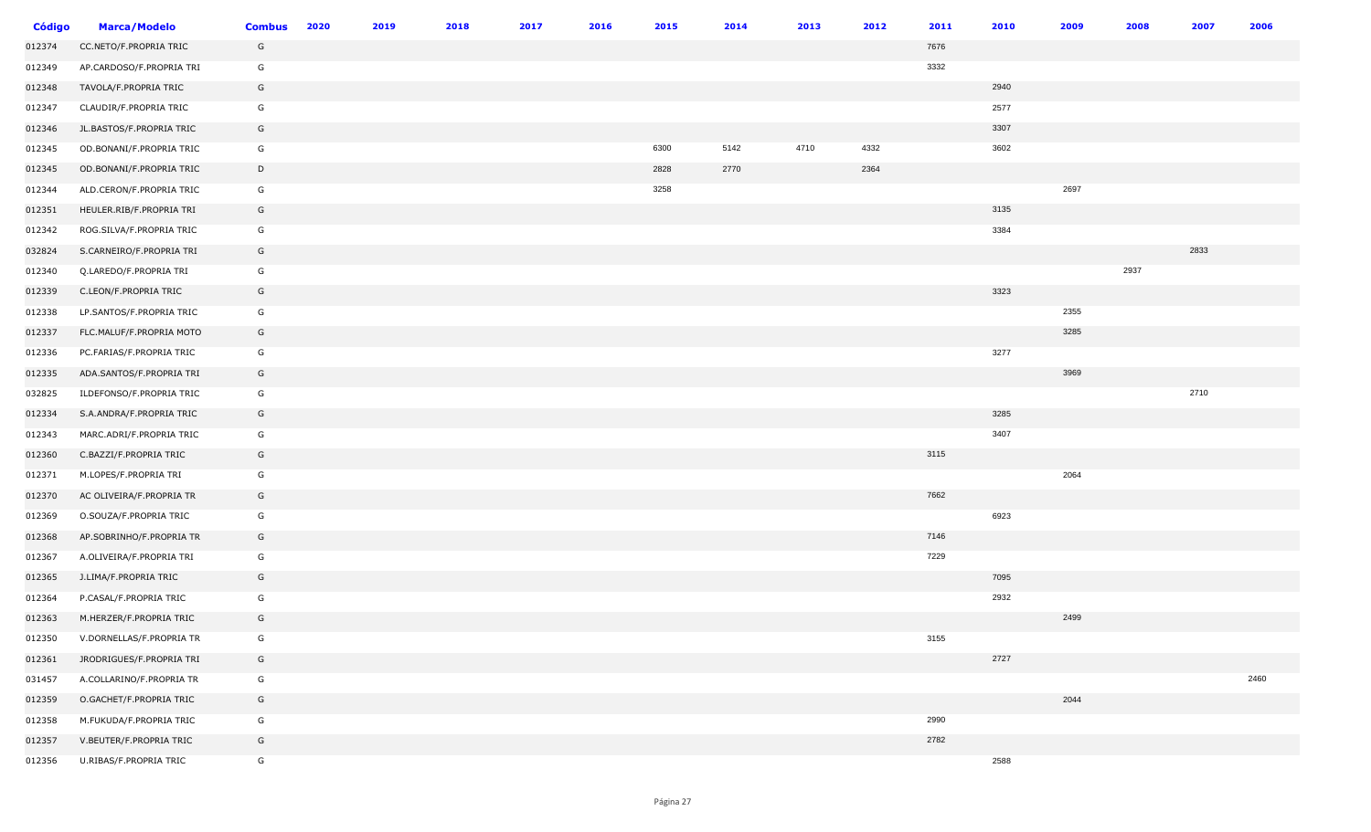| Código | Marca/Modelo | Combus | 2020 | 2019 | 2018 | 2017 | 2016 | 2015 | 2014 | 2013 | 2012 | 2011 | 2010 | 2009 | 2008 | 2007 | 2006 |
|---|---|---|---|---|---|---|---|---|---|---|---|---|---|---|---|---|---|
| 012374 | CC.NETO/F.PROPRIA TRIC | G | | | | | | | | | | 7676 | | | | | |
| 012349 | AP.CARDOSO/F.PROPRIA TRI | G | | | | | | | | | | 3332 | | | | | |
| 012348 | TAVOLA/F.PROPRIA TRIC | G | | | | | | | | | | | 2940 | | | | |
| 012347 | CLAUDIR/F.PROPRIA TRIC | G | | | | | | | | | | | 2577 | | | | |
| 012346 | JL.BASTOS/F.PROPRIA TRIC | G | | | | | | | | | | | 3307 | | | | |
| 012345 | OD.BONANI/F.PROPRIA TRIC | G | | | | | | 6300 | 5142 | 4710 | 4332 | | 3602 | | | | |
| 012345 | OD.BONANI/F.PROPRIA TRIC | D | | | | | | 2828 | 2770 | | 2364 | | | | | | |
| 012344 | ALD.CERON/F.PROPRIA TRIC | G | | | | | | 3258 | | | | | | 2697 | | | |
| 012351 | HEULER.RIB/F.PROPRIA TRI | G | | | | | | | | | | | 3135 | | | | |
| 012342 | ROG.SILVA/F.PROPRIA TRIC | G | | | | | | | | | | | 3384 | | | | |
| 032824 | S.CARNEIRO/F.PROPRIA TRI | G | | | | | | | | | | | | | | 2833 | |
| 012340 | Q.LAREDO/F.PROPRIA TRI | G | | | | | | | | | | | | | 2937 | | |
| 012339 | C.LEON/F.PROPRIA TRIC | G | | | | | | | | | | | 3323 | | | | |
| 012338 | LP.SANTOS/F.PROPRIA TRIC | G | | | | | | | | | | | | 2355 | | | |
| 012337 | FLC.MALUF/F.PROPRIA MOTO | G | | | | | | | | | | | | 3285 | | | |
| 012336 | PC.FARIAS/F.PROPRIA TRIC | G | | | | | | | | | | | 3277 | | | | |
| 012335 | ADA.SANTOS/F.PROPRIA TRI | G | | | | | | | | | | | | 3969 | | | |
| 032825 | ILDEFONSO/F.PROPRIA TRIC | G | | | | | | | | | | | | | | 2710 | |
| 012334 | S.A.ANDRA/F.PROPRIA TRIC | G | | | | | | | | | | | 3285 | | | | |
| 012343 | MARC.ADRI/F.PROPRIA TRIC | G | | | | | | | | | | | 3407 | | | | |
| 012360 | C.BAZZI/F.PROPRIA TRIC | G | | | | | | | | | | 3115 | | | | | |
| 012371 | M.LOPES/F.PROPRIA TRI | G | | | | | | | | | | | | 2064 | | | |
| 012370 | AC OLIVEIRA/F.PROPRIA TR | G | | | | | | | | | | 7662 | | | | | |
| 012369 | O.SOUZA/F.PROPRIA TRIC | G | | | | | | | | | | | 6923 | | | | |
| 012368 | AP.SOBRINHO/F.PROPRIA TR | G | | | | | | | | | | 7146 | | | | | |
| 012367 | A.OLIVEIRA/F.PROPRIA TRI | G | | | | | | | | | | 7229 | | | | | |
| 012365 | J.LIMA/F.PROPRIA TRIC | G | | | | | | | | | | | 7095 | | | | |
| 012364 | P.CASAL/F.PROPRIA TRIC | G | | | | | | | | | | | 2932 | | | | |
| 012363 | M.HERZER/F.PROPRIA TRIC | G | | | | | | | | | | | | 2499 | | | |
| 012350 | V.DORNELLAS/F.PROPRIA TR | G | | | | | | | | | | 3155 | | | | | |
| 012361 | JRODRIGUES/F.PROPRIA TRI | G | | | | | | | | | | | 2727 | | | | |
| 031457 | A.COLLARINO/F.PROPRIA TR | G | | | | | | | | | | | | | | | 2460 |
| 012359 | O.GACHET/F.PROPRIA TRIC | G | | | | | | | | | | | | 2044 | | | |
| 012358 | M.FUKUDA/F.PROPRIA TRIC | G | | | | | | | | | | 2990 | | | | | |
| 012357 | V.BEUTER/F.PROPRIA TRIC | G | | | | | | | | | | 2782 | | | | | |
| 012356 | U.RIBAS/F.PROPRIA TRIC | G | | | | | | | | | | | 2588 | | | | |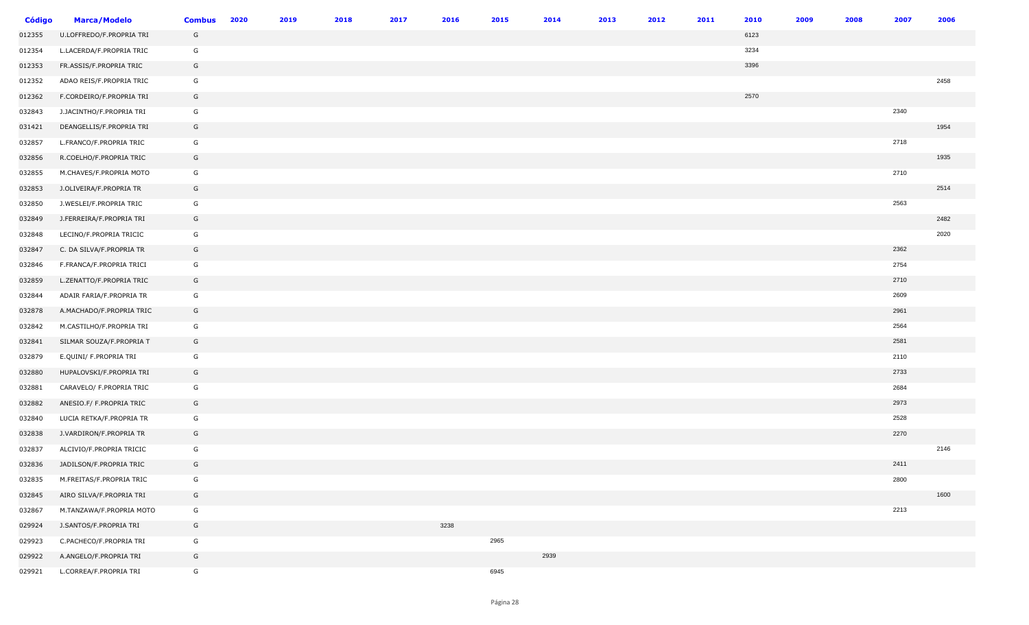| Código | Marca/Modelo | Combus | 2020 | 2019 | 2018 | 2017 | 2016 | 2015 | 2014 | 2013 | 2012 | 2011 | 2010 | 2009 | 2008 | 2007 | 2006 |
|---|---|---|---|---|---|---|---|---|---|---|---|---|---|---|---|---|---|
| 012355 | U.LOFFREDO/F.PROPRIA TRI | G | | | | | | | | | | | 6123 | | | | |
| 012354 | L.LACERDA/F.PROPRIA TRIC | G | | | | | | | | | | | 3234 | | | | |
| 012353 | FR.ASSIS/F.PROPRIA TRIC | G | | | | | | | | | | | 3396 | | | | |
| 012352 | ADAO REIS/F.PROPRIA TRIC | G | | | | | | | | | | | | | | | 2458 |
| 012362 | F.CORDEIRO/F.PROPRIA TRI | G | | | | | | | | | | | 2570 | | | | |
| 032843 | J.JACINTHO/F.PROPRIA TRI | G | | | | | | | | | | | | | | 2340 | |
| 031421 | DEANGELLIS/F.PROPRIA TRI | G | | | | | | | | | | | | | | | 1954 |
| 032857 | L.FRANCO/F.PROPRIA TRIC | G | | | | | | | | | | | | | | 2718 | |
| 032856 | R.COELHO/F.PROPRIA TRIC | G | | | | | | | | | | | | | | | 1935 |
| 032855 | M.CHAVES/F.PROPRIA MOTO | G | | | | | | | | | | | | | | 2710 | |
| 032853 | J.OLIVEIRA/F.PROPRIA TR | G | | | | | | | | | | | | | | | 2514 |
| 032850 | J.WESLEI/F.PROPRIA TRIC | G | | | | | | | | | | | | | | 2563 | |
| 032849 | J.FERREIRA/F.PROPRIA TRI | G | | | | | | | | | | | | | | | 2482 |
| 032848 | LECINO/F.PROPRIA TRICIC | G | | | | | | | | | | | | | | | 2020 |
| 032847 | C. DA SILVA/F.PROPRIA TR | G | | | | | | | | | | | | | | 2362 | |
| 032846 | F.FRANCA/F.PROPRIA TRICI | G | | | | | | | | | | | | | | 2754 | |
| 032859 | L.ZENATTO/F.PROPRIA TRIC | G | | | | | | | | | | | | | | 2710 | |
| 032844 | ADAIR FARIA/F.PROPRIA TR | G | | | | | | | | | | | | | | 2609 | |
| 032878 | A.MACHADO/F.PROPRIA TRIC | G | | | | | | | | | | | | | | 2961 | |
| 032842 | M.CASTILHO/F.PROPRIA TRI | G | | | | | | | | | | | | | | 2564 | |
| 032841 | SILMAR SOUZA/F.PROPRIA T | G | | | | | | | | | | | | | | 2581 | |
| 032879 | E.QUINI/ F.PROPRIA TRI | G | | | | | | | | | | | | | | 2110 | |
| 032880 | HUPALOVSKI/F.PROPRIA TRI | G | | | | | | | | | | | | | | 2733 | |
| 032881 | CARAVELO/ F.PROPRIA TRIC | G | | | | | | | | | | | | | | 2684 | |
| 032882 | ANESIO.F/ F.PROPRIA TRIC | G | | | | | | | | | | | | | | 2973 | |
| 032840 | LUCIA RETKA/F.PROPRIA TR | G | | | | | | | | | | | | | | 2528 | |
| 032838 | J.VARDIRON/F.PROPRIA TR | G | | | | | | | | | | | | | | 2270 | |
| 032837 | ALCIVIO/F.PROPRIA TRICIC | G | | | | | | | | | | | | | | | 2146 |
| 032836 | JADILSON/F.PROPRIA TRIC | G | | | | | | | | | | | | | | 2411 | |
| 032835 | M.FREITAS/F.PROPRIA TRIC | G | | | | | | | | | | | | | | 2800 | |
| 032845 | AIRO SILVA/F.PROPRIA TRI | G | | | | | | | | | | | | | | | 1600 |
| 032867 | M.TANZAWA/F.PROPRIA MOTO | G | | | | | | | | | | | | | | 2213 | |
| 029924 | J.SANTOS/F.PROPRIA TRI | G | | | | | 3238 | | | | | | | | | | |
| 029923 | C.PACHECO/F.PROPRIA TRI | G | | | | | | 2965 | | | | | | | | | |
| 029922 | A.ANGELO/F.PROPRIA TRI | G | | | | | | | 2939 | | | | | | | | |
| 029921 | L.CORREA/F.PROPRIA TRI | G | | | | | | 6945 | | | | | | | | | |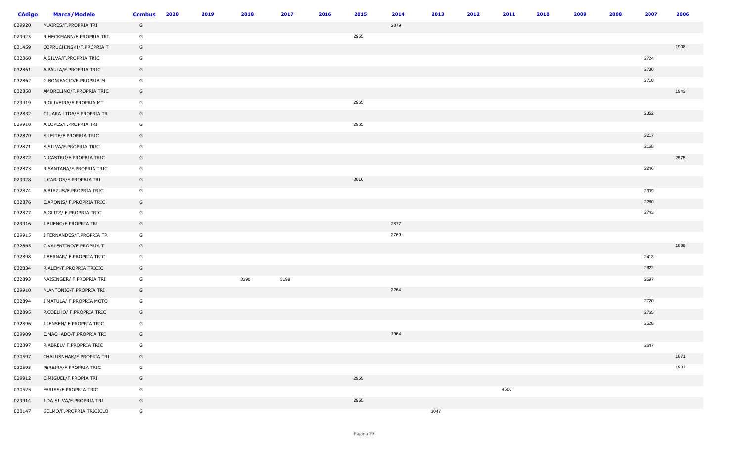| Código | Marca/Modelo | Combus | 2020 | 2019 | 2018 | 2017 | 2016 | 2015 | 2014 | 2013 | 2012 | 2011 | 2010 | 2009 | 2008 | 2007 | 2006 |
|---|---|---|---|---|---|---|---|---|---|---|---|---|---|---|---|---|---|
| 029920 | M.AIRES/F.PROPRIA TRI | G | | | | | | | 2879 | | | | | | | | |
| 029925 | R.HECKMANN/F.PROPRIA TRI | G | | | | | | 2965 | | | | | | | | | |
| 031459 | COPRUCHINSKI/F.PROPRIA T | G | | | | | | | | | | | | | | | 1908 |
| 032860 | A.SILVA/F.PROPRIA TRIC | G | | | | | | | | | | | | | | 2724 | |
| 032861 | A.PAULA/F.PROPRIA TRIC | G | | | | | | | | | | | | | | 2730 | |
| 032862 | G.BONIFACIO/F.PROPRIA M | G | | | | | | | | | | | | | | 2710 | |
| 032858 | AMORELINO/F.PROPRIA TRIC | G | | | | | | | | | | | | | | | 1943 |
| 029919 | R.OLIVEIRA/F.PROPRIA MT | G | | | | | | 2965 | | | | | | | | | |
| 032832 | OJUARA LTDA/F.PROPRIA TR | G | | | | | | | | | | | | | | 2352 | |
| 029918 | A.LOPES/F.PROPRIA TRI | G | | | | | | 2965 | | | | | | | | | |
| 032870 | S.LEITE/F.PROPRIA TRIC | G | | | | | | | | | | | | | | 2217 | |
| 032871 | S.SILVA/F.PROPRIA TRIC | G | | | | | | | | | | | | | | 2168 | |
| 032872 | N.CASTRO/F.PROPRIA TRIC | G | | | | | | | | | | | | | | | 2575 |
| 032873 | R.SANTANA/F.PROPRIA TRIC | G | | | | | | | | | | | | | | 2246 | |
| 029928 | L.CARLOS/F.PROPRIA TRI | G | | | | | | 3016 | | | | | | | | | |
| 032874 | A.BIAZUS/F.PROPRIA TRIC | G | | | | | | | | | | | | | | 2309 | |
| 032876 | E.ARONIS/ F.PROPRIA TRIC | G | | | | | | | | | | | | | | 2280 | |
| 032877 | A.GLITZ/ F.PROPRIA TRIC | G | | | | | | | | | | | | | | 2743 | |
| 029916 | J.BUENO/F.PROPRIA TRI | G | | | | | | | 2877 | | | | | | | | |
| 029915 | J.FERNANDES/F.PROPRIA TR | G | | | | | | | 2769 | | | | | | | | |
| 032865 | C.VALENTINO/F.PROPRIA T | G | | | | | | | | | | | | | | | 1888 |
| 032898 | J.BERNAR/ F.PROPRIA TRIC | G | | | | | | | | | | | | | | 2413 | |
| 032834 | R.ALEM/F.PROPRIA TRICIC | G | | | | | | | | | | | | | | 2622 | |
| 032893 | NAISINGER/ F.PROPRIA TRI | G | | | 3390 | 3199 | | | | | | | | | | 2697 | |
| 029910 | M.ANTONIO/F.PROPRIA TRI | G | | | | | | | 2264 | | | | | | | | |
| 032894 | J.MATULA/ F.PROPRIA MOTO | G | | | | | | | | | | | | | | 2720 | |
| 032895 | P.COELHO/ F.PROPRIA TRIC | G | | | | | | | | | | | | | | 2765 | |
| 032896 | J.JENSEN/ F.PROPRIA TRIC | G | | | | | | | | | | | | | | 2528 | |
| 029909 | E.MACHADO/F.PROPRIA TRI | G | | | | | | | 1964 | | | | | | | | |
| 032897 | R.ABREU/ F.PROPRIA TRIC | G | | | | | | | | | | | | | | 2647 | |
| 030597 | CHALUSNHAK/F.PROPRIA TRI | G | | | | | | | | | | | | | | | 1871 |
| 030595 | PEREIRA/F.PROPRIA TRIC | G | | | | | | | | | | | | | | | 1937 |
| 029912 | C.MIGUEL/F.PROPIA TRI | G | | | | | | 2955 | | | | | | | | | |
| 030525 | FARIAS/F.PROPRIA TRIC | G | | | | | | | | | | 4500 | | | | | |
| 029914 | I.DA SILVA/F.PROPRIA TRI | G | | | | | | 2965 | | | | | | | | | |
| 020147 | GELMO/F.PROPRIA TRICICLO | G | | | | | | | | 3047 | | | | | | | |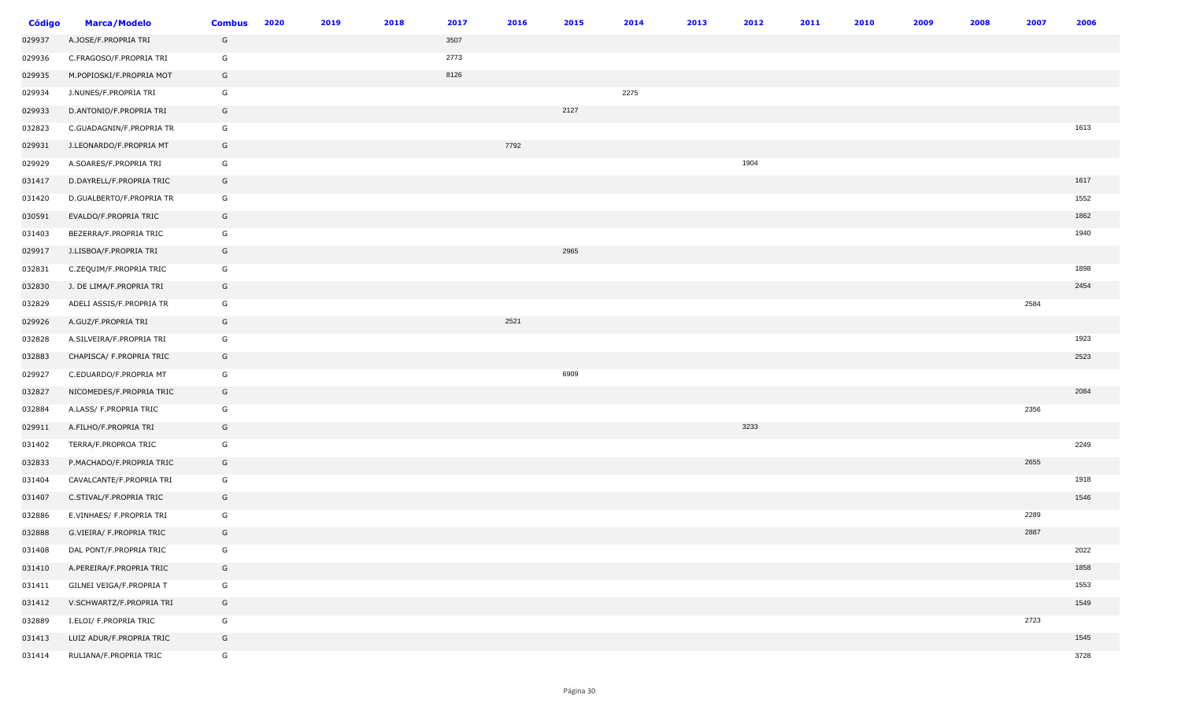| Código | Marca/Modelo | Combus | 2020 | 2019 | 2018 | 2017 | 2016 | 2015 | 2014 | 2013 | 2012 | 2011 | 2010 | 2009 | 2008 | 2007 | 2006 |
|---|---|---|---|---|---|---|---|---|---|---|---|---|---|---|---|---|---|
| 029937 | A.JOSE/F.PROPRIA TRI | G | | | | 3507 | | | | | | | | | | | |
| 029936 | C.FRAGOSO/F.PROPRIA TRI | G | | | | 2773 | | | | | | | | | | | |
| 029935 | M.POPIOSKI/F.PROPRIA MOT | G | | | | 8126 | | | | | | | | | | | |
| 029934 | J.NUNES/F.PROPRIA TRI | G | | | | | | | 2275 | | | | | | | | |
| 029933 | D.ANTONIO/F.PROPRIA TRI | G | | | | | | 2127 | | | | | | | | | |
| 032823 | C.GUADAGNIN/F.PROPRIA TR | G | | | | | | | | | | | | | | | 1613 |
| 029931 | J.LEONARDO/F.PROPRIA MT | G | | | | | 7792 | | | | | | | | | | |
| 029929 | A.SOARES/F.PROPRIA TRI | G | | | | | | | | | 1904 | | | | | | |
| 031417 | D.DAYRELL/F.PROPRIA TRIC | G | | | | | | | | | | | | | | | 1617 |
| 031420 | D.GUALBERTO/F.PROPRIA TR | G | | | | | | | | | | | | | | | 1552 |
| 030591 | EVALDO/F.PROPRIA TRIC | G | | | | | | | | | | | | | | | 1862 |
| 031403 | BEZERRA/F.PROPRIA TRIC | G | | | | | | | | | | | | | | | 1940 |
| 029917 | J.LISBOA/F.PROPRIA TRI | G | | | | | | 2965 | | | | | | | | | |
| 032831 | C.ZEQUIM/F.PROPRIA TRIC | G | | | | | | | | | | | | | | | 1898 |
| 032830 | J. DE LIMA/F.PROPRIA TRI | G | | | | | | | | | | | | | | | 2454 |
| 032829 | ADELI ASSIS/F.PROPRIA TR | G | | | | | | | | | | | | | | 2584 | |
| 029926 | A.GUZ/F.PROPRIA TRI | G | | | | | 2521 | | | | | | | | | | |
| 032828 | A.SILVEIRA/F.PROPRIA TRI | G | | | | | | | | | | | | | | | 1923 |
| 032883 | CHAPISCA/ F.PROPRIA TRIC | G | | | | | | | | | | | | | | | 2523 |
| 029927 | C.EDUARDO/F.PROPRIA MT | G | | | | | | 6909 | | | | | | | | | |
| 032827 | NICOMEDES/F.PROPRIA TRIC | G | | | | | | | | | | | | | | | 2084 |
| 032884 | A.LASS/ F.PROPRIA TRIC | G | | | | | | | | | | | | | | 2356 | |
| 029911 | A.FILHO/F.PROPRIA TRI | G | | | | | | | | | 3233 | | | | | | |
| 031402 | TERRA/F.PROPROA TRIC | G | | | | | | | | | | | | | | | 2249 |
| 032833 | P.MACHADO/F.PROPRIA TRIC | G | | | | | | | | | | | | | | 2655 | |
| 031404 | CAVALCANTE/F.PROPRIA TRI | G | | | | | | | | | | | | | | | 1918 |
| 031407 | C.STIVAL/F.PROPRIA TRIC | G | | | | | | | | | | | | | | | 1546 |
| 032886 | E.VINHAES/ F.PROPRIA TRI | G | | | | | | | | | | | | | | 2289 | |
| 032888 | G.VIEIRA/ F.PROPRIA TRIC | G | | | | | | | | | | | | | | 2887 | |
| 031408 | DAL PONT/F.PROPRIA TRIC | G | | | | | | | | | | | | | | | 2022 |
| 031410 | A.PEREIRA/F.PROPRIA TRIC | G | | | | | | | | | | | | | | | 1858 |
| 031411 | GILNEI VEIGA/F.PROPRIA T | G | | | | | | | | | | | | | | | 1553 |
| 031412 | V.SCHWARTZ/F.PROPRIA TRI | G | | | | | | | | | | | | | | | 1549 |
| 032889 | I.ELOI/ F.PROPRIA TRIC | G | | | | | | | | | | | | | | 2723 | |
| 031413 | LUIZ ADUR/F.PROPRIA TRIC | G | | | | | | | | | | | | | | | 1545 |
| 031414 | RULIANA/F.PROPRIA TRIC | G | | | | | | | | | | | | | | | 3728 |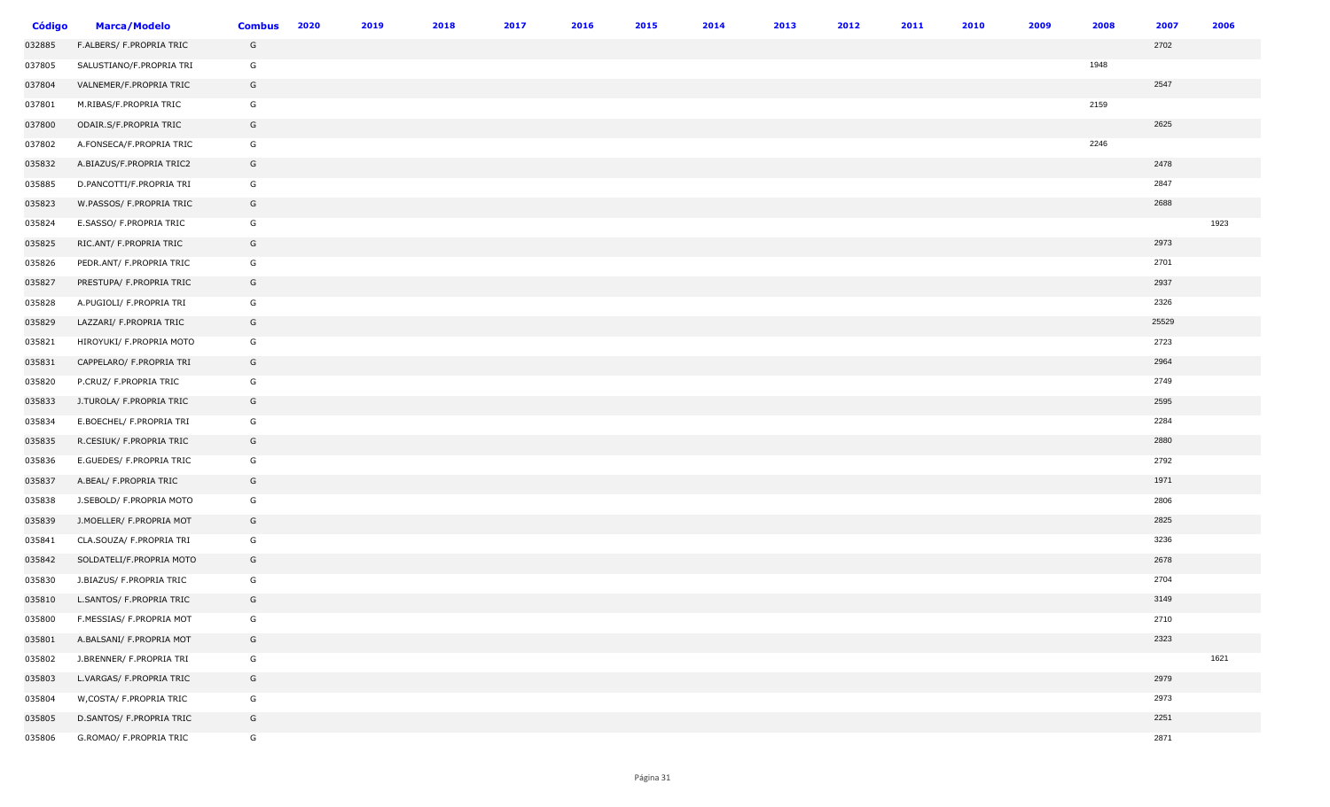| Código | Marca/Modelo | Combus | 2020 | 2019 | 2018 | 2017 | 2016 | 2015 | 2014 | 2013 | 2012 | 2011 | 2010 | 2009 | 2008 | 2007 | 2006 |
|---|---|---|---|---|---|---|---|---|---|---|---|---|---|---|---|---|---|
| 032885 | F.ALBERS/ F.PROPRIA TRIC | G | | | | | | | | | | | | | | 2702 | |
| 037805 | SALUSTIANO/F.PROPRIA TRI | G | | | | | | | | | | | | | 1948 | | |
| 037804 | VALNEMER/F.PROPRIA TRIC | G | | | | | | | | | | | | | | 2547 | |
| 037801 | M.RIBAS/F.PROPRIA TRIC | G | | | | | | | | | | | | | 2159 | | |
| 037800 | ODAIR.S/F.PROPRIA TRIC | G | | | | | | | | | | | | | | 2625 | |
| 037802 | A.FONSECA/F.PROPRIA TRIC | G | | | | | | | | | | | | | 2246 | | |
| 035832 | A.BIAZUS/F.PROPRIA TRIC2 | G | | | | | | | | | | | | | | 2478 | |
| 035885 | D.PANCOTTI/F.PROPRIA TRI | G | | | | | | | | | | | | | | 2847 | |
| 035823 | W.PASSOS/ F.PROPRIA TRIC | G | | | | | | | | | | | | | | 2688 | |
| 035824 | E.SASSO/ F.PROPRIA TRIC | G | | | | | | | | | | | | | | | 1923 |
| 035825 | RIC.ANT/ F.PROPRIA TRIC | G | | | | | | | | | | | | | | 2973 | |
| 035826 | PEDR.ANT/ F.PROPRIA TRIC | G | | | | | | | | | | | | | | 2701 | |
| 035827 | PRESTUPA/ F.PROPRIA TRIC | G | | | | | | | | | | | | | | 2937 | |
| 035828 | A.PUGIOLI/ F.PROPRIA TRI | G | | | | | | | | | | | | | | 2326 | |
| 035829 | LAZZARI/ F.PROPRIA TRIC | G | | | | | | | | | | | | | | 25529 | |
| 035821 | HIROYUKI/ F.PROPRIA MOTO | G | | | | | | | | | | | | | | 2723 | |
| 035831 | CAPPELARO/ F.PROPRIA TRI | G | | | | | | | | | | | | | | 2964 | |
| 035820 | P.CRUZ/ F.PROPRIA TRIC | G | | | | | | | | | | | | | | 2749 | |
| 035833 | J.TUROLA/ F.PROPRIA TRIC | G | | | | | | | | | | | | | | 2595 | |
| 035834 | E.BOECHEL/ F.PROPRIA TRI | G | | | | | | | | | | | | | | 2284 | |
| 035835 | R.CESIUK/ F.PROPRIA TRIC | G | | | | | | | | | | | | | | 2880 | |
| 035836 | E.GUEDES/ F.PROPRIA TRIC | G | | | | | | | | | | | | | | 2792 | |
| 035837 | A.BEAL/ F.PROPRIA TRIC | G | | | | | | | | | | | | | | 1971 | |
| 035838 | J.SEBOLD/ F.PROPRIA MOTO | G | | | | | | | | | | | | | | 2806 | |
| 035839 | J.MOELLER/ F.PROPRIA MOT | G | | | | | | | | | | | | | | 2825 | |
| 035841 | CLA.SOUZA/ F.PROPRIA TRI | G | | | | | | | | | | | | | | 3236 | |
| 035842 | SOLDATELI/F.PROPRIA MOTO | G | | | | | | | | | | | | | | 2678 | |
| 035830 | J.BIAZUS/ F.PROPRIA TRIC | G | | | | | | | | | | | | | | 2704 | |
| 035810 | L.SANTOS/ F.PROPRIA TRIC | G | | | | | | | | | | | | | | 3149 | |
| 035800 | F.MESSIAS/ F.PROPRIA MOT | G | | | | | | | | | | | | | | 2710 | |
| 035801 | A.BALSANI/ F.PROPRIA MOT | G | | | | | | | | | | | | | | 2323 | |
| 035802 | J.BRENNER/ F.PROPRIA TRI | G | | | | | | | | | | | | | | | 1621 |
| 035803 | L.VARGAS/ F.PROPRIA TRIC | G | | | | | | | | | | | | | | 2979 | |
| 035804 | W,COSTA/ F.PROPRIA TRIC | G | | | | | | | | | | | | | | 2973 | |
| 035805 | D.SANTOS/ F.PROPRIA TRIC | G | | | | | | | | | | | | | | 2251 | |
| 035806 | G.ROMAO/ F.PROPRIA TRIC | G | | | | | | | | | | | | | | 2871 | |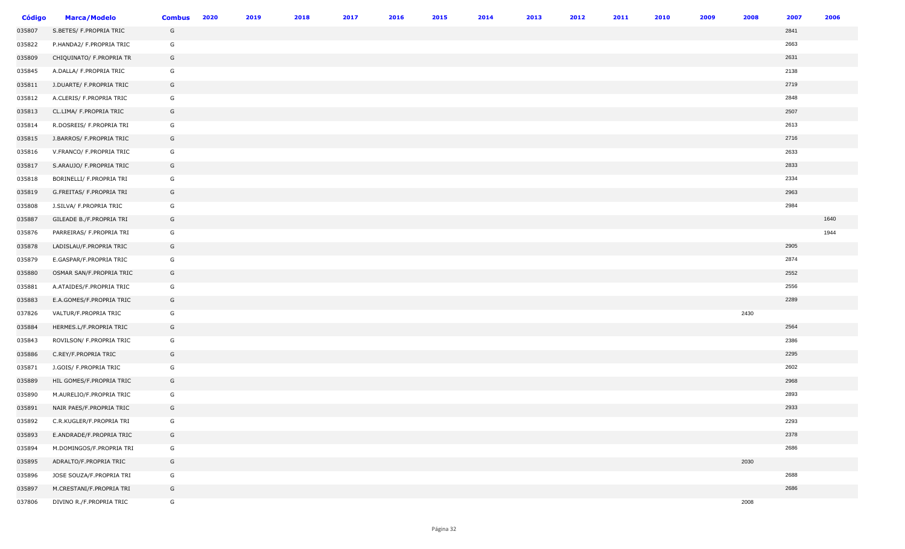| Código | Marca/Modelo | Combus | 2020 | 2019 | 2018 | 2017 | 2016 | 2015 | 2014 | 2013 | 2012 | 2011 | 2010 | 2009 | 2008 | 2007 | 2006 |
|---|---|---|---|---|---|---|---|---|---|---|---|---|---|---|---|---|---|
| 035807 | S.BETES/ F.PROPRIA TRIC | G | | | | | | | | | | | | | | 2841 | |
| 035822 | P.HANDA2/ F.PROPRIA TRIC | G | | | | | | | | | | | | | | 2663 | |
| 035809 | CHIQUINATO/ F.PROPRIA TR | G | | | | | | | | | | | | | | 2631 | |
| 035845 | A.DALLA/ F.PROPRIA TRIC | G | | | | | | | | | | | | | | 2138 | |
| 035811 | J.DUARTE/ F.PROPRIA TRIC | G | | | | | | | | | | | | | | 2719 | |
| 035812 | A.CLERIS/ F.PROPRIA TRIC | G | | | | | | | | | | | | | | 2848 | |
| 035813 | CL.LIMA/ F.PROPRIA TRIC | G | | | | | | | | | | | | | | 2507 | |
| 035814 | R.DOSREIS/ F.PROPRIA TRI | G | | | | | | | | | | | | | | 2613 | |
| 035815 | J.BARROS/ F.PROPRIA TRIC | G | | | | | | | | | | | | | | 2716 | |
| 035816 | V.FRANCO/ F.PROPRIA TRIC | G | | | | | | | | | | | | | | 2633 | |
| 035817 | S.ARAUJO/ F.PROPRIA TRIC | G | | | | | | | | | | | | | | 2833 | |
| 035818 | BORINELLI/ F.PROPRIA TRI | G | | | | | | | | | | | | | | 2334 | |
| 035819 | G.FREITAS/ F.PROPRIA TRI | G | | | | | | | | | | | | | | 2963 | |
| 035808 | J.SILVA/ F.PROPRIA TRIC | G | | | | | | | | | | | | | | 2984 | |
| 035887 | GILEADE B./F.PROPRIA TRI | G | | | | | | | | | | | | | | | 1640 |
| 035876 | PARREIRAS/ F.PROPRIA TRI | G | | | | | | | | | | | | | | | 1944 |
| 035878 | LADISLAU/F.PROPRIA TRIC | G | | | | | | | | | | | | | | 2905 | |
| 035879 | E.GASPAR/F.PROPRIA TRIC | G | | | | | | | | | | | | | | 2874 | |
| 035880 | OSMAR SAN/F.PROPRIA TRIC | G | | | | | | | | | | | | | | 2552 | |
| 035881 | A.ATAIDES/F.PROPRIA TRIC | G | | | | | | | | | | | | | | 2556 | |
| 035883 | E.A.GOMES/F.PROPRIA TRIC | G | | | | | | | | | | | | | | 2289 | |
| 037826 | VALTUR/F.PROPRIA TRIC | G | | | | | | | | | | | | | 2430 | | |
| 035884 | HERMES.L/F.PROPRIA TRIC | G | | | | | | | | | | | | | | 2564 | |
| 035843 | ROVILSON/ F.PROPRIA TRIC | G | | | | | | | | | | | | | | 2386 | |
| 035886 | C.REY/F.PROPRIA TRIC | G | | | | | | | | | | | | | | 2295 | |
| 035871 | J.GOIS/ F.PROPRIA TRIC | G | | | | | | | | | | | | | | 2602 | |
| 035889 | HIL GOMES/F.PROPRIA TRIC | G | | | | | | | | | | | | | | 2968 | |
| 035890 | M.AURELIO/F.PROPRIA TRIC | G | | | | | | | | | | | | | | 2893 | |
| 035891 | NAIR PAES/F.PROPRIA TRIC | G | | | | | | | | | | | | | | 2933 | |
| 035892 | C.R.KUGLER/F.PROPRIA TRI | G | | | | | | | | | | | | | | 2293 | |
| 035893 | E.ANDRADE/F.PROPRIA TRIC | G | | | | | | | | | | | | | | 2378 | |
| 035894 | M.DOMINGOS/F.PROPRIA TRI | G | | | | | | | | | | | | | | 2686 | |
| 035895 | ADRALTO/F.PROPRIA TRIC | G | | | | | | | | | | | | | 2030 | | |
| 035896 | JOSE SOUZA/F.PROPRIA TRI | G | | | | | | | | | | | | | | 2688 | |
| 035897 | M.CRESTANI/F.PROPRIA TRI | G | | | | | | | | | | | | | | 2686 | |
| 037806 | DIVINO R./F.PROPRIA TRIC | G | | | | | | | | | | | | | 2008 | | |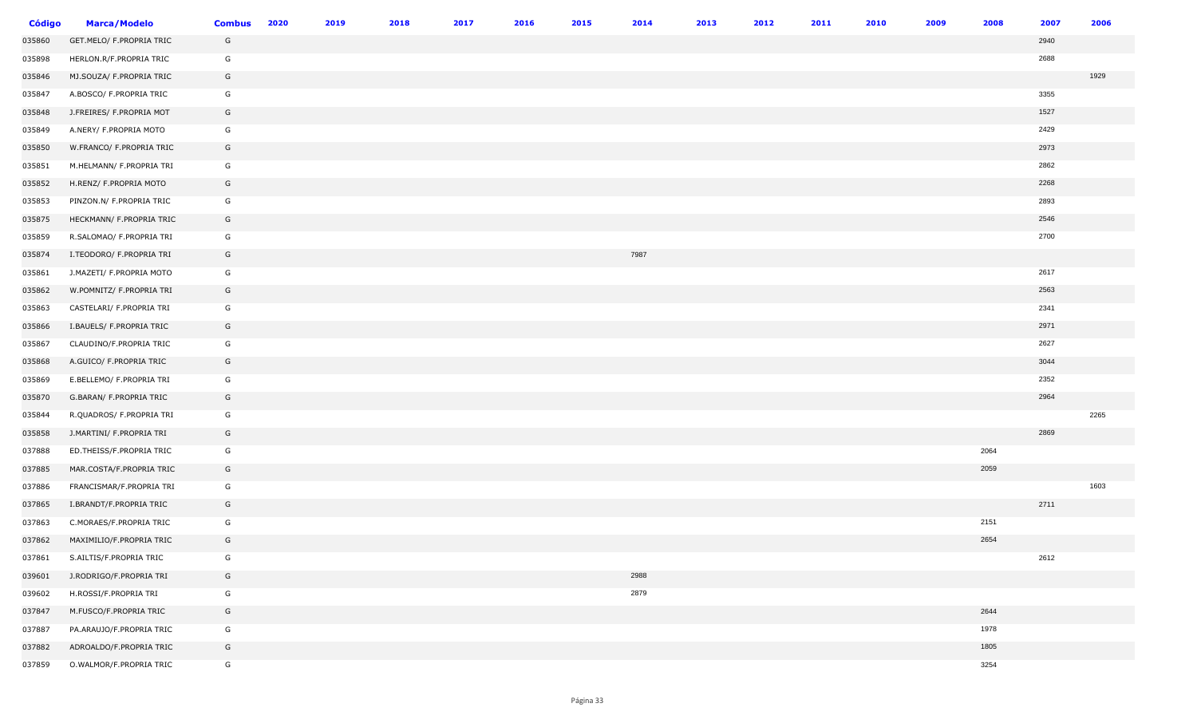| Código | Marca/Modelo | Combus | 2020 | 2019 | 2018 | 2017 | 2016 | 2015 | 2014 | 2013 | 2012 | 2011 | 2010 | 2009 | 2008 | 2007 | 2006 |
|---|---|---|---|---|---|---|---|---|---|---|---|---|---|---|---|---|---|
| 035860 | GET.MELO/ F.PROPRIA TRIC | G | | | | | | | | | | | | | | 2940 | |
| 035898 | HERLON.R/F.PROPRIA TRIC | G | | | | | | | | | | | | | | 2688 | |
| 035846 | MJ.SOUZA/ F.PROPRIA TRIC | G | | | | | | | | | | | | | | | 1929 |
| 035847 | A.BOSCO/ F.PROPRIA TRIC | G | | | | | | | | | | | | | | 3355 | |
| 035848 | J.FREIRES/ F.PROPRIA MOT | G | | | | | | | | | | | | | | 1527 | |
| 035849 | A.NERY/ F.PROPRIA MOTO | G | | | | | | | | | | | | | | 2429 | |
| 035850 | W.FRANCO/ F.PROPRIA TRIC | G | | | | | | | | | | | | | | 2973 | |
| 035851 | M.HELMANN/ F.PROPRIA TRI | G | | | | | | | | | | | | | | 2862 | |
| 035852 | H.RENZ/ F.PROPRIA MOTO | G | | | | | | | | | | | | | | 2268 | |
| 035853 | PINZON.N/ F.PROPRIA TRIC | G | | | | | | | | | | | | | | 2893 | |
| 035875 | HECKMANN/ F.PROPRIA TRIC | G | | | | | | | | | | | | | | 2546 | |
| 035859 | R.SALOMAO/ F.PROPRIA TRI | G | | | | | | | | | | | | | | 2700 | |
| 035874 | I.TEODORO/ F.PROPRIA TRI | G | | | | | | | 7987 | | | | | | | | |
| 035861 | J.MAZETI/ F.PROPRIA MOTO | G | | | | | | | | | | | | | | 2617 | |
| 035862 | W.POMNITZ/ F.PROPRIA TRI | G | | | | | | | | | | | | | | 2563 | |
| 035863 | CASTELARI/ F.PROPRIA TRI | G | | | | | | | | | | | | | | 2341 | |
| 035866 | I.BAUELS/ F.PROPRIA TRIC | G | | | | | | | | | | | | | | 2971 | |
| 035867 | CLAUDINO/F.PROPRIA TRIC | G | | | | | | | | | | | | | | 2627 | |
| 035868 | A.GUICO/ F.PROPRIA TRIC | G | | | | | | | | | | | | | | 3044 | |
| 035869 | E.BELLEMO/ F.PROPRIA TRI | G | | | | | | | | | | | | | | 2352 | |
| 035870 | G.BARAN/ F.PROPRIA TRIC | G | | | | | | | | | | | | | | 2964 | |
| 035844 | R.QUADROS/ F.PROPRIA TRI | G | | | | | | | | | | | | | | | 2265 |
| 035858 | J.MARTINI/ F.PROPRIA TRI | G | | | | | | | | | | | | | | 2869 | |
| 037888 | ED.THEISS/F.PROPRIA TRIC | G | | | | | | | | | | | | | 2064 | | |
| 037885 | MAR.COSTA/F.PROPRIA TRIC | G | | | | | | | | | | | | | 2059 | | |
| 037886 | FRANCISMAR/F.PROPRIA TRI | G | | | | | | | | | | | | | | | 1603 |
| 037865 | I.BRANDT/F.PROPRIA TRIC | G | | | | | | | | | | | | | | 2711 | |
| 037863 | C.MORAES/F.PROPRIA TRIC | G | | | | | | | | | | | | | 2151 | | |
| 037862 | MAXIMILIO/F.PROPRIA TRIC | G | | | | | | | | | | | | | 2654 | | |
| 037861 | S.AILTIS/F.PROPRIA TRIC | G | | | | | | | | | | | | | | 2612 | |
| 039601 | J.RODRIGO/F.PROPRIA TRI | G | | | | | | | 2988 | | | | | | | | |
| 039602 | H.ROSSI/F.PROPRIA TRI | G | | | | | | | 2879 | | | | | | | | |
| 037847 | M.FUSCO/F.PROPRIA TRIC | G | | | | | | | | | | | | | 2644 | | |
| 037887 | PA.ARAUJO/F.PROPRIA TRIC | G | | | | | | | | | | | | | 1978 | | |
| 037882 | ADROALDO/F.PROPRIA TRIC | G | | | | | | | | | | | | | 1805 | | |
| 037859 | O.WALMOR/F.PROPRIA TRIC | G | | | | | | | | | | | | | 3254 | | |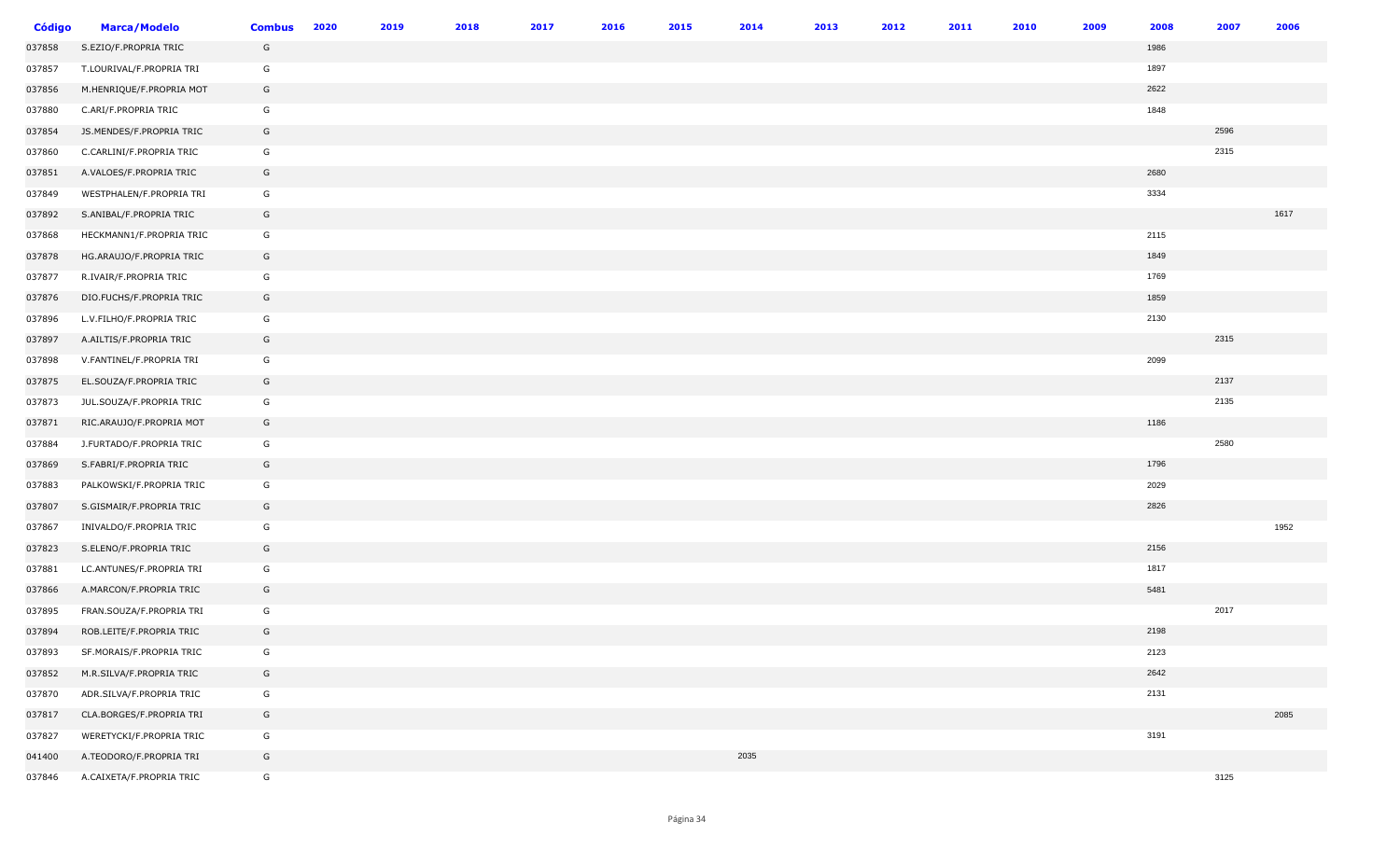| Código | Marca/Modelo | Combus | 2020 | 2019 | 2018 | 2017 | 2016 | 2015 | 2014 | 2013 | 2012 | 2011 | 2010 | 2009 | 2008 | 2007 | 2006 |
|---|---|---|---|---|---|---|---|---|---|---|---|---|---|---|---|---|---|
| 037858 | S.EZIO/F.PROPRIA TRIC | G | | | | | | | | | | | | | 1986 | | |
| 037857 | T.LOURIVAL/F.PROPRIA TRI | G | | | | | | | | | | | | | 1897 | | |
| 037856 | M.HENRIQUE/F.PROPRIA MOT | G | | | | | | | | | | | | | 2622 | | |
| 037880 | C.ARI/F.PROPRIA TRIC | G | | | | | | | | | | | | | 1848 | | |
| 037854 | JS.MENDES/F.PROPRIA TRIC | G | | | | | | | | | | | | | | 2596 | |
| 037860 | C.CARLINI/F.PROPRIA TRIC | G | | | | | | | | | | | | | | 2315 | |
| 037851 | A.VALOES/F.PROPRIA TRIC | G | | | | | | | | | | | | | 2680 | | |
| 037849 | WESTPHALEN/F.PROPRIA TRI | G | | | | | | | | | | | | | 3334 | | |
| 037892 | S.ANIBAL/F.PROPRIA TRIC | G | | | | | | | | | | | | | | | 1617 |
| 037868 | HECKMANN1/F.PROPRIA TRIC | G | | | | | | | | | | | | | 2115 | | |
| 037878 | HG.ARAUJO/F.PROPRIA TRIC | G | | | | | | | | | | | | | 1849 | | |
| 037877 | R.IVAIR/F.PROPRIA TRIC | G | | | | | | | | | | | | | 1769 | | |
| 037876 | DIO.FUCHS/F.PROPRIA TRIC | G | | | | | | | | | | | | | 1859 | | |
| 037896 | L.V.FILHO/F.PROPRIA TRIC | G | | | | | | | | | | | | | 2130 | | |
| 037897 | A.AILTIS/F.PROPRIA TRIC | G | | | | | | | | | | | | | | 2315 | |
| 037898 | V.FANTINEL/F.PROPRIA TRI | G | | | | | | | | | | | | | 2099 | | |
| 037875 | EL.SOUZA/F.PROPRIA TRIC | G | | | | | | | | | | | | | | 2137 | |
| 037873 | JUL.SOUZA/F.PROPRIA TRIC | G | | | | | | | | | | | | | | 2135 | |
| 037871 | RIC.ARAUJO/F.PROPRIA MOT | G | | | | | | | | | | | | | 1186 | | |
| 037884 | J.FURTADO/F.PROPRIA TRIC | G | | | | | | | | | | | | | | 2580 | |
| 037869 | S.FABRI/F.PROPRIA TRIC | G | | | | | | | | | | | | | 1796 | | |
| 037883 | PALKOWSKI/F.PROPRIA TRIC | G | | | | | | | | | | | | | 2029 | | |
| 037807 | S.GISMAIR/F.PROPRIA TRIC | G | | | | | | | | | | | | | 2826 | | |
| 037867 | INIVALDO/F.PROPRIA TRIC | G | | | | | | | | | | | | | | | 1952 |
| 037823 | S.ELENO/F.PROPRIA TRIC | G | | | | | | | | | | | | | 2156 | | |
| 037881 | LC.ANTUNES/F.PROPRIA TRI | G | | | | | | | | | | | | | 1817 | | |
| 037866 | A.MARCON/F.PROPRIA TRIC | G | | | | | | | | | | | | | 5481 | | |
| 037895 | FRAN.SOUZA/F.PROPRIA TRI | G | | | | | | | | | | | | | | 2017 | |
| 037894 | ROB.LEITE/F.PROPRIA TRIC | G | | | | | | | | | | | | | 2198 | | |
| 037893 | SF.MORAIS/F.PROPRIA TRIC | G | | | | | | | | | | | | | 2123 | | |
| 037852 | M.R.SILVA/F.PROPRIA TRIC | G | | | | | | | | | | | | | 2642 | | |
| 037870 | ADR.SILVA/F.PROPRIA TRIC | G | | | | | | | | | | | | | 2131 | | |
| 037817 | CLA.BORGES/F.PROPRIA TRI | G | | | | | | | | | | | | | | | 2085 |
| 037827 | WERETYCKI/F.PROPRIA TRIC | G | | | | | | | | | | | | | 3191 | | |
| 041400 | A.TEODORO/F.PROPRIA TRI | G | | | | | | | 2035 | | | | | | | | |
| 037846 | A.CAIXETA/F.PROPRIA TRIC | G | | | | | | | | | | | | | | 3125 | |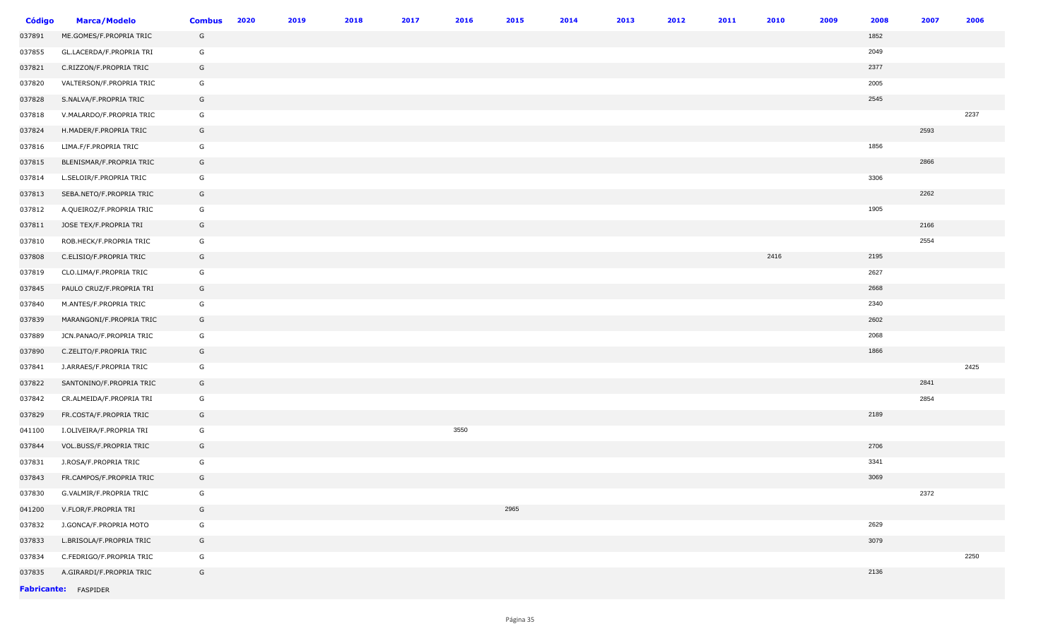| Código | Marca/Modelo | Combus | 2020 | 2019 | 2018 | 2017 | 2016 | 2015 | 2014 | 2013 | 2012 | 2011 | 2010 | 2009 | 2008 | 2007 | 2006 |
|---|---|---|---|---|---|---|---|---|---|---|---|---|---|---|---|---|---|
| 037891 | ME.GOMES/F.PROPRIA TRIC | G | | | | | | | | | | | | | 1852 | | |
| 037855 | GL.LACERDA/F.PROPRIA TRI | G | | | | | | | | | | | | | 2049 | | |
| 037821 | C.RIZZON/F.PROPRIA TRIC | G | | | | | | | | | | | | | 2377 | | |
| 037820 | VALTERSON/F.PROPRIA TRIC | G | | | | | | | | | | | | | 2005 | | |
| 037828 | S.NALVA/F.PROPRIA TRIC | G | | | | | | | | | | | | | 2545 | | |
| 037818 | V.MALARDO/F.PROPRIA TRIC | G | | | | | | | | | | | | | | | 2237 |
| 037824 | H.MADER/F.PROPRIA TRIC | G | | | | | | | | | | | | | | 2593 | |
| 037816 | LIMA.F/F.PROPRIA TRIC | G | | | | | | | | | | | | | 1856 | | |
| 037815 | BLENISMAR/F.PROPRIA TRIC | G | | | | | | | | | | | | | | 2866 | |
| 037814 | L.SELOIR/F.PROPRIA TRIC | G | | | | | | | | | | | | | 3306 | | |
| 037813 | SEBA.NETO/F.PROPRIA TRIC | G | | | | | | | | | | | | | | 2262 | |
| 037812 | A.QUEIROZ/F.PROPRIA TRIC | G | | | | | | | | | | | | | 1905 | | |
| 037811 | JOSE TEX/F.PROPRIA TRI | G | | | | | | | | | | | | | | 2166 | |
| 037810 | ROB.HECK/F.PROPRIA TRIC | G | | | | | | | | | | | | | | 2554 | |
| 037808 | C.ELISIO/F.PROPRIA TRIC | G | | | | | | | | | | | 2416 | | 2195 | | |
| 037819 | CLO.LIMA/F.PROPRIA TRIC | G | | | | | | | | | | | | | 2627 | | |
| 037845 | PAULO CRUZ/F.PROPRIA TRI | G | | | | | | | | | | | | | 2668 | | |
| 037840 | M.ANTES/F.PROPRIA TRIC | G | | | | | | | | | | | | | 2340 | | |
| 037839 | MARANGONI/F.PROPRIA TRIC | G | | | | | | | | | | | | | 2602 | | |
| 037889 | JCN.PANAO/F.PROPRIA TRIC | G | | | | | | | | | | | | | 2068 | | |
| 037890 | C.ZELITO/F.PROPRIA TRIC | G | | | | | | | | | | | | | 1866 | | |
| 037841 | J.ARRAES/F.PROPRIA TRIC | G | | | | | | | | | | | | | | | 2425 |
| 037822 | SANTONINO/F.PROPRIA TRIC | G | | | | | | | | | | | | | | 2841 | |
| 037842 | CR.ALMEIDA/F.PROPRIA TRI | G | | | | | | | | | | | | | | 2854 | |
| 037829 | FR.COSTA/F.PROPRIA TRIC | G | | | | | | | | | | | | | 2189 | | |
| 041100 | I.OLIVEIRA/F.PROPRIA TRI | G | | | | | 3550 | | | | | | | | | | |
| 037844 | VOL.BUSS/F.PROPRIA TRIC | G | | | | | | | | | | | | | 2706 | | |
| 037831 | J.ROSA/F.PROPRIA TRIC | G | | | | | | | | | | | | | 3341 | | |
| 037843 | FR.CAMPOS/F.PROPRIA TRIC | G | | | | | | | | | | | | | 3069 | | |
| 037830 | G.VALMIR/F.PROPRIA TRIC | G | | | | | | | | | | | | | | 2372 | |
| 041200 | V.FLOR/F.PROPRIA TRI | G | | | | | | 2965 | | | | | | | | | |
| 037832 | J.GONCA/F.PROPRIA MOTO | G | | | | | | | | | | | | | 2629 | | |
| 037833 | L.BRISOLA/F.PROPRIA TRIC | G | | | | | | | | | | | | | 3079 | | |
| 037834 | C.FEDRIGO/F.PROPRIA TRIC | G | | | | | | | | | | | | | | | 2250 |
| 037835 | A.GIRARDI/F.PROPRIA TRIC | G | | | | | | | | | | | | | 2136 | | |

**Fabricante:** FASPIDER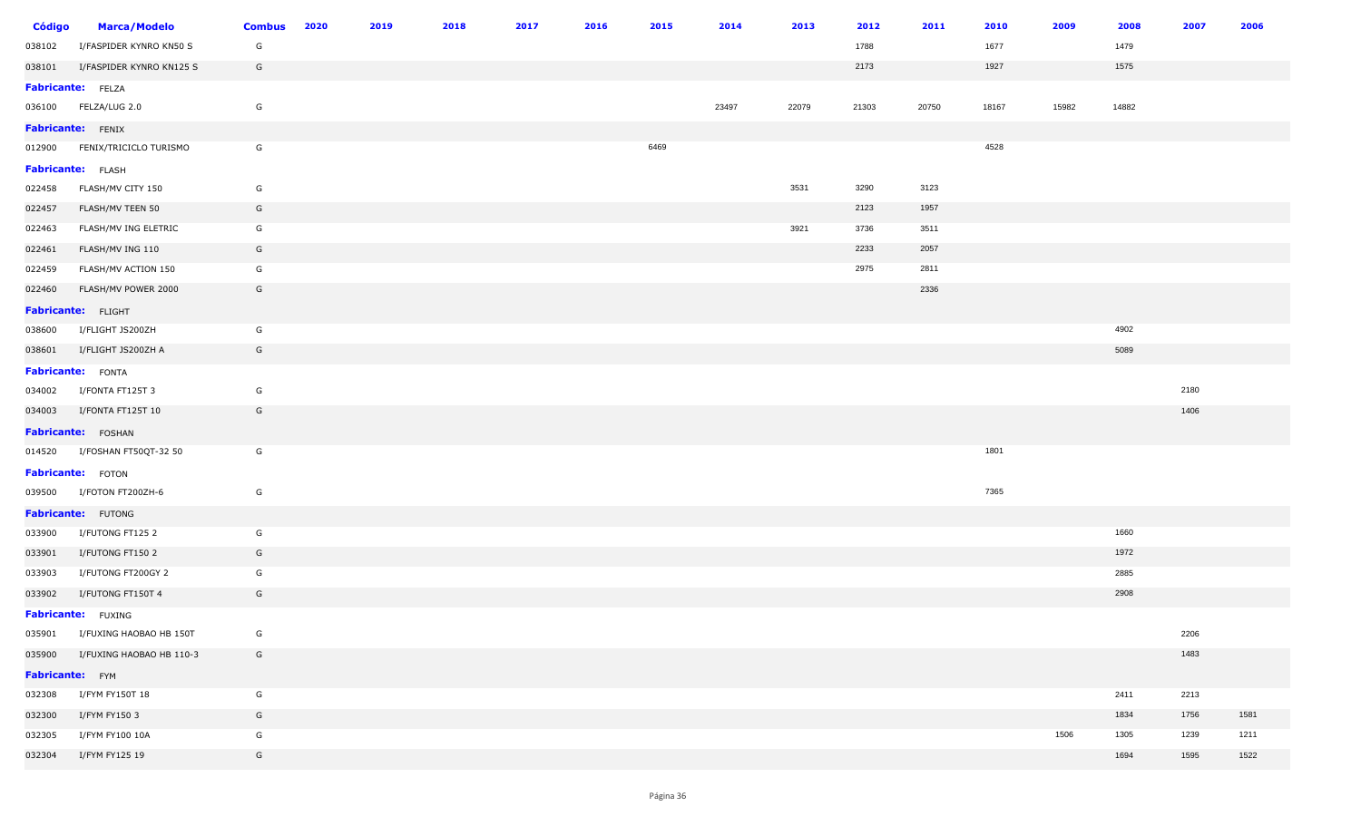| Código | Marca/Modelo | Combus | 2020 | 2019 | 2018 | 2017 | 2016 | 2015 | 2014 | 2013 | 2012 | 2011 | 2010 | 2009 | 2008 | 2007 | 2006 |
|---|---|---|---|---|---|---|---|---|---|---|---|---|---|---|---|---|---|
| 038102 | I/FASPIDER KYNRO KN50 S | G | | | | | | | | | 1788 | | 1677 | | 1479 | | |
| 038101 | I/FASPIDER KYNRO KN125 S | G | | | | | | | | | 2173 | | 1927 | | 1575 | | |
| **Fabricante:** | FELZA | | | | | | | | | | | | | | | | |
| 036100 | FELZA/LUG 2.0 | G | | | | | | | 23497 | 22079 | 21303 | 20750 | 18167 | 15982 | 14882 | | |
| **Fabricante:** | FENIX | | | | | | | | | | | | | | | | |
| 012900 | FENIX/TRICICLO TURISMO | G | | | | | | 6469 | | | | | 4528 | | | | |
| **Fabricante:** | FLASH | | | | | | | | | | | | | | | | |
| 022458 | FLASH/MV CITY 150 | G | | | | | | | | 3531 | 3290 | 3123 | | | | | |
| 022457 | FLASH/MV TEEN 50 | G | | | | | | | | | 2123 | 1957 | | | | | |
| 022463 | FLASH/MV ING ELETRIC | G | | | | | | | | 3921 | 3736 | 3511 | | | | | |
| 022461 | FLASH/MV ING 110 | G | | | | | | | | | 2233 | 2057 | | | | | |
| 022459 | FLASH/MV ACTION 150 | G | | | | | | | | | 2975 | 2811 | | | | | |
| 022460 | FLASH/MV POWER 2000 | G | | | | | | | | | | 2336 | | | | | |
| **Fabricante:** | FLIGHT | | | | | | | | | | | | | | | | |
| 038600 | I/FLIGHT JS200ZH | G | | | | | | | | | | | | | 4902 | | |
| 038601 | I/FLIGHT JS200ZH A | G | | | | | | | | | | | | | 5089 | | |
| **Fabricante:** | FONTA | | | | | | | | | | | | | | | | |
| 034002 | I/FONTA FT125T 3 | G | | | | | | | | | | | | | | 2180 | |
| 034003 | I/FONTA FT125T 10 | G | | | | | | | | | | | | | | 1406 | |
| **Fabricante:** | FOSHAN | | | | | | | | | | | | | | | | |
| 014520 | I/FOSHAN FT50QT-32 50 | G | | | | | | | | | | | 1801 | | | | |
| **Fabricante:** | FOTON | | | | | | | | | | | | | | | | |
| 039500 | I/FOTON FT200ZH-6 | G | | | | | | | | | | | 7365 | | | | |
| **Fabricante:** | FUTONG | | | | | | | | | | | | | | | | |
| 033900 | I/FUTONG FT125 2 | G | | | | | | | | | | | | | 1660 | | |
| 033901 | I/FUTONG FT150 2 | G | | | | | | | | | | | | | 1972 | | |
| 033903 | I/FUTONG FT200GY 2 | G | | | | | | | | | | | | | 2885 | | |
| 033902 | I/FUTONG FT150T 4 | G | | | | | | | | | | | | | 2908 | | |
| **Fabricante:** | FUXING | | | | | | | | | | | | | | | | |
| 035901 | I/FUXING HAOBAO HB 150T | G | | | | | | | | | | | | | | 2206 | |
| 035900 | I/FUXING HAOBAO HB 110-3 | G | | | | | | | | | | | | | | 1483 | |
| **Fabricante:** | FYM | | | | | | | | | | | | | | | | |
| 032308 | I/FYM FY150T 18 | G | | | | | | | | | | | | | 2411 | 2213 | |
| 032300 | I/FYM FY150 3 | G | | | | | | | | | | | | | 1834 | 1756 | 1581 |
| 032305 | I/FYM FY100 10A | G | | | | | | | | | | | | 1506 | 1305 | 1239 | 1211 |
| 032304 | I/FYM FY125 19 | G | | | | | | | | | | | | | 1694 | 1595 | 1522 |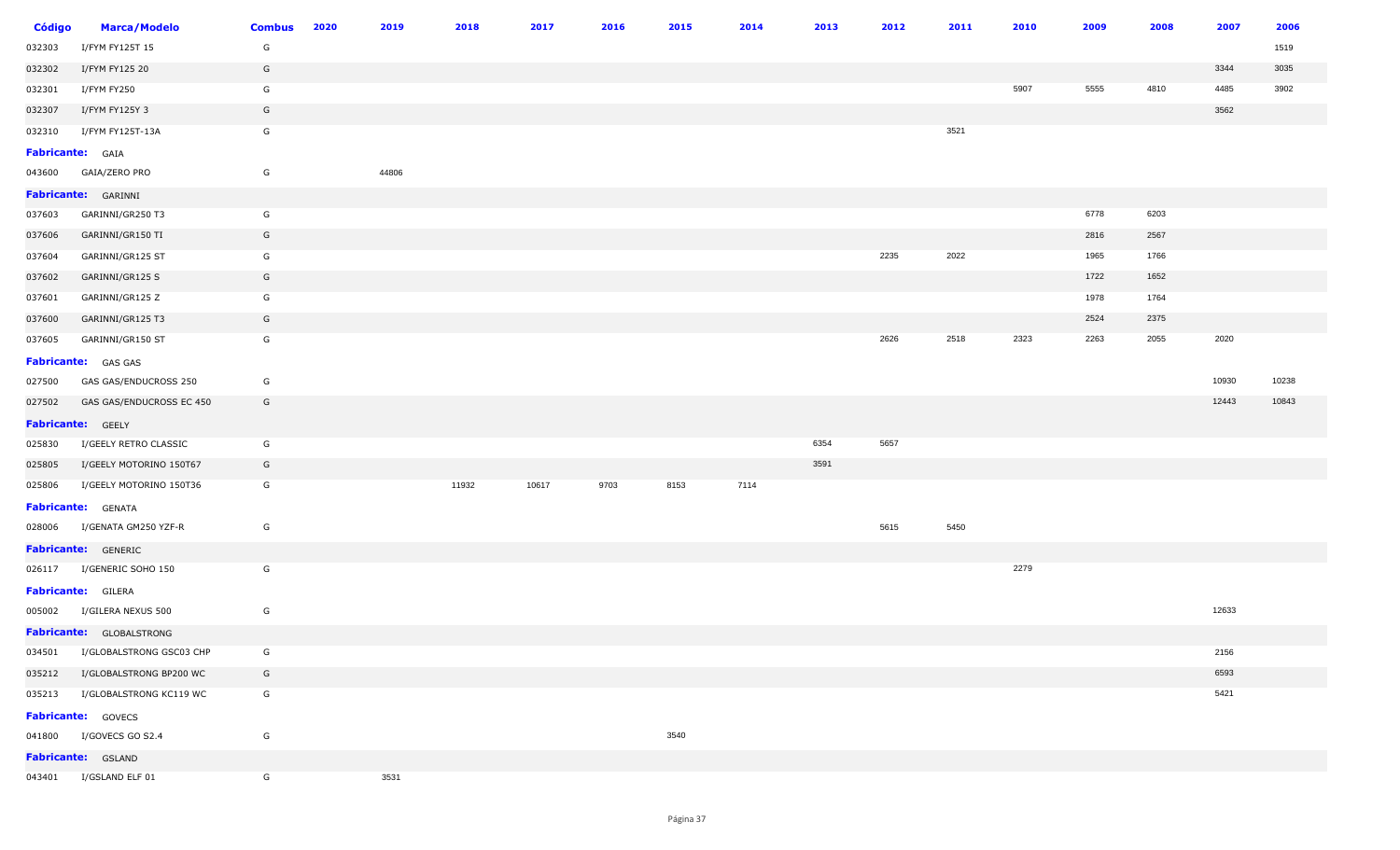| Código | Marca/Modelo | Combus | 2020 | 2019 | 2018 | 2017 | 2016 | 2015 | 2014 | 2013 | 2012 | 2011 | 2010 | 2009 | 2008 | 2007 | 2006 |
|---|---|---|---|---|---|---|---|---|---|---|---|---|---|---|---|---|---|
| 032303 | I/FYM FY125T 15 | G | | | | | | | | | | | | | | | 1519 |
| 032302 | I/FYM FY125 20 | G | | | | | | | | | | | | | | 3344 | 3035 |
| 032301 | I/FYM FY250 | G | | | | | | | | | | | 5907 | 5555 | 4810 | 4485 | 3902 |
| 032307 | I/FYM FY125Y 3 | G | | | | | | | | | | | | | | 3562 | |
| 032310 | I/FYM FY125T-13A | G | | | | | | | | | | 3521 | | | | | |
| **Fabricante:** GAIA | | | | | | | | | | | | | | | | | |
| 043600 | GAIA/ZERO PRO | G | | 44806 | | | | | | | | | | | | | |
| **Fabricante:** GARINNI | | | | | | | | | | | | | | | | | |
| 037603 | GARINNI/GR250 T3 | G | | | | | | | | | | | | 6778 | 6203 | | |
| 037606 | GARINNI/GR150 TI | G | | | | | | | | | | | | 2816 | 2567 | | |
| 037604 | GARINNI/GR125 ST | G | | | | | | | | | 2235 | 2022 | | 1965 | 1766 | | |
| 037602 | GARINNI/GR125 S | G | | | | | | | | | | | | 1722 | 1652 | | |
| 037601 | GARINNI/GR125 Z | G | | | | | | | | | | | | 1978 | 1764 | | |
| 037600 | GARINNI/GR125 T3 | G | | | | | | | | | | | | 2524 | 2375 | | |
| 037605 | GARINNI/GR150 ST | G | | | | | | | | | 2626 | 2518 | 2323 | 2263 | 2055 | 2020 | |
| **Fabricante:** GAS GAS | | | | | | | | | | | | | | | | | |
| 027500 | GAS GAS/ENDUCROSS 250 | G | | | | | | | | | | | | | | 10930 | 10238 |
| 027502 | GAS GAS/ENDUCROSS EC 450 | G | | | | | | | | | | | | | | 12443 | 10843 |
| **Fabricante:** GEELY | | | | | | | | | | | | | | | | | |
| 025830 | I/GEELY RETRO CLASSIC | G | | | | | | | | 6354 | 5657 | | | | | | |
| 025805 | I/GEELY MOTORINO 150T67 | G | | | | | | | | 3591 | | | | | | | |
| 025806 | I/GEELY MOTORINO 150T36 | G | | | 11932 | 10617 | 9703 | 8153 | 7114 | | | | | | | | |
| **Fabricante:** GENATA | | | | | | | | | | | | | | | | | |
| 028006 | I/GENATA GM250 YZF-R | G | | | | | | | | | 5615 | 5450 | | | | | |
| **Fabricante:** GENERIC | | | | | | | | | | | | | | | | | |
| 026117 | I/GENERIC SOHO 150 | G | | | | | | | | | | | 2279 | | | | |
| **Fabricante:** GILERA | | | | | | | | | | | | | | | | | |
| 005002 | I/GILERA NEXUS 500 | G | | | | | | | | | | | | | | 12633 | |
| **Fabricante:** GLOBALSTRONG | | | | | | | | | | | | | | | | | |
| 034501 | I/GLOBALSTRONG GSC03 CHP | G | | | | | | | | | | | | | | 2156 | |
| 035212 | I/GLOBALSTRONG BP200 WC | G | | | | | | | | | | | | | | 6593 | |
| 035213 | I/GLOBALSTRONG KC119 WC | G | | | | | | | | | | | | | | 5421 | |
| **Fabricante:** GOVECS | | | | | | | | | | | | | | | | | |
| 041800 | I/GOVECS GO S2.4 | G | | | | | | 3540 | | | | | | | | | |
| **Fabricante:** GSLAND | | | | | | | | | | | | | | | | | |
| 043401 | I/GSLAND ELF 01 | G | | 3531 | | | | | | | | | | | | | |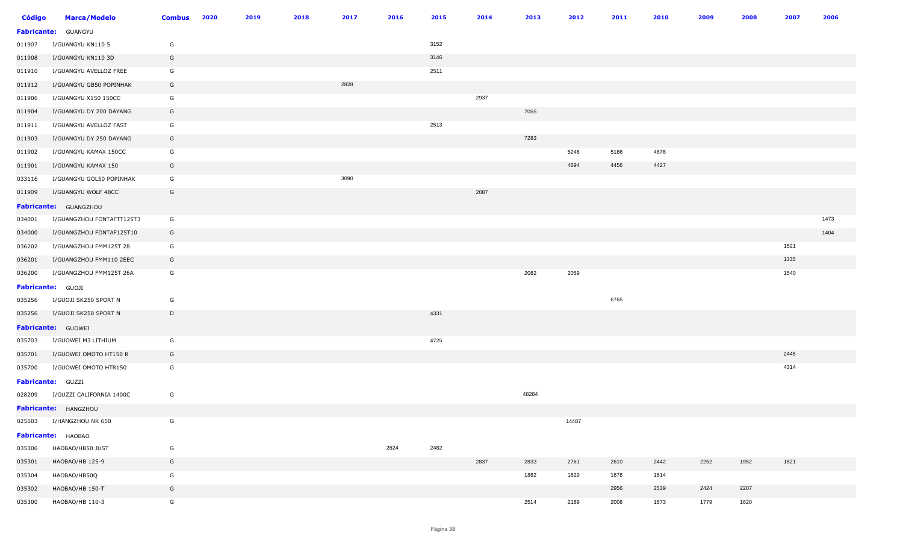| Código | Marca/Modelo | Combus | 2020 | 2019 | 2018 | 2017 | 2016 | 2015 | 2014 | 2013 | 2012 | 2011 | 2010 | 2009 | 2008 | 2007 | 2006 |
|---|---|---|---|---|---|---|---|---|---|---|---|---|---|---|---|---|---|
| **Fabricante:** | GUANGYU | | | | | | | | | | | | | | | | |
| 011907 | I/GUANGYU KN110 5 | G | | | | | | 3152 | | | | | | | | | |
| 011908 | I/GUANGYU KN110 3D | G | | | | | | 3146 | | | | | | | | | |
| 011910 | I/GUANGYU AVELLOZ FREE | G | | | | | | 2511 | | | | | | | | | |
| 011912 | I/GUANGYU GB50 POPINHAK | G | | | | 2828 | | | | | | | | | | | |
| 011906 | I/GUANGYU X150 150CC | G | | | | | | | 2937 | | | | | | | | |
| 011904 | I/GUANGYU DY 200 DAYANG | G | | | | | | | | 7055 | | | | | | | |
| 011911 | I/GUANGYU AVELLOZ FAST | G | | | | | | 2513 | | | | | | | | | |
| 011903 | I/GUANGYU DY 250 DAYANG | G | | | | | | | | 7283 | | | | | | | |
| 011902 | I/GUANGYU KAMAX 150CC | G | | | | | | | | | 5246 | 5186 | 4876 | | | | |
| 011901 | I/GUANGYU KAMAX 150 | G | | | | | | | | | 4694 | 4456 | 4427 | | | | |
| 033116 | I/GUANGYU GOL50 POPINHAK | G | | | | 3090 | | | | | | | | | | | |
| 011909 | I/GUANGYU WOLF 48CC | G | | | | | | | 2087 | | | | | | | | |
| **Fabricante:** | GUANGZHOU | | | | | | | | | | | | | | | | |
| 034001 | I/GUANGZHOU FONTAFTT125T3 | G | | | | | | | | | | | | | | | 1473 |
| 034000 | I/GUANGZHOU FONTAF125T10 | G | | | | | | | | | | | | | | | 1404 |
| 036202 | I/GUANGZHOU FMM125T 28 | G | | | | | | | | | | | | | | 1521 | |
| 036201 | I/GUANGZHOU FMM110 2EEC | G | | | | | | | | | | | | | | 1335 | |
| 036200 | I/GUANGZHOU FMM125T 26A | G | | | | | | | | 2082 | 2059 | | | | | 1540 | |
| **Fabricante:** | GUOJI | | | | | | | | | | | | | | | | |
| 035256 | I/GUOJI SK250 SPORT N | G | | | | | | | | | | 6765 | | | | | |
| 035256 | I/GUOJI SK250 SPORT N | D | | | | | | 4331 | | | | | | | | | |
| **Fabricante:** | GUOWEI | | | | | | | | | | | | | | | | |
| 035703 | I/GUOWEI M3 LITHIUM | G | | | | | | 4725 | | | | | | | | | |
| 035701 | I/GUOWEI OMOTO HT150 R | G | | | | | | | | | | | | | | 2445 | |
| 035700 | I/GUOWEI OMOTO HTR150 | G | | | | | | | | | | | | | | 4314 | |
| **Fabricante:** | GUZZI | | | | | | | | | | | | | | | | |
| 028209 | I/GUZZI CALIFORNIA 1400C | G | | | | | | | | 48284 | | | | | | | |
| **Fabricante:** | HANGZHOU | | | | | | | | | | | | | | | | |
| 025603 | I/HANGZHOU NK 650 | G | | | | | | | | | 14487 | | | | | | |
| **Fabricante:** | HAOBAO | | | | | | | | | | | | | | | | |
| 035306 | HAOBAO/HB50 JUST | G | | | | | 2624 | 2482 | | | | | | | | | |
| 035301 | HAOBAO/HB 125-9 | G | | | | | | | 2837 | 2833 | 2761 | 2610 | 2442 | 2252 | 1952 | 1821 | |
| 035304 | HAOBAO/HB50Q | G | | | | | | | | 1882 | 1829 | 1678 | 1614 | | | | |
| 035302 | HAOBAO/HB 150-T | G | | | | | | | | | | 2956 | 2539 | 2424 | 2207 | | |
| 035300 | HAOBAO/HB 110-3 | G | | | | | | | | 2514 | 2189 | 2008 | 1873 | 1779 | 1620 | | |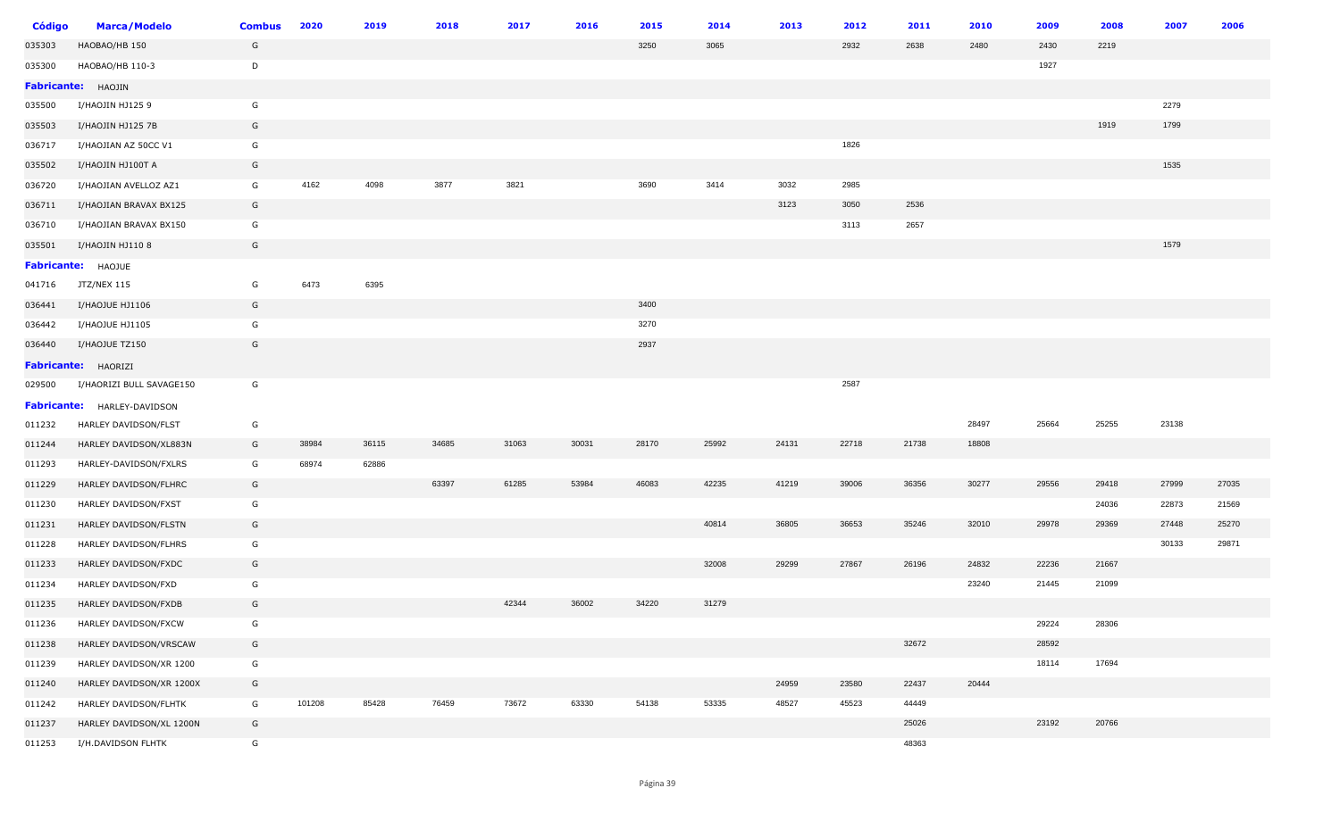| Código | Marca/Modelo | Combus | 2020 | 2019 | 2018 | 2017 | 2016 | 2015 | 2014 | 2013 | 2012 | 2011 | 2010 | 2009 | 2008 | 2007 | 2006 |
|---|---|---|---|---|---|---|---|---|---|---|---|---|---|---|---|---|---|
| 035303 | HAOBAO/HB 150 | G | | | | | | 3250 | 3065 | | 2932 | 2638 | 2480 | 2430 | 2219 | | |
| 035300 | HAOBAO/HB 110-3 | D | | | | | | | | | | | | 1927 | | | |
| **Fabricante:** | HAOJIN | | | | | | | | | | | | | | | | |
| 035500 | I/HAOJIN HJ125 9 | G | | | | | | | | | | | | | | 2279 | |
| 035503 | I/HAOJIN HJ125 7B | G | | | | | | | | | | | | | 1919 | 1799 | |
| 036717 | I/HAOJIAN AZ 50CC V1 | G | | | | | | | | | 1826 | | | | | | |
| 035502 | I/HAOJIN HJ100T A | G | | | | | | | | | | | | | | 1535 | |
| 036720 | I/HAOJIAN AVELLOZ AZ1 | G | 4162 | 4098 | 3877 | 3821 | | 3690 | 3414 | 3032 | 2985 | | | | | | |
| 036711 | I/HAOJIAN BRAVAX BX125 | G | | | | | | | | 3123 | 3050 | 2536 | | | | | |
| 036710 | I/HAOJIAN BRAVAX BX150 | G | | | | | | | | | 3113 | 2657 | | | | | |
| 035501 | I/HAOJIN HJ110 8 | G | | | | | | | | | | | | | | 1579 | |
| **Fabricante:** | HAOJUE | | | | | | | | | | | | | | | | |
| 041716 | JTZ/NEX 115 | G | 6473 | 6395 | | | | | | | | | | | | | |
| 036441 | I/HAOJUE HJ1106 | G | | | | | | 3400 | | | | | | | | | |
| 036442 | I/HAOJUE HJ1105 | G | | | | | | 3270 | | | | | | | | | |
| 036440 | I/HAOJUE TZ150 | G | | | | | | 2937 | | | | | | | | | |
| **Fabricante:** | HAORIZI | | | | | | | | | | | | | | | | |
| 029500 | I/HAORIZI BULL SAVAGE150 | G | | | | | | | | | 2587 | | | | | | |
| **Fabricante:** | HARLEY-DAVIDSON | | | | | | | | | | | | | | | | |
| 011232 | HARLEY DAVIDSON/FLST | G | | | | | | | | | | | 28497 | 25664 | 25255 | 23138 | |
| 011244 | HARLEY DAVIDSON/XL883N | G | 38984 | 36115 | 34685 | 31063 | 30031 | 28170 | 25992 | 24131 | 22718 | 21738 | 18808 | | | | |
| 011293 | HARLEY-DAVIDSON/FXLRS | G | 68974 | 62886 | | | | | | | | | | | | | |
| 011229 | HARLEY DAVIDSON/FLHRC | G | | | 63397 | 61285 | 53984 | 46083 | 42235 | 41219 | 39006 | 36356 | 30277 | 29556 | 29418 | 27999 | 27035 |
| 011230 | HARLEY DAVIDSON/FXST | G | | | | | | | | | | | | | 24036 | 22873 | 21569 |
| 011231 | HARLEY DAVIDSON/FLSTN | G | | | | | | | 40814 | 36805 | 36653 | 35246 | 32010 | 29978 | 29369 | 27448 | 25270 |
| 011228 | HARLEY DAVIDSON/FLHRS | G | | | | | | | | | | | | | | 30133 | 29871 |
| 011233 | HARLEY DAVIDSON/FXDC | G | | | | | | | 32008 | 29299 | 27867 | 26196 | 24832 | 22236 | 21667 | | |
| 011234 | HARLEY DAVIDSON/FXD | G | | | | | | | | | | | 23240 | 21445 | 21099 | | |
| 011235 | HARLEY DAVIDSON/FXDB | G | | | | 42344 | 36002 | 34220 | 31279 | | | | | | | | |
| 011236 | HARLEY DAVIDSON/FXCW | G | | | | | | | | | | | | 29224 | 28306 | | |
| 011238 | HARLEY DAVIDSON/VRSCAW | G | | | | | | | | | | 32672 | | 28592 | | | |
| 011239 | HARLEY DAVIDSON/XR 1200 | G | | | | | | | | | | | | 18114 | 17694 | | |
| 011240 | HARLEY DAVIDSON/XR 1200X | G | | | | | | | | 24959 | 23580 | 22437 | 20444 | | | | |
| 011242 | HARLEY DAVIDSON/FLHTK | G | 101208 | 85428 | 76459 | 73672 | 63330 | 54138 | 53335 | 48527 | 45523 | 44449 | | | | | |
| 011237 | HARLEY DAVIDSON/XL 1200N | G | | | | | | | | | | 25026 | | 23192 | 20766 | | |
| 011253 | I/H.DAVIDSON FLHTK | G | | | | | | | | | | 48363 | | | | | |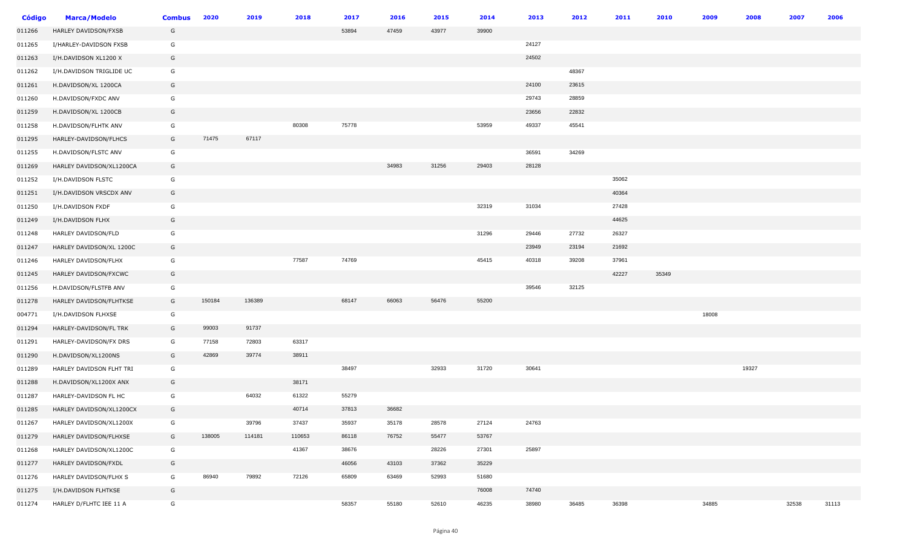| Código | Marca/Modelo | Combus | 2020 | 2019 | 2018 | 2017 | 2016 | 2015 | 2014 | 2013 | 2012 | 2011 | 2010 | 2009 | 2008 | 2007 | 2006 |
|---|---|---|---|---|---|---|---|---|---|---|---|---|---|---|---|---|---|
| 011266 | HARLEY DAVIDSON/FXSB | G | | | | 53894 | 47459 | 43977 | 39900 | | | | | | | | |
| 011265 | I/HARLEY-DAVIDSON FXSB | G | | | | | | | | 24127 | | | | | | | |
| 011263 | I/H.DAVIDSON XL1200 X | G | | | | | | | | 24502 | | | | | | | |
| 011262 | I/H.DAVIDSON TRIGLIDE UC | G | | | | | | | | | 48367 | | | | | | |
| 011261 | H.DAVIDSON/XL 1200CA | G | | | | | | | | 24100 | 23615 | | | | | | |
| 011260 | H.DAVIDSON/FXDC ANV | G | | | | | | | | 29743 | 28859 | | | | | | |
| 011259 | H.DAVIDSON/XL 1200CB | G | | | | | | | | 23656 | 22832 | | | | | | |
| 011258 | H.DAVIDSON/FLHTK ANV | G | | | 80308 | 75778 | | | 53959 | 49337 | 45541 | | | | | | |
| 011295 | HARLEY-DAVIDSON/FLHCS | G | 71475 | 67117 | | | | | | | | | | | | | |
| 011255 | H.DAVIDSON/FLSTC ANV | G | | | | | | | | 36591 | 34269 | | | | | | |
| 011269 | HARLEY DAVIDSON/XL1200CA | G | | | | | 34983 | 31256 | 29403 | 28128 | | | | | | | |
| 011252 | I/H.DAVIDSON FLSTC | G | | | | | | | | | | 35062 | | | | | |
| 011251 | I/H.DAVIDSON VRSCDX ANV | G | | | | | | | | | | 40364 | | | | | |
| 011250 | I/H.DAVIDSON FXDF | G | | | | | | | 32319 | 31034 | | 27428 | | | | | |
| 011249 | I/H.DAVIDSON FLHX | G | | | | | | | | | | 44625 | | | | | |
| 011248 | HARLEY DAVIDSON/FLD | G | | | | | | | 31296 | 29446 | 27732 | 26327 | | | | | |
| 011247 | HARLEY DAVIDSON/XL 1200C | G | | | | | | | | 23949 | 23194 | 21692 | | | | | |
| 011246 | HARLEY DAVIDSON/FLHX | G | | | 77587 | 74769 | | | 45415 | 40318 | 39208 | 37961 | | | | | |
| 011245 | HARLEY DAVIDSON/FXCWC | G | | | | | | | | | | 42227 | 35349 | | | | |
| 011256 | H.DAVIDSON/FLSTFB ANV | G | | | | | | | | 39546 | 32125 | | | | | | |
| 011278 | HARLEY DAVIDSON/FLHTKSE | G | 150184 | 136389 | | 68147 | 66063 | 56476 | 55200 | | | | | | | | |
| 004771 | I/H.DAVIDSON FLHXSE | G | | | | | | | | | | | | 18008 | | | |
| 011294 | HARLEY-DAVIDSON/FL TRK | G | 99003 | 91737 | | | | | | | | | | | | | |
| 011291 | HARLEY-DAVIDSON/FX DRS | G | 77158 | 72803 | 63317 | | | | | | | | | | | | |
| 011290 | H.DAVIDSON/XL1200NS | G | 42869 | 39774 | 38911 | | | | | | | | | | | | |
| 011289 | HARLEY DAVIDSON FLHT TRI | G | | | | 38497 | | 32933 | 31720 | 30641 | | | | | 19327 | | |
| 011288 | H.DAVIDSON/XL1200X ANX | G | | | 38171 | | | | | | | | | | | | |
| 011287 | HARLEY-DAVIDSON FL HC | G | | 64032 | 61322 | 55279 | | | | | | | | | | | |
| 011285 | HARLEY DAVIDSON/XL1200CX | G | | | 40714 | 37813 | 36682 | | | | | | | | | | |
| 011267 | HARLEY DAVIDSON/XL1200X | G | | 39796 | 37437 | 35937 | 35178 | 28578 | 27124 | 24763 | | | | | | | |
| 011279 | HARLEY DAVIDSON/FLHXSE | G | 138005 | 114181 | 110653 | 86118 | 76752 | 55477 | 53767 | | | | | | | | |
| 011268 | HARLEY DAVIDSON/XL1200C | G | | | 41367 | 38676 | | 28226 | 27301 | 25897 | | | | | | | |
| 011277 | HARLEY DAVIDSON/FXDL | G | | | | 46056 | 43103 | 37362 | 35229 | | | | | | | | |
| 011276 | HARLEY DAVIDSON/FLHX S | G | 86940 | 79892 | 72126 | 65809 | 63469 | 52993 | 51680 | | | | | | | | |
| 011275 | I/H.DAVIDSON FLHTKSE | G | | | | | | | 76008 | 74740 | | | | | | | |
| 011274 | HARLEY D/FLHTC IEE 11 A | G | | | | 58357 | 55180 | 52610 | 46235 | 38980 | 36485 | 36398 | | 34885 | | 32538 | 31113 |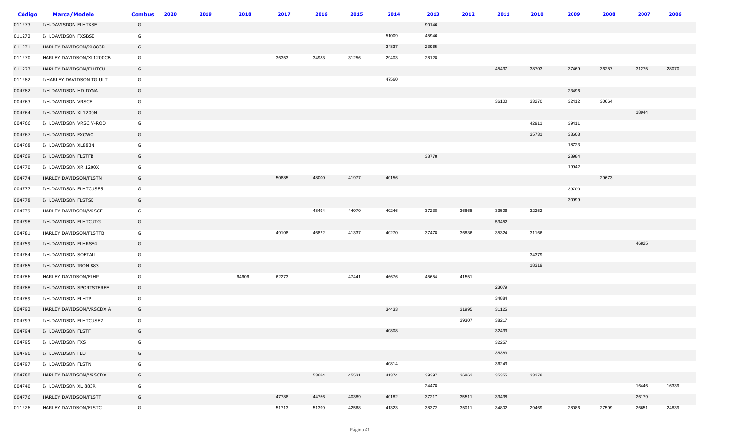| Código | Marca/Modelo | Combus | 2020 | 2019 | 2018 | 2017 | 2016 | 2015 | 2014 | 2013 | 2012 | 2011 | 2010 | 2009 | 2008 | 2007 | 2006 |
|---|---|---|---|---|---|---|---|---|---|---|---|---|---|---|---|---|---|
| 011273 | I/H.DAVISDON FLHTKSE | G | | | | | | | | 90146 | | | | | | | |
| 011272 | I/H.DAVISDON FXSBSE | G | | | | | | | 51009 | 45946 | | | | | | | |
| 011271 | HARLEY DAVIDSON/XL883R | G | | | | | | | 24837 | 23965 | | | | | | | |
| 011270 | HARLEY DAVIDSON/XL1200CB | G | | | | 36353 | 34983 | 31256 | 29403 | 28128 | | | | | | | |
| 011227 | HARLEY DAVIDSON/FLHTCU | G | | | | | | | | | | 45437 | 38703 | 37469 | 36257 | 31275 | 28070 |
| 011282 | I/HARLEY DAVIDSON TG ULT | G | | | | | | | 47560 | | | | | | | | |
| 004782 | I/H DAVIDSON HD DYNA | G | | | | | | | | | | | | 23496 | | | |
| 004763 | I/H.DAVIDSON VRSCF | G | | | | | | | | | | 36100 | 33270 | 32412 | 30664 | | |
| 004764 | I/H.DAVIDSON XL1200N | G | | | | | | | | | | | | | | 18944 | |
| 004766 | I/H.DAVIDSON VRSC V-ROD | G | | | | | | | | | | | 42911 | 39411 | | | |
| 004767 | I/H.DAVIDSON FXCWC | G | | | | | | | | | | | 35731 | 33603 | | | |
| 004768 | I/H.DAVIDSON XL883N | G | | | | | | | | | | | | 18723 | | | |
| 004769 | I/H.DAVIDSON FLSTFB | G | | | | | | | | 38778 | | | | 28984 | | | |
| 004770 | I/H.DAVIDSON XR 1200X | G | | | | | | | | | | | | 19942 | | | |
| 004774 | HARLEY DAVIDSON/FLSTN | G | | | | 50885 | 48000 | 41977 | 40156 | | | | | | 29673 | | |
| 004777 | I/H.DAVIDSON FLHTCUSE5 | G | | | | | | | | | | | | 39700 | | | |
| 004778 | I/H.DAVIDSON FLSTSE | G | | | | | | | | | | | | 30999 | | | |
| 004779 | HARLEY DAVIDSON/VRSCF | G | | | | | 48494 | 44070 | 40246 | 37238 | 36668 | 33506 | 32252 | | | | |
| 004798 | I/H.DAVIDSON FLHTCUTG | G | | | | | | | | | | 53452 | | | | | |
| 004781 | HARLEY DAVIDSON/FLSTFB | G | | | | 49108 | 46822 | 41337 | 40270 | 37478 | 36836 | 35324 | 31166 | | | | |
| 004759 | I/H.DAVIDSON FLHRSE4 | G | | | | | | | | | | | | | | 46825 | |
| 004784 | I/H.DAVIDSON SOFTAIL | G | | | | | | | | | | | 34379 | | | | |
| 004785 | I/H.DAVIDSON IRON 883 | G | | | | | | | | | | | 18319 | | | | |
| 004786 | HARLEY DAVIDSON/FLHP | G | | | 64606 | 62273 | | 47441 | 46676 | 45654 | 41551 | | | | | | |
| 004788 | I/H.DAVIDSON SPORTSTERFE | G | | | | | | | | | | 23079 | | | | | |
| 004789 | I/H.DAVIDSON FLHTP | G | | | | | | | | | | 34884 | | | | | |
| 004792 | HARLEY DAVIDSON/VRSCDX A | G | | | | | | | 34433 | | 31995 | 31125 | | | | | |
| 004793 | I/H.DAVIDSON FLHTCUSE7 | G | | | | | | | | | 39307 | 38217 | | | | | |
| 004794 | I/H.DAVIDSON FLSTF | G | | | | | | | 40808 | | | 32433 | | | | | |
| 004795 | I/H.DAVIDSON FXS | G | | | | | | | | | | 32257 | | | | | |
| 004796 | I/H.DAVIDSON FLD | G | | | | | | | | | | 35383 | | | | | |
| 004797 | I/H.DAVIDSON FLSTN | G | | | | | | | 40814 | | | 36243 | | | | | |
| 004780 | HARLEY DAVIDSON/VRSCDX | G | | | | | 53684 | 45531 | 41374 | 39397 | 36862 | 35355 | 33278 | | | | |
| 004740 | I/H.DAVIDSON XL 883R | G | | | | | | | | 24478 | | | | | | 16446 | 16339 |
| 004776 | HARLEY DAVIDSON/FLSTF | G | | | | 47788 | 44756 | 40389 | 40182 | 37217 | 35511 | 33438 | | | | 26179 | |
| 011226 | HARLEY DAVIDSON/FLSTC | G | | | | 51713 | 51399 | 42568 | 41323 | 38372 | 35011 | 34802 | 29469 | 28086 | 27599 | 26651 | 24839 |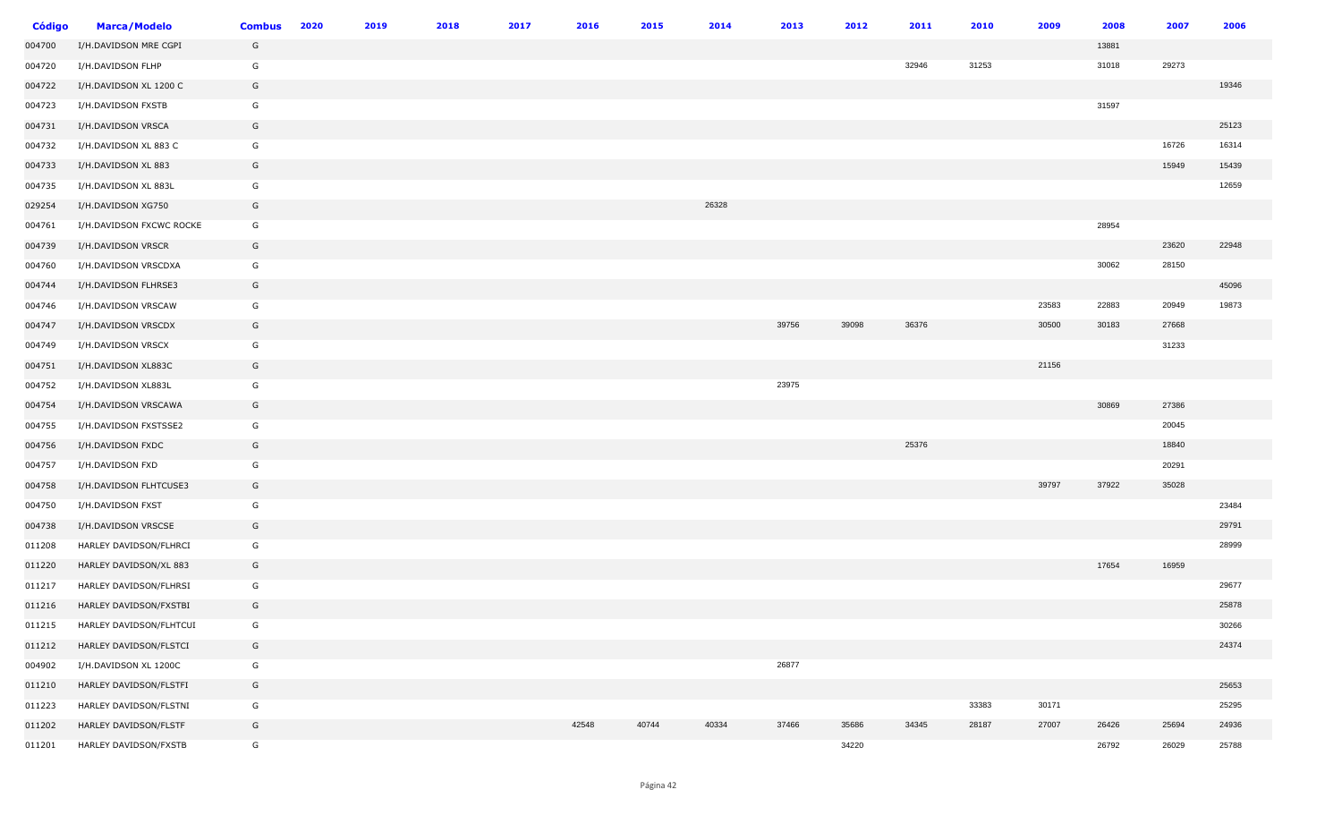| Código | Marca/Modelo | Combus | 2020 | 2019 | 2018 | 2017 | 2016 | 2015 | 2014 | 2013 | 2012 | 2011 | 2010 | 2009 | 2008 | 2007 | 2006 |
|---|---|---|---|---|---|---|---|---|---|---|---|---|---|---|---|---|---|
| 004700 | I/H.DAVIDSON MRE CGPI | G | | | | | | | | | | | | | 13881 | | |
| 004720 | I/H.DAVIDSON FLHP | G | | | | | | | | | | 32946 | 31253 | | 31018 | 29273 | |
| 004722 | I/H.DAVIDSON XL 1200 C | G | | | | | | | | | | | | | | | 19346 |
| 004723 | I/H.DAVIDSON FXSTB | G | | | | | | | | | | | | | 31597 | | |
| 004731 | I/H.DAVIDSON VRSCA | G | | | | | | | | | | | | | | | 25123 |
| 004732 | I/H.DAVIDSON XL 883 C | G | | | | | | | | | | | | | | 16726 | 16314 |
| 004733 | I/H.DAVIDSON XL 883 | G | | | | | | | | | | | | | | 15949 | 15439 |
| 004735 | I/H.DAVIDSON XL 883L | G | | | | | | | | | | | | | | | 12659 |
| 029254 | I/H.DAVIDSON XG750 | G | | | | | | | 26328 | | | | | | | | |
| 004761 | I/H.DAVIDSON FXCWC ROCKE | G | | | | | | | | | | | | | 28954 | | |
| 004739 | I/H.DAVIDSON VRSCR | G | | | | | | | | | | | | | | 23620 | 22948 |
| 004760 | I/H.DAVIDSON VRSCDXA | G | | | | | | | | | | | | | 30062 | 28150 | |
| 004744 | I/H.DAVIDSON FLHRSE3 | G | | | | | | | | | | | | | | | 45096 |
| 004746 | I/H.DAVIDSON VRSCAW | G | | | | | | | | | | | | 23583 | 22883 | 20949 | 19873 |
| 004747 | I/H.DAVIDSON VRSCDX | G | | | | | | | | 39756 | 39098 | 36376 | | 30500 | 30183 | 27668 | |
| 004749 | I/H.DAVIDSON VRSCX | G | | | | | | | | | | | | | | 31233 | |
| 004751 | I/H.DAVIDSON XL883C | G | | | | | | | | | | | | 21156 | | | |
| 004752 | I/H.DAVIDSON XL883L | G | | | | | | | | 23975 | | | | | | | |
| 004754 | I/H.DAVIDSON VRSCAWA | G | | | | | | | | | | | | | 30869 | 27386 | |
| 004755 | I/H.DAVIDSON FXSTSSE2 | G | | | | | | | | | | | | | | 20045 | |
| 004756 | I/H.DAVIDSON FXDC | G | | | | | | | | | | 25376 | | | | 18840 | |
| 004757 | I/H.DAVIDSON FXD | G | | | | | | | | | | | | | | 20291 | |
| 004758 | I/H.DAVIDSON FLHTCUSE3 | G | | | | | | | | | | | | 39797 | 37922 | 35028 | |
| 004750 | I/H.DAVIDSON FXST | G | | | | | | | | | | | | | | | 23484 |
| 004738 | I/H.DAVIDSON VRSCSE | G | | | | | | | | | | | | | | | 29791 |
| 011208 | HARLEY DAVIDSON/FLHRCI | G | | | | | | | | | | | | | | | 28999 |
| 011220 | HARLEY DAVIDSON/XL 883 | G | | | | | | | | | | | | | 17654 | 16959 | |
| 011217 | HARLEY DAVIDSON/FLHRSI | G | | | | | | | | | | | | | | | 29677 |
| 011216 | HARLEY DAVIDSON/FXSTBI | G | | | | | | | | | | | | | | | 25878 |
| 011215 | HARLEY DAVIDSON/FLHTCUI | G | | | | | | | | | | | | | | | 30266 |
| 011212 | HARLEY DAVIDSON/FLSTCI | G | | | | | | | | | | | | | | | 24374 |
| 004902 | I/H.DAVIDSON XL 1200C | G | | | | | | | | 26877 | | | | | | | |
| 011210 | HARLEY DAVIDSON/FLSTFI | G | | | | | | | | | | | | | | | 25653 |
| 011223 | HARLEY DAVIDSON/FLSTNI | G | | | | | | | | | | | 33383 | 30171 | | | 25295 |
| 011202 | HARLEY DAVIDSON/FLSTF | G | | | | | 42548 | 40744 | 40334 | 37466 | 35686 | 34345 | 28187 | 27007 | 26426 | 25694 | 24936 |
| 011201 | HARLEY DAVIDSON/FXSTB | G | | | | | | | | | 34220 | | | | 26792 | 26029 | 25788 |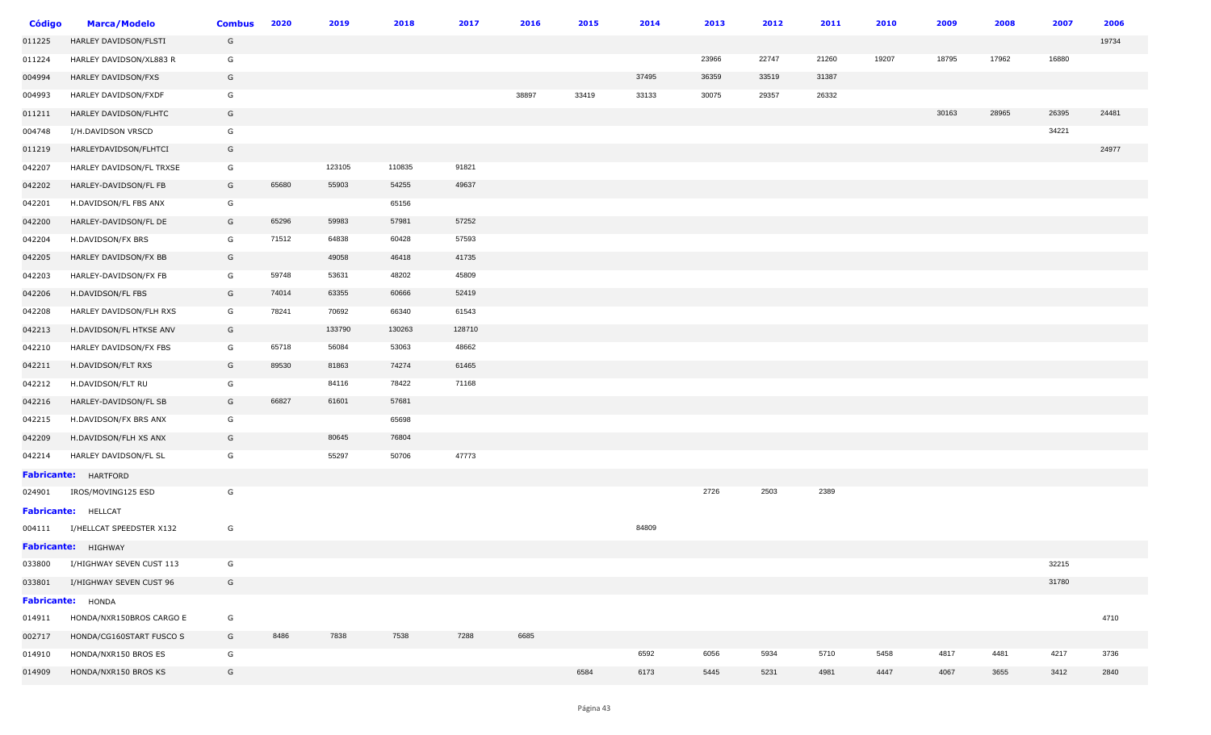| Código | Marca/Modelo | Combus | 2020 | 2019 | 2018 | 2017 | 2016 | 2015 | 2014 | 2013 | 2012 | 2011 | 2010 | 2009 | 2008 | 2007 | 2006 |
|---|---|---|---|---|---|---|---|---|---|---|---|---|---|---|---|---|---|
| 011225 | HARLEY DAVIDSON/FLSTI | G | | | | | | | | | | | | | | | 19734 |
| 011224 | HARLEY DAVIDSON/XL883 R | G | | | | | | | | 23966 | 22747 | 21260 | 19207 | 18795 | 17962 | 16880 | |
| 004994 | HARLEY DAVIDSON/FXS | G | | | | | | | 37495 | 36359 | 33519 | 31387 | | | | | |
| 004993 | HARLEY DAVIDSON/FXDF | G | | | | | 38897 | 33419 | 33133 | 30075 | 29357 | 26332 | | | | | |
| 011211 | HARLEY DAVIDSON/FLHTC | G | | | | | | | | | | | | 30163 | 28965 | 26395 | 24481 |
| 004748 | I/H.DAVIDSON VRSCD | G | | | | | | | | | | | | | | 34221 | |
| 011219 | HARLEYDAVIDSON/FLHTCI | G | | | | | | | | | | | | | | | 24977 |
| 042207 | HARLEY DAVIDSON/FL TRXSE | G | | 123105 | 110835 | 91821 | | | | | | | | | | | |
| 042202 | HARLEY-DAVIDSON/FL FB | G | 65680 | 55903 | 54255 | 49637 | | | | | | | | | | | |
| 042201 | H.DAVIDSON/FL FBS ANX | G | | | 65156 | | | | | | | | | | | | |
| 042200 | HARLEY-DAVIDSON/FL DE | G | 65296 | 59983 | 57981 | 57252 | | | | | | | | | | | |
| 042204 | H.DAVIDSON/FX BRS | G | 71512 | 64838 | 60428 | 57593 | | | | | | | | | | | |
| 042205 | HARLEY DAVIDSON/FX BB | G | | 49058 | 46418 | 41735 | | | | | | | | | | | |
| 042203 | HARLEY-DAVIDSON/FX FB | G | 59748 | 53631 | 48202 | 45809 | | | | | | | | | | | |
| 042206 | H.DAVIDSON/FL FBS | G | 74014 | 63355 | 60666 | 52419 | | | | | | | | | | | |
| 042208 | HARLEY DAVIDSON/FLH RXS | G | 78241 | 70692 | 66340 | 61543 | | | | | | | | | | | |
| 042213 | H.DAVIDSON/FL HTKSE ANV | G | | 133790 | 130263 | 128710 | | | | | | | | | | | |
| 042210 | HARLEY DAVIDSON/FX FBS | G | 65718 | 56084 | 53063 | 48662 | | | | | | | | | | | |
| 042211 | H.DAVIDSON/FLT RXS | G | 89530 | 81863 | 74274 | 61465 | | | | | | | | | | | |
| 042212 | H.DAVIDSON/FLT RU | G | | 84116 | 78422 | 71168 | | | | | | | | | | | |
| 042216 | HARLEY-DAVIDSON/FL SB | G | 66827 | 61601 | 57681 | | | | | | | | | | | | |
| 042215 | H.DAVIDSON/FX BRS ANX | G | | | 65698 | | | | | | | | | | | | |
| 042209 | H.DAVIDSON/FLH XS ANX | G | | 80645 | 76804 | | | | | | | | | | | | |
| 042214 | HARLEY DAVIDSON/FL SL | G | | 55297 | 50706 | 47773 | | | | | | | | | | | |
| **Fabricante:** HARTFORD | | | | | | | | | | | | | | | | | |
| 024901 | IROS/MOVING125 ESD | G | | | | | | | | 2726 | 2503 | 2389 | | | | | |
| **Fabricante:** HELLCAT | | | | | | | | | | | | | | | | | |
| 004111 | I/HELLCAT SPEEDSTER X132 | G | | | | | | | 84809 | | | | | | | | |
| **Fabricante:** HIGHWAY | | | | | | | | | | | | | | | | | |
| 033800 | I/HIGHWAY SEVEN CUST 113 | G | | | | | | | | | | | | | | 32215 | |
| 033801 | I/HIGHWAY SEVEN CUST 96 | G | | | | | | | | | | | | | | 31780 | |
| **Fabricante:** HONDA | | | | | | | | | | | | | | | | | |
| 014911 | HONDA/NXR150BROS CARGO E | G | | | | | | | | | | | | | | | 4710 |
| 002717 | HONDA/CG160START FUSCO S | G | 8486 | 7838 | 7538 | 7288 | 6685 | | | | | | | | | | |
| 014910 | HONDA/NXR150 BROS ES | G | | | | | | | 6592 | 6056 | 5934 | 5710 | 5458 | 4817 | 4481 | 4217 | 3736 |
| 014909 | HONDA/NXR150 BROS KS | G | | | | | | 6584 | 6173 | 5445 | 5231 | 4981 | 4447 | 4067 | 3655 | 3412 | 2840 |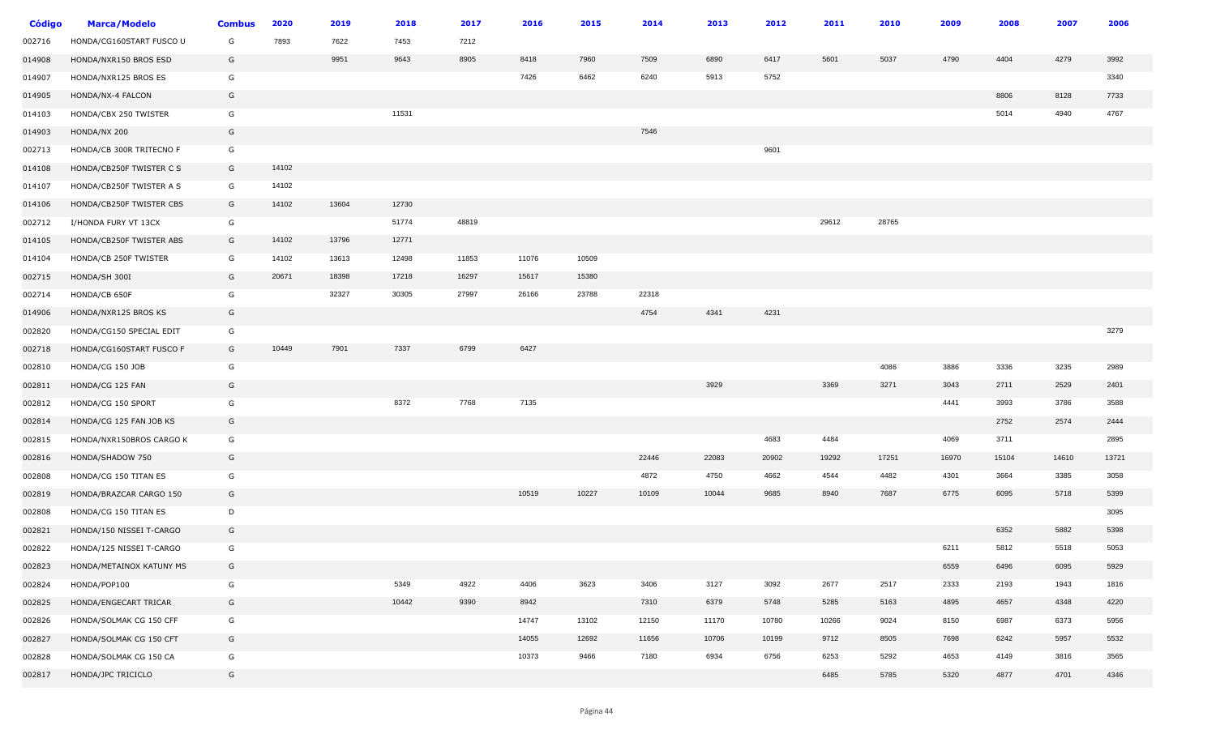| Código | Marca/Modelo | Combus | 2020 | 2019 | 2018 | 2017 | 2016 | 2015 | 2014 | 2013 | 2012 | 2011 | 2010 | 2009 | 2008 | 2007 | 2006 |
|---|---|---|---|---|---|---|---|---|---|---|---|---|---|---|---|---|---|
| 002716 | HONDA/CG160START FUSCO U | G | 7893 | 7622 | 7453 | 7212 | | | | | | | | | | | |
| 014908 | HONDA/NXR150 BROS ESD | G | | 9951 | 9643 | 8905 | 8418 | 7960 | 7509 | 6890 | 6417 | 5601 | 5037 | 4790 | 4404 | 4279 | 3992 |
| 014907 | HONDA/NXR125 BROS ES | G | | | | | 7426 | 6462 | 6240 | 5913 | 5752 | | | | | | 3340 |
| 014905 | HONDA/NX-4 FALCON | G | | | | | | | | | | | | | 8806 | 8128 | 7733 |
| 014103 | HONDA/CBX 250 TWISTER | G | | | 11531 | | | | | | | | | | 5014 | 4940 | 4767 |
| 014903 | HONDA/NX 200 | G | | | | | | | 7546 | | | | | | | | |
| 002713 | HONDA/CB 300R TRITECNO F | G | | | | | | | | | 9601 | | | | | | |
| 014108 | HONDA/CB250F TWISTER C S | G | 14102 | | | | | | | | | | | | | | |
| 014107 | HONDA/CB250F TWISTER A S | G | 14102 | | | | | | | | | | | | | | |
| 014106 | HONDA/CB250F TWISTER CBS | G | 14102 | 13604 | 12730 | | | | | | | | | | | | |
| 002712 | I/HONDA FURY VT 13CX | G | | | 51774 | 48819 | | | | | | 29612 | 28765 | | | | |
| 014105 | HONDA/CB250F TWISTER ABS | G | 14102 | 13796 | 12771 | | | | | | | | | | | | |
| 014104 | HONDA/CB 250F TWISTER | G | 14102 | 13613 | 12498 | 11853 | 11076 | 10509 | | | | | | | | | |
| 002715 | HONDA/SH 300I | G | 20671 | 18398 | 17218 | 16297 | 15617 | 15380 | | | | | | | | | |
| 002714 | HONDA/CB 650F | G | | 32327 | 30305 | 27997 | 26166 | 23788 | 22318 | | | | | | | | |
| 014906 | HONDA/NXR125 BROS KS | G | | | | | | | 4754 | 4341 | 4231 | | | | | | |
| 002820 | HONDA/CG150 SPECIAL EDIT | G | | | | | | | | | | | | | | | 3279 |
| 002718 | HONDA/CG160START FUSCO F | G | 10449 | 7901 | 7337 | 6799 | 6427 | | | | | | | | | | |
| 002810 | HONDA/CG 150 JOB | G | | | | | | | | | | | 4086 | 3886 | 3336 | 3235 | 2989 |
| 002811 | HONDA/CG 125 FAN | G | | | | | | | | 3929 | | 3369 | 3271 | 3043 | 2711 | 2529 | 2401 |
| 002812 | HONDA/CG 150 SPORT | G | | | 8372 | 7768 | 7135 | | | | | | | 4441 | 3993 | 3786 | 3588 |
| 002814 | HONDA/CG 125 FAN JOB KS | G | | | | | | | | | | | | | 2752 | 2574 | 2444 |
| 002815 | HONDA/NXR150BROS CARGO K | G | | | | | | | | | 4683 | 4484 | | 4069 | 3711 | | 2895 |
| 002816 | HONDA/SHADOW 750 | G | | | | | | | 22446 | 22083 | 20902 | 19292 | 17251 | 16970 | 15104 | 14610 | 13721 |
| 002808 | HONDA/CG 150 TITAN ES | G | | | | | | | 4872 | 4750 | 4662 | 4544 | 4482 | 4301 | 3664 | 3385 | 3058 |
| 002819 | HONDA/BRAZCAR CARGO 150 | G | | | | | 10519 | 10227 | 10109 | 10044 | 9685 | 8940 | 7687 | 6775 | 6095 | 5718 | 5399 |
| 002808 | HONDA/CG 150 TITAN ES | D | | | | | | | | | | | | | | | 3095 |
| 002821 | HONDA/150 NISSEI T-CARGO | G | | | | | | | | | | | | | 6352 | 5882 | 5398 |
| 002822 | HONDA/125 NISSEI T-CARGO | G | | | | | | | | | | | | 6211 | 5812 | 5518 | 5053 |
| 002823 | HONDA/METAINOX KATUNY MS | G | | | | | | | | | | | | 6559 | 6496 | 6095 | 5929 |
| 002824 | HONDA/POP100 | G | | | 5349 | 4922 | 4406 | 3623 | 3406 | 3127 | 3092 | 2677 | 2517 | 2333 | 2193 | 1943 | 1816 |
| 002825 | HONDA/ENGECART TRICAR | G | | | 10442 | 9390 | 8942 | | 7310 | 6379 | 5748 | 5285 | 5163 | 4895 | 4657 | 4348 | 4220 |
| 002826 | HONDA/SOLMAK CG 150 CFF | G | | | | | 14747 | 13102 | 12150 | 11170 | 10780 | 10266 | 9024 | 8150 | 6987 | 6373 | 5956 |
| 002827 | HONDA/SOLMAK CG 150 CFT | G | | | | | 14055 | 12692 | 11656 | 10706 | 10199 | 9712 | 8505 | 7698 | 6242 | 5957 | 5532 |
| 002828 | HONDA/SOLMAK CG 150 CA | G | | | | | 10373 | 9466 | 7180 | 6934 | 6756 | 6253 | 5292 | 4653 | 4149 | 3816 | 3565 |
| 002817 | HONDA/JPC TRICICLO | G | | | | | | | | | | 6485 | 5785 | 5320 | 4877 | 4701 | 4346 |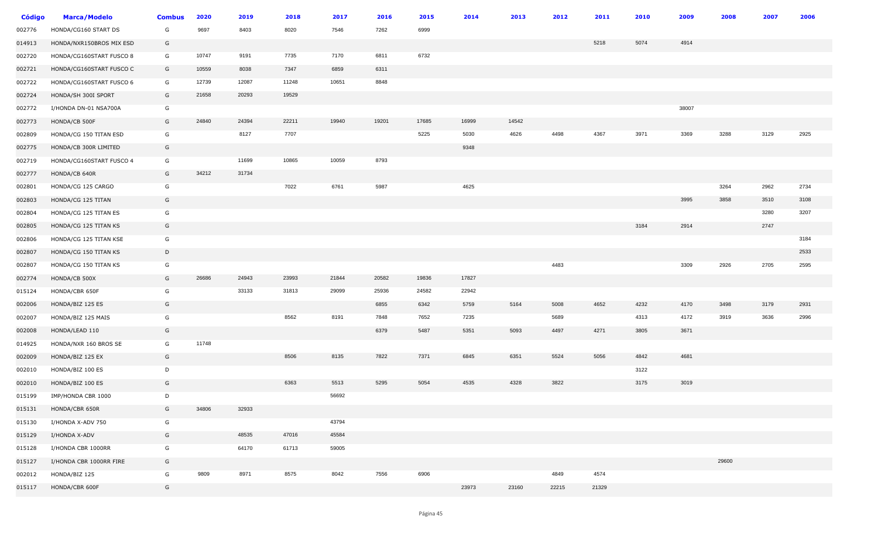| Código | Marca/Modelo | Combus | 2020 | 2019 | 2018 | 2017 | 2016 | 2015 | 2014 | 2013 | 2012 | 2011 | 2010 | 2009 | 2008 | 2007 | 2006 |
|---|---|---|---|---|---|---|---|---|---|---|---|---|---|---|---|---|---|
| 002776 | HONDA/CG160 START DS | G | 9697 | 8403 | 8020 | 7546 | 7262 | 6999 | | | | | | | | | |
| 014913 | HONDA/NXR150BROS MIX ESD | G | | | | | | | | | | 5218 | 5074 | 4914 | | | |
| 002720 | HONDA/CG160START FUSCO 8 | G | 10747 | 9191 | 7735 | 7170 | 6811 | 6732 | | | | | | | | | |
| 002721 | HONDA/CG160START FUSCO C | G | 10559 | 8038 | 7347 | 6859 | 6311 | | | | | | | | | | |
| 002722 | HONDA/CG160START FUSCO 6 | G | 12739 | 12087 | 11248 | 10651 | 8848 | | | | | | | | | | |
| 002724 | HONDA/SH 300I SPORT | G | 21658 | 20293 | 19529 | | | | | | | | | | | | |
| 002772 | I/HONDA DN-01 NSA700A | G | | | | | | | | | | | | 38007 | | | |
| 002773 | HONDA/CB 500F | G | 24840 | 24394 | 22211 | 19940 | 19201 | 17685 | 16999 | 14542 | | | | | | | |
| 002809 | HONDA/CG 150 TITAN ESD | G | | 8127 | 7707 | | | 5225 | 5030 | 4626 | 4498 | 4367 | 3971 | 3369 | 3288 | 3129 | 2925 |
| 002775 | HONDA/CB 300R LIMITED | G | | | | | | | 9348 | | | | | | | | |
| 002719 | HONDA/CG160START FUSCO 4 | G | | 11699 | 10865 | 10059 | 8793 | | | | | | | | | | |
| 002777 | HONDA/CB 640R | G | 34212 | 31734 | | | | | | | | | | | | | |
| 002801 | HONDA/CG 125 CARGO | G | | | 7022 | 6761 | 5987 | | 4625 | | | | | | 3264 | 2962 | 2734 |
| 002803 | HONDA/CG 125 TITAN | G | | | | | | | | | | | | 3995 | 3858 | 3510 | 3108 |
| 002804 | HONDA/CG 125 TITAN ES | G | | | | | | | | | | | | | | 3280 | 3207 |
| 002805 | HONDA/CG 125 TITAN KS | G | | | | | | | | | | | 3184 | 2914 | | 2747 | |
| 002806 | HONDA/CG 125 TITAN KSE | G | | | | | | | | | | | | | | | 3184 |
| 002807 | HONDA/CG 150 TITAN KS | D | | | | | | | | | | | | | | | 2533 |
| 002807 | HONDA/CG 150 TITAN KS | G | | | | | | | | | 4483 | | | 3309 | 2926 | 2705 | 2595 |
| 002774 | HONDA/CB 500X | G | 26686 | 24943 | 23993 | 21844 | 20582 | 19836 | 17827 | | | | | | | | |
| 015124 | HONDA/CBR 650F | G | | 33133 | 31813 | 29099 | 25936 | 24582 | 22942 | | | | | | | | |
| 002006 | HONDA/BIZ 125 ES | G | | | | | 6855 | 6342 | 5759 | 5164 | 5008 | 4652 | 4232 | 4170 | 3498 | 3179 | 2931 |
| 002007 | HONDA/BIZ 125 MAIS | G | | | 8562 | 8191 | 7848 | 7652 | 7235 | | 5689 | | 4313 | 4172 | 3919 | 3636 | 2996 |
| 002008 | HONDA/LEAD 110 | G | | | | | 6379 | 5487 | 5351 | 5093 | 4497 | 4271 | 3805 | 3671 | | | |
| 014925 | HONDA/NXR 160 BROS SE | G | 11748 | | | | | | | | | | | | | | |
| 002009 | HONDA/BIZ 125 EX | G | | | 8506 | 8135 | 7822 | 7371 | 6845 | 6351 | 5524 | 5056 | 4842 | 4681 | | | |
| 002010 | HONDA/BIZ 100 ES | D | | | | | | | | | | | 3122 | | | | |
| 002010 | HONDA/BIZ 100 ES | G | | | 6363 | 5513 | 5295 | 5054 | 4535 | 4328 | 3822 | | 3175 | 3019 | | | |
| 015199 | IMP/HONDA CBR 1000 | D | | | | 56692 | | | | | | | | | | | |
| 015131 | HONDA/CBR 650R | G | 34806 | 32933 | | | | | | | | | | | | | |
| 015130 | I/HONDA X-ADV 750 | G | | | | 43794 | | | | | | | | | | | |
| 015129 | I/HONDA X-ADV | G | | 48535 | 47016 | 45584 | | | | | | | | | | | |
| 015128 | I/HONDA CBR 1000RR | G | | 64170 | 61713 | 59005 | | | | | | | | | | | |
| 015127 | I/HONDA CBR 1000RR FIRE | G | | | | | | | | | | | | | 29600 | | |
| 002012 | HONDA/BIZ 125 | G | 9809 | 8971 | 8575 | 8042 | 7556 | 6906 | | | 4849 | 4574 | | | | | |
| 015117 | HONDA/CBR 600F | G | | | | | | | 23973 | 23160 | 22215 | 21329 | | | | | |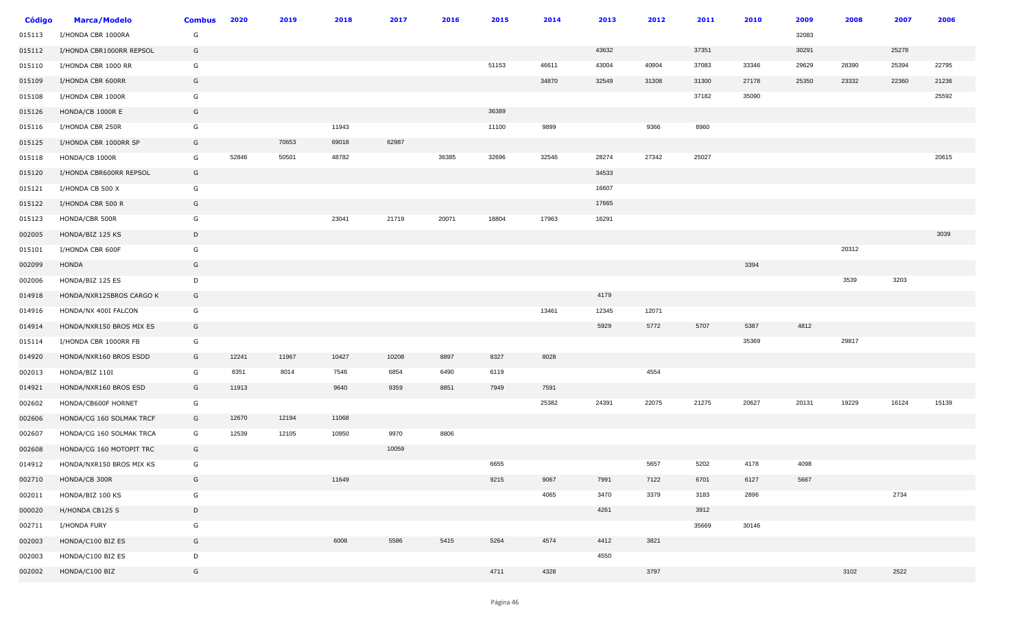| Código | Marca/Modelo | Combus | 2020 | 2019 | 2018 | 2017 | 2016 | 2015 | 2014 | 2013 | 2012 | 2011 | 2010 | 2009 | 2008 | 2007 | 2006 |
|---|---|---|---|---|---|---|---|---|---|---|---|---|---|---|---|---|---|
| 015113 | I/HONDA CBR 1000RA | G | | | | | | | | | | | | 32083 | | | |
| 015112 | I/HONDA CBR1000RR REPSOL | G | | | | | | | | 43632 | | 37351 | | 30291 | | 25278 | |
| 015110 | I/HONDA CBR 1000 RR | G | | | | | | 51153 | 46611 | 43004 | 40904 | 37083 | 33346 | 29629 | 28390 | 25394 | 22795 |
| 015109 | I/HONDA CBR 600RR | G | | | | | | | 34870 | 32549 | 31308 | 31300 | 27178 | 25350 | 23332 | 22360 | 21236 |
| 015108 | I/HONDA CBR 1000R | G | | | | | | | | | | 37182 | 35090 | | | | 25592 |
| 015126 | HONDA/CB 1000R E | G | | | | | | 36389 | | | | | | | | | |
| 015116 | I/HONDA CBR 250R | G | | | 11943 | | | 11100 | 9899 | | 9366 | 8960 | | | | | |
| 015125 | I/HONDA CBR 1000RR SP | G | | 70653 | 69018 | 62987 | | | | | | | | | | | |
| 015118 | HONDA/CB 1000R | G | 52846 | 50501 | 48782 | | 36385 | 32696 | 32546 | 28274 | 27342 | 25027 | | | | | 20615 |
| 015120 | I/HONDA CBR600RR REPSOL | G | | | | | | | | 34533 | | | | | | | |
| 015121 | I/HONDA CB 500 X | G | | | | | | | | 16607 | | | | | | | |
| 015122 | I/HONDA CBR 500 R | G | | | | | | | | 17665 | | | | | | | |
| 015123 | HONDA/CBR 500R | G | | | 23041 | 21719 | 20071 | 18804 | 17963 | 16291 | | | | | | | |
| 002005 | HONDA/BIZ 125 KS | D | | | | | | | | | | | | | | | 3039 |
| 015101 | I/HONDA CBR 600F | G | | | | | | | | | | | | | 20312 | | |
| 002099 | HONDA | G | | | | | | | | | | | 3394 | | | | |
| 002006 | HONDA/BIZ 125 ES | D | | | | | | | | | | | | | 3539 | 3203 | |
| 014918 | HONDA/NXR125BROS CARGO K | G | | | | | | | | 4179 | | | | | | | |
| 014916 | HONDA/NX 400I FALCON | G | | | | | | | 13461 | 12345 | 12071 | | | | | | |
| 014914 | HONDA/NXR150 BROS MIX ES | G | | | | | | | | 5929 | 5772 | 5707 | 5387 | 4812 | | | |
| 015114 | I/HONDA CBR 1000RR FB | G | | | | | | | | | | | 35369 | | 29817 | | |
| 014920 | HONDA/NXR160 BROS ESDD | G | 12241 | 11967 | 10427 | 10208 | 8897 | 8327 | 8028 | | | | | | | | |
| 002013 | HONDA/BIZ 110I | G | 8351 | 8014 | 7546 | 6854 | 6490 | 6119 | | | 4554 | | | | | | |
| 014921 | HONDA/NXR160 BROS ESD | G | 11913 | | 9640 | 9359 | 8851 | 7949 | 7591 | | | | | | | | |
| 002602 | HONDA/CB600F HORNET | G | | | | | | | 25382 | 24391 | 22075 | 21275 | 20627 | 20131 | 19229 | 16124 | 15139 |
| 002606 | HONDA/CG 160 SOLMAK TRCF | G | 12670 | 12194 | 11068 | | | | | | | | | | | | |
| 002607 | HONDA/CG 160 SOLMAK TRCA | G | 12539 | 12105 | 10950 | 9970 | 8806 | | | | | | | | | | |
| 002608 | HONDA/CG 160 MOTOPIT TRC | G | | | | 10059 | | | | | | | | | | | |
| 014912 | HONDA/NXR150 BROS MIX KS | G | | | | | | 6655 | | | 5657 | 5202 | 4178 | 4098 | | | |
| 002710 | HONDA/CB 300R | G | | | 11649 | | | 9215 | 9067 | 7991 | 7122 | 6701 | 6127 | 5667 | | | |
| 002011 | HONDA/BIZ 100 KS | G | | | | | | | 4065 | 3470 | 3379 | 3183 | 2896 | | | 2734 | |
| 000020 | H/HONDA CB125 S | D | | | | | | | | 4261 | | 3912 | | | | | |
| 002711 | I/HONDA FURY | G | | | | | | | | | | 35669 | 30146 | | | | |
| 002003 | HONDA/C100 BIZ ES | G | | | 6008 | 5586 | 5415 | 5264 | 4574 | 4412 | 3821 | | | | | | |
| 002003 | HONDA/C100 BIZ ES | D | | | | | | | | 4550 | | | | | | | |
| 002002 | HONDA/C100 BIZ | G | | | | | | 4711 | 4328 | | 3797 | | | | 3102 | 2522 | |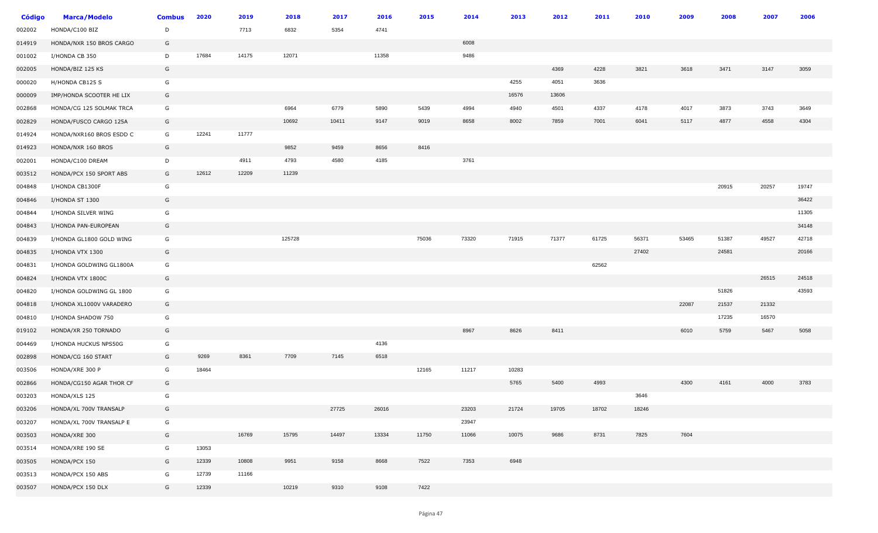| Código | Marca/Modelo | Combus | 2020 | 2019 | 2018 | 2017 | 2016 | 2015 | 2014 | 2013 | 2012 | 2011 | 2010 | 2009 | 2008 | 2007 | 2006 |
|---|---|---|---|---|---|---|---|---|---|---|---|---|---|---|---|---|---|
| 002002 | HONDA/C100 BIZ | D | | 7713 | 6832 | 5354 | 4741 | | | | | | | | | | |
| 014919 | HONDA/NXR 150 BROS CARGO | G | | | | | | | 6008 | | | | | | | | |
| 001002 | I/HONDA CB 350 | D | 17684 | 14175 | 12071 | | 11358 | | 9486 | | | | | | | | |
| 002005 | HONDA/BIZ 125 KS | G | | | | | | | | | 4369 | 4228 | 3821 | 3618 | 3471 | 3147 | 3059 |
| 000020 | H/HONDA CB125 S | G | | | | | | | | 4255 | 4051 | 3636 | | | | | |
| 000009 | IMP/HONDA SCOOTER HE LIX | G | | | | | | | | 16576 | 13606 | | | | | | |
| 002868 | HONDA/CG 125 SOLMAK TRCA | G | | | 6964 | 6779 | 5890 | 5439 | 4994 | 4940 | 4501 | 4337 | 4178 | 4017 | 3873 | 3743 | 3649 |
| 002829 | HONDA/FUSCO CARGO 125A | G | | | 10692 | 10411 | 9147 | 9019 | 8658 | 8002 | 7859 | 7001 | 6041 | 5117 | 4877 | 4558 | 4304 |
| 014924 | HONDA/NXR160 BROS ESDD C | G | 12241 | 11777 | | | | | | | | | | | | | |
| 014923 | HONDA/NXR 160 BROS | G | | | 9852 | 9459 | 8656 | 8416 | | | | | | | | | |
| 002001 | HONDA/C100 DREAM | D | | 4911 | 4793 | 4580 | 4185 | | 3761 | | | | | | | | |
| 003512 | HONDA/PCX 150 SPORT ABS | G | 12612 | 12209 | 11239 | | | | | | | | | | | | |
| 004848 | I/HONDA CB1300F | G | | | | | | | | | | | | | 20915 | 20257 | 19747 |
| 004846 | I/HONDA ST 1300 | G | | | | | | | | | | | | | | | 36422 |
| 004844 | I/HONDA SILVER WING | G | | | | | | | | | | | | | | | 11305 |
| 004843 | I/HONDA PAN-EUROPEAN | G | | | | | | | | | | | | | | | 34148 |
| 004839 | I/HONDA GL1800 GOLD WING | G | | | 125728 | | | 75036 | 73320 | 71915 | 71377 | 61725 | 56371 | 53465 | 51387 | 49527 | 42718 |
| 004835 | I/HONDA VTX 1300 | G | | | | | | | | | | | 27402 | | 24581 | | 20166 |
| 004831 | I/HONDA GOLDWING GL1800A | G | | | | | | | | | | 62562 | | | | | |
| 004824 | I/HONDA VTX 1800C | G | | | | | | | | | | | | | | 26515 | 24518 |
| 004820 | I/HONDA GOLDWING GL 1800 | G | | | | | | | | | | | | | 51826 | | 43593 |
| 004818 | I/HONDA XL1000V VARADERO | G | | | | | | | | | | | | 22087 | 21537 | 21332 | |
| 004810 | I/HONDA SHADOW 750 | G | | | | | | | | | | | | | 17235 | 16570 | |
| 019102 | HONDA/XR 250 TORNADO | G | | | | | | | 8967 | 8626 | 8411 | | | 6010 | 5759 | 5467 | 5058 |
| 004469 | I/HONDA HUCKUS NPS50G | G | | | | | 4136 | | | | | | | | | | |
| 002898 | HONDA/CG 160 START | G | 9269 | 8361 | 7709 | 7145 | 6518 | | | | | | | | | | |
| 003506 | HONDA/XRE 300 P | G | 18464 | | | | | 12165 | 11217 | 10283 | | | | | | | |
| 002866 | HONDA/CG150 AGAR THOR CF | G | | | | | | | | 5765 | 5400 | 4993 | | 4300 | 4161 | 4000 | 3783 |
| 003203 | HONDA/XLS 125 | G | | | | | | | | | | | 3646 | | | | |
| 003206 | HONDA/XL 700V TRANSALP | G | | | | 27725 | 26016 | | 23203 | 21724 | 19705 | 18702 | 18246 | | | | |
| 003207 | HONDA/XL 700V TRANSALP E | G | | | | | | | 23947 | | | | | | | | |
| 003503 | HONDA/XRE 300 | G | | 16769 | 15795 | 14497 | 13334 | 11750 | 11066 | 10075 | 9686 | 8731 | 7825 | 7604 | | | |
| 003514 | HONDA/XRE 190 SE | G | 13053 | | | | | | | | | | | | | | |
| 003505 | HONDA/PCX 150 | G | 12339 | 10808 | 9951 | 9158 | 8668 | 7522 | 7353 | 6948 | | | | | | | |
| 003513 | HONDA/PCX 150 ABS | G | 12739 | 11166 | | | | | | | | | | | | | |
| 003507 | HONDA/PCX 150 DLX | G | 12339 | | 10219 | 9310 | 9108 | 7422 | | | | | | | | | |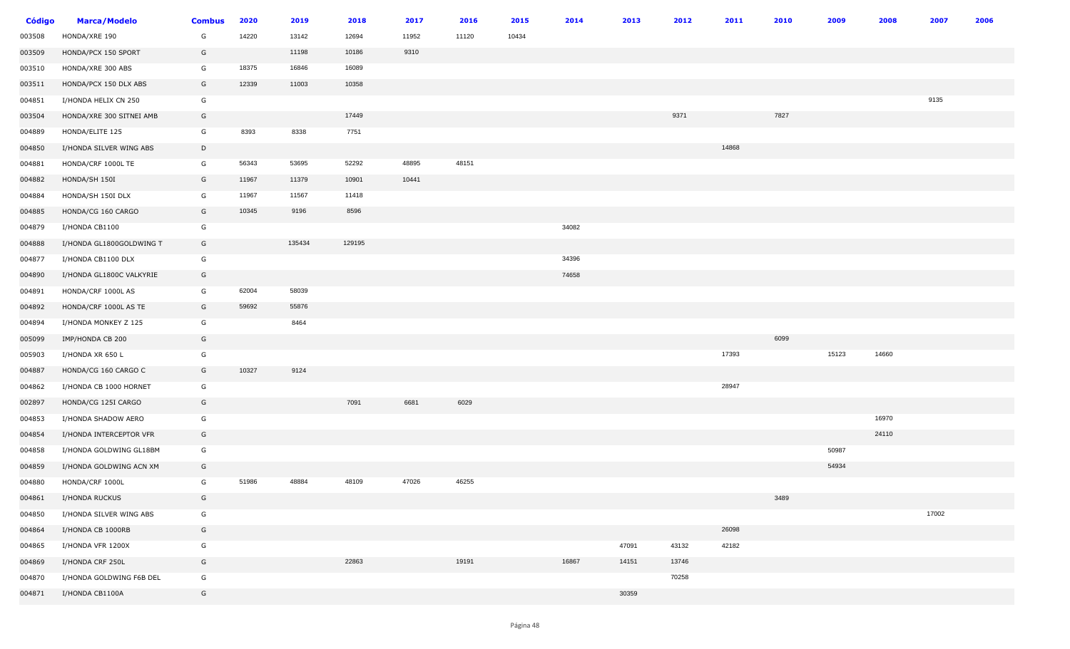| Código | Marca/Modelo | Combus | 2020 | 2019 | 2018 | 2017 | 2016 | 2015 | 2014 | 2013 | 2012 | 2011 | 2010 | 2009 | 2008 | 2007 | 2006 |
|---|---|---|---|---|---|---|---|---|---|---|---|---|---|---|---|---|---|
| 003508 | HONDA/XRE 190 | G | 14220 | 13142 | 12694 | 11952 | 11120 | 10434 | | | | | | | | | |
| 003509 | HONDA/PCX 150 SPORT | G | | 11198 | 10186 | 9310 | | | | | | | | | | | |
| 003510 | HONDA/XRE 300 ABS | G | 18375 | 16846 | 16089 | | | | | | | | | | | | |
| 003511 | HONDA/PCX 150 DLX ABS | G | 12339 | 11003 | 10358 | | | | | | | | | | | | |
| 004851 | I/HONDA HELIX CN 250 | G | | | | | | | | | | | | | | 9135 | |
| 003504 | HONDA/XRE 300 SITNEI AMB | G | | | 17449 | | | | | | 9371 | | 7827 | | | | |
| 004889 | HONDA/ELITE 125 | G | 8393 | 8338 | 7751 | | | | | | | | | | | | |
| 004850 | I/HONDA SILVER WING ABS | D | | | | | | | | | | 14868 | | | | | |
| 004881 | HONDA/CRF 1000L TE | G | 56343 | 53695 | 52292 | 48895 | 48151 | | | | | | | | | | |
| 004882 | HONDA/SH 150I | G | 11967 | 11379 | 10901 | 10441 | | | | | | | | | | | |
| 004884 | HONDA/SH 150I DLX | G | 11967 | 11567 | 11418 | | | | | | | | | | | | |
| 004885 | HONDA/CG 160 CARGO | G | 10345 | 9196 | 8596 | | | | | | | | | | | | |
| 004879 | I/HONDA CB1100 | G | | | | | | | 34082 | | | | | | | | |
| 004888 | I/HONDA GL1800GOLDWING T | G | | 135434 | 129195 | | | | | | | | | | | | |
| 004877 | I/HONDA CB1100 DLX | G | | | | | | | 34396 | | | | | | | | |
| 004890 | I/HONDA GL1800C VALKYRIE | G | | | | | | | 74658 | | | | | | | | |
| 004891 | HONDA/CRF 1000L AS | G | 62004 | 58039 | | | | | | | | | | | | | |
| 004892 | HONDA/CRF 1000L AS TE | G | 59692 | 55876 | | | | | | | | | | | | | |
| 004894 | I/HONDA MONKEY Z 125 | G | | 8464 | | | | | | | | | | | | | |
| 005099 | IMP/HONDA CB 200 | G | | | | | | | | | | | 6099 | | | | |
| 005903 | I/HONDA XR 650 L | G | | | | | | | | | | 17393 | | 15123 | 14660 | | |
| 004887 | HONDA/CG 160 CARGO C | G | 10327 | 9124 | | | | | | | | | | | | | |
| 004862 | I/HONDA CB 1000 HORNET | G | | | | | | | | | | 28947 | | | | | |
| 002897 | HONDA/CG 125I CARGO | G | | | 7091 | 6681 | 6029 | | | | | | | | | | |
| 004853 | I/HONDA SHADOW AERO | G | | | | | | | | | | | | | 16970 | | |
| 004854 | I/HONDA INTERCEPTOR VFR | G | | | | | | | | | | | | | 24110 | | |
| 004858 | I/HONDA GOLDWING GL18BM | G | | | | | | | | | | | | 50987 | | | |
| 004859 | I/HONDA GOLDWING ACN XM | G | | | | | | | | | | | | 54934 | | | |
| 004880 | HONDA/CRF 1000L | G | 51986 | 48884 | 48109 | 47026 | 46255 | | | | | | | | | | |
| 004861 | I/HONDA RUCKUS | G | | | | | | | | | | | 3489 | | | | |
| 004850 | I/HONDA SILVER WING ABS | G | | | | | | | | | | | | | | 17002 | |
| 004864 | I/HONDA CB 1000RB | G | | | | | | | | | | 26098 | | | | | |
| 004865 | I/HONDA VFR 1200X | G | | | | | | | | 47091 | 43132 | 42182 | | | | | |
| 004869 | I/HONDA CRF 250L | G | | | 22863 | | 19191 | | 16867 | 14151 | 13746 | | | | | | |
| 004870 | I/HONDA GOLDWING F6B DEL | G | | | | | | | | | 70258 | | | | | | |
| 004871 | I/HONDA CB1100A | G | | | | | | | | 30359 | | | | | | | |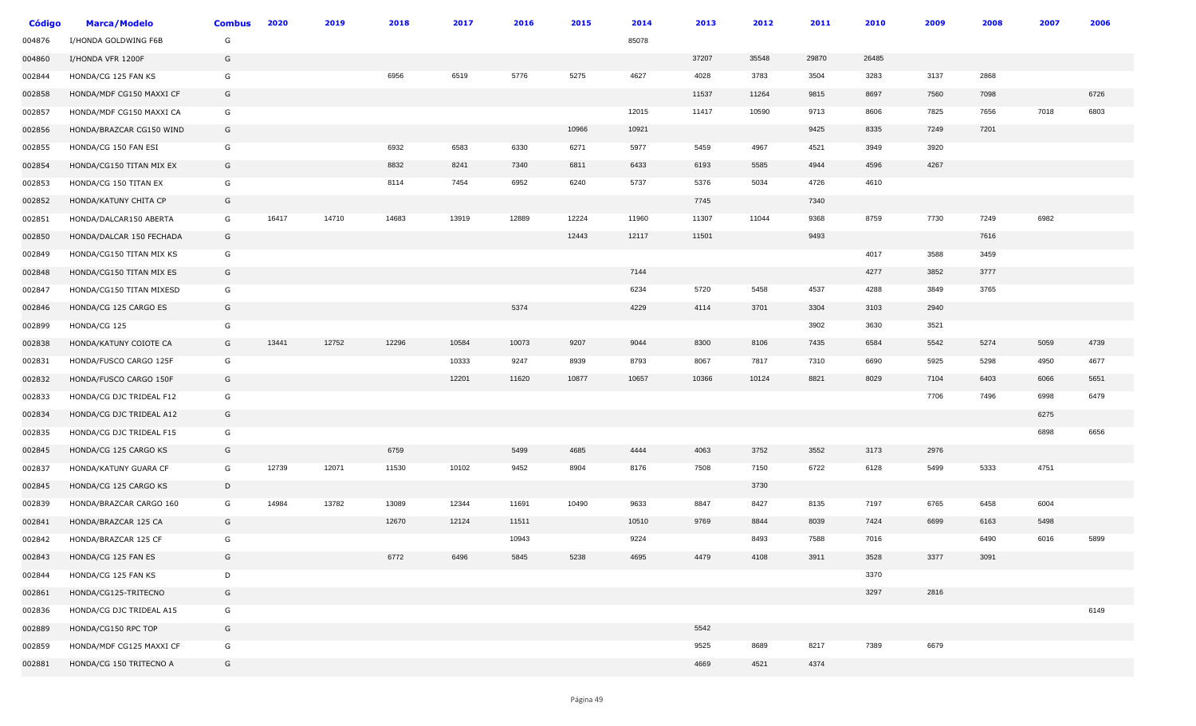| Código | Marca/Modelo | Combus | 2020 | 2019 | 2018 | 2017 | 2016 | 2015 | 2014 | 2013 | 2012 | 2011 | 2010 | 2009 | 2008 | 2007 | 2006 |
|---|---|---|---|---|---|---|---|---|---|---|---|---|---|---|---|---|---|
| 004876 | I/HONDA GOLDWING F6B | G | | | | | | | 85078 | | | | | | | | |
| 004860 | I/HONDA VFR 1200F | G | | | | | | | | 37207 | 35548 | 29870 | 26485 | | | | |
| 002844 | HONDA/CG 125 FAN KS | G | | | 6956 | 6519 | 5776 | 5275 | 4627 | 4028 | 3783 | 3504 | 3283 | 3137 | 2868 | | |
| 002858 | HONDA/MDF CG150 MAXXI CF | G | | | | | | | | 11537 | 11264 | 9815 | 8697 | 7560 | 7098 | | 6726 |
| 002857 | HONDA/MDF CG150 MAXXI CA | G | | | | | | | 12015 | 11417 | 10590 | 9713 | 8606 | 7825 | 7656 | 7018 | 6803 |
| 002856 | HONDA/BRAZCAR CG150 WIND | G | | | | | | 10966 | 10921 | | | 9425 | 8335 | 7249 | 7201 | | |
| 002855 | HONDA/CG 150 FAN ESI | G | | | 6932 | 6583 | 6330 | 6271 | 5977 | 5459 | 4967 | 4521 | 3949 | 3920 | | | |
| 002854 | HONDA/CG150 TITAN MIX EX | G | | | 8832 | 8241 | 7340 | 6811 | 6433 | 6193 | 5585 | 4944 | 4596 | 4267 | | | |
| 002853 | HONDA/CG 150 TITAN EX | G | | | 8114 | 7454 | 6952 | 6240 | 5737 | 5376 | 5034 | 4726 | 4610 | | | | |
| 002852 | HONDA/KATUNY CHITA CP | G | | | | | | | | 7745 | | 7340 | | | | | |
| 002851 | HONDA/DALCAR150 ABERTA | G | 16417 | 14710 | 14683 | 13919 | 12889 | 12224 | 11960 | 11307 | 11044 | 9368 | 8759 | 7730 | 7249 | 6982 | |
| 002850 | HONDA/DALCAR 150 FECHADA | G | | | | | | 12443 | 12117 | 11501 | | 9493 | | | 7616 | | |
| 002849 | HONDA/CG150 TITAN MIX KS | G | | | | | | | | | | | 4017 | 3588 | 3459 | | |
| 002848 | HONDA/CG150 TITAN MIX ES | G | | | | | | | 7144 | | | | 4277 | 3852 | 3777 | | |
| 002847 | HONDA/CG150 TITAN MIXESD | G | | | | | | | 6234 | 5720 | 5458 | 4537 | 4288 | 3849 | 3765 | | |
| 002846 | HONDA/CG 125 CARGO ES | G | | | | | 5374 | | 4229 | 4114 | 3701 | 3304 | 3103 | 2940 | | | |
| 002899 | HONDA/CG 125 | G | | | | | | | | | | 3902 | 3630 | 3521 | | | |
| 002838 | HONDA/KATUNY COIOTE CA | G | 13441 | 12752 | 12296 | 10584 | 10073 | 9207 | 9044 | 8300 | 8106 | 7435 | 6584 | 5542 | 5274 | 5059 | 4739 |
| 002831 | HONDA/FUSCO CARGO 125F | G | | | | 10333 | 9247 | 8939 | 8793 | 8067 | 7817 | 7310 | 6690 | 5925 | 5298 | 4950 | 4677 |
| 002832 | HONDA/FUSCO CARGO 150F | G | | | | 12201 | 11620 | 10877 | 10657 | 10366 | 10124 | 8821 | 8029 | 7104 | 6403 | 6066 | 5651 |
| 002833 | HONDA/CG DJC TRIDEAL F12 | G | | | | | | | | | | | | 7706 | 7496 | 6998 | 6479 |
| 002834 | HONDA/CG DJC TRIDEAL A12 | G | | | | | | | | | | | | | | 6275 | |
| 002835 | HONDA/CG DJC TRIDEAL F15 | G | | | | | | | | | | | | | | 6898 | 6656 |
| 002845 | HONDA/CG 125 CARGO KS | G | | | 6759 | | 5499 | 4685 | 4444 | 4063 | 3752 | 3552 | 3173 | 2976 | | | |
| 002837 | HONDA/KATUNY GUARA CF | G | 12739 | 12071 | 11530 | 10102 | 9452 | 8904 | 8176 | 7508 | 7150 | 6722 | 6128 | 5499 | 5333 | 4751 | |
| 002845 | HONDA/CG 125 CARGO KS | D | | | | | | | | | 3730 | | | | | | |
| 002839 | HONDA/BRAZCAR CARGO 160 | G | 14984 | 13782 | 13089 | 12344 | 11691 | 10490 | 9633 | 8847 | 8427 | 8135 | 7197 | 6765 | 6458 | 6004 | |
| 002841 | HONDA/BRAZCAR 125 CA | G | | | 12670 | 12124 | 11511 | | 10510 | 9769 | 8844 | 8039 | 7424 | 6699 | 6163 | 5498 | |
| 002842 | HONDA/BRAZCAR 125 CF | G | | | | | 10943 | | 9224 | | 8493 | 7588 | 7016 | | 6490 | 6016 | 5899 |
| 002843 | HONDA/CG 125 FAN ES | G | | | 6772 | 6496 | 5845 | 5238 | 4695 | 4479 | 4108 | 3911 | 3528 | 3377 | 3091 | | |
| 002844 | HONDA/CG 125 FAN KS | D | | | | | | | | | | | 3370 | | | | |
| 002861 | HONDA/CG125-TRITECNO | G | | | | | | | | | | | 3297 | 2816 | | | |
| 002836 | HONDA/CG DJC TRIDEAL A15 | G | | | | | | | | | | | | | | | 6149 |
| 002889 | HONDA/CG150 RPC TOP | G | | | | | | | | 5542 | | | | | | | |
| 002859 | HONDA/MDF CG125 MAXXI CF | G | | | | | | | | 9525 | 8689 | 8217 | 7389 | 6679 | | | |
| 002881 | HONDA/CG 150 TRITECNO A | G | | | | | | | | 4669 | 4521 | 4374 | | | | | |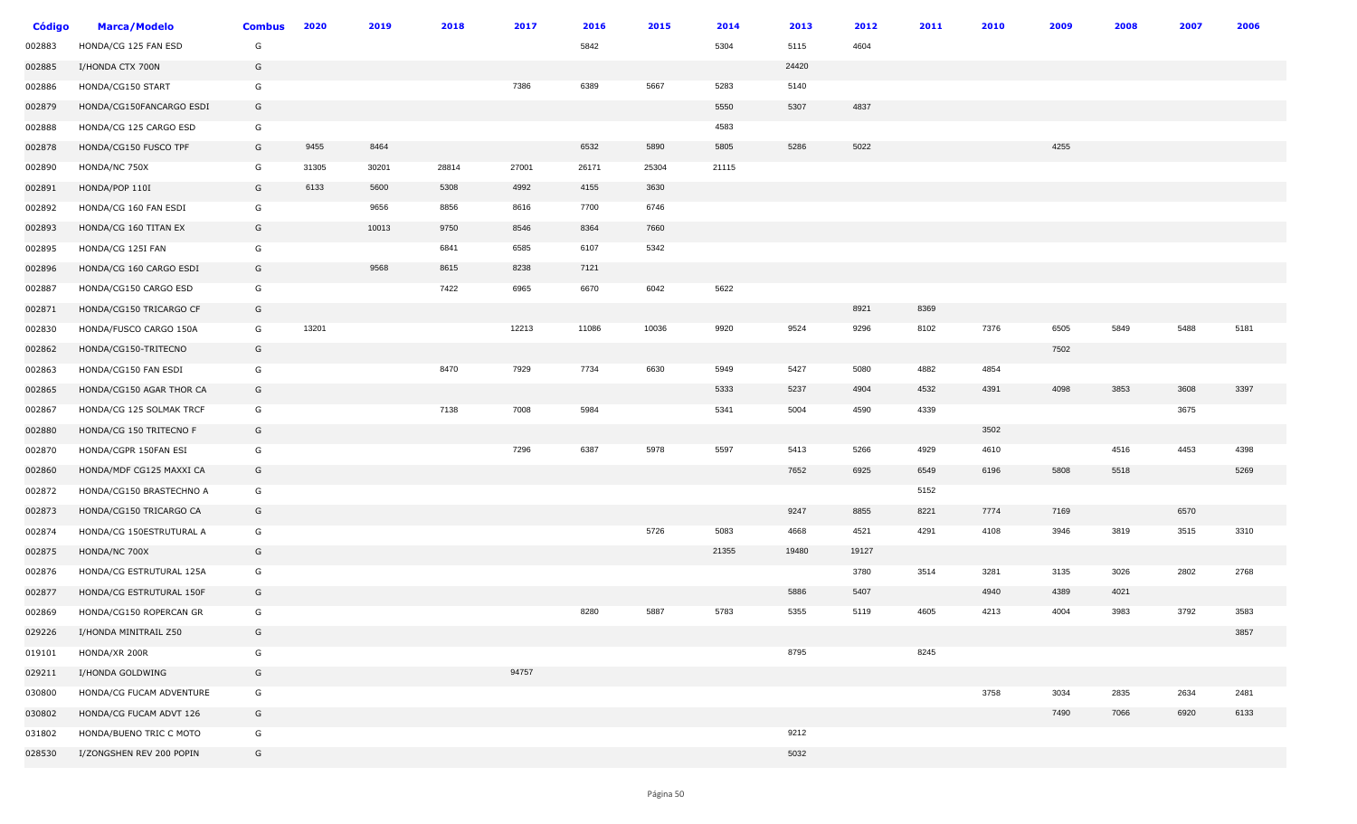| Código | Marca/Modelo | Combus | 2020 | 2019 | 2018 | 2017 | 2016 | 2015 | 2014 | 2013 | 2012 | 2011 | 2010 | 2009 | 2008 | 2007 | 2006 |
|---|---|---|---|---|---|---|---|---|---|---|---|---|---|---|---|---|---|
| 002883 | HONDA/CG 125 FAN ESD | G | | | | | 5842 | | 5304 | 5115 | 4604 | | | | | | |
| 002885 | I/HONDA CTX 700N | G | | | | | | | | 24420 | | | | | | | |
| 002886 | HONDA/CG150 START | G | | | | 7386 | 6389 | 5667 | 5283 | 5140 | | | | | | | |
| 002879 | HONDA/CG150FANCARGO ESDI | G | | | | | | | 5550 | 5307 | 4837 | | | | | | |
| 002888 | HONDA/CG 125 CARGO ESD | G | | | | | | | 4583 | | | | | | | | |
| 002878 | HONDA/CG150 FUSCO TPF | G | 9455 | 8464 | | | 6532 | 5890 | 5805 | 5286 | 5022 | | | 4255 | | | |
| 002890 | HONDA/NC 750X | G | 31305 | 30201 | 28814 | 27001 | 26171 | 25304 | 21115 | | | | | | | | |
| 002891 | HONDA/POP 110I | G | 6133 | 5600 | 5308 | 4992 | 4155 | 3630 | | | | | | | | | |
| 002892 | HONDA/CG 160 FAN ESDI | G | | 9656 | 8856 | 8616 | 7700 | 6746 | | | | | | | | | |
| 002893 | HONDA/CG 160 TITAN EX | G | | 10013 | 9750 | 8546 | 8364 | 7660 | | | | | | | | | |
| 002895 | HONDA/CG 125I FAN | G | | | 6841 | 6585 | 6107 | 5342 | | | | | | | | | |
| 002896 | HONDA/CG 160 CARGO ESDI | G | | 9568 | 8615 | 8238 | 7121 | | | | | | | | | | |
| 002887 | HONDA/CG150 CARGO ESD | G | | | 7422 | 6965 | 6670 | 6042 | 5622 | | | | | | | | |
| 002871 | HONDA/CG150 TRICARGO CF | G | | | | | | | | | 8921 | 8369 | | | | | |
| 002830 | HONDA/FUSCO CARGO 150A | G | 13201 | | | 12213 | 11086 | 10036 | 9920 | 9524 | 9296 | 8102 | 7376 | 6505 | 5849 | 5488 | 5181 |
| 002862 | HONDA/CG150-TRITECNO | G | | | | | | | | | | | | 7502 | | | |
| 002863 | HONDA/CG150 FAN ESDI | G | | | 8470 | 7929 | 7734 | 6630 | 5949 | 5427 | 5080 | 4882 | 4854 | | | | |
| 002865 | HONDA/CG150 AGAR THOR CA | G | | | | | | | 5333 | 5237 | 4904 | 4532 | 4391 | 4098 | 3853 | 3608 | 3397 |
| 002867 | HONDA/CG 125 SOLMAK TRCF | G | | | 7138 | 7008 | 5984 | | 5341 | 5004 | 4590 | 4339 | | | | 3675 | |
| 002880 | HONDA/CG 150 TRITECNO F | G | | | | | | | | | | | 3502 | | | | |
| 002870 | HONDA/CGPR 150FAN ESI | G | | | | 7296 | 6387 | 5978 | 5597 | 5413 | 5266 | 4929 | 4610 | | 4516 | 4453 | 4398 |
| 002860 | HONDA/MDF CG125 MAXXI CA | G | | | | | | | | 7652 | 6925 | 6549 | 6196 | 5808 | 5518 | | 5269 |
| 002872 | HONDA/CG150 BRASTECHNO A | G | | | | | | | | | | 5152 | | | | | |
| 002873 | HONDA/CG150 TRICARGO CA | G | | | | | | | | 9247 | 8855 | 8221 | 7774 | 7169 | | 6570 | |
| 002874 | HONDA/CG 150ESTRUTURAL A | G | | | | | | 5726 | 5083 | 4668 | 4521 | 4291 | 4108 | 3946 | 3819 | 3515 | 3310 |
| 002875 | HONDA/NC 700X | G | | | | | | | 21355 | 19480 | 19127 | | | | | | |
| 002876 | HONDA/CG ESTRUTURAL 125A | G | | | | | | | | | 3780 | 3514 | 3281 | 3135 | 3026 | 2802 | 2768 |
| 002877 | HONDA/CG ESTRUTURAL 150F | G | | | | | | | | 5886 | 5407 | | 4940 | 4389 | 4021 | | |
| 002869 | HONDA/CG150 ROPERCAN GR | G | | | | | 8280 | 5887 | 5783 | 5355 | 5119 | 4605 | 4213 | 4004 | 3983 | 3792 | 3583 |
| 029226 | I/HONDA MINITRAIL Z50 | G | | | | | | | | | | | | | | | 3857 |
| 019101 | HONDA/XR 200R | G | | | | | | | | 8795 | | 8245 | | | | | |
| 029211 | I/HONDA GOLDWING | G | | | | 94757 | | | | | | | | | | | |
| 030800 | HONDA/CG FUCAM ADVENTURE | G | | | | | | | | | | | 3758 | 3034 | 2835 | 2634 | 2481 |
| 030802 | HONDA/CG FUCAM ADVT 126 | G | | | | | | | | | | | | 7490 | 7066 | 6920 | 6133 |
| 031802 | HONDA/BUENO TRIC C MOTO | G | | | | | | | | 9212 | | | | | | | |
| 028530 | I/ZONGSHEN REV 200 POPIN | G | | | | | | | | 5032 | | | | | | | |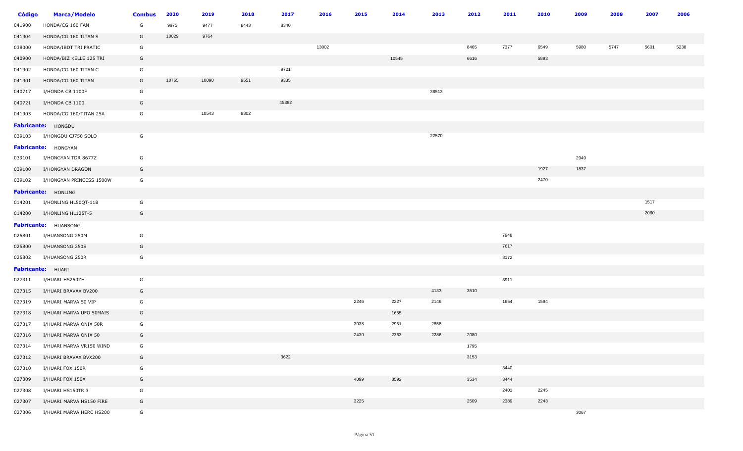| Código | Marca/Modelo | Combus | 2020 | 2019 | 2018 | 2017 | 2016 | 2015 | 2014 | 2013 | 2012 | 2011 | 2010 | 2009 | 2008 | 2007 | 2006 |
|---|---|---|---|---|---|---|---|---|---|---|---|---|---|---|---|---|---|
| 041900 | HONDA/CG 160 FAN | G | 9975 | 9477 | 8443 | 8340 | | | | | | | | | | | |
| 041904 | HONDA/CG 160 TITAN S | G | 10029 | 9764 | | | | | | | | | | | | | |
| 038000 | HONDA/IBDT TRI PRATIC | G | | | | | 13002 | | | | 8465 | 7377 | 6549 | 5980 | 5747 | 5601 | 5238 |
| 040900 | HONDA/BIZ KELLE 125 TRI | G | | | | | | | 10545 | | 6616 | | 5893 | | | | |
| 041902 | HONDA/CG 160 TITAN C | G | | | | 9721 | | | | | | | | | | | |
| 041901 | HONDA/CG 160 TITAN | G | 10765 | 10090 | 9551 | 9335 | | | | | | | | | | | |
| 040717 | I/HONDA CB 1100F | G | | | | | | | | 38513 | | | | | | | |
| 040721 | I/HONDA CB 1100 | G | | | | 45382 | | | | | | | | | | | |
| 041903 | HONDA/CG 160/TITAN 25A | G | | 10543 | 9802 | | | | | | | | | | | | |
| **Fabricante:** HONGDU | | | | | | | | | | | | | | | | | |
| 039103 | I/HONGDU CJ750 SOLO | G | | | | | | | | 22570 | | | | | | | |
| **Fabricante:** HONGYAN | | | | | | | | | | | | | | | | | |
| 039101 | I/HONGYAN TDR 8677Z | G | | | | | | | | | | | | 2949 | | | |
| 039100 | I/HONGYAN DRAGON | G | | | | | | | | | | | 1927 | 1837 | | | |
| 039102 | I/HONGYAN PRINCESS 1500W | G | | | | | | | | | | | 2470 | | | | |
| **Fabricante:** HONLING | | | | | | | | | | | | | | | | | |
| 014201 | I/HONLING HL50QT-11B | G | | | | | | | | | | | | | | 1517 | |
| 014200 | I/HONLING HL125T-5 | G | | | | | | | | | | | | | | 2060 | |
| **Fabricante:** HUANSONG | | | | | | | | | | | | | | | | | |
| 025801 | I/HUANSONG 250M | G | | | | | | | | | | 7948 | | | | | |
| 025800 | I/HUANSONG 250S | G | | | | | | | | | | 7617 | | | | | |
| 025802 | I/HUANSONG 250R | G | | | | | | | | | | 8172 | | | | | |
| **Fabricante:** HUARI | | | | | | | | | | | | | | | | | |
| 027311 | I/HUARI HS250ZH | G | | | | | | | | | | 3911 | | | | | |
| 027315 | I/HUARI BRAVAX BV200 | G | | | | | | | | 4133 | 3510 | | | | | | |
| 027319 | I/HUARI MARVA 50 VIP | G | | | | | | 2246 | 2227 | 2146 | | 1654 | 1594 | | | | |
| 027318 | I/HUARI MARVA UFO 50MAIS | G | | | | | | | 1655 | | | | | | | | |
| 027317 | I/HUARI MARVA ONIX 50R | G | | | | | | 3038 | 2951 | 2858 | | | | | | | |
| 027316 | I/HUARI MARVA ONIX 50 | G | | | | | | 2430 | 2363 | 2286 | 2080 | | | | | | |
| 027314 | I/HUARI MARVA VR150 WIND | G | | | | | | | | | 1795 | | | | | | |
| 027312 | I/HUARI BRAVAX BVX200 | G | | | | 3622 | | | | | 3153 | | | | | | |
| 027310 | I/HUARI FOX 150R | G | | | | | | | | | | 3440 | | | | | |
| 027309 | I/HUARI FOX 150X | G | | | | | | 4099 | 3592 | | 3534 | 3444 | | | | | |
| 027308 | I/HUARI HS150TR 3 | G | | | | | | | | | | 2401 | 2245 | | | | |
| 027307 | I/HUARI MARVA HS150 FIRE | G | | | | | | 3225 | | | 2509 | 2389 | 2243 | | | | |
| 027306 | I/HUARI MARVA HERC HS200 | G | | | | | | | | | | | | 3067 | | | |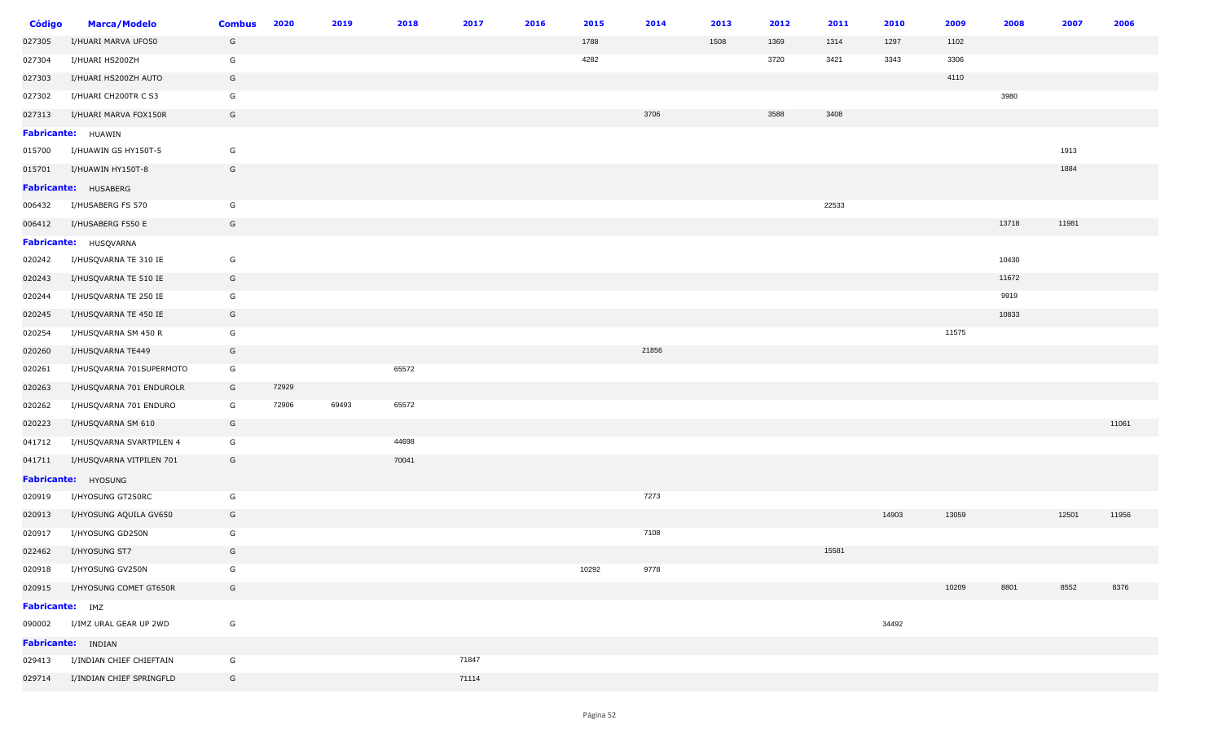| Código | Marca/Modelo | Combus | 2020 | 2019 | 2018 | 2017 | 2016 | 2015 | 2014 | 2013 | 2012 | 2011 | 2010 | 2009 | 2008 | 2007 | 2006 |
|---|---|---|---|---|---|---|---|---|---|---|---|---|---|---|---|---|---|
| 027305 | I/HUARI MARVA UFO50 | G | | | | | | 1788 | | 1508 | 1369 | 1314 | 1297 | 1102 | | | |
| 027304 | I/HUARI HS200ZH | G | | | | | | 4282 | | | 3720 | 3421 | 3343 | 3306 | | | |
| 027303 | I/HUARI HS200ZH AUTO | G | | | | | | | | | | | | 4110 | | | |
| 027302 | I/HUARI CH200TR C S3 | G | | | | | | | | | | | | | 3980 | | |
| 027313 | I/HUARI MARVA FOX150R | G | | | | | | | 3706 | | 3588 | 3408 | | | | | |
| **Fabricante:** | HUAWIN | | | | | | | | | | | | | | | | |
| 015700 | I/HUAWIN GS HY150T-5 | G | | | | | | | | | | | | | | 1913 | |
| 015701 | I/HUAWIN HY150T-8 | G | | | | | | | | | | | | | | 1884 | |
| **Fabricante:** | HUSABERG | | | | | | | | | | | | | | | | |
| 006432 | I/HUSABERG FS 570 | G | | | | | | | | | | 22533 | | | | | |
| 006412 | I/HUSABERG F550 E | G | | | | | | | | | | | | | 13718 | 11981 | |
| **Fabricante:** | HUSQVARNA | | | | | | | | | | | | | | | | |
| 020242 | I/HUSQVARNA TE 310 IE | G | | | | | | | | | | | | | 10430 | | |
| 020243 | I/HUSQVARNA TE 510 IE | G | | | | | | | | | | | | | 11672 | | |
| 020244 | I/HUSQVARNA TE 250 IE | G | | | | | | | | | | | | | 9919 | | |
| 020245 | I/HUSQVARNA TE 450 IE | G | | | | | | | | | | | | | 10833 | | |
| 020254 | I/HUSQVARNA SM 450 R | G | | | | | | | | | | | | 11575 | | | |
| 020260 | I/HUSQVARNA TE449 | G | | | | | | | 21856 | | | | | | | | |
| 020261 | I/HUSQVARNA 701SUPERMOTO | G | | | 65572 | | | | | | | | | | | | |
| 020263 | I/HUSQVARNA 701 ENDUROLR | G | 72929 | | | | | | | | | | | | | | |
| 020262 | I/HUSQVARNA 701 ENDURO | G | 72906 | 69493 | 65572 | | | | | | | | | | | | |
| 020223 | I/HUSQVARNA SM 610 | G | | | | | | | | | | | | | | | 11061 |
| 041712 | I/HUSQVARNA SVARTPILEN 4 | G | | | 44698 | | | | | | | | | | | | |
| 041711 | I/HUSQVARNA VITPILEN 701 | G | | | 70041 | | | | | | | | | | | | |
| **Fabricante:** | HYOSUNG | | | | | | | | | | | | | | | | |
| 020919 | I/HYOSUNG GT250RC | G | | | | | | | 7273 | | | | | | | | |
| 020913 | I/HYOSUNG AQUILA GV650 | G | | | | | | | | | | | 14903 | 13059 | | 12501 | 11956 |
| 020917 | I/HYOSUNG GD250N | G | | | | | | | 7108 | | | | | | | | |
| 022462 | I/HYOSUNG ST7 | G | | | | | | | | | | 15581 | | | | | |
| 020918 | I/HYOSUNG GV250N | G | | | | | | 10292 | 9778 | | | | | | | | |
| 020915 | I/HYOSUNG COMET GT650R | G | | | | | | | | | | | | 10209 | 8801 | 8552 | 8376 |
| **Fabricante:** | IMZ | | | | | | | | | | | | | | | | |
| 090002 | I/IMZ URAL GEAR UP 2WD | G | | | | | | | | | | | 34492 | | | | |
| **Fabricante:** | INDIAN | | | | | | | | | | | | | | | | |
| 029413 | I/INDIAN CHIEF CHIEFTAIN | G | | | | 71847 | | | | | | | | | | | |
| 029714 | I/INDIAN CHIEF SPRINGFLD | G | | | | 71114 | | | | | | | | | | | |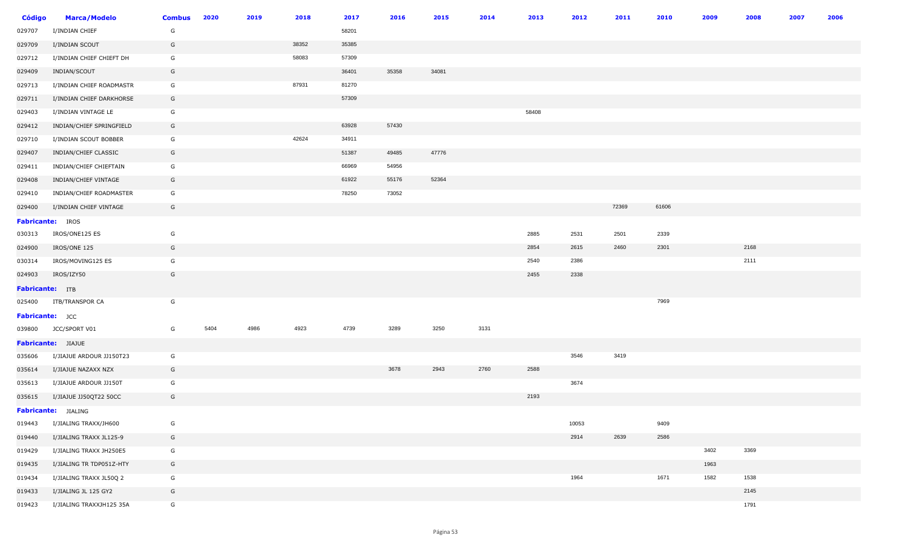| Código | Marca/Modelo | Combus | 2020 | 2019 | 2018 | 2017 | 2016 | 2015 | 2014 | 2013 | 2012 | 2011 | 2010 | 2009 | 2008 | 2007 | 2006 |
|---|---|---|---|---|---|---|---|---|---|---|---|---|---|---|---|---|---|
| 029707 | I/INDIAN CHIEF | G | | | | 58201 | | | | | | | | | | | |
| 029709 | I/INDIAN SCOUT | G | | | 38352 | 35385 | | | | | | | | | | | |
| 029712 | I/INDIAN CHIEF CHIEFT DH | G | | | 58083 | 57309 | | | | | | | | | | | |
| 029409 | INDIAN/SCOUT | G | | | | 36401 | 35358 | 34081 | | | | | | | | | |
| 029713 | I/INDIAN CHIEF ROADMASTR | G | | | 87931 | 81270 | | | | | | | | | | | |
| 029711 | I/INDIAN CHIEF DARKHORSE | G | | | | 57309 | | | | | | | | | | | |
| 029403 | I/INDIAN VINTAGE LE | G | | | | | | | | 58408 | | | | | | | |
| 029412 | INDIAN/CHIEF SPRINGFIELD | G | | | | 63928 | 57430 | | | | | | | | | | |
| 029710 | I/INDIAN SCOUT BOBBER | G | | | 42624 | 34911 | | | | | | | | | | | |
| 029407 | INDIAN/CHIEF CLASSIC | G | | | | 51387 | 49485 | 47776 | | | | | | | | | |
| 029411 | INDIAN/CHIEF CHIEFTAIN | G | | | | 66969 | 54956 | | | | | | | | | | |
| 029408 | INDIAN/CHIEF VINTAGE | G | | | | 61922 | 55176 | 52364 | | | | | | | | | |
| 029410 | INDIAN/CHIEF ROADMASTER | G | | | | 78250 | 73052 | | | | | | | | | | |
| 029400 | I/INDIAN CHIEF VINTAGE | G | | | | | | | | | | 72369 | 61606 | | | | |
| **Fabricante:** IROS | | | | | | | | | | | | | | | | | |
| 030313 | IROS/ONE125 ES | G | | | | | | | | 2885 | 2531 | 2501 | 2339 | | | | |
| 024900 | IROS/ONE 125 | G | | | | | | | | 2854 | 2615 | 2460 | 2301 | | 2168 | | |
| 030314 | IROS/MOVING125 ES | G | | | | | | | | 2540 | 2386 | | | | 2111 | | |
| 024903 | IROS/IZY50 | G | | | | | | | | 2455 | 2338 | | | | | | |
| **Fabricante:** ITB | | | | | | | | | | | | | | | | | |
| 025400 | ITB/TRANSPOR CA | G | | | | | | | | | | | 7969 | | | | |
| **Fabricante:** JCC | | | | | | | | | | | | | | | | | |
| 039800 | JCC/SPORT V01 | G | 5404 | 4986 | 4923 | 4739 | 3289 | 3250 | 3131 | | | | | | | | |
| **Fabricante:** JIAJUE | | | | | | | | | | | | | | | | | |
| 035606 | I/JIAJUE ARDOUR JJ150T23 | G | | | | | | | | | 3546 | 3419 | | | | | |
| 035614 | I/JIAJUE NAZAXX NZX | G | | | | | 3678 | 2943 | 2760 | 2588 | | | | | | | |
| 035613 | I/JIAJUE ARDOUR JJ150T | G | | | | | | | | | 3674 | | | | | | |
| 035615 | I/JIAJUE JJ50QT22 50CC | G | | | | | | | | 2193 | | | | | | | |
| **Fabricante:** JIALING | | | | | | | | | | | | | | | | | |
| 019443 | I/JIALING TRAXX/JH600 | G | | | | | | | | | 10053 | | 9409 | | | | |
| 019440 | I/JIALING TRAXX JL125-9 | G | | | | | | | | | 2914 | 2639 | 2586 | | | | |
| 019429 | I/JIALING TRAXX JH250E5 | G | | | | | | | | | | | | 3402 | 3369 | | |
| 019435 | I/JIALING TR TDP051Z-HTY | G | | | | | | | | | | | | 1963 | | | |
| 019434 | I/JIALING TRAXX JL50Q 2 | G | | | | | | | | | 1964 | | 1671 | 1582 | 1538 | | |
| 019433 | I/JIALING JL 125 GY2 | G | | | | | | | | | | | | | 2145 | | |
| 019423 | I/JIALING TRAXXJH125 35A | G | | | | | | | | | | | | | 1791 | | |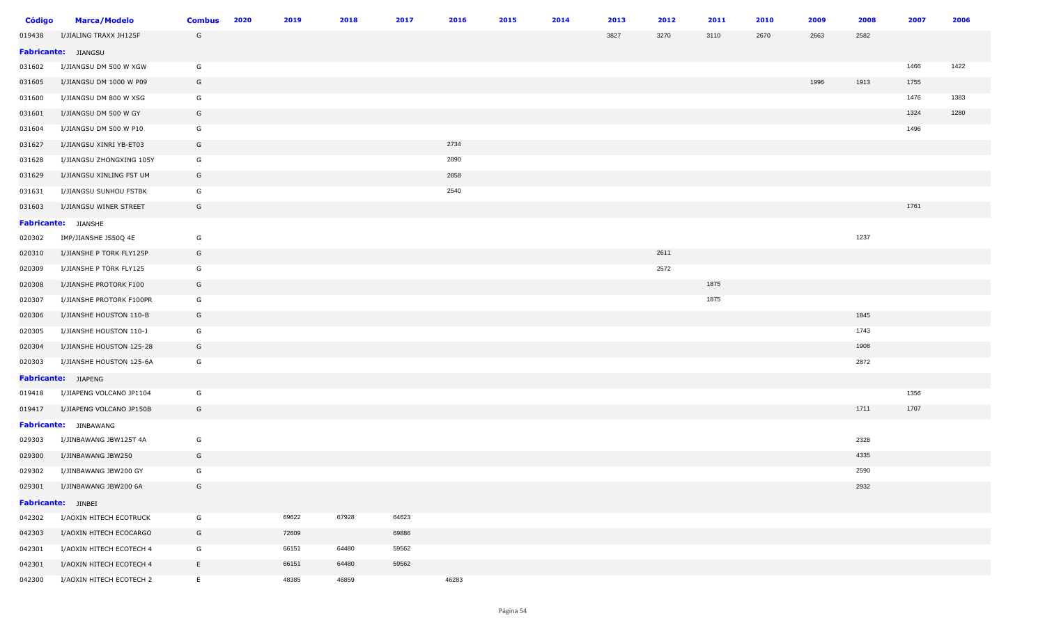| Código | Marca/Modelo | Combus | 2020 | 2019 | 2018 | 2017 | 2016 | 2015 | 2014 | 2013 | 2012 | 2011 | 2010 | 2009 | 2008 | 2007 | 2006 |
|---|---|---|---|---|---|---|---|---|---|---|---|---|---|---|---|---|---|
| 019438 | I/JIALING TRAXX JH125F | G | | | | | | | | 3827 | 3270 | 3110 | 2670 | 2663 | 2582 | | |
| **Fabricante:** JIANGSU | | | | | | | | | | | | | | | | | |
| 031602 | I/JIANGSU DM 500 W XGW | G | | | | | | | | | | | | | | 1466 | 1422 |
| 031605 | I/JIANGSU DM 1000 W P09 | G | | | | | | | | | | | | 1996 | 1913 | 1755 | |
| 031600 | I/JIANGSU DM 800 W XSG | G | | | | | | | | | | | | | | 1476 | 1383 |
| 031601 | I/JIANGSU DM 500 W GY | G | | | | | | | | | | | | | | 1324 | 1280 |
| 031604 | I/JIANGSU DM 500 W P10 | G | | | | | | | | | | | | | | 1496 | |
| 031627 | I/JIANGSU XINRI YB-ET03 | G | | | | | 2734 | | | | | | | | | | |
| 031628 | I/JIANGSU ZHONGXING 105Y | G | | | | | 2890 | | | | | | | | | | |
| 031629 | I/JIANGSU XINLING FST UM | G | | | | | 2858 | | | | | | | | | | |
| 031631 | I/JIANGSU SUNHOU FSTBK | G | | | | | 2540 | | | | | | | | | | |
| 031603 | I/JIANGSU WINER STREET | G | | | | | | | | | | | | | | 1761 | |
| **Fabricante:** JIANSHE | | | | | | | | | | | | | | | | | |
| 020302 | IMP/JIANSHE JS50Q 4E | G | | | | | | | | | | | | | 1237 | | |
| 020310 | I/JIANSHE P TORK FLY125P | G | | | | | | | | | 2611 | | | | | | |
| 020309 | I/JIANSHE P TORK FLY125 | G | | | | | | | | | 2572 | | | | | | |
| 020308 | I/JIANSHE PROTORK F100 | G | | | | | | | | | | 1875 | | | | | |
| 020307 | I/JIANSHE PROTORK F100PR | G | | | | | | | | | | 1875 | | | | | |
| 020306 | I/JIANSHE HOUSTON 110-B | G | | | | | | | | | | | | | 1845 | | |
| 020305 | I/JIANSHE HOUSTON 110-J | G | | | | | | | | | | | | | 1743 | | |
| 020304 | I/JIANSHE HOUSTON 125-28 | G | | | | | | | | | | | | | 1908 | | |
| 020303 | I/JIANSHE HOUSTON 125-6A | G | | | | | | | | | | | | | 2872 | | |
| **Fabricante:** JIAPENG | | | | | | | | | | | | | | | | | |
| 019418 | I/JIAPENG VOLCANO JP1104 | G | | | | | | | | | | | | | | 1356 | |
| 019417 | I/JIAPENG VOLCANO JP150B | G | | | | | | | | | | | | | 1711 | 1707 | |
| **Fabricante:** JINBAWANG | | | | | | | | | | | | | | | | | |
| 029303 | I/JINBAWANG JBW125T 4A | G | | | | | | | | | | | | | 2328 | | |
| 029300 | I/JINBAWANG JBW250 | G | | | | | | | | | | | | | 4335 | | |
| 029302 | I/JINBAWANG JBW200 GY | G | | | | | | | | | | | | | 2590 | | |
| 029301 | I/JINBAWANG JBW200 6A | G | | | | | | | | | | | | | 2932 | | |
| **Fabricante:** JINBEI | | | | | | | | | | | | | | | | | |
| 042302 | I/AOXIN HITECH ECOTRUCK | G | | 69622 | 67928 | 64623 | | | | | | | | | | | |
| 042303 | I/AOXIN HITECH ECOCARGO | G | | 72609 | | 69886 | | | | | | | | | | | |
| 042301 | I/AOXIN HITECH ECOTECH 4 | G | | 66151 | 64480 | 59562 | | | | | | | | | | | |
| 042301 | I/AOXIN HITECH ECOTECH 4 | E | | 66151 | 64480 | 59562 | | | | | | | | | | | |
| 042300 | I/AOXIN HITECH ECOTECH 2 | E | | 48385 | 46859 | | 46283 | | | | | | | | | | |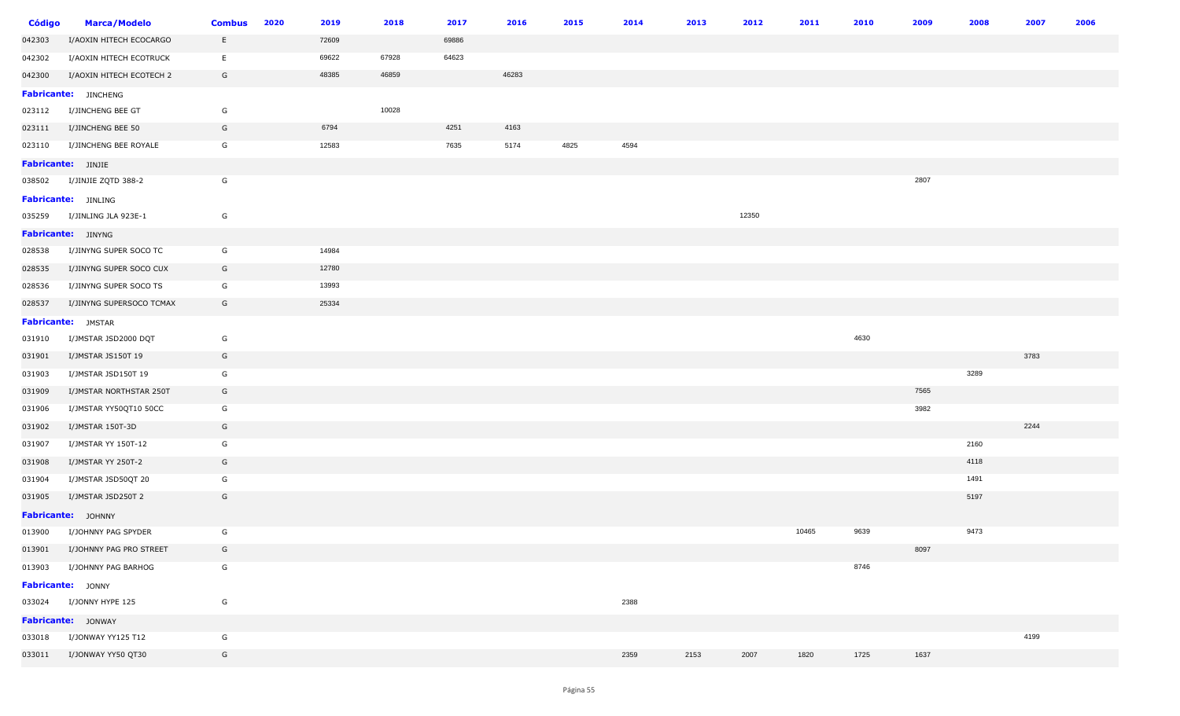| Código | Marca/Modelo | Combus | 2020 | 2019 | 2018 | 2017 | 2016 | 2015 | 2014 | 2013 | 2012 | 2011 | 2010 | 2009 | 2008 | 2007 | 2006 |
|---|---|---|---|---|---|---|---|---|---|---|---|---|---|---|---|---|---|
| 042303 | I/AOXIN HITECH ECOCARGO | E | | 72609 | | 69886 | | | | | | | | | | | |
| 042302 | I/AOXIN HITECH ECOTRUCK | E | | 69622 | 67928 | 64623 | | | | | | | | | | | |
| 042300 | I/AOXIN HITECH ECOTECH 2 | G | | 48385 | 46859 | | 46283 | | | | | | | | | | |
| **Fabricante:** | JINCHENG | | | | | | | | | | | | | | | | |
| 023112 | I/JINCHENG BEE GT | G | | | 10028 | | | | | | | | | | | | |
| 023111 | I/JINCHENG BEE 50 | G | | 6794 | | 4251 | 4163 | | | | | | | | | | |
| 023110 | I/JINCHENG BEE ROYALE | G | | 12583 | | 7635 | 5174 | 4825 | 4594 | | | | | | | | |
| **Fabricante:** | JINJIE | | | | | | | | | | | | | | | | |
| 038502 | I/JINJIE ZQTD 388-2 | G | | | | | | | | | | | | 2807 | | | |
| **Fabricante:** | JINLING | | | | | | | | | | | | | | | | |
| 035259 | I/JINLING JLA 923E-1 | G | | | | | | | | | 12350 | | | | | | |
| **Fabricante:** | JINYNG | | | | | | | | | | | | | | | | |
| 028538 | I/JINYNG SUPER SOCO TC | G | | 14984 | | | | | | | | | | | | | |
| 028535 | I/JINYNG SUPER SOCO CUX | G | | 12780 | | | | | | | | | | | | | |
| 028536 | I/JINYNG SUPER SOCO TS | G | | 13993 | | | | | | | | | | | | | |
| 028537 | I/JINYNG SUPERSOCO TCMAX | G | | 25334 | | | | | | | | | | | | | |
| **Fabricante:** | JMSTAR | | | | | | | | | | | | | | | | |
| 031910 | I/JMSTAR JSD2000 DQT | G | | | | | | | | | | | 4630 | | | | |
| 031901 | I/JMSTAR JS150T 19 | G | | | | | | | | | | | | | | 3783 | |
| 031903 | I/JMSTAR JSD150T 19 | G | | | | | | | | | | | | | 3289 | | |
| 031909 | I/JMSTAR NORTHSTAR 250T | G | | | | | | | | | | | | 7565 | | | |
| 031906 | I/JMSTAR YY50QT10 50CC | G | | | | | | | | | | | | 3982 | | | |
| 031902 | I/JMSTAR 150T-3D | G | | | | | | | | | | | | | | 2244 | |
| 031907 | I/JMSTAR YY 150T-12 | G | | | | | | | | | | | | | 2160 | | |
| 031908 | I/JMSTAR YY 250T-2 | G | | | | | | | | | | | | | 4118 | | |
| 031904 | I/JMSTAR JSD50QT 20 | G | | | | | | | | | | | | | 1491 | | |
| 031905 | I/JMSTAR JSD250T 2 | G | | | | | | | | | | | | | 5197 | | |
| **Fabricante:** | JOHNNY | | | | | | | | | | | | | | | | |
| 013900 | I/JOHNNY PAG SPYDER | G | | | | | | | | | | 10465 | 9639 | | 9473 | | |
| 013901 | I/JOHNNY PAG PRO STREET | G | | | | | | | | | | | | 8097 | | | |
| 013903 | I/JOHNNY PAG BARHOG | G | | | | | | | | | | | 8746 | | | | |
| **Fabricante:** | JONNY | | | | | | | | | | | | | | | | |
| 033024 | I/JONNY HYPE 125 | G | | | | | | | 2388 | | | | | | | | |
| **Fabricante:** | JONWAY | | | | | | | | | | | | | | | | |
| 033018 | I/JONWAY YY125 T12 | G | | | | | | | | | | | | | | 4199 | |
| 033011 | I/JONWAY YY50 QT30 | G | | | | | | | 2359 | 2153 | 2007 | 1820 | 1725 | 1637 | | | |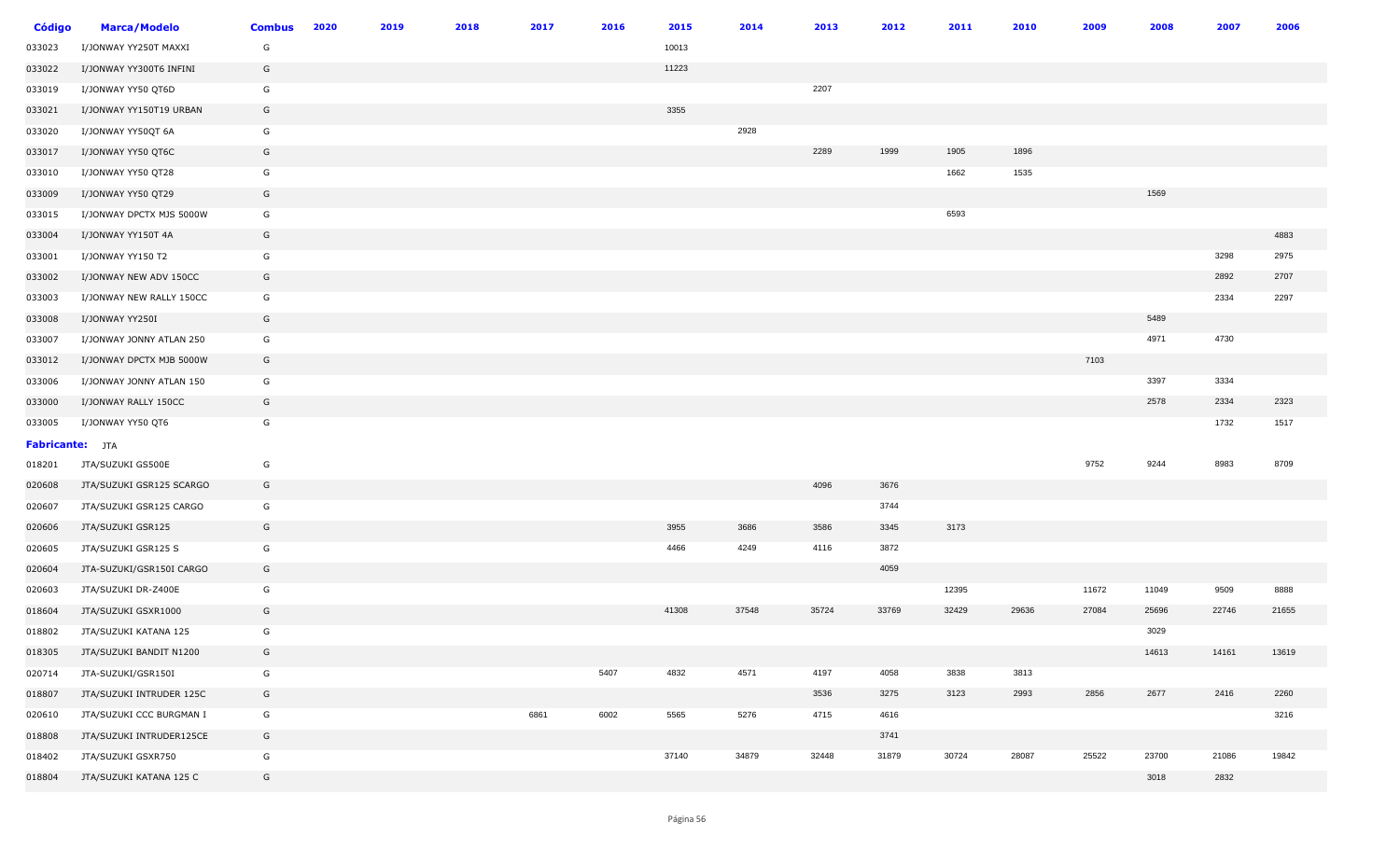| Código | Marca/Modelo | Combus | 2020 | 2019 | 2018 | 2017 | 2016 | 2015 | 2014 | 2013 | 2012 | 2011 | 2010 | 2009 | 2008 | 2007 | 2006 |
|---|---|---|---|---|---|---|---|---|---|---|---|---|---|---|---|---|---|
| 033023 | I/JONWAY YY250T MAXXI | G | | | | | | 10013 | | | | | | | | | |
| 033022 | I/JONWAY YY300T6 INFINI | G | | | | | | 11223 | | | | | | | | | |
| 033019 | I/JONWAY YY50 QT6D | G | | | | | | | | 2207 | | | | | | | |
| 033021 | I/JONWAY YY150T19 URBAN | G | | | | | | 3355 | | | | | | | | | |
| 033020 | I/JONWAY YY50QT 6A | G | | | | | | | 2928 | | | | | | | | |
| 033017 | I/JONWAY YY50 QT6C | G | | | | | | | | 2289 | 1999 | 1905 | 1896 | | | | |
| 033010 | I/JONWAY YY50 QT28 | G | | | | | | | | | | 1662 | 1535 | | | | |
| 033009 | I/JONWAY YY50 QT29 | G | | | | | | | | | | | | | 1569 | | |
| 033015 | I/JONWAY DPCTX MJS 5000W | G | | | | | | | | | | 6593 | | | | | |
| 033004 | I/JONWAY YY150T 4A | G | | | | | | | | | | | | | | | 4883 |
| 033001 | I/JONWAY YY150 T2 | G | | | | | | | | | | | | | | 3298 | 2975 |
| 033002 | I/JONWAY NEW ADV 150CC | G | | | | | | | | | | | | | | 2892 | 2707 |
| 033003 | I/JONWAY NEW RALLY 150CC | G | | | | | | | | | | | | | | 2334 | 2297 |
| 033008 | I/JONWAY YY250I | G | | | | | | | | | | | | | 5489 | | |
| 033007 | I/JONWAY JONNY ATLAN 250 | G | | | | | | | | | | | | | 4971 | 4730 | |
| 033012 | I/JONWAY DPCTX MJB 5000W | G | | | | | | | | | | | | 7103 | | | |
| 033006 | I/JONWAY JONNY ATLAN 150 | G | | | | | | | | | | | | | 3397 | 3334 | |
| 033000 | I/JONWAY RALLY 150CC | G | | | | | | | | | | | | | 2578 | 2334 | 2323 |
| 033005 | I/JONWAY YY50 QT6 | G | | | | | | | | | | | | | | 1732 | 1517 |
| **Fabricante:** JTA | | | | | | | | | | | | | | | | | |
| 018201 | JTA/SUZUKI GS500E | G | | | | | | | | | | | | 9752 | 9244 | 8983 | 8709 |
| 020608 | JTA/SUZUKI GSR125 SCARGO | G | | | | | | | | 4096 | 3676 | | | | | | |
| 020607 | JTA/SUZUKI GSR125 CARGO | G | | | | | | | | | 3744 | | | | | | |
| 020606 | JTA/SUZUKI GSR125 | G | | | | | | 3955 | 3686 | 3586 | 3345 | 3173 | | | | | |
| 020605 | JTA/SUZUKI GSR125 S | G | | | | | | 4466 | 4249 | 4116 | 3872 | | | | | | |
| 020604 | JTA-SUZUKI/GSR150I CARGO | G | | | | | | | | | 4059 | | | | | | |
| 020603 | JTA/SUZUKI DR-Z400E | G | | | | | | | | | | 12395 | | 11672 | 11049 | 9509 | 8888 |
| 018604 | JTA/SUZUKI GSXR1000 | G | | | | | | 41308 | 37548 | 35724 | 33769 | 32429 | 29636 | 27084 | 25696 | 22746 | 21655 |
| 018802 | JTA/SUZUKI KATANA 125 | G | | | | | | | | | | | | | 3029 | | |
| 018305 | JTA/SUZUKI BANDIT N1200 | G | | | | | | | | | | | | | 14613 | 14161 | 13619 |
| 020714 | JTA-SUZUKI/GSR150I | G | | | | | 5407 | 4832 | 4571 | 4197 | 4058 | 3838 | 3813 | | | | |
| 018807 | JTA/SUZUKI INTRUDER 125C | G | | | | | | | | 3536 | 3275 | 3123 | 2993 | 2856 | 2677 | 2416 | 2260 |
| 020610 | JTA/SUZUKI CCC BURGMAN I | G | | | | 6861 | 6002 | 5565 | 5276 | 4715 | 4616 | | | | | | 3216 |
| 018808 | JTA/SUZUKI INTRUDER125CE | G | | | | | | | | | 3741 | | | | | | |
| 018402 | JTA/SUZUKI GSXR750 | G | | | | | | 37140 | 34879 | 32448 | 31879 | 30724 | 28087 | 25522 | 23700 | 21086 | 19842 |
| 018804 | JTA/SUZUKI KATANA 125 C | G | | | | | | | | | | | | | 3018 | 2832 | |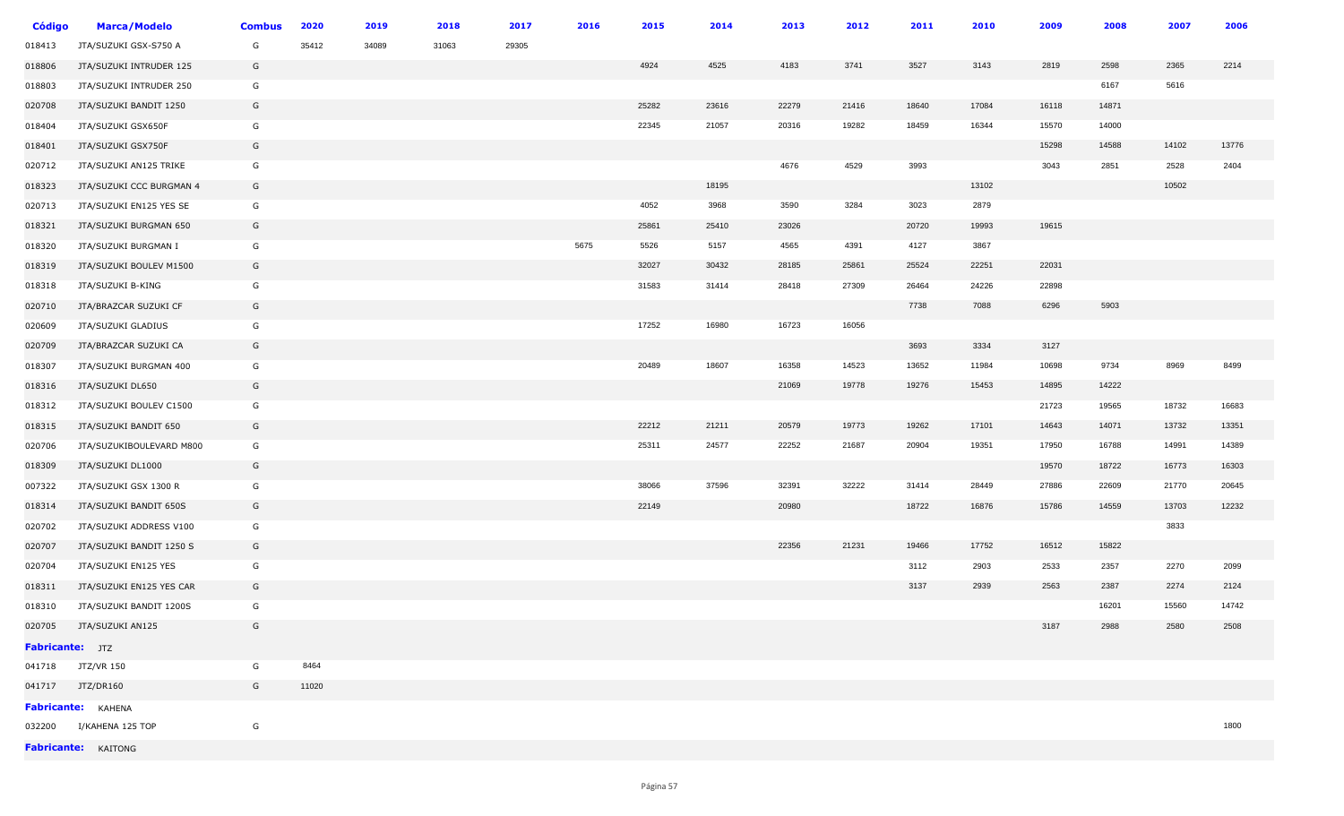| Código | Marca/Modelo | Combus | 2020 | 2019 | 2018 | 2017 | 2016 | 2015 | 2014 | 2013 | 2012 | 2011 | 2010 | 2009 | 2008 | 2007 | 2006 |
|---|---|---|---|---|---|---|---|---|---|---|---|---|---|---|---|---|---|
| 018413 | JTA/SUZUKI GSX-S750 A | G | 35412 | 34089 | 31063 | 29305 | | | | | | | | | | | |
| 018806 | JTA/SUZUKI INTRUDER 125 | G | | | | | | 4924 | 4525 | 4183 | 3741 | 3527 | 3143 | 2819 | 2598 | 2365 | 2214 |
| 018803 | JTA/SUZUKI INTRUDER 250 | G | | | | | | | | | | | | | 6167 | 5616 | |
| 020708 | JTA/SUZUKI BANDIT 1250 | G | | | | | | 25282 | 23616 | 22279 | 21416 | 18640 | 17084 | 16118 | 14871 | | |
| 018404 | JTA/SUZUKI GSX650F | G | | | | | | 22345 | 21057 | 20316 | 19282 | 18459 | 16344 | 15570 | 14000 | | |
| 018401 | JTA/SUZUKI GSX750F | G | | | | | | | | | | | | 15298 | 14588 | 14102 | 13776 |
| 020712 | JTA/SUZUKI AN125 TRIKE | G | | | | | | | | 4676 | 4529 | 3993 | | 3043 | 2851 | 2528 | 2404 |
| 018323 | JTA/SUZUKI CCC BURGMAN 4 | G | | | | | | | 18195 | | | | 13102 | | | 10502 | |
| 020713 | JTA/SUZUKI EN125 YES SE | G | | | | | | 4052 | 3968 | 3590 | 3284 | 3023 | 2879 | | | | |
| 018321 | JTA/SUZUKI BURGMAN 650 | G | | | | | | 25861 | 25410 | 23026 | | 20720 | 19993 | 19615 | | | |
| 018320 | JTA/SUZUKI BURGMAN I | G | | | | | 5675 | 5526 | 5157 | 4565 | 4391 | 4127 | 3867 | | | | |
| 018319 | JTA/SUZUKI BOULEV M1500 | G | | | | | | 32027 | 30432 | 28185 | 25861 | 25524 | 22251 | 22031 | | | |
| 018318 | JTA/SUZUKI B-KING | G | | | | | | 31583 | 31414 | 28418 | 27309 | 26464 | 24226 | 22898 | | | |
| 020710 | JTA/BRAZCAR SUZUKI CF | G | | | | | | | | | | 7738 | 7088 | 6296 | 5903 | | |
| 020609 | JTA/SUZUKI GLADIUS | G | | | | | | 17252 | 16980 | 16723 | 16056 | | | | | | |
| 020709 | JTA/BRAZCAR SUZUKI CA | G | | | | | | | | | | 3693 | 3334 | 3127 | | | |
| 018307 | JTA/SUZUKI BURGMAN 400 | G | | | | | | 20489 | 18607 | 16358 | 14523 | 13652 | 11984 | 10698 | 9734 | 8969 | 8499 |
| 018316 | JTA/SUZUKI DL650 | G | | | | | | | | 21069 | 19778 | 19276 | 15453 | 14895 | 14222 | | |
| 018312 | JTA/SUZUKI BOULEV C1500 | G | | | | | | | | | | | | 21723 | 19565 | 18732 | 16683 |
| 018315 | JTA/SUZUKI BANDIT 650 | G | | | | | | 22212 | 21211 | 20579 | 19773 | 19262 | 17101 | 14643 | 14071 | 13732 | 13351 |
| 020706 | JTA/SUZUKIBOULEVARD M800 | G | | | | | | 25311 | 24577 | 22252 | 21687 | 20904 | 19351 | 17950 | 16788 | 14991 | 14389 |
| 018309 | JTA/SUZUKI DL1000 | G | | | | | | | | | | | | 19570 | 18722 | 16773 | 16303 |
| 007322 | JTA/SUZUKI GSX 1300 R | G | | | | | | 38066 | 37596 | 32391 | 32222 | 31414 | 28449 | 27886 | 22609 | 21770 | 20645 |
| 018314 | JTA/SUZUKI BANDIT 650S | G | | | | | | 22149 | | 20980 | | 18722 | 16876 | 15786 | 14559 | 13703 | 12232 |
| 020702 | JTA/SUZUKI ADDRESS V100 | G | | | | | | | | | | | | | | 3833 | |
| 020707 | JTA/SUZUKI BANDIT 1250 S | G | | | | | | | | 22356 | 21231 | 19466 | 17752 | 16512 | 15822 | | |
| 020704 | JTA/SUZUKI EN125 YES | G | | | | | | | | | | 3112 | 2903 | 2533 | 2357 | 2270 | 2099 |
| 018311 | JTA/SUZUKI EN125 YES CAR | G | | | | | | | | | | 3137 | 2939 | 2563 | 2387 | 2274 | 2124 |
| 018310 | JTA/SUZUKI BANDIT 1200S | G | | | | | | | | | | | | | 16201 | 15560 | 14742 |
| 020705 | JTA/SUZUKI AN125 | G | | | | | | | | | | | | 3187 | 2988 | 2580 | 2508 |
| **Fabricante:** JTZ | | | | | | | | | | | | | | | | | |
| 041718 | JTZ/VR 150 | G | 8464 | | | | | | | | | | | | | | |
| 041717 | JTZ/DR160 | G | 11020 | | | | | | | | | | | | | | |
| **Fabricante:** KAHENA | | | | | | | | | | | | | | | | | |
| 032200 | I/KAHENA 125 TOP | G | | | | | | | | | | | | | | | 1800 |
| **Fabricante:** KAITONG | | | | | | | | | | | | | | | | | |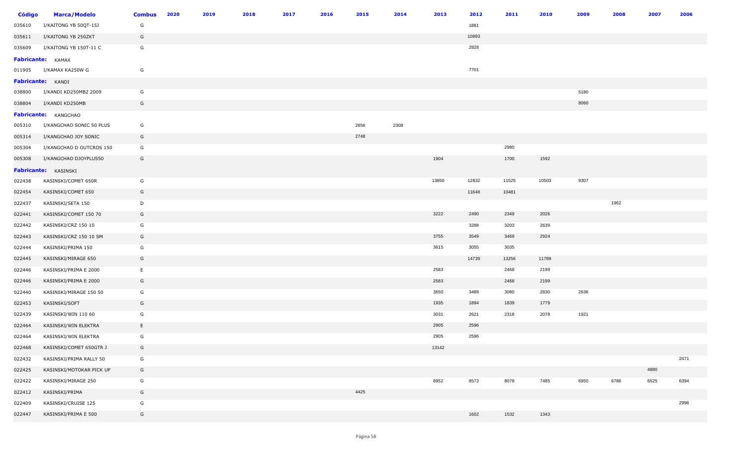| Código | Marca/Modelo | Combus | 2020 | 2019 | 2018 | 2017 | 2016 | 2015 | 2014 | 2013 | 2012 | 2011 | 2010 | 2009 | 2008 | 2007 | 2006 |
|---|---|---|---|---|---|---|---|---|---|---|---|---|---|---|---|---|---|
| 035610 | I/KAITONG YB 50QT-15J | G | | | | | | | | | 1881 | | | | | | |
| 035611 | I/KAITONG YB 250ZKT | G | | | | | | | | | 10893 | | | | | | |
| 035609 | I/KAITONG YB 150T-11 C | G | | | | | | | | | 2828 | | | | | | |
| **Fabricante:** | KAMAX | | | | | | | | | | | | | | | | |
| 011905 | I/KAMAX KA250W G | G | | | | | | | | | 7701 | | | | | | |
| **Fabricante:** | KANDI | | | | | | | | | | | | | | | | |
| 038800 | I/KANDI KD250MB2 2009 | G | | | | | | | | | | | | 5180 | | | |
| 038804 | I/KANDI KD250MB | G | | | | | | | | | | | | 8060 | | | |
| **Fabricante:** | KANGCHAO | | | | | | | | | | | | | | | | |
| 005310 | I/KANGCHAO SONIC 50 PLUS | G | | | | | | 2656 | 2308 | | | | | | | | |
| 005314 | I/KANGCHAO JOY SONIC | G | | | | | | 2748 | | | | | | | | | |
| 005304 | I/KANGCHAO D OUTCROS 150 | G | | | | | | | | | | 2980 | | | | | |
| 005308 | I/KANGCHAO DJOYPLUS50 | G | | | | | | | | 1904 | | 1700 | 1592 | | | | |
| **Fabricante:** | KASINSKI | | | | | | | | | | | | | | | | |
| 022438 | KASINSKI/COMET 650R | G | | | | | | | | 13650 | 12832 | 11525 | 10503 | 9307 | | | |
| 022454 | KASINSKI/COMET 650 | G | | | | | | | | | 11648 | 10481 | | | | | |
| 022437 | KASINSKI/SETA 150 | D | | | | | | | | | | | | | 1962 | | |
| 022441 | KASINSKI/COMET 150 70 | G | | | | | | | | 3222 | 2490 | 2349 | 2026 | | | | |
| 022442 | KASINSKI/CRZ 150 10 | G | | | | | | | | | 3288 | 3203 | 2639 | | | | |
| 022443 | KASINSKI/CRZ 150 10 SM | G | | | | | | | | 3755 | 3549 | 3469 | 2924 | | | | |
| 022444 | KASINSKI/PRIMA 150 | G | | | | | | | | 3615 | 3055 | 3035 | | | | | |
| 022445 | KASINSKI/MIRAGE 650 | G | | | | | | | | | 14739 | 13256 | 11789 | | | | |
| 022446 | KASINSKI/PRIMA E 2000 | E | | | | | | | | 2583 | | 2468 | 2199 | | | | |
| 022446 | KASINSKI/PRIMA E 2000 | G | | | | | | | | 2583 | | 2468 | 2199 | | | | |
| 022440 | KASINSKI/MIRAGE 150 50 | G | | | | | | | | 3650 | 3489 | 3080 | 2830 | 2636 | | | |
| 022453 | KASINSKI/SOFT | G | | | | | | | | 1935 | 1894 | 1839 | 1779 | | | | |
| 022439 | KASINSKI/WIN 110 60 | G | | | | | | | | 3031 | 2621 | 2318 | 2078 | 1921 | | | |
| 022464 | KASINSKI/WIN ELEKTRA | E | | | | | | | | 2905 | 2596 | | | | | | |
| 022464 | KASINSKI/WIN ELEKTRA | G | | | | | | | | 2905 | 2596 | | | | | | |
| 022468 | KASINSKI/COMET 650GTR J | G | | | | | | | | 13142 | | | | | | | |
| 022432 | KASINSKI/PRIMA RALLY 50 | G | | | | | | | | | | | | | | | 2471 |
| 022425 | KASINSKI/MOTOKAR PICK UP | G | | | | | | | | | | | | | | 4880 | |
| 022422 | KASINSKI/MIRAGE 250 | G | | | | | | | | 8952 | 8573 | 8078 | 7485 | 6950 | 6786 | 6525 | 6394 |
| 022412 | KASINSKI/PRIMA | G | | | | | | 4425 | | | | | | | | | |
| 022409 | KASINSKI/CRUISE 125 | G | | | | | | | | | | | | | | | 2996 |
| 022447 | KASINSKI/PRIMA E 500 | G | | | | | | | | | 1602 | 1532 | 1343 | | | | |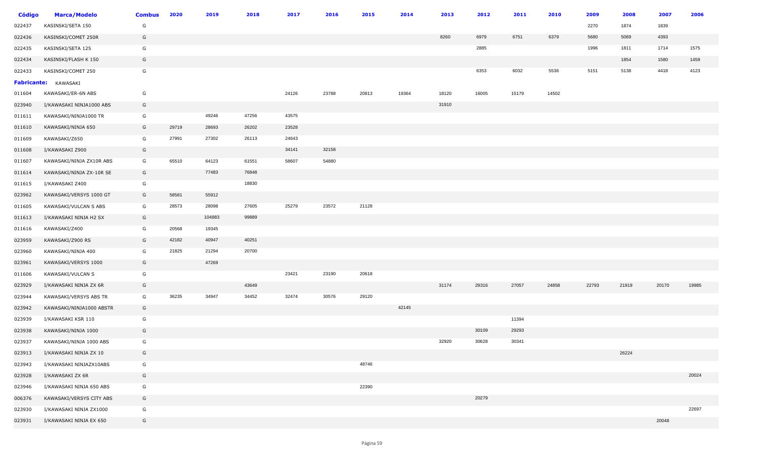| Código | Marca/Modelo | Combus | 2020 | 2019 | 2018 | 2017 | 2016 | 2015 | 2014 | 2013 | 2012 | 2011 | 2010 | 2009 | 2008 | 2007 | 2006 |
|---|---|---|---|---|---|---|---|---|---|---|---|---|---|---|---|---|---|
| 022437 | KASINSKI/SETA 150 | G | | | | | | | | | | | | 2270 | 1874 | 1839 | |
| 022436 | KASINSKI/COMET 250R | G | | | | | | | | 8260 | 6979 | 6751 | 6379 | 5680 | 5069 | 4393 | |
| 022435 | KASINSKI/SETA 125 | G | | | | | | | | | 2885 | | | 1996 | 1811 | 1714 | 1575 |
| 022434 | KASINSKI/FLASH K 150 | G | | | | | | | | | | | | | 1854 | 1580 | 1459 |
| 022433 | KASINSKI/COMET 250 | G | | | | | | | | | 6353 | 6032 | 5536 | 5151 | 5138 | 4418 | 4123 |
| **Fabricante:** | KAWASAKI | | | | | | | | | | | | | | | | |
| 011604 | KAWASAKI/ER-6N ABS | G | | | | 24126 | 23788 | 20813 | 19364 | 18120 | 16005 | 15179 | 14502 | | | | |
| 023940 | I/KAWASAKI NINJA1000 ABS | G | | | | | | | | 31910 | | | | | | | |
| 011611 | KAWASAKI/NINJA1000 TR | G | | 49246 | 47256 | 43575 | | | | | | | | | | | |
| 011610 | KAWASAKI/NINJA 650 | G | 29719 | 28693 | 26202 | 23528 | | | | | | | | | | | |
| 011609 | KAWASAKI/Z650 | G | 27991 | 27302 | 26113 | 24643 | | | | | | | | | | | |
| 011608 | I/KAWASAKI Z900 | G | | | | 34141 | 32158 | | | | | | | | | | |
| 011607 | KAWASAKI/NINJA ZX10R ABS | G | 65510 | 64123 | 61551 | 58607 | 54880 | | | | | | | | | | |
| 011614 | KAWASAKI/NINJA ZX-10R SE | G | | 77483 | 76848 | | | | | | | | | | | | |
| 011615 | I/KAWASAKI Z400 | G | | | 18830 | | | | | | | | | | | | |
| 023962 | KAWASAKI/VERSYS 1000 GT | G | 58581 | 55912 | | | | | | | | | | | | | |
| 011605 | KAWASAKI/VULCAN S ABS | G | 28573 | 28098 | 27605 | 25279 | 23572 | 21128 | | | | | | | | | |
| 011613 | I/KAWASAKI NINJA H2 SX | G | | 104883 | 99889 | | | | | | | | | | | | |
| 011616 | KAWASAKI/Z400 | G | 20568 | 19345 | | | | | | | | | | | | | |
| 023959 | KAWASAKI/Z900 RS | G | 42182 | 40947 | 40251 | | | | | | | | | | | | |
| 023960 | KAWASAKI/NINJA 400 | G | 21825 | 21294 | 20700 | | | | | | | | | | | | |
| 023961 | KAWASAKI/VERSYS 1000 | G | | 47269 | | | | | | | | | | | | | |
| 011606 | KAWASAKI/VULCAN S | G | | | | 23421 | 23190 | 20618 | | | | | | | | | |
| 023929 | I/KAWASAKI NINJA ZX 6R | G | | | 43649 | | | | | 31174 | 29316 | 27057 | 24858 | 22793 | 21919 | 20170 | 19985 |
| 023944 | KAWASAKI/VERSYS ABS TR | G | 36235 | 34947 | 34452 | 32474 | 30576 | 29120 | | | | | | | | | |
| 023942 | KAWASAKI/NINJA1000 ABSTR | G | | | | | | | 42145 | | | | | | | | |
| 023939 | I/KAWASAKI KSR 110 | G | | | | | | | | | | 11394 | | | | | |
| 023938 | KAWASAKI/NINJA 1000 | G | | | | | | | | | 30109 | 29293 | | | | | |
| 023937 | KAWASAKI/NINJA 1000 ABS | G | | | | | | | | 32920 | 30628 | 30341 | | | | | |
| 023913 | I/KAWASAKI NINJA ZX 10 | G | | | | | | | | | | | | | 26224 | | |
| 023943 | I/KAWASAKI NINJAZX10ABS | G | | | | | | 48746 | | | | | | | | | |
| 023928 | I/KAWASAKI ZX 6R | G | | | | | | | | | | | | | | | 20024 |
| 023946 | I/KAWASAKI NINJA 650 ABS | G | | | | | | 22390 | | | | | | | | | |
| 006376 | KAWASAKI/VERSYS CITY ABS | G | | | | | | | | | 20279 | | | | | | |
| 023930 | I/KAWASAKI NINJA ZX1000 | G | | | | | | | | | | | | | | | 22697 |
| 023931 | I/KAWASAKI NINJA EX 650 | G | | | | | | | | | | | | | | 20048 | |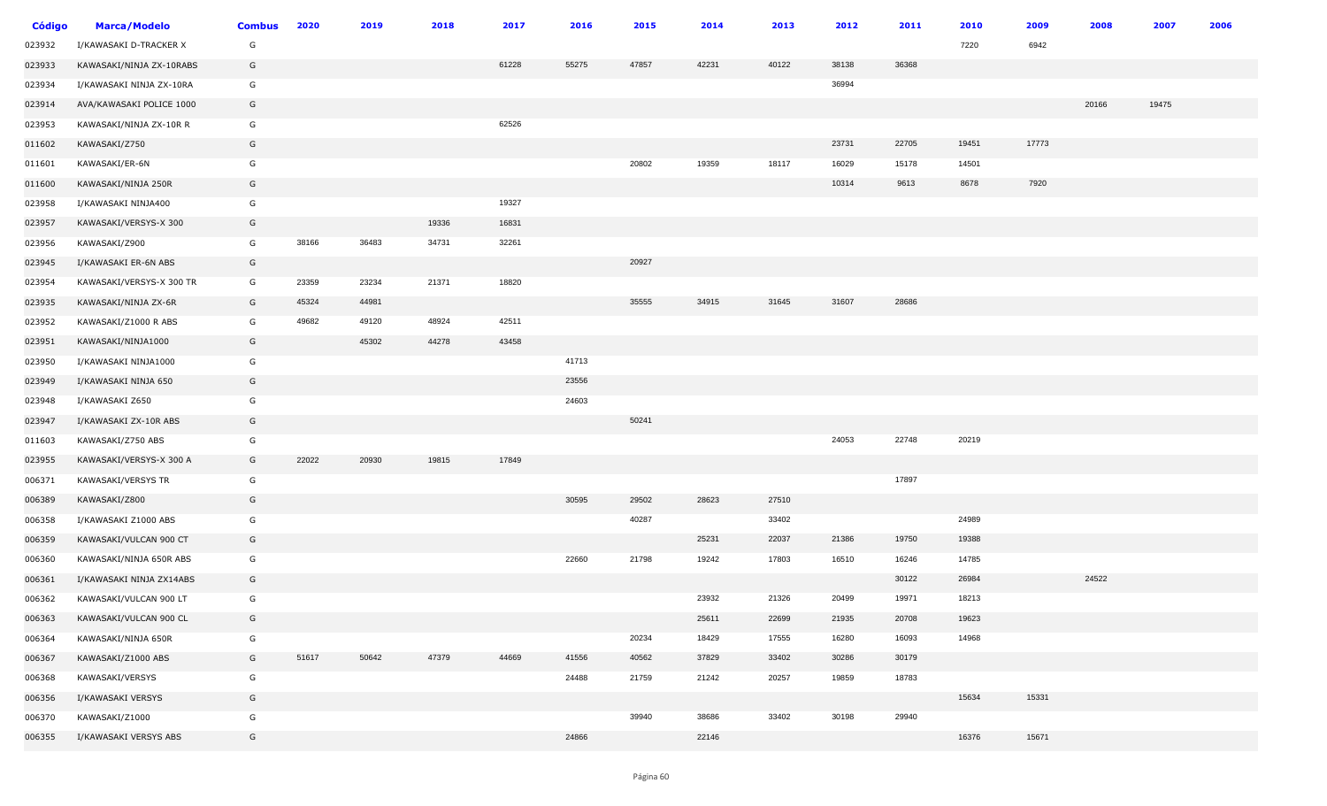| Código | Marca/Modelo | Combus | 2020 | 2019 | 2018 | 2017 | 2016 | 2015 | 2014 | 2013 | 2012 | 2011 | 2010 | 2009 | 2008 | 2007 | 2006 |
|---|---|---|---|---|---|---|---|---|---|---|---|---|---|---|---|---|---|
| 023932 | I/KAWASAKI D-TRACKER X | G | | | | | | | | | | | 7220 | 6942 | | | |
| 023933 | KAWASAKI/NINJA ZX-10RABS | G | | | | 61228 | 55275 | 47857 | 42231 | 40122 | 38138 | 36368 | | | | | |
| 023934 | I/KAWASAKI NINJA ZX-10RA | G | | | | | | | | | 36994 | | | | | | |
| 023914 | AVA/KAWASAKI POLICE 1000 | G | | | | | | | | | | | | | 20166 | 19475 | |
| 023953 | KAWASAKI/NINJA ZX-10R R | G | | | | 62526 | | | | | | | | | | | |
| 011602 | KAWASAKI/Z750 | G | | | | | | | | | 23731 | 22705 | 19451 | 17773 | | | |
| 011601 | KAWASAKI/ER-6N | G | | | | | | 20802 | 19359 | 18117 | 16029 | 15178 | 14501 | | | | |
| 011600 | KAWASAKI/NINJA 250R | G | | | | | | | | | 10314 | 9613 | 8678 | 7920 | | | |
| 023958 | I/KAWASAKI NINJA400 | G | | | | 19327 | | | | | | | | | | | |
| 023957 | KAWASAKI/VERSYS-X 300 | G | | | 19336 | 16831 | | | | | | | | | | | |
| 023956 | KAWASAKI/Z900 | G | 38166 | 36483 | 34731 | 32261 | | | | | | | | | | | |
| 023945 | I/KAWASAKI ER-6N ABS | G | | | | | | 20927 | | | | | | | | | |
| 023954 | KAWASAKI/VERSYS-X 300 TR | G | 23359 | 23234 | 21371 | 18820 | | | | | | | | | | | |
| 023935 | KAWASAKI/NINJA ZX-6R | G | 45324 | 44981 | | | | 35555 | 34915 | 31645 | 31607 | 28686 | | | | | |
| 023952 | KAWASAKI/Z1000 R ABS | G | 49682 | 49120 | 48924 | 42511 | | | | | | | | | | | |
| 023951 | KAWASAKI/NINJA1000 | G | | 45302 | 44278 | 43458 | | | | | | | | | | | |
| 023950 | I/KAWASAKI NINJA1000 | G | | | | | 41713 | | | | | | | | | | |
| 023949 | I/KAWASAKI NINJA 650 | G | | | | | 23556 | | | | | | | | | | |
| 023948 | I/KAWASAKI Z650 | G | | | | | 24603 | | | | | | | | | | |
| 023947 | I/KAWASAKI ZX-10R ABS | G | | | | | | 50241 | | | | | | | | | |
| 011603 | KAWASAKI/Z750 ABS | G | | | | | | | | | 24053 | 22748 | 20219 | | | | |
| 023955 | KAWASAKI/VERSYS-X 300 A | G | 22022 | 20930 | 19815 | 17849 | | | | | | | | | | | |
| 006371 | KAWASAKI/VERSYS TR | G | | | | | | | | | | 17897 | | | | | |
| 006389 | KAWASAKI/Z800 | G | | | | | 30595 | 29502 | 28623 | 27510 | | | | | | | |
| 006358 | I/KAWASAKI Z1000 ABS | G | | | | | | 40287 | | 33402 | | | 24989 | | | | |
| 006359 | KAWASAKI/VULCAN 900 CT | G | | | | | | | 25231 | 22037 | 21386 | 19750 | 19388 | | | | |
| 006360 | KAWASAKI/NINJA 650R ABS | G | | | | | 22660 | 21798 | 19242 | 17803 | 16510 | 16246 | 14785 | | | | |
| 006361 | I/KAWASAKI NINJA ZX14ABS | G | | | | | | | | | | 30122 | 26984 | | 24522 | | |
| 006362 | KAWASAKI/VULCAN 900 LT | G | | | | | | | 23932 | 21326 | 20499 | 19971 | 18213 | | | | |
| 006363 | KAWASAKI/VULCAN 900 CL | G | | | | | | | 25611 | 22699 | 21935 | 20708 | 19623 | | | | |
| 006364 | KAWASAKI/NINJA 650R | G | | | | | | 20234 | 18429 | 17555 | 16280 | 16093 | 14968 | | | | |
| 006367 | KAWASAKI/Z1000 ABS | G | 51617 | 50642 | 47379 | 44669 | 41556 | 40562 | 37829 | 33402 | 30286 | 30179 | | | | | |
| 006368 | KAWASAKI/VERSYS | G | | | | | 24488 | 21759 | 21242 | 20257 | 19859 | 18783 | | | | | |
| 006356 | I/KAWASAKI VERSYS | G | | | | | | | | | | | 15634 | 15331 | | | |
| 006370 | KAWASAKI/Z1000 | G | | | | | | 39940 | 38686 | 33402 | 30198 | 29940 | | | | | |
| 006355 | I/KAWASAKI VERSYS ABS | G | | | | | 24866 | | 22146 | | | | 16376 | 15671 | | | |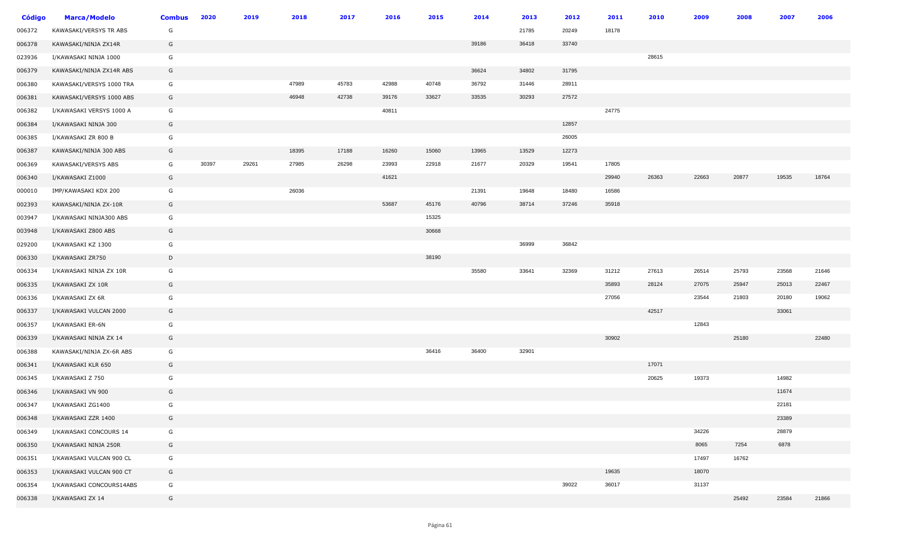| Código | Marca/Modelo | Combus | 2020 | 2019 | 2018 | 2017 | 2016 | 2015 | 2014 | 2013 | 2012 | 2011 | 2010 | 2009 | 2008 | 2007 | 2006 |
|---|---|---|---|---|---|---|---|---|---|---|---|---|---|---|---|---|---|
| 006372 | KAWASAKI/VERSYS TR ABS | G | | | | | | | | 21785 | 20249 | 18178 | | | | | |
| 006378 | KAWASAKI/NINJA ZX14R | G | | | | | | | 39186 | 36418 | 33740 | | | | | | |
| 023936 | I/KAWASAKI NINJA 1000 | G | | | | | | | | | | | 28615 | | | | |
| 006379 | KAWASAKI/NINJA ZX14R ABS | G | | | | | | | 36624 | 34802 | 31795 | | | | | | |
| 006380 | KAWASAKI/VERSYS 1000 TRA | G | | | 47989 | 45783 | 42988 | 40748 | 36792 | 31446 | 28911 | | | | | | |
| 006381 | KAWASAKI/VERSYS 1000 ABS | G | | | 46948 | 42738 | 39176 | 33627 | 33535 | 30293 | 27572 | | | | | | |
| 006382 | I/KAWASAKI VERSYS 1000 A | G | | | | | 40811 | | | | | 24775 | | | | | |
| 006384 | I/KAWASAKI NINJA 300 | G | | | | | | | | | 12857 | | | | | | |
| 006385 | I/KAWASAKI ZR 800 B | G | | | | | | | | | 26005 | | | | | | |
| 006387 | KAWASAKI/NINJA 300 ABS | G | | | 18395 | 17188 | 16260 | 15060 | 13965 | 13529 | 12273 | | | | | | |
| 006369 | KAWASAKI/VERSYS ABS | G | 30397 | 29261 | 27985 | 26298 | 23993 | 22918 | 21677 | 20329 | 19541 | 17805 | | | | | |
| 006340 | I/KAWASAKI Z1000 | G | | | | | 41621 | | | | | 29940 | 26363 | 22663 | 20877 | 19535 | 18764 |
| 000010 | IMP/KAWASAKI KDX 200 | G | | | 26036 | | | | 21391 | 19648 | 18480 | 16586 | | | | | |
| 002393 | KAWASAKI/NINJA ZX-10R | G | | | | | 53687 | 45176 | 40796 | 38714 | 37246 | 35918 | | | | | |
| 003947 | I/KAWASAKI NINJA300 ABS | G | | | | | | 15325 | | | | | | | | | |
| 003948 | I/KAWASAKI Z800 ABS | G | | | | | | 30668 | | | | | | | | | |
| 029200 | I/KAWASAKI KZ 1300 | G | | | | | | | | 36999 | 36842 | | | | | | |
| 006330 | I/KAWASAKI ZR750 | D | | | | | | 38190 | | | | | | | | | |
| 006334 | I/KAWASAKI NINJA ZX 10R | G | | | | | | | 35580 | 33641 | 32369 | 31212 | 27613 | 26514 | 25793 | 23568 | 21646 |
| 006335 | I/KAWASAKI ZX 10R | G | | | | | | | | | | 35893 | 28124 | 27075 | 25947 | 25013 | 22467 |
| 006336 | I/KAWASAKI ZX 6R | G | | | | | | | | | | 27056 | | 23544 | 21803 | 20180 | 19062 |
| 006337 | I/KAWASAKI VULCAN 2000 | G | | | | | | | | | | | 42517 | | | 33061 | |
| 006357 | I/KAWASAKI ER-6N | G | | | | | | | | | | | | 12843 | | | |
| 006339 | I/KAWASAKI NINJA ZX 14 | G | | | | | | | | | | 30902 | | | 25180 | | 22480 |
| 006388 | KAWASAKI/NINJA ZX-6R ABS | G | | | | | | 36416 | 36400 | 32901 | | | | | | | |
| 006341 | I/KAWASAKI KLR 650 | G | | | | | | | | | | | 17071 | | | | |
| 006345 | I/KAWASAKI Z 750 | G | | | | | | | | | | | 20625 | 19373 | | 14982 | |
| 006346 | I/KAWASAKI VN 900 | G | | | | | | | | | | | | | | 11674 | |
| 006347 | I/KAWASAKI ZG1400 | G | | | | | | | | | | | | | | 22181 | |
| 006348 | I/KAWASAKI ZZR 1400 | G | | | | | | | | | | | | | | 23389 | |
| 006349 | I/KAWASAKI CONCOURS 14 | G | | | | | | | | | | | | 34226 | | 28879 | |
| 006350 | I/KAWASAKI NINJA 250R | G | | | | | | | | | | | | 8065 | 7254 | 6878 | |
| 006351 | I/KAWASAKI VULCAN 900 CL | G | | | | | | | | | | | | 17497 | 16762 | | |
| 006353 | I/KAWASAKI VULCAN 900 CT | G | | | | | | | | | | 19635 | | 18070 | | | |
| 006354 | I/KAWASAKI CONCOURS14ABS | G | | | | | | | | | 39022 | 36017 | | 31137 | | | |
| 006338 | I/KAWASAKI ZX 14 | G | | | | | | | | | | | | | 25492 | 23584 | 21866 |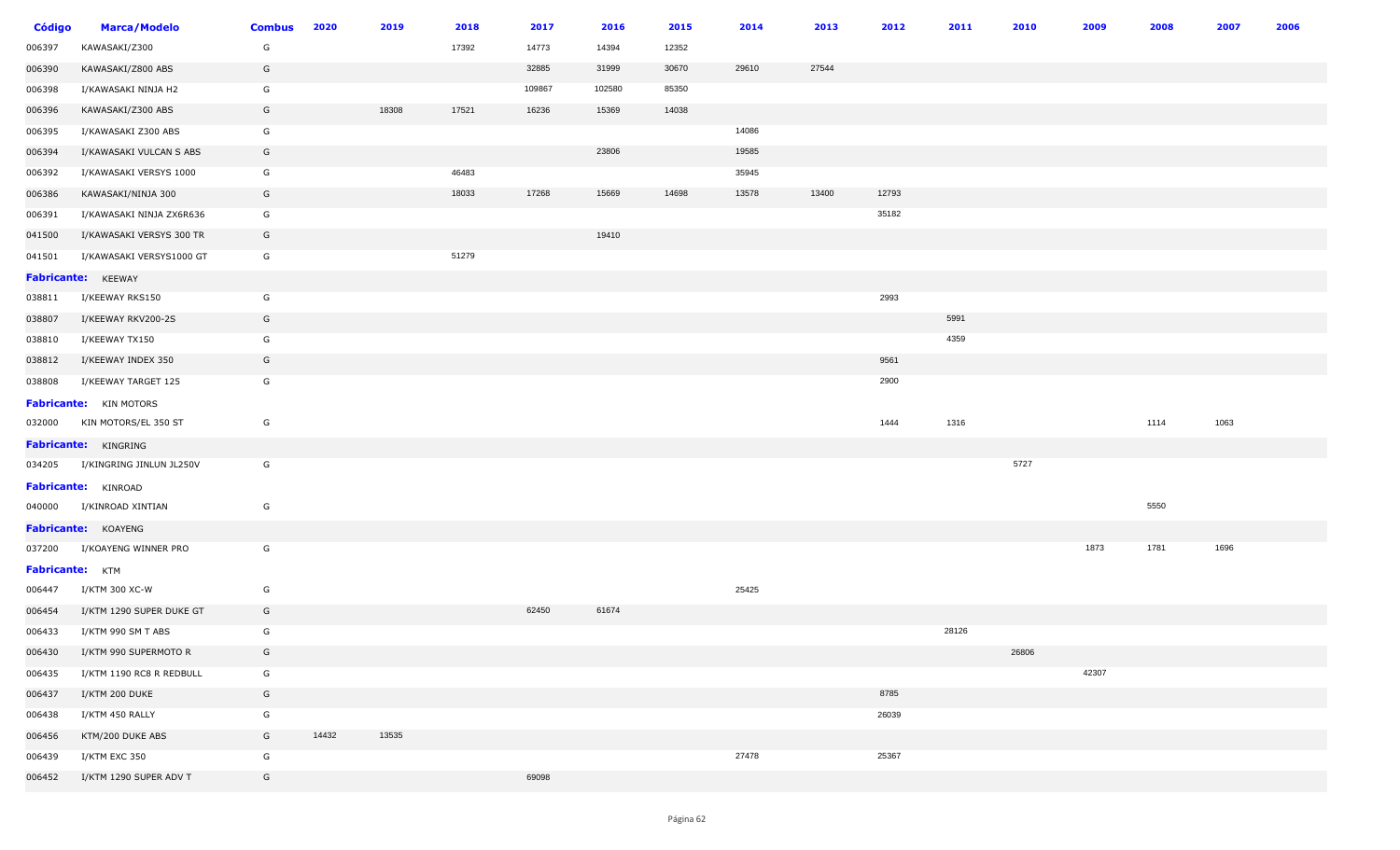| Código | Marca/Modelo | Combus | 2020 | 2019 | 2018 | 2017 | 2016 | 2015 | 2014 | 2013 | 2012 | 2011 | 2010 | 2009 | 2008 | 2007 | 2006 |
|---|---|---|---|---|---|---|---|---|---|---|---|---|---|---|---|---|---|
| 006397 | KAWASAKI/Z300 | G | | | 17392 | 14773 | 14394 | 12352 | | | | | | | | | |
| 006390 | KAWASAKI/Z800 ABS | G | | | | 32885 | 31999 | 30670 | 29610 | 27544 | | | | | | | |
| 006398 | I/KAWASAKI NINJA H2 | G | | | | 109867 | 102580 | 85350 | | | | | | | | | |
| 006396 | KAWASAKI/Z300 ABS | G | | 18308 | 17521 | 16236 | 15369 | 14038 | | | | | | | | | |
| 006395 | I/KAWASAKI Z300 ABS | G | | | | | | | 14086 | | | | | | | | |
| 006394 | I/KAWASAKI VULCAN S ABS | G | | | | | 23806 | | 19585 | | | | | | | | |
| 006392 | I/KAWASAKI VERSYS 1000 | G | | | 46483 | | | | 35945 | | | | | | | | |
| 006386 | KAWASAKI/NINJA 300 | G | | | 18033 | 17268 | 15669 | 14698 | 13578 | 13400 | 12793 | | | | | | |
| 006391 | I/KAWASAKI NINJA ZX6R636 | G | | | | | | | | | 35182 | | | | | | |
| 041500 | I/KAWASAKI VERSYS 300 TR | G | | | | | 19410 | | | | | | | | | | |
| 041501 | I/KAWASAKI VERSYS1000 GT | G | | | 51279 | | | | | | | | | | | | |
| **Fabricante:** | KEEWAY | | | | | | | | | | | | | | | | |
| 038811 | I/KEEWAY RKS150 | G | | | | | | | | | 2993 | | | | | | |
| 038807 | I/KEEWAY RKV200-2S | G | | | | | | | | | | 5991 | | | | | |
| 038810 | I/KEEWAY TX150 | G | | | | | | | | | | 4359 | | | | | |
| 038812 | I/KEEWAY INDEX 350 | G | | | | | | | | | 9561 | | | | | | |
| 038808 | I/KEEWAY TARGET 125 | G | | | | | | | | | 2900 | | | | | | |
| **Fabricante:** | KIN MOTORS | | | | | | | | | | | | | | | | |
| 032000 | KIN MOTORS/EL 350 ST | G | | | | | | | | | 1444 | 1316 | | | 1114 | 1063 | |
| **Fabricante:** | KINGRING | | | | | | | | | | | | | | | | |
| 034205 | I/KINGRING JINLUN JL250V | G | | | | | | | | | | | 5727 | | | | |
| **Fabricante:** | KINROAD | | | | | | | | | | | | | | | | |
| 040000 | I/KINROAD XINTIAN | G | | | | | | | | | | | | | 5550 | | |
| **Fabricante:** | KOAYENG | | | | | | | | | | | | | | | | |
| 037200 | I/KOAYENG WINNER PRO | G | | | | | | | | | | | | 1873 | 1781 | 1696 | |
| **Fabricante:** | KTM | | | | | | | | | | | | | | | | |
| 006447 | I/KTM 300 XC-W | G | | | | | | | 25425 | | | | | | | | |
| 006454 | I/KTM 1290 SUPER DUKE GT | G | | | | 62450 | 61674 | | | | | | | | | | |
| 006433 | I/KTM 990 SM T ABS | G | | | | | | | | | | 28126 | | | | | |
| 006430 | I/KTM 990 SUPERMOTO R | G | | | | | | | | | | | 26806 | | | | |
| 006435 | I/KTM 1190 RC8 R REDBULL | G | | | | | | | | | | | | 42307 | | | |
| 006437 | I/KTM 200 DUKE | G | | | | | | | | | 8785 | | | | | | |
| 006438 | I/KTM 450 RALLY | G | | | | | | | | | 26039 | | | | | | |
| 006456 | KTM/200 DUKE ABS | G | 14432 | 13535 | | | | | | | | | | | | | |
| 006439 | I/KTM EXC 350 | G | | | | | | | 27478 | | 25367 | | | | | | |
| 006452 | I/KTM 1290 SUPER ADV T | G | | | | 69098 | | | | | | | | | | | |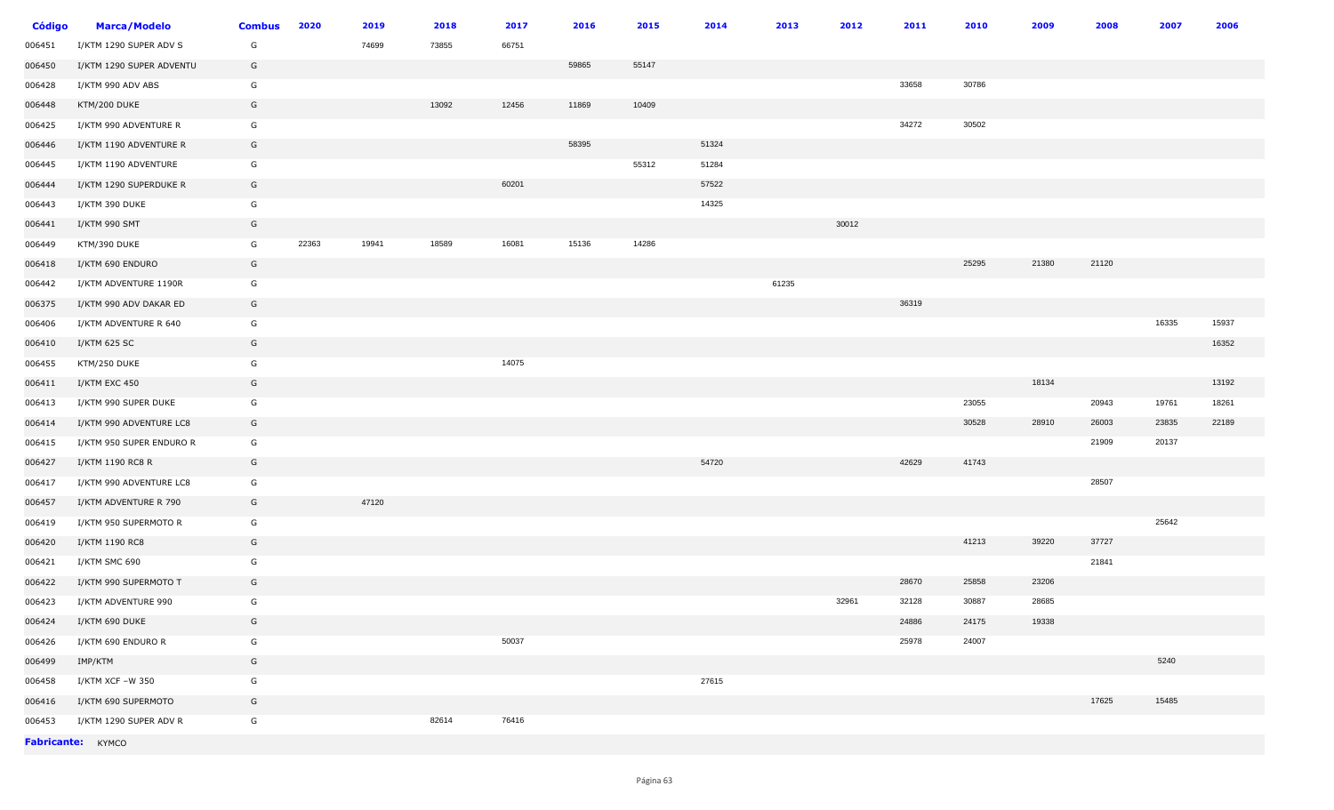| Código | Marca/Modelo | Combus | 2020 | 2019 | 2018 | 2017 | 2016 | 2015 | 2014 | 2013 | 2012 | 2011 | 2010 | 2009 | 2008 | 2007 | 2006 |
|---|---|---|---|---|---|---|---|---|---|---|---|---|---|---|---|---|---|
| 006451 | I/KTM 1290 SUPER ADV S | G | | 74699 | 73855 | 66751 | | | | | | | | | | | |
| 006450 | I/KTM 1290 SUPER ADVENTU | G | | | | | 59865 | 55147 | | | | | | | | | |
| 006428 | I/KTM 990 ADV ABS | G | | | | | | | | | | 33658 | 30786 | | | | |
| 006448 | KTM/200 DUKE | G | | | 13092 | 12456 | 11869 | 10409 | | | | | | | | | |
| 006425 | I/KTM 990 ADVENTURE R | G | | | | | | | | | | 34272 | 30502 | | | | |
| 006446 | I/KTM 1190 ADVENTURE R | G | | | | | 58395 | | 51324 | | | | | | | | |
| 006445 | I/KTM 1190 ADVENTURE | G | | | | | | 55312 | 51284 | | | | | | | | |
| 006444 | I/KTM 1290 SUPERDUKE R | G | | | | 60201 | | | 57522 | | | | | | | | |
| 006443 | I/KTM 390 DUKE | G | | | | | | | 14325 | | | | | | | | |
| 006441 | I/KTM 990 SMT | G | | | | | | | | | 30012 | | | | | | |
| 006449 | KTM/390 DUKE | G | 22363 | 19941 | 18589 | 16081 | 15136 | 14286 | | | | | | | | | |
| 006418 | I/KTM 690 ENDURO | G | | | | | | | | | | | 25295 | 21380 | 21120 | | |
| 006442 | I/KTM ADVENTURE 1190R | G | | | | | | | | 61235 | | | | | | | |
| 006375 | I/KTM 990 ADV DAKAR ED | G | | | | | | | | | | 36319 | | | | | |
| 006406 | I/KTM ADVENTURE R 640 | G | | | | | | | | | | | | | | 16335 | 15937 |
| 006410 | I/KTM 625 SC | G | | | | | | | | | | | | | | | 16352 |
| 006455 | KTM/250 DUKE | G | | | | 14075 | | | | | | | | | | | |
| 006411 | I/KTM EXC 450 | G | | | | | | | | | | | | 18134 | | | 13192 |
| 006413 | I/KTM 990 SUPER DUKE | G | | | | | | | | | | | 23055 | | 20943 | 19761 | 18261 |
| 006414 | I/KTM 990 ADVENTURE LC8 | G | | | | | | | | | | | 30528 | 28910 | 26003 | 23835 | 22189 |
| 006415 | I/KTM 950 SUPER ENDURO R | G | | | | | | | | | | | | | 21909 | 20137 | |
| 006427 | I/KTM 1190 RC8 R | G | | | | | | | 54720 | | | 42629 | 41743 | | | | |
| 006417 | I/KTM 990 ADVENTURE LC8 | G | | | | | | | | | | | | | 28507 | | |
| 006457 | I/KTM ADVENTURE R 790 | G | | 47120 | | | | | | | | | | | | | |
| 006419 | I/KTM 950 SUPERMOTO R | G | | | | | | | | | | | | | | 25642 | |
| 006420 | I/KTM 1190 RC8 | G | | | | | | | | | | | 41213 | 39220 | 37727 | | |
| 006421 | I/KTM SMC 690 | G | | | | | | | | | | | | | 21841 | | |
| 006422 | I/KTM 990 SUPERMOTO T | G | | | | | | | | | | 28670 | 25858 | 23206 | | | |
| 006423 | I/KTM ADVENTURE 990 | G | | | | | | | | | 32961 | 32128 | 30887 | 28685 | | | |
| 006424 | I/KTM 690 DUKE | G | | | | | | | | | | 24886 | 24175 | 19338 | | | |
| 006426 | I/KTM 690 ENDURO R | G | | | | 50037 | | | | | | 25978 | 24007 | | | | |
| 006499 | IMP/KTM | G | | | | | | | | | | | | | | 5240 | |
| 006458 | I/KTM XCF -W 350 | G | | | | | | | 27615 | | | | | | | | |
| 006416 | I/KTM 690 SUPERMOTO | G | | | | | | | | | | | | | 17625 | 15485 | |
| 006453 | I/KTM 1290 SUPER ADV R | G | | | 82614 | 76416 | | | | | | | | | | | |

**Fabricante:** KYMCO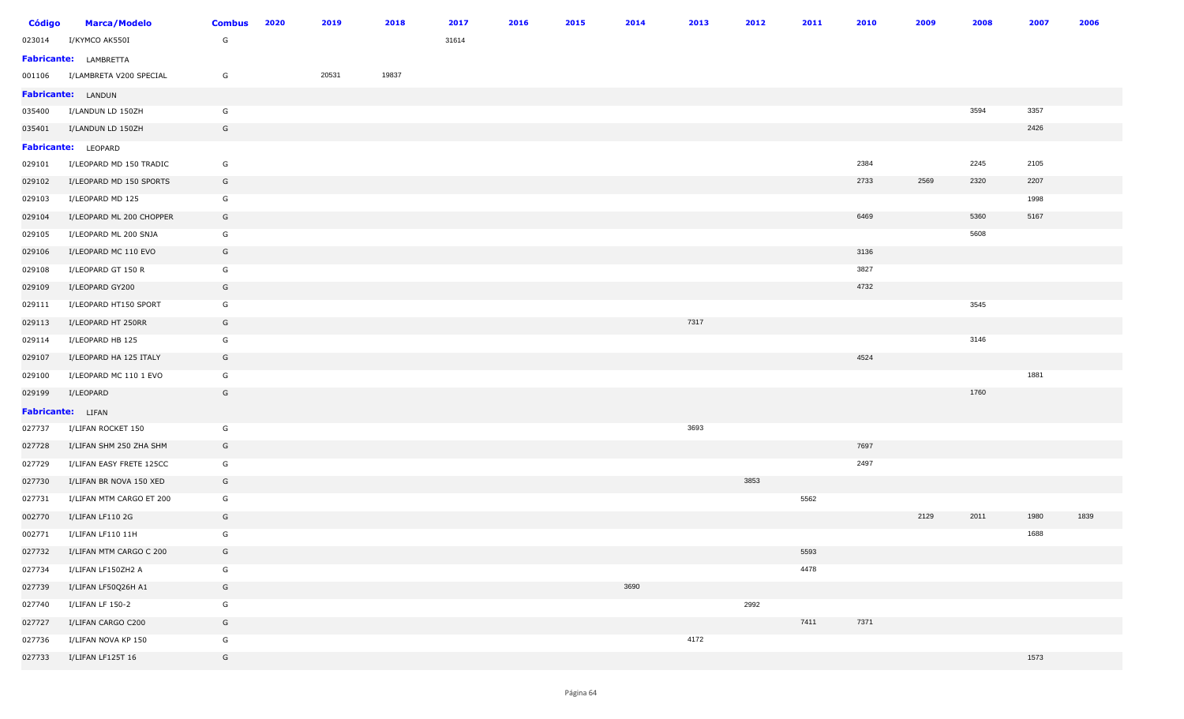| Código | Marca/Modelo | Combus | 2020 | 2019 | 2018 | 2017 | 2016 | 2015 | 2014 | 2013 | 2012 | 2011 | 2010 | 2009 | 2008 | 2007 | 2006 |
|---|---|---|---|---|---|---|---|---|---|---|---|---|---|---|---|---|---|
| 023014 | I/KYMCO AK550I | G | | | | 31614 | | | | | | | | | | | |
| **Fabricante:** | LAMBRETTA | | | | | | | | | | | | | | | | |
| 001106 | I/LAMBRETA V200 SPECIAL | G | | 20531 | 19837 | | | | | | | | | | | | |
| **Fabricante:** | LANDUN | | | | | | | | | | | | | | | | |
| 035400 | I/LANDUN LD 150ZH | G | | | | | | | | | | | | | 3594 | 3357 | |
| 035401 | I/LANDUN LD 150ZH | G | | | | | | | | | | | | | | 2426 | |
| **Fabricante:** | LEOPARD | | | | | | | | | | | | | | | | |
| 029101 | I/LEOPARD MD 150 TRADIC | G | | | | | | | | | | | 2384 | | 2245 | 2105 | |
| 029102 | I/LEOPARD MD 150 SPORTS | G | | | | | | | | | | | 2733 | 2569 | 2320 | 2207 | |
| 029103 | I/LEOPARD MD 125 | G | | | | | | | | | | | | | | 1998 | |
| 029104 | I/LEOPARD ML 200 CHOPPER | G | | | | | | | | | | | 6469 | | 5360 | 5167 | |
| 029105 | I/LEOPARD ML 200 SNJA | G | | | | | | | | | | | | | 5608 | | |
| 029106 | I/LEOPARD MC 110 EVO | G | | | | | | | | | | | 3136 | | | | |
| 029108 | I/LEOPARD GT 150 R | G | | | | | | | | | | | 3827 | | | | |
| 029109 | I/LEOPARD GY200 | G | | | | | | | | | | | 4732 | | | | |
| 029111 | I/LEOPARD HT150 SPORT | G | | | | | | | | | | | | | 3545 | | |
| 029113 | I/LEOPARD HT 250RR | G | | | | | | | | 7317 | | | | | | | |
| 029114 | I/LEOPARD HB 125 | G | | | | | | | | | | | | | 3146 | | |
| 029107 | I/LEOPARD HA 125 ITALY | G | | | | | | | | | | | 4524 | | | | |
| 029100 | I/LEOPARD MC 110 1 EVO | G | | | | | | | | | | | | | | 1881 | |
| 029199 | I/LEOPARD | G | | | | | | | | | | | | | 1760 | | |
| **Fabricante:** | LIFAN | | | | | | | | | | | | | | | | |
| 027737 | I/LIFAN ROCKET 150 | G | | | | | | | | 3693 | | | | | | | |
| 027728 | I/LIFAN SHM 250 ZHA SHM | G | | | | | | | | | | | 7697 | | | | |
| 027729 | I/LIFAN EASY FRETE 125CC | G | | | | | | | | | | | 2497 | | | | |
| 027730 | I/LIFAN BR NOVA 150 XED | G | | | | | | | | | 3853 | | | | | | |
| 027731 | I/LIFAN MTM CARGO ET 200 | G | | | | | | | | | | 5562 | | | | | |
| 002770 | I/LIFAN LF110 2G | G | | | | | | | | | | | | 2129 | 2011 | 1980 | 1839 |
| 002771 | I/LIFAN LF110 11H | G | | | | | | | | | | | | | | 1688 | |
| 027732 | I/LIFAN MTM CARGO C 200 | G | | | | | | | | | | 5593 | | | | | |
| 027734 | I/LIFAN LF150ZH2 A | G | | | | | | | | | | 4478 | | | | | |
| 027739 | I/LIFAN LF50Q26H A1 | G | | | | | | | 3690 | | | | | | | | |
| 027740 | I/LIFAN LF 150-2 | G | | | | | | | | | 2992 | | | | | | |
| 027727 | I/LIFAN CARGO C200 | G | | | | | | | | | | 7411 | 7371 | | | | |
| 027736 | I/LIFAN NOVA KP 150 | G | | | | | | | | 4172 | | | | | | | |
| 027733 | I/LIFAN LF125T 16 | G | | | | | | | | | | | | | | 1573 | |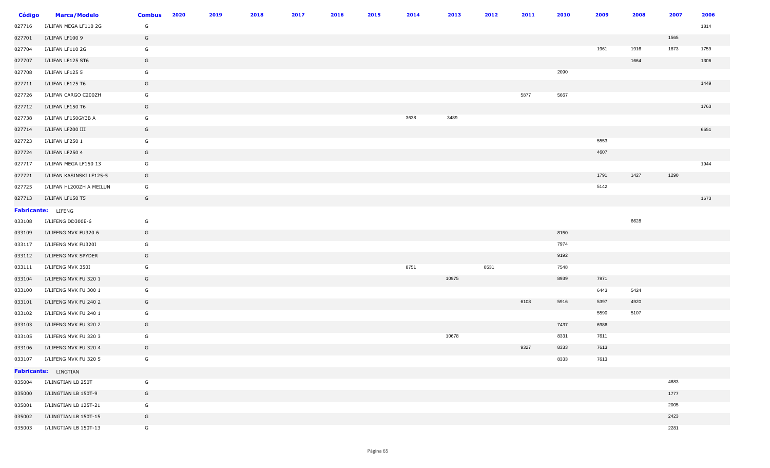| Código | Marca/Modelo | Combus | 2020 | 2019 | 2018 | 2017 | 2016 | 2015 | 2014 | 2013 | 2012 | 2011 | 2010 | 2009 | 2008 | 2007 | 2006 |
|---|---|---|---|---|---|---|---|---|---|---|---|---|---|---|---|---|---|
| 027716 | I/LIFAN MEGA LF110 2G | G | | | | | | | | | | | | | | | 1814 |
| 027701 | I/LIFAN LF100 9 | G | | | | | | | | | | | | | | 1565 | |
| 027704 | I/LIFAN LF110 2G | G | | | | | | | | | | | | 1961 | 1916 | 1873 | 1759 |
| 027707 | I/LIFAN LF125 ST6 | G | | | | | | | | | | | | | 1664 | | 1306 |
| 027708 | I/LIFAN LF125 5 | G | | | | | | | | | | | 2090 | | | | |
| 027711 | I/LIFAN LF125 T6 | G | | | | | | | | | | | | | | | 1449 |
| 027726 | I/LIFAN CARGO C200ZH | G | | | | | | | | | | 5877 | 5667 | | | | |
| 027712 | I/LIFAN LF150 T6 | G | | | | | | | | | | | | | | | 1763 |
| 027738 | I/LIFAN LF150GY3B A | G | | | | | | | 3638 | 3489 | | | | | | | |
| 027714 | I/LIFAN LF200 III | G | | | | | | | | | | | | | | | 6551 |
| 027723 | I/LIFAN LF250 1 | G | | | | | | | | | | | | 5553 | | | |
| 027724 | I/LIFAN LF250 4 | G | | | | | | | | | | | | 4607 | | | |
| 027717 | I/LIFAN MEGA LF150 13 | G | | | | | | | | | | | | | | | 1944 |
| 027721 | I/LIFAN KASINSKI LF125-5 | G | | | | | | | | | | | | 1791 | 1427 | 1290 | |
| 027725 | I/LIFAN HL200ZH A MEILUN | G | | | | | | | | | | | | 5142 | | | |
| 027713 | I/LIFAN LF150 T5 | G | | | | | | | | | | | | | | | 1673 |
| **Fabricante:** LIFENG | | | | | | | | | | | | | | | | | |
| 033108 | I/LIFENG DD300E-6 | G | | | | | | | | | | | | | 6628 | | |
| 033109 | I/LIFENG MVK FU320 6 | G | | | | | | | | | | | 8150 | | | | |
| 033117 | I/LIFENG MVK FU320I | G | | | | | | | | | | | 7974 | | | | |
| 033112 | I/LIFENG MVK SPYDER | G | | | | | | | | | | | 9192 | | | | |
| 033111 | I/LIFENG MVK 350I | G | | | | | | | 8751 | | 8531 | | 7548 | | | | |
| 033104 | I/LIFENG MVK FU 320 1 | G | | | | | | | | 10975 | | | 8939 | 7971 | | | |
| 033100 | I/LIFENG MVK FU 300 1 | G | | | | | | | | | | | | 6443 | 5424 | | |
| 033101 | I/LIFENG MVK FU 240 2 | G | | | | | | | | | | 6108 | 5916 | 5397 | 4920 | | |
| 033102 | I/LIFENG MVK FU 240 1 | G | | | | | | | | | | | | 5590 | 5107 | | |
| 033103 | I/LIFENG MVK FU 320 2 | G | | | | | | | | | | | 7437 | 6986 | | | |
| 033105 | I/LIFENG MVK FU 320 3 | G | | | | | | | | 10678 | | | 8331 | 7611 | | | |
| 033106 | I/LIFENG MVK FU 320 4 | G | | | | | | | | | | 9327 | 8333 | 7613 | | | |
| 033107 | I/LIFENG MVK FU 320 5 | G | | | | | | | | | | | 8333 | 7613 | | | |
| **Fabricante:** LINGTIAN | | | | | | | | | | | | | | | | | |
| 035004 | I/LINGTIAN LB 250T | G | | | | | | | | | | | | | | 4683 | |
| 035000 | I/LINGTIAN LB 150T-9 | G | | | | | | | | | | | | | | 1777 | |
| 035001 | I/LINGTIAN LB 125T-21 | G | | | | | | | | | | | | | | 2005 | |
| 035002 | I/LINGTIAN LB 150T-15 | G | | | | | | | | | | | | | | 2423 | |
| 035003 | I/LINGTIAN LB 150T-13 | G | | | | | | | | | | | | | | 2281 | |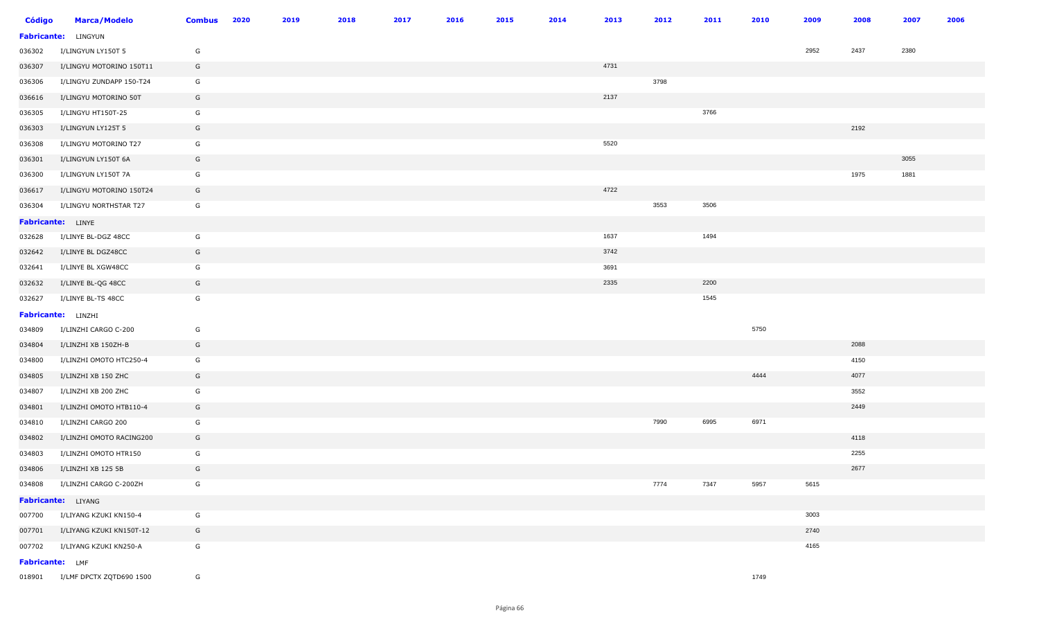| Código | Marca/Modelo | Combus | 2020 | 2019 | 2018 | 2017 | 2016 | 2015 | 2014 | 2013 | 2012 | 2011 | 2010 | 2009 | 2008 | 2007 | 2006 |
|---|---|---|---|---|---|---|---|---|---|---|---|---|---|---|---|---|---|
| **Fabricante:** | LINGYUN | | | | | | | | | | | | | | | | |
| 036302 | I/LINGYUN LY150T 5 | G | | | | | | | | | | | | 2952 | 2437 | 2380 | |
| 036307 | I/LINGYU MOTORINO 150T11 | G | | | | | | | | 4731 | | | | | | | |
| 036306 | I/LINGYU ZUNDAPP 150-T24 | G | | | | | | | | | 3798 | | | | | | |
| 036616 | I/LINGYU MOTORINO 50T | G | | | | | | | | 2137 | | | | | | | |
| 036305 | I/LINGYU HT150T-25 | G | | | | | | | | | | 3766 | | | | | |
| 036303 | I/LINGYUN LY125T 5 | G | | | | | | | | | | | | | 2192 | | |
| 036308 | I/LINGYU MOTORINO T27 | G | | | | | | | | 5520 | | | | | | | |
| 036301 | I/LINGYUN LY150T 6A | G | | | | | | | | | | | | | | 3055 | |
| 036300 | I/LINGYUN LY150T 7A | G | | | | | | | | | | | | | 1975 | 1881 | |
| 036617 | I/LINGYU MOTORINO 150T24 | G | | | | | | | | 4722 | | | | | | | |
| 036304 | I/LINGYU NORTHSTAR T27 | G | | | | | | | | | 3553 | 3506 | | | | | |
| **Fabricante:** | LINYE | | | | | | | | | | | | | | | | |
| 032628 | I/LINYE BL-DGZ 48CC | G | | | | | | | | 1637 | | 1494 | | | | | |
| 032642 | I/LINYE BL DGZ48CC | G | | | | | | | | 3742 | | | | | | | |
| 032641 | I/LINYE BL XGW48CC | G | | | | | | | | 3691 | | | | | | | |
| 032632 | I/LINYE BL-QG 48CC | G | | | | | | | | 2335 | | 2200 | | | | | |
| 032627 | I/LINYE BL-TS 48CC | G | | | | | | | | | | 1545 | | | | | |
| **Fabricante:** | LINZHI | | | | | | | | | | | | | | | | |
| 034809 | I/LINZHI CARGO C-200 | G | | | | | | | | | | | 5750 | | | | |
| 034804 | I/LINZHI XB 150ZH-B | G | | | | | | | | | | | | | 2088 | | |
| 034800 | I/LINZHI OMOTO HTC250-4 | G | | | | | | | | | | | | | 4150 | | |
| 034805 | I/LINZHI XB 150 ZHC | G | | | | | | | | | | | 4444 | | 4077 | | |
| 034807 | I/LINZHI XB 200 ZHC | G | | | | | | | | | | | | | 3552 | | |
| 034801 | I/LINZHI OMOTO HTB110-4 | G | | | | | | | | | | | | | 2449 | | |
| 034810 | I/LINZHI CARGO 200 | G | | | | | | | | | 7990 | 6995 | 6971 | | | | |
| 034802 | I/LINZHI OMOTO RACING200 | G | | | | | | | | | | | | | 4118 | | |
| 034803 | I/LINZHI OMOTO HTR150 | G | | | | | | | | | | | | | 2255 | | |
| 034806 | I/LINZHI XB 125 5B | G | | | | | | | | | | | | | 2677 | | |
| 034808 | I/LINZHI CARGO C-200ZH | G | | | | | | | | | 7774 | 7347 | 5957 | 5615 | | | |
| **Fabricante:** | LIYANG | | | | | | | | | | | | | | | | |
| 007700 | I/LIYANG KZUKI KN150-4 | G | | | | | | | | | | | | 3003 | | | |
| 007701 | I/LIYANG KZUKI KN150T-12 | G | | | | | | | | | | | | 2740 | | | |
| 007702 | I/LIYANG KZUKI KN250-A | G | | | | | | | | | | | | 4165 | | | |
| **Fabricante:** | LMF | | | | | | | | | | | | | | | | |
| 018901 | I/LMF DPCTX ZQTD690 1500 | G | | | | | | | | | | | 1749 | | | | |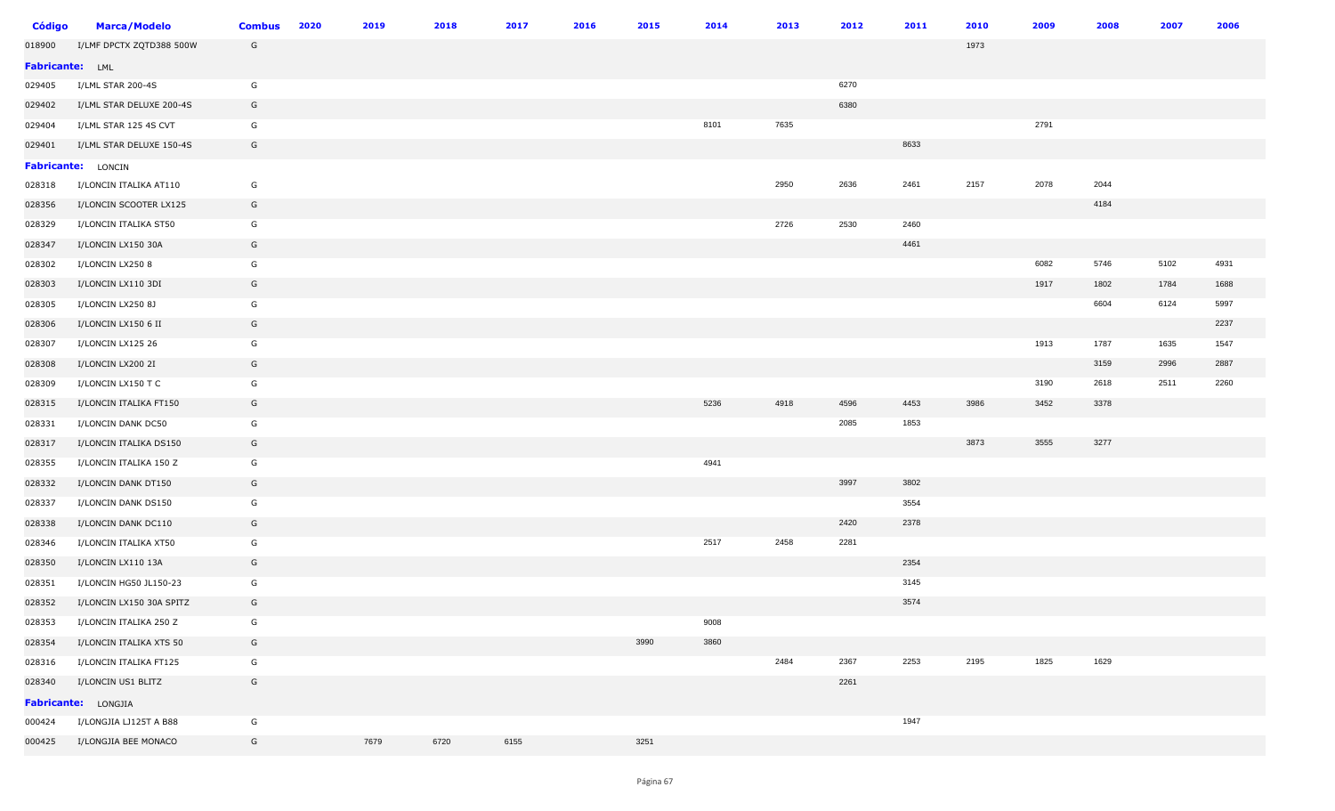| Código | Marca/Modelo | Combus | 2020 | 2019 | 2018 | 2017 | 2016 | 2015 | 2014 | 2013 | 2012 | 2011 | 2010 | 2009 | 2008 | 2007 | 2006 |
|---|---|---|---|---|---|---|---|---|---|---|---|---|---|---|---|---|---|
| 018900 | I/LMF DPCTX ZQTD388 500W | G | | | | | | | | | | | 1973 | | | | |
| **Fabricante:** | LML | | | | | | | | | | | | | | | | |
| 029405 | I/LML STAR 200-4S | G | | | | | | | | | 6270 | | | | | | |
| 029402 | I/LML STAR DELUXE 200-4S | G | | | | | | | | | 6380 | | | | | | |
| 029404 | I/LML STAR 125 4S CVT | G | | | | | | | 8101 | 7635 | | | | 2791 | | | |
| 029401 | I/LML STAR DELUXE 150-4S | G | | | | | | | | | | 8633 | | | | | |
| **Fabricante:** | LONCIN | | | | | | | | | | | | | | | | |
| 028318 | I/LONCIN ITALIKA AT110 | G | | | | | | | | 2950 | 2636 | 2461 | 2157 | 2078 | 2044 | | |
| 028356 | I/LONCIN SCOOTER LX125 | G | | | | | | | | | | | | | 4184 | | |
| 028329 | I/LONCIN ITALIKA ST50 | G | | | | | | | | 2726 | 2530 | 2460 | | | | | |
| 028347 | I/LONCIN LX150 30A | G | | | | | | | | | | 4461 | | | | | |
| 028302 | I/LONCIN LX250 8 | G | | | | | | | | | | | | 6082 | 5746 | 5102 | 4931 |
| 028303 | I/LONCIN LX110 3DI | G | | | | | | | | | | | | 1917 | 1802 | 1784 | 1688 |
| 028305 | I/LONCIN LX250 8J | G | | | | | | | | | | | | | 6604 | 6124 | 5997 |
| 028306 | I/LONCIN LX150 6 II | G | | | | | | | | | | | | | | | 2237 |
| 028307 | I/LONCIN LX125 26 | G | | | | | | | | | | | | 1913 | 1787 | 1635 | 1547 |
| 028308 | I/LONCIN LX200 2I | G | | | | | | | | | | | | | 3159 | 2996 | 2887 |
| 028309 | I/LONCIN LX150 T C | G | | | | | | | | | | | | 3190 | 2618 | 2511 | 2260 |
| 028315 | I/LONCIN ITALIKA FT150 | G | | | | | | | 5236 | 4918 | 4596 | 4453 | 3986 | 3452 | 3378 | | |
| 028331 | I/LONCIN DANK DC50 | G | | | | | | | | | 2085 | 1853 | | | | | |
| 028317 | I/LONCIN ITALIKA DS150 | G | | | | | | | | | | | 3873 | 3555 | 3277 | | |
| 028355 | I/LONCIN ITALIKA 150 Z | G | | | | | | | 4941 | | | | | | | | |
| 028332 | I/LONCIN DANK DT150 | G | | | | | | | | | 3997 | 3802 | | | | | |
| 028337 | I/LONCIN DANK DS150 | G | | | | | | | | | | 3554 | | | | | |
| 028338 | I/LONCIN DANK DC110 | G | | | | | | | | | 2420 | 2378 | | | | | |
| 028346 | I/LONCIN ITALIKA XT50 | G | | | | | | | 2517 | 2458 | 2281 | | | | | | |
| 028350 | I/LONCIN LX110 13A | G | | | | | | | | | | 2354 | | | | | |
| 028351 | I/LONCIN HG50 JL150-23 | G | | | | | | | | | | 3145 | | | | | |
| 028352 | I/LONCIN LX150 30A SPITZ | G | | | | | | | | | | 3574 | | | | | |
| 028353 | I/LONCIN ITALIKA 250 Z | G | | | | | | | 9008 | | | | | | | | |
| 028354 | I/LONCIN ITALIKA XTS 50 | G | | | | | | 3990 | 3860 | | | | | | | | |
| 028316 | I/LONCIN ITALIKA FT125 | G | | | | | | | | 2484 | 2367 | 2253 | 2195 | 1825 | 1629 | | |
| 028340 | I/LONCIN US1 BLITZ | G | | | | | | | | | 2261 | | | | | | |
| **Fabricante:** | LONGJIA | | | | | | | | | | | | | | | | |
| 000424 | I/LONGJIA LJ125T A B88 | G | | | | | | | | | | 1947 | | | | | |
| 000425 | I/LONGJIA BEE MONACO | G | | 7679 | 6720 | 6155 | | 3251 | | | | | | | | | |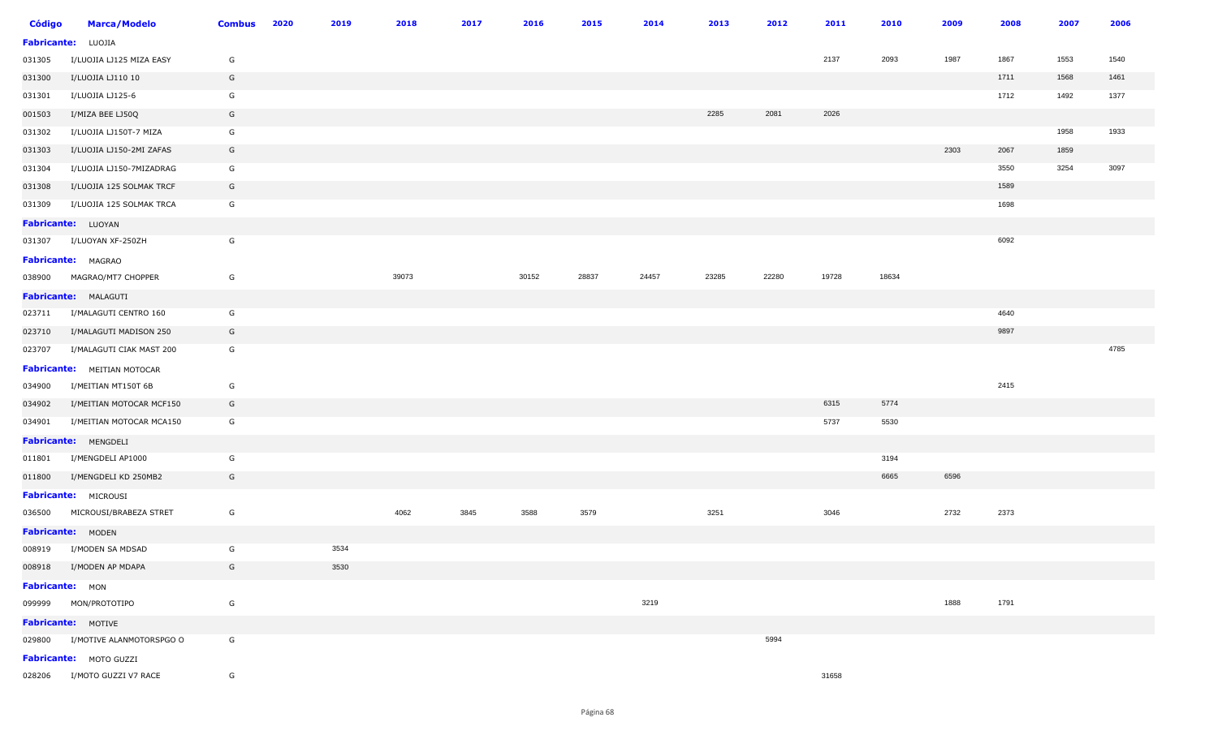| Código | Marca/Modelo | Combus | 2020 | 2019 | 2018 | 2017 | 2016 | 2015 | 2014 | 2013 | 2012 | 2011 | 2010 | 2009 | 2008 | 2007 | 2006 |
|---|---|---|---|---|---|---|---|---|---|---|---|---|---|---|---|---|---|
| **Fabricante:** LUOJIA | | | | | | | | | | | | | | | | | |
| 031305 | I/LUOJIA LJ125 MIZA EASY | G | | | | | | | | | | 2137 | 2093 | 1987 | 1867 | 1553 | 1540 |
| 031300 | I/LUOJIA LJ110 10 | G | | | | | | | | | | | | | 1711 | 1568 | 1461 |
| 031301 | I/LUOJIA LJ125-6 | G | | | | | | | | | | | | | 1712 | 1492 | 1377 |
| 001503 | I/MIZA BEE LJ50Q | G | | | | | | | | 2285 | 2081 | 2026 | | | | | |
| 031302 | I/LUOJIA LJ150T-7 MIZA | G | | | | | | | | | | | | | | 1958 | 1933 |
| 031303 | I/LUOJIA LJ150-2MI ZAFAS | G | | | | | | | | | | | | 2303 | 2067 | 1859 | |
| 031304 | I/LUOJIA LJ150-7MIZADRAG | G | | | | | | | | | | | | | 3550 | 3254 | 3097 |
| 031308 | I/LUOJIA 125 SOLMAK TRCF | G | | | | | | | | | | | | | 1589 | | |
| 031309 | I/LUOJIA 125 SOLMAK TRCA | G | | | | | | | | | | | | | 1698 | | |
| **Fabricante:** LUOYAN | | | | | | | | | | | | | | | | | |
| 031307 | I/LUOYAN XF-250ZH | G | | | | | | | | | | | | | 6092 | | |
| **Fabricante:** MAGRAO | | | | | | | | | | | | | | | | | |
| 038900 | MAGRAO/MT7 CHOPPER | G | | | 39073 | | 30152 | 28837 | 24457 | 23285 | 22280 | 19728 | 18634 | | | | |
| **Fabricante:** MALAGUTI | | | | | | | | | | | | | | | | | |
| 023711 | I/MALAGUTI CENTRO 160 | G | | | | | | | | | | | | | 4640 | | |
| 023710 | I/MALAGUTI MADISON 250 | G | | | | | | | | | | | | | 9897 | | |
| 023707 | I/MALAGUTI CIAK MAST 200 | G | | | | | | | | | | | | | | | 4785 |
| **Fabricante:** MEITIAN MOTOCAR | | | | | | | | | | | | | | | | | |
| 034900 | I/MEITIAN MT150T 6B | G | | | | | | | | | | | | | 2415 | | |
| 034902 | I/MEITIAN MOTOCAR MCF150 | G | | | | | | | | | | 6315 | 5774 | | | | |
| 034901 | I/MEITIAN MOTOCAR MCA150 | G | | | | | | | | | | 5737 | 5530 | | | | |
| **Fabricante:** MENGDELI | | | | | | | | | | | | | | | | | |
| 011801 | I/MENGDELI AP1000 | G | | | | | | | | | | | 3194 | | | | |
| 011800 | I/MENGDELI KD 250MB2 | G | | | | | | | | | | | 6665 | 6596 | | | |
| **Fabricante:** MICROUSI | | | | | | | | | | | | | | | | | |
| 036500 | MICROUSI/BRABEZA STRET | G | | | 4062 | 3845 | 3588 | 3579 | | 3251 | | 3046 | | 2732 | 2373 | | |
| **Fabricante:** MODEN | | | | | | | | | | | | | | | | | |
| 008919 | I/MODEN SA MDSAD | G | | 3534 | | | | | | | | | | | | | |
| 008918 | I/MODEN AP MDAPA | G | | 3530 | | | | | | | | | | | | | |
| **Fabricante:** MON | | | | | | | | | | | | | | | | | |
| 099999 | MON/PROTOTIPO | G | | | | | | | 3219 | | | | | 1888 | 1791 | | |
| **Fabricante:** MOTIVE | | | | | | | | | | | | | | | | | |
| 029800 | I/MOTIVE ALANMOTORSPGO O | G | | | | | | | | | 5994 | | | | | | |
| **Fabricante:** MOTO GUZZI | | | | | | | | | | | | | | | | | |
| 028206 | I/MOTO GUZZI V7 RACE | G | | | | | | | | | | 31658 | | | | | |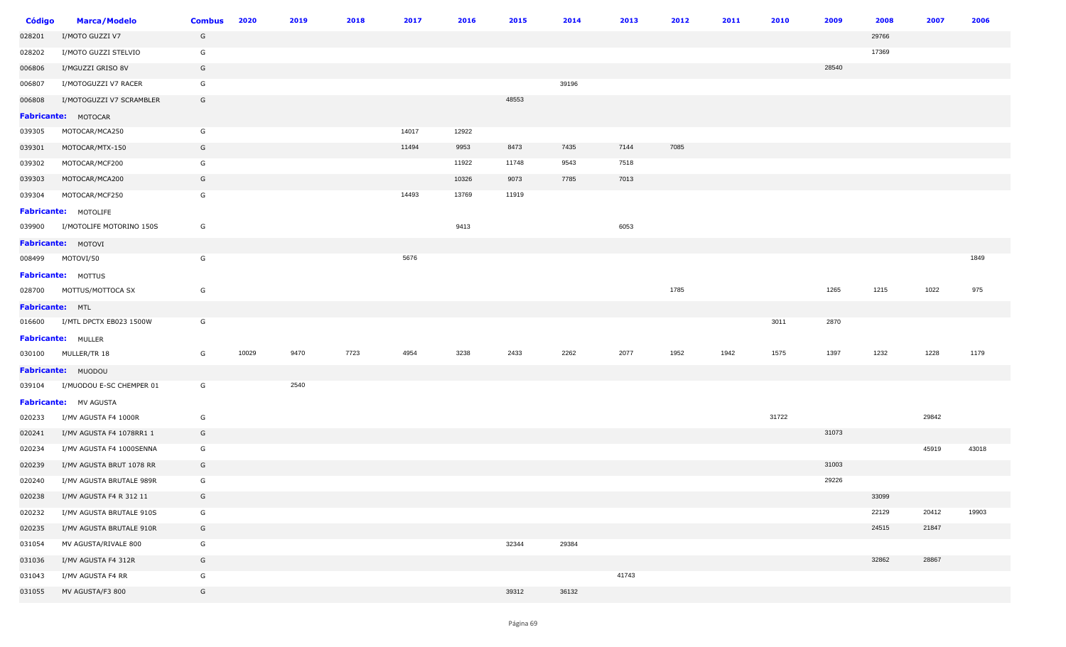| Código | Marca/Modelo | Combus | 2020 | 2019 | 2018 | 2017 | 2016 | 2015 | 2014 | 2013 | 2012 | 2011 | 2010 | 2009 | 2008 | 2007 | 2006 |
|---|---|---|---|---|---|---|---|---|---|---|---|---|---|---|---|---|---|
| 028201 | I/MOTO GUZZI V7 | G | | | | | | | | | | | | | 29766 | | |
| 028202 | I/MOTO GUZZI STELVIO | G | | | | | | | | | | | | | 17369 | | |
| 006806 | I/MGUZZI GRISO 8V | G | | | | | | | | | | | | 28540 | | | |
| 006807 | I/MOTOGUZZI V7 RACER | G | | | | | | | 39196 | | | | | | | | |
| 006808 | I/MOTOGUZZI V7 SCRAMBLER | G | | | | | | 48553 | | | | | | | | | |
| **Fabricante:** MOTOCAR | | | | | | | | | | | | | | | | | |
| 039305 | MOTOCAR/MCA250 | G | | | | 14017 | 12922 | | | | | | | | | | |
| 039301 | MOTOCAR/MTX-150 | G | | | | 11494 | 9953 | 8473 | 7435 | 7144 | 7085 | | | | | | |
| 039302 | MOTOCAR/MCF200 | G | | | | | 11922 | 11748 | 9543 | 7518 | | | | | | | |
| 039303 | MOTOCAR/MCA200 | G | | | | | 10326 | 9073 | 7785 | 7013 | | | | | | | |
| 039304 | MOTOCAR/MCF250 | G | | | | 14493 | 13769 | 11919 | | | | | | | | | |
| **Fabricante:** MOTOLIFE | | | | | | | | | | | | | | | | | |
| 039900 | I/MOTOLIFE MOTORINO 150S | G | | | | | 9413 | | | 6053 | | | | | | | |
| **Fabricante:** MOTOVI | | | | | | | | | | | | | | | | | |
| 008499 | MOTOVI/50 | G | | | | 5676 | | | | | | | | | | | 1849 |
| **Fabricante:** MOTTUS | | | | | | | | | | | | | | | | | |
| 028700 | MOTTUS/MOTTOCA SX | G | | | | | | | | | 1785 | | | 1265 | 1215 | 1022 | 975 |
| **Fabricante:** MTL | | | | | | | | | | | | | | | | | |
| 016600 | I/MTL DPCTX EB023 1500W | G | | | | | | | | | | | 3011 | 2870 | | | |
| **Fabricante:** MULLER | | | | | | | | | | | | | | | | | |
| 030100 | MULLER/TR 18 | G | 10029 | 9470 | 7723 | 4954 | 3238 | 2433 | 2262 | 2077 | 1952 | 1942 | 1575 | 1397 | 1232 | 1228 | 1179 |
| **Fabricante:** MUODOU | | | | | | | | | | | | | | | | | |
| 039104 | I/MUODOU E-SC CHEMPER 01 | G | | 2540 | | | | | | | | | | | | | |
| **Fabricante:** MV AGUSTA | | | | | | | | | | | | | | | | | |
| 020233 | I/MV AGUSTA F4 1000R | G | | | | | | | | | | | 31722 | | | 29842 | |
| 020241 | I/MV AGUSTA F4 1078RR1 1 | G | | | | | | | | | | | | 31073 | | | |
| 020234 | I/MV AGUSTA F4 1000SENNA | G | | | | | | | | | | | | | | 45919 | 43018 |
| 020239 | I/MV AGUSTA BRUT 1078 RR | G | | | | | | | | | | | | 31003 | | | |
| 020240 | I/MV AGUSTA BRUTALE 989R | G | | | | | | | | | | | | 29226 | | | |
| 020238 | I/MV AGUSTA F4 R 312 11 | G | | | | | | | | | | | | | 33099 | | |
| 020232 | I/MV AGUSTA BRUTALE 910S | G | | | | | | | | | | | | | 22129 | 20412 | 19903 |
| 020235 | I/MV AGUSTA BRUTALE 910R | G | | | | | | | | | | | | | 24515 | 21847 | |
| 031054 | MV AGUSTA/RIVALE 800 | G | | | | | | 32344 | 29384 | | | | | | | | |
| 031036 | I/MV AGUSTA F4 312R | G | | | | | | | | | | | | | 32862 | 28867 | |
| 031043 | I/MV AGUSTA F4 RR | G | | | | | | | | 41743 | | | | | | | |
| 031055 | MV AGUSTA/F3 800 | G | | | | | | 39312 | 36132 | | | | | | | | |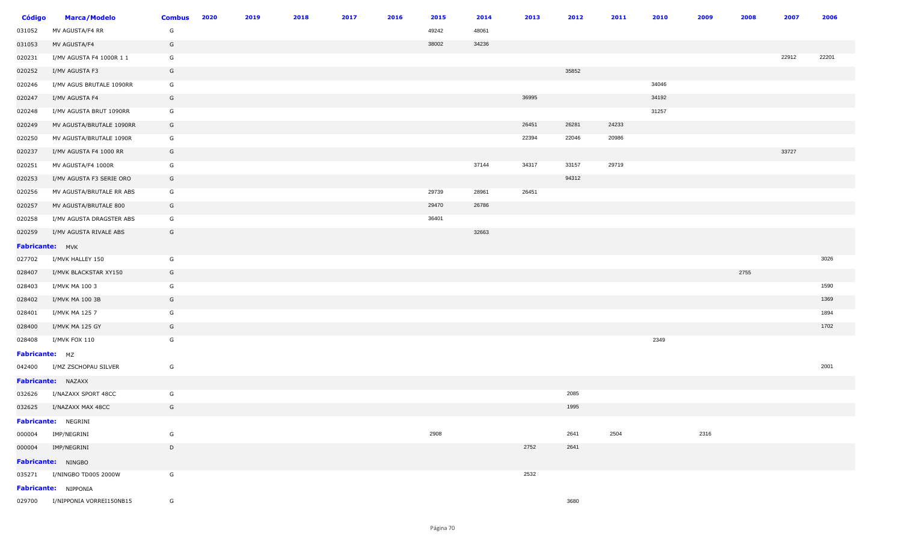| Código | Marca/Modelo | Combus | 2020 | 2019 | 2018 | 2017 | 2016 | 2015 | 2014 | 2013 | 2012 | 2011 | 2010 | 2009 | 2008 | 2007 | 2006 |
|---|---|---|---|---|---|---|---|---|---|---|---|---|---|---|---|---|---|
| 031052 | MV AGUSTA/F4 RR | G | | | | | | 49242 | 48061 | | | | | | | | |
| 031053 | MV AGUSTA/F4 | G | | | | | | 38002 | 34236 | | | | | | | | |
| 020231 | I/MV AGUSTA F4 1000R 1 1 | G | | | | | | | | | | | | | | 22912 | 22201 |
| 020252 | I/MV AGUSTA F3 | G | | | | | | | | | 35852 | | | | | | |
| 020246 | I/MV AGUS BRUTALE 1090RR | G | | | | | | | | | | | 34046 | | | | |
| 020247 | I/MV AGUSTA F4 | G | | | | | | | | 36995 | | | 34192 | | | | |
| 020248 | I/MV AGUSTA BRUT 1090RR | G | | | | | | | | | | | 31257 | | | | |
| 020249 | MV AGUSTA/BRUTALE 1090RR | G | | | | | | | | 26451 | 26281 | 24233 | | | | | |
| 020250 | MV AGUSTA/BRUTALE 1090R | G | | | | | | | | 22394 | 22046 | 20986 | | | | | |
| 020237 | I/MV AGUSTA F4 1000 RR | G | | | | | | | | | | | | | | 33727 | |
| 020251 | MV AGUSTA/F4 1000R | G | | | | | | | 37144 | 34317 | 33157 | 29719 | | | | | |
| 020253 | I/MV AGUSTA F3 SERIE ORO | G | | | | | | | | | 94312 | | | | | | |
| 020256 | MV AGUSTA/BRUTALE RR ABS | G | | | | | | 29739 | 28961 | 26451 | | | | | | | |
| 020257 | MV AGUSTA/BRUTALE 800 | G | | | | | | 29470 | 26786 | | | | | | | | |
| 020258 | I/MV AGUSTA DRAGSTER ABS | G | | | | | | 36401 | | | | | | | | | |
| 020259 | I/MV AGUSTA RIVALE ABS | G | | | | | | | 32663 | | | | | | | | |
| **Fabricante:** | MVK | | | | | | | | | | | | | | | | |
| 027702 | I/MVK HALLEY 150 | G | | | | | | | | | | | | | | | 3026 |
| 028407 | I/MVK BLACKSTAR XY150 | G | | | | | | | | | | | | | 2755 | | |
| 028403 | I/MVK MA 100 3 | G | | | | | | | | | | | | | | | 1590 |
| 028402 | I/MVK MA 100 3B | G | | | | | | | | | | | | | | | 1369 |
| 028401 | I/MVK MA 125 7 | G | | | | | | | | | | | | | | | 1894 |
| 028400 | I/MVK MA 125 GY | G | | | | | | | | | | | | | | | 1702 |
| 028408 | I/MVK FOX 110 | G | | | | | | | | | | | 2349 | | | | |
| **Fabricante:** | MZ | | | | | | | | | | | | | | | | |
| 042400 | I/MZ ZSCHOPAU SILVER | G | | | | | | | | | | | | | | | 2001 |
| **Fabricante:** | NAZAXX | | | | | | | | | | | | | | | | |
| 032626 | I/NAZAXX SPORT 48CC | G | | | | | | | | | 2085 | | | | | | |
| 032625 | I/NAZAXX MAX 48CC | G | | | | | | | | | 1995 | | | | | | |
| **Fabricante:** | NEGRINI | | | | | | | | | | | | | | | | |
| 000004 | IMP/NEGRINI | G | | | | | | 2908 | | | 2641 | 2504 | | 2316 | | | |
| 000004 | IMP/NEGRINI | D | | | | | | | | 2752 | 2641 | | | | | | |
| **Fabricante:** | NINGBO | | | | | | | | | | | | | | | | |
| 035271 | I/NINGBO TD005 2000W | G | | | | | | | | 2532 | | | | | | | |
| **Fabricante:** | NIPPONIA | | | | | | | | | | | | | | | | |
| 029700 | I/NIPPONIA VORREI150NB15 | G | | | | | | | | | 3680 | | | | | | |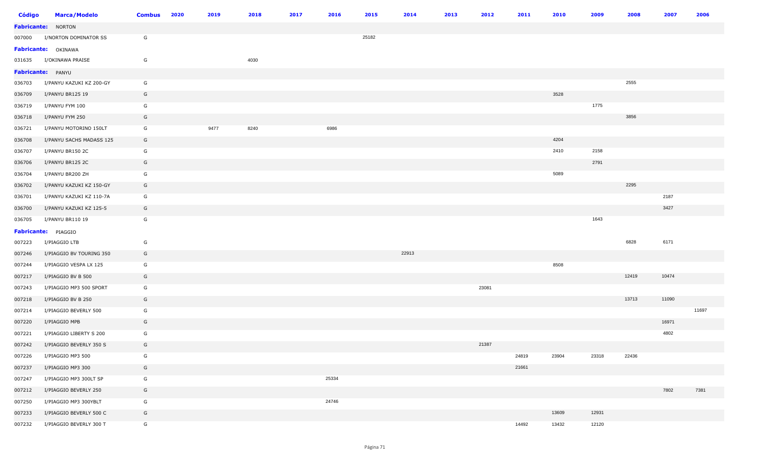| Código | Marca/Modelo | Combus | 2020 | 2019 | 2018 | 2017 | 2016 | 2015 | 2014 | 2013 | 2012 | 2011 | 2010 | 2009 | 2008 | 2007 | 2006 |
|---|---|---|---|---|---|---|---|---|---|---|---|---|---|---|---|---|---|
| **Fabricante:** | NORTON | | | | | | | | | | | | | | | | |
| 007000 | I/NORTON DOMINATOR SS | G | | | | | | 25182 | | | | | | | | | |
| **Fabricante:** | OKINAWA | | | | | | | | | | | | | | | | |
| 031635 | I/OKINAWA PRAISE | G | | | 4030 | | | | | | | | | | | | |
| **Fabricante:** | PANYU | | | | | | | | | | | | | | | | |
| 036703 | I/PANYU KAZUKI KZ 200-GY | G | | | | | | | | | | | | | 2555 | | |
| 036709 | I/PANYU BR125 19 | G | | | | | | | | | | | 3528 | | | | |
| 036719 | I/PANYU FYM 100 | G | | | | | | | | | | | | 1775 | | | |
| 036718 | I/PANYU FYM 250 | G | | | | | | | | | | | | | 3856 | | |
| 036721 | I/PANYU MOTORINO 150LT | G | | 9477 | 8240 | | 6986 | | | | | | | | | | |
| 036708 | I/PANYU SACHS MADASS 125 | G | | | | | | | | | | | 4204 | | | | |
| 036707 | I/PANYU BR150 2C | G | | | | | | | | | | | 2410 | 2158 | | | |
| 036706 | I/PANYU BR125 2C | G | | | | | | | | | | | | 2791 | | | |
| 036704 | I/PANYU BR200 ZH | G | | | | | | | | | | | 5089 | | | | |
| 036702 | I/PANYU KAZUKI KZ 150-GY | G | | | | | | | | | | | | | 2295 | | |
| 036701 | I/PANYU KAZUKI KZ 110-7A | G | | | | | | | | | | | | | | 2187 | |
| 036700 | I/PANYU KAZUKI KZ 125-5 | G | | | | | | | | | | | | | | 3427 | |
| 036705 | I/PANYU BR110 19 | G | | | | | | | | | | | | 1643 | | | |
| **Fabricante:** | PIAGGIO | | | | | | | | | | | | | | | | |
| 007223 | I/PIAGGIO LTB | G | | | | | | | | | | | | | 6828 | 6171 | |
| 007246 | I/PIAGGIO BV TOURING 350 | G | | | | | | | 22913 | | | | | | | | |
| 007244 | I/PIAGGIO VESPA LX 125 | G | | | | | | | | | | | 8508 | | | | |
| 007217 | I/PIAGGIO BV B 500 | G | | | | | | | | | | | | | 12419 | 10474 | |
| 007243 | I/PIAGGIO MP3 500 SPORT | G | | | | | | | | | 23081 | | | | | | |
| 007218 | I/PIAGGIO BV B 250 | G | | | | | | | | | | | | | 13713 | 11090 | |
| 007214 | I/PIAGGIO BEVERLY 500 | G | | | | | | | | | | | | | | | 11697 |
| 007220 | I/PIAGGIO MPB | G | | | | | | | | | | | | | | 16971 | |
| 007221 | I/PIAGGIO LIBERTY S 200 | G | | | | | | | | | | | | | | 4802 | |
| 007242 | I/PIAGGIO BEVERLY 350 S | G | | | | | | | | | 21387 | | | | | | |
| 007226 | I/PIAGGIO MP3 500 | G | | | | | | | | | | 24819 | 23904 | 23318 | 22436 | | |
| 007237 | I/PIAGGIO MP3 300 | G | | | | | | | | | | 21661 | | | | | |
| 007247 | I/PIAGGIO MP3 300LT SP | G | | | | | 25334 | | | | | | | | | | |
| 007212 | I/PIAGGIO BEVERLY 250 | G | | | | | | | | | | | | | | 7802 | 7381 |
| 007250 | I/PIAGGIO MP3 300YBLT | G | | | | | 24746 | | | | | | | | | | |
| 007233 | I/PIAGGIO BEVERLY 500 C | G | | | | | | | | | | | 13609 | 12931 | | | |
| 007232 | I/PIAGGIO BEVERLY 300 T | G | | | | | | | | | | 14492 | 13432 | 12120 | | | |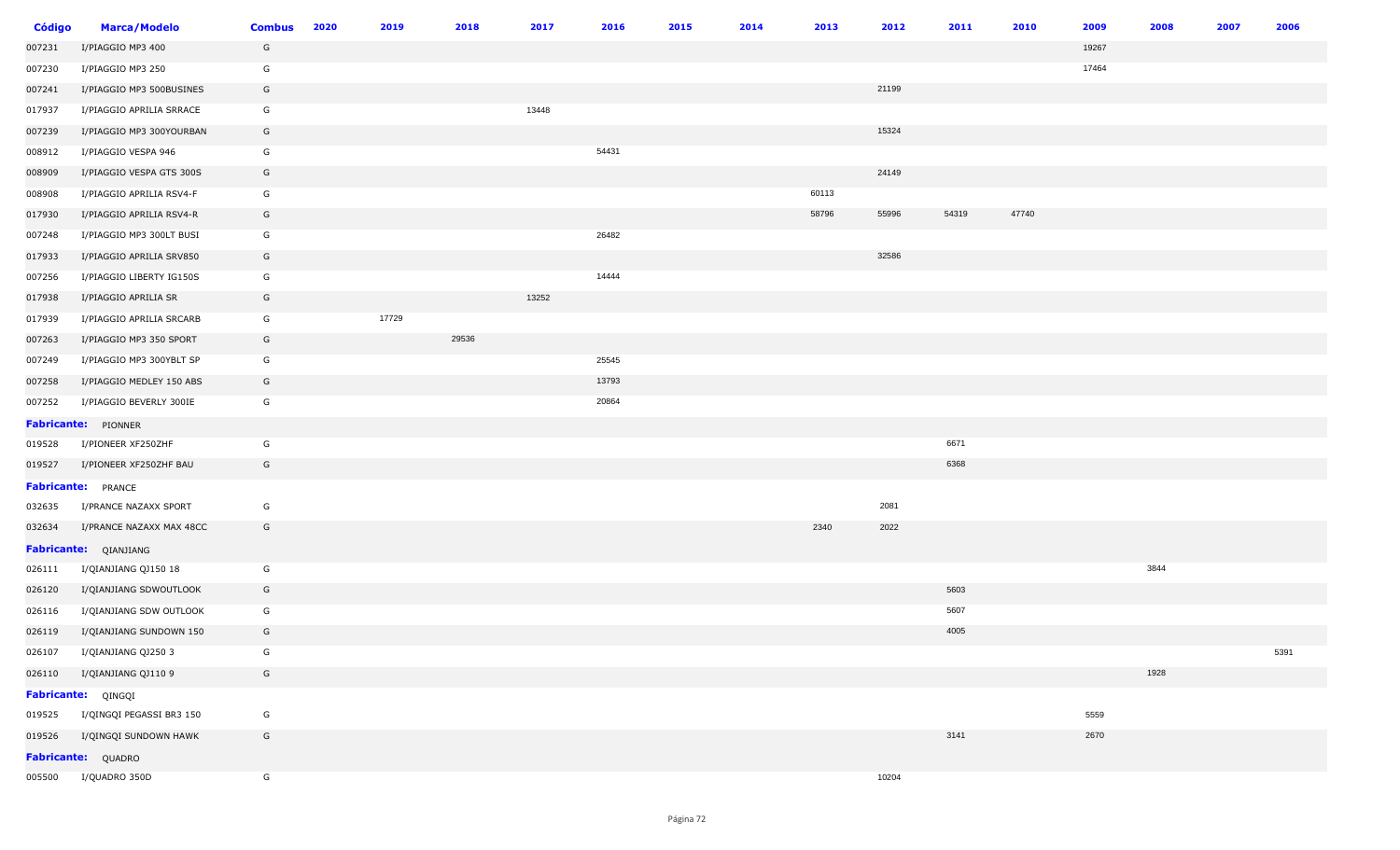| Código | Marca/Modelo | Combus | 2020 | 2019 | 2018 | 2017 | 2016 | 2015 | 2014 | 2013 | 2012 | 2011 | 2010 | 2009 | 2008 | 2007 | 2006 |
|---|---|---|---|---|---|---|---|---|---|---|---|---|---|---|---|---|---|
| 007231 | I/PIAGGIO MP3 400 | G | | | | | | | | | | | | 19267 | | | |
| 007230 | I/PIAGGIO MP3 250 | G | | | | | | | | | | | | 17464 | | | |
| 007241 | I/PIAGGIO MP3 500BUSINES | G | | | | | | | | | 21199 | | | | | | |
| 017937 | I/PIAGGIO APRILIA SRRACE | G | | | | 13448 | | | | | | | | | | | |
| 007239 | I/PIAGGIO MP3 300YOURBAN | G | | | | | | | | | 15324 | | | | | | |
| 008912 | I/PIAGGIO VESPA 946 | G | | | | | 54431 | | | | | | | | | | |
| 008909 | I/PIAGGIO VESPA GTS 300S | G | | | | | | | | | 24149 | | | | | | |
| 008908 | I/PIAGGIO APRILIA RSV4-F | G | | | | | | | | 60113 | | | | | | | |
| 017930 | I/PIAGGIO APRILIA RSV4-R | G | | | | | | | | 58796 | 55996 | 54319 | 47740 | | | | |
| 007248 | I/PIAGGIO MP3 300LT BUSI | G | | | | | 26482 | | | | | | | | | | |
| 017933 | I/PIAGGIO APRILIA SRV850 | G | | | | | | | | | 32586 | | | | | | |
| 007256 | I/PIAGGIO LIBERTY IG150S | G | | | | | 14444 | | | | | | | | | | |
| 017938 | I/PIAGGIO APRILIA SR | G | | | | 13252 | | | | | | | | | | | |
| 017939 | I/PIAGGIO APRILIA SRCARB | G | | 17729 | | | | | | | | | | | | | |
| 007263 | I/PIAGGIO MP3 350 SPORT | G | | | 29536 | | | | | | | | | | | | |
| 007249 | I/PIAGGIO MP3 300YBLT SP | G | | | | | 25545 | | | | | | | | | | |
| 007258 | I/PIAGGIO MEDLEY 150 ABS | G | | | | | 13793 | | | | | | | | | | |
| 007252 | I/PIAGGIO BEVERLY 300IE | G | | | | | 20864 | | | | | | | | | | |
| **Fabricante:** | PIONNER | | | | | | | | | | | | | | | | |
| 019528 | I/PIONEER XF250ZHF | G | | | | | | | | | | 6671 | | | | | |
| 019527 | I/PIONEER XF250ZHF BAU | G | | | | | | | | | | 6368 | | | | | |
| **Fabricante:** | PRANCE | | | | | | | | | | | | | | | | |
| 032635 | I/PRANCE NAZAXX SPORT | G | | | | | | | | | 2081 | | | | | | |
| 032634 | I/PRANCE NAZAXX MAX 48CC | G | | | | | | | | 2340 | 2022 | | | | | | |
| **Fabricante:** | QIANJIANG | | | | | | | | | | | | | | | | |
| 026111 | I/QIANJIANG QJ150 18 | G | | | | | | | | | | | | | 3844 | | |
| 026120 | I/QIANJIANG SDWOUTLOOK | G | | | | | | | | | | 5603 | | | | | |
| 026116 | I/QIANJIANG SDW OUTLOOK | G | | | | | | | | | | 5607 | | | | | |
| 026119 | I/QIANJIANG SUNDOWN 150 | G | | | | | | | | | | 4005 | | | | | |
| 026107 | I/QIANJIANG QJ250 3 | G | | | | | | | | | | | | | | | 5391 |
| 026110 | I/QIANJIANG QJ110 9 | G | | | | | | | | | | | | | 1928 | | |
| **Fabricante:** | QINGQI | | | | | | | | | | | | | | | | |
| 019525 | I/QINGQI PEGASSI BR3 150 | G | | | | | | | | | | | | 5559 | | | |
| 019526 | I/QINGQI SUNDOWN HAWK | G | | | | | | | | | | 3141 | | 2670 | | | |
| **Fabricante:** | QUADRO | | | | | | | | | | | | | | | | |
| 005500 | I/QUADRO 350D | G | | | | | | | | | 10204 | | | | | | |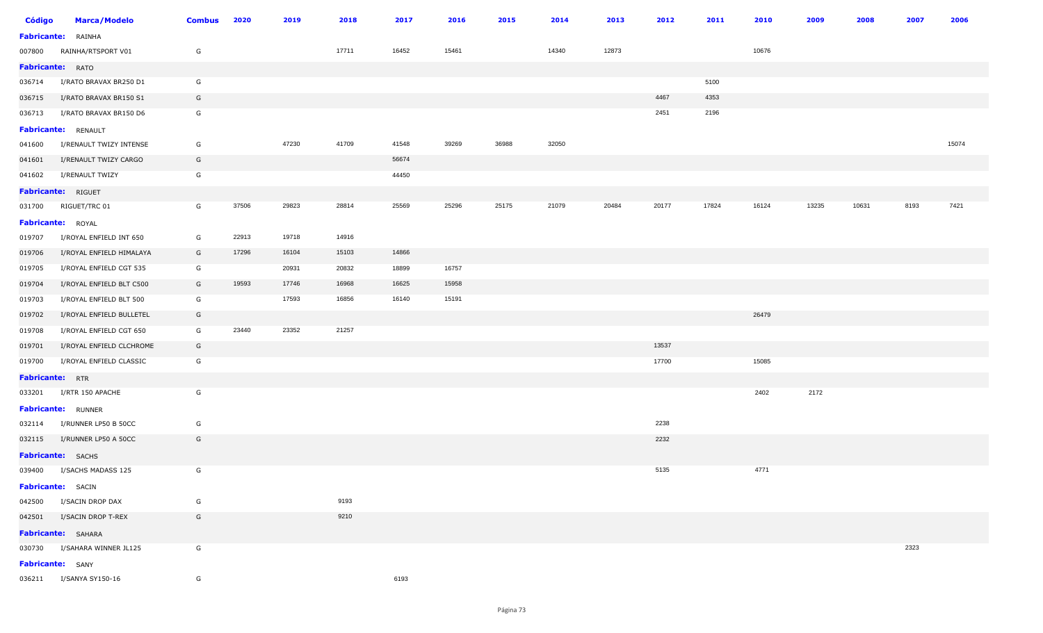| Código | Marca/Modelo | Combus | 2020 | 2019 | 2018 | 2017 | 2016 | 2015 | 2014 | 2013 | 2012 | 2011 | 2010 | 2009 | 2008 | 2007 | 2006 |
|---|---|---|---|---|---|---|---|---|---|---|---|---|---|---|---|---|---|
| **Fabricante:** | RAINHA | | | | | | | | | | | | | | | | |
| 007800 | RAINHA/RTSPORT V01 | G | | | 17711 | 16452 | 15461 | | 14340 | 12873 | | | 10676 | | | | |
| **Fabricante:** | RATO | | | | | | | | | | | | | | | | |
| 036714 | I/RATO BRAVAX BR250 D1 | G | | | | | | | | | | 5100 | | | | | |
| 036715 | I/RATO BRAVAX BR150 S1 | G | | | | | | | | | 4467 | 4353 | | | | | |
| 036713 | I/RATO BRAVAX BR150 D6 | G | | | | | | | | | 2451 | 2196 | | | | | |
| **Fabricante:** | RENAULT | | | | | | | | | | | | | | | | |
| 041600 | I/RENAULT TWIZY INTENSE | G | | 47230 | 41709 | 41548 | 39269 | 36988 | 32050 | | | | | | | | 15074 |
| 041601 | I/RENAULT TWIZY CARGO | G | | | | 56674 | | | | | | | | | | | |
| 041602 | I/RENAULT TWIZY | G | | | | 44450 | | | | | | | | | | | |
| **Fabricante:** | RIGUET | | | | | | | | | | | | | | | | |
| 031700 | RIGUET/TRC 01 | G | 37506 | 29823 | 28814 | 25569 | 25296 | 25175 | 21079 | 20484 | 20177 | 17824 | 16124 | 13235 | 10631 | 8193 | 7421 |
| **Fabricante:** | ROYAL | | | | | | | | | | | | | | | | |
| 019707 | I/ROYAL ENFIELD INT 650 | G | 22913 | 19718 | 14916 | | | | | | | | | | | | |
| 019706 | I/ROYAL ENFIELD HIMALAYA | G | 17296 | 16104 | 15103 | 14866 | | | | | | | | | | | |
| 019705 | I/ROYAL ENFIELD CGT 535 | G | | 20931 | 20832 | 18899 | 16757 | | | | | | | | | | |
| 019704 | I/ROYAL ENFIELD BLT C500 | G | 19593 | 17746 | 16968 | 16625 | 15958 | | | | | | | | | | |
| 019703 | I/ROYAL ENFIELD BLT 500 | G | | 17593 | 16856 | 16140 | 15191 | | | | | | | | | | |
| 019702 | I/ROYAL ENFIELD BULLETEL | G | | | | | | | | | | | 26479 | | | | |
| 019708 | I/ROYAL ENFIELD CGT 650 | G | 23440 | 23352 | 21257 | | | | | | | | | | | | |
| 019701 | I/ROYAL ENFIELD CLCHROME | G | | | | | | | | | 13537 | | | | | | |
| 019700 | I/ROYAL ENFIELD CLASSIC | G | | | | | | | | | 17700 | | 15085 | | | | |
| **Fabricante:** | RTR | | | | | | | | | | | | | | | | |
| 033201 | I/RTR 150 APACHE | G | | | | | | | | | | | 2402 | 2172 | | | |
| **Fabricante:** | RUNNER | | | | | | | | | | | | | | | | |
| 032114 | I/RUNNER LP50 B 50CC | G | | | | | | | | | 2238 | | | | | | |
| 032115 | I/RUNNER LP50 A 50CC | G | | | | | | | | | 2232 | | | | | | |
| **Fabricante:** | SACHS | | | | | | | | | | | | | | | | |
| 039400 | I/SACHS MADASS 125 | G | | | | | | | | | 5135 | | 4771 | | | | |
| **Fabricante:** | SACIN | | | | | | | | | | | | | | | | |
| 042500 | I/SACIN DROP DAX | G | | | 9193 | | | | | | | | | | | | |
| 042501 | I/SACIN DROP T-REX | G | | | 9210 | | | | | | | | | | | | |
| **Fabricante:** | SAHARA | | | | | | | | | | | | | | | | |
| 030730 | I/SAHARA WINNER JL125 | G | | | | | | | | | | | | | | 2323 | |
| **Fabricante:** | SANY | | | | | | | | | | | | | | | | |
| 036211 | I/SANYA SY150-16 | G | | | | 6193 | | | | | | | | | | | |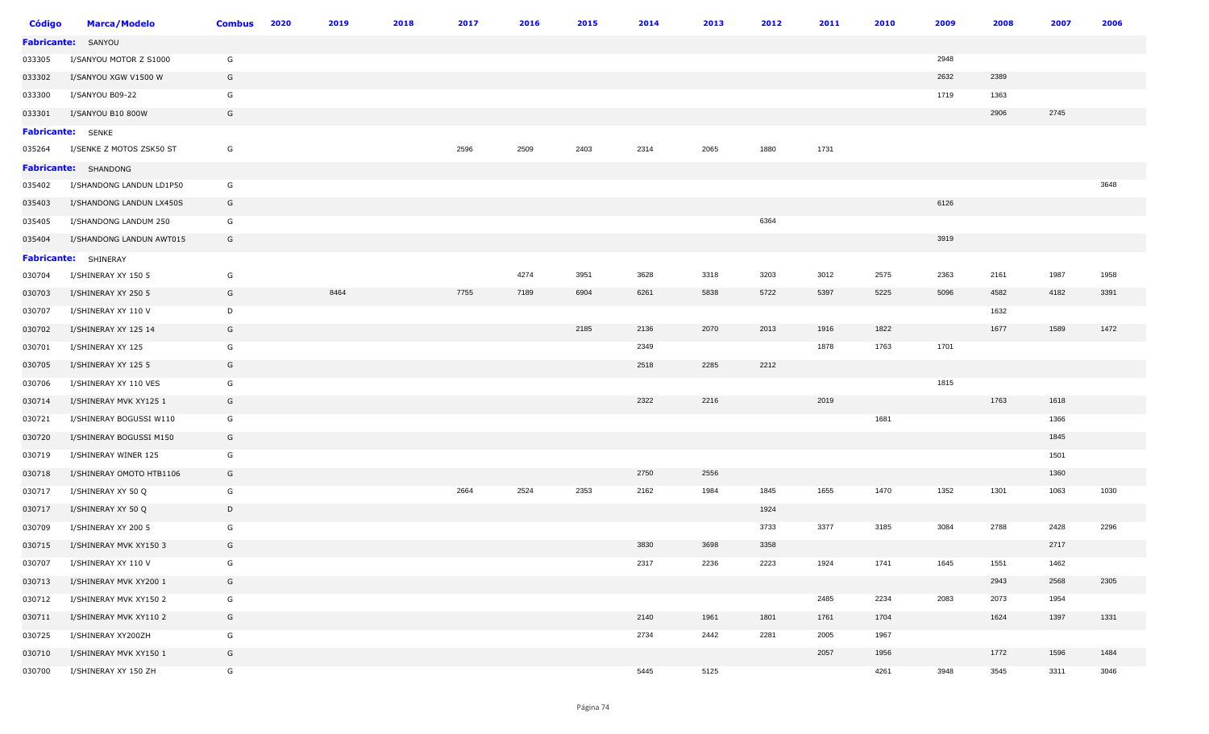| Código | Marca/Modelo | Combus | 2020 | 2019 | 2018 | 2017 | 2016 | 2015 | 2014 | 2013 | 2012 | 2011 | 2010 | 2009 | 2008 | 2007 | 2006 |
|---|---|---|---|---|---|---|---|---|---|---|---|---|---|---|---|---|---|
| **Fabricante:** | SANYOU | | | | | | | | | | | | | | | | |
| 033305 | I/SANYOU MOTOR Z S1000 | G | | | | | | | | | | | | 2948 | | | |
| 033302 | I/SANYOU XGW V1500 W | G | | | | | | | | | | | | 2632 | 2389 | | |
| 033300 | I/SANYOU B09-22 | G | | | | | | | | | | | | 1719 | 1363 | | |
| 033301 | I/SANYOU B10 800W | G | | | | | | | | | | | | | 2906 | 2745 | |
| **Fabricante:** | SENKE | | | | | | | | | | | | | | | | |
| 035264 | I/SENKE Z MOTOS ZSK50 ST | G | | | | 2596 | 2509 | 2403 | 2314 | 2065 | 1880 | 1731 | | | | | |
| **Fabricante:** | SHANDONG | | | | | | | | | | | | | | | | |
| 035402 | I/SHANDONG LANDUN LD1P50 | G | | | | | | | | | | | | | | | 3648 |
| 035403 | I/SHANDONG LANDUN LX450S | G | | | | | | | | | | | | 6126 | | | |
| 035405 | I/SHANDONG LANDUM 250 | G | | | | | | | | | 6364 | | | | | | |
| 035404 | I/SHANDONG LANDUN AWT015 | G | | | | | | | | | | | | 3919 | | | |
| **Fabricante:** | SHINERAY | | | | | | | | | | | | | | | | |
| 030704 | I/SHINERAY XY 150 5 | G | | | | | 4274 | 3951 | 3628 | 3318 | 3203 | 3012 | 2575 | 2363 | 2161 | 1987 | 1958 |
| 030703 | I/SHINERAY XY 250 5 | G | | 8464 | | 7755 | 7189 | 6904 | 6261 | 5838 | 5722 | 5397 | 5225 | 5096 | 4582 | 4182 | 3391 |
| 030707 | I/SHINERAY XY 110 V | D | | | | | | | | | | | | | 1632 | | |
| 030702 | I/SHINERAY XY 125 14 | G | | | | | | 2185 | 2136 | 2070 | 2013 | 1916 | 1822 | | 1677 | 1589 | 1472 |
| 030701 | I/SHINERAY XY 125 | G | | | | | | | 2349 | | | 1878 | 1763 | 1701 | | | |
| 030705 | I/SHINERAY XY 125 5 | G | | | | | | | 2518 | 2285 | 2212 | | | | | | |
| 030706 | I/SHINERAY XY 110 VES | G | | | | | | | | | | | | 1815 | | | |
| 030714 | I/SHINERAY MVK XY125 1 | G | | | | | | | 2322 | 2216 | | 2019 | | | 1763 | 1618 | |
| 030721 | I/SHINERAY BOGUSSI W110 | G | | | | | | | | | | | 1681 | | | 1366 | |
| 030720 | I/SHINERAY BOGUSSI M150 | G | | | | | | | | | | | | | | 1845 | |
| 030719 | I/SHINERAY WINER 125 | G | | | | | | | | | | | | | | 1501 | |
| 030718 | I/SHINERAY OMOTO HTB1106 | G | | | | | | | 2750 | 2556 | | | | | | 1360 | |
| 030717 | I/SHINERAY XY 50 Q | G | | | | 2664 | 2524 | 2353 | 2162 | 1984 | 1845 | 1655 | 1470 | 1352 | 1301 | 1063 | 1030 |
| 030717 | I/SHINERAY XY 50 Q | D | | | | | | | | | 1924 | | | | | | |
| 030709 | I/SHINERAY XY 200 5 | G | | | | | | | | | 3733 | 3377 | 3185 | 3084 | 2788 | 2428 | 2296 |
| 030715 | I/SHINERAY MVK XY150 3 | G | | | | | | | 3830 | 3698 | 3358 | | | | | 2717 | |
| 030707 | I/SHINERAY XY 110 V | G | | | | | | | 2317 | 2236 | 2223 | 1924 | 1741 | 1645 | 1551 | 1462 | |
| 030713 | I/SHINERAY MVK XY200 1 | G | | | | | | | | | | | | | 2943 | 2568 | 2305 |
| 030712 | I/SHINERAY MVK XY150 2 | G | | | | | | | | | | 2485 | 2234 | 2083 | 2073 | 1954 | |
| 030711 | I/SHINERAY MVK XY110 2 | G | | | | | | | 2140 | 1961 | 1801 | 1761 | 1704 | | 1624 | 1397 | 1331 |
| 030725 | I/SHINERAY XY200ZH | G | | | | | | | 2734 | 2442 | 2281 | 2005 | 1967 | | | | |
| 030710 | I/SHINERAY MVK XY150 1 | G | | | | | | | | | | 2057 | 1956 | | 1772 | 1596 | 1484 |
| 030700 | I/SHINERAY XY 150 ZH | G | | | | | | | 5445 | 5125 | | | 4261 | 3948 | 3545 | 3311 | 3046 |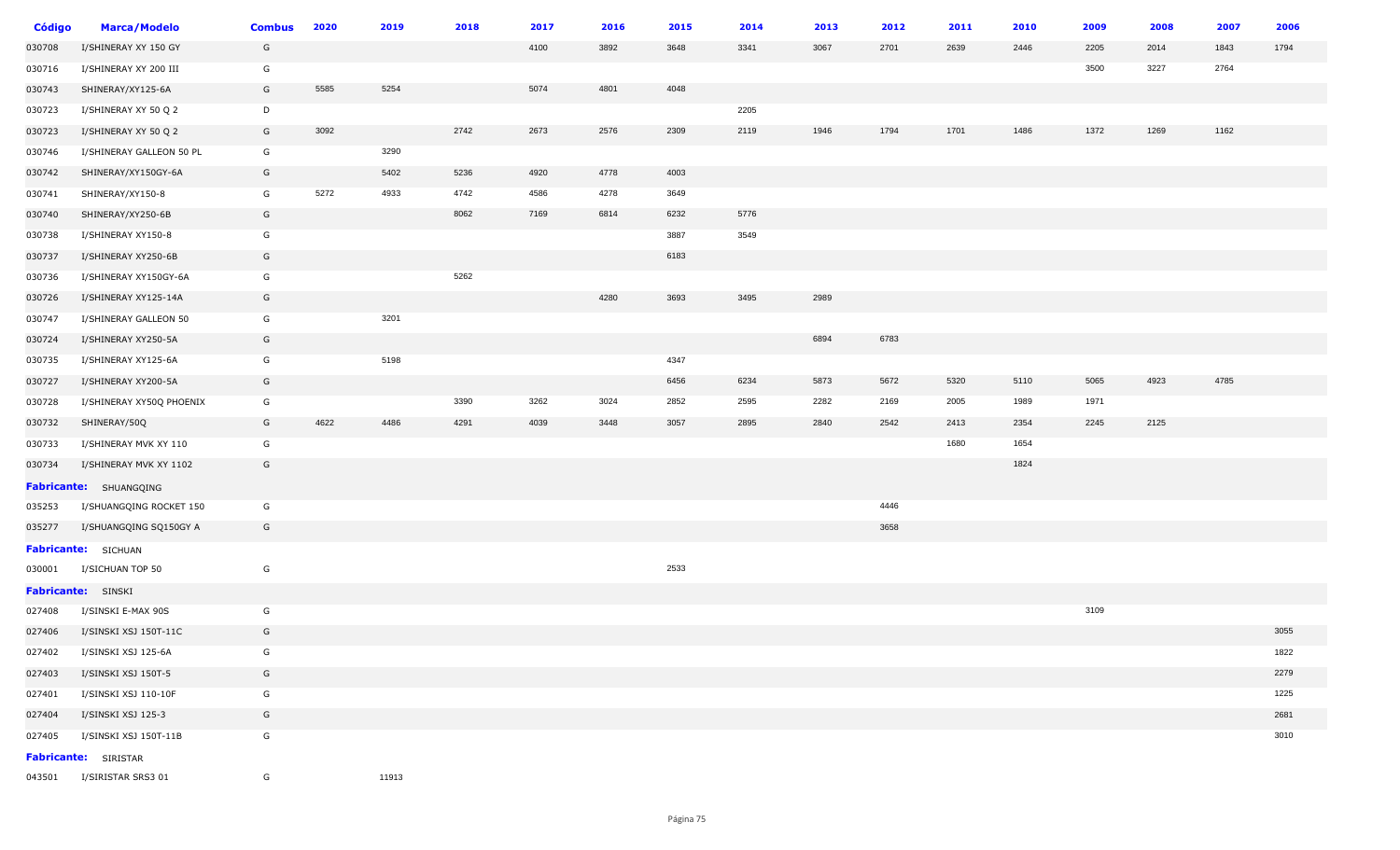| Código | Marca/Modelo | Combus | 2020 | 2019 | 2018 | 2017 | 2016 | 2015 | 2014 | 2013 | 2012 | 2011 | 2010 | 2009 | 2008 | 2007 | 2006 |
|---|---|---|---|---|---|---|---|---|---|---|---|---|---|---|---|---|---|
| 030708 | I/SHINERAY XY 150 GY | G | | | | 4100 | 3892 | 3648 | 3341 | 3067 | 2701 | 2639 | 2446 | 2205 | 2014 | 1843 | 1794 |
| 030716 | I/SHINERAY XY 200 III | G | | | | | | | | | | | | 3500 | 3227 | 2764 | |
| 030743 | SHINERAY/XY125-6A | G | 5585 | 5254 | | 5074 | 4801 | 4048 | | | | | | | | | |
| 030723 | I/SHINERAY XY 50 Q 2 | D | | | | | | | 2205 | | | | | | | | |
| 030723 | I/SHINERAY XY 50 Q 2 | G | 3092 | | 2742 | 2673 | 2576 | 2309 | 2119 | 1946 | 1794 | 1701 | 1486 | 1372 | 1269 | 1162 | |
| 030746 | I/SHINERAY GALLEON 50 PL | G | | 3290 | | | | | | | | | | | | | |
| 030742 | SHINERAY/XY150GY-6A | G | | 5402 | 5236 | 4920 | 4778 | 4003 | | | | | | | | | |
| 030741 | SHINERAY/XY150-8 | G | 5272 | 4933 | 4742 | 4586 | 4278 | 3649 | | | | | | | | | |
| 030740 | SHINERAY/XY250-6B | G | | | 8062 | 7169 | 6814 | 6232 | 5776 | | | | | | | | |
| 030738 | I/SHINERAY XY150-8 | G | | | | | | 3887 | 3549 | | | | | | | | |
| 030737 | I/SHINERAY XY250-6B | G | | | | | | 6183 | | | | | | | | | |
| 030736 | I/SHINERAY XY150GY-6A | G | | | 5262 | | | | | | | | | | | | |
| 030726 | I/SHINERAY XY125-14A | G | | | | | 4280 | 3693 | 3495 | 2989 | | | | | | | |
| 030747 | I/SHINERAY GALLEON 50 | G | | 3201 | | | | | | | | | | | | | |
| 030724 | I/SHINERAY XY250-5A | G | | | | | | | | 6894 | 6783 | | | | | | |
| 030735 | I/SHINERAY XY125-6A | G | | 5198 | | | | 4347 | | | | | | | | | |
| 030727 | I/SHINERAY XY200-5A | G | | | | | | 6456 | 6234 | 5873 | 5672 | 5320 | 5110 | 5065 | 4923 | 4785 | |
| 030728 | I/SHINERAY XY50Q PHOENIX | G | | | 3390 | 3262 | 3024 | 2852 | 2595 | 2282 | 2169 | 2005 | 1989 | 1971 | | | |
| 030732 | SHINERAY/50Q | G | 4622 | 4486 | 4291 | 4039 | 3448 | 3057 | 2895 | 2840 | 2542 | 2413 | 2354 | 2245 | 2125 | | |
| 030733 | I/SHINERAY MVK XY 110 | G | | | | | | | | | | 1680 | 1654 | | | | |
| 030734 | I/SHINERAY MVK XY 1102 | G | | | | | | | | | | | 1824 | | | | |
| **Fabricante:** | SHUANGQING | | | | | | | | | | | | | | | | |
| 035253 | I/SHUANGQING ROCKET 150 | G | | | | | | | | | 4446 | | | | | | |
| 035277 | I/SHUANGQING SQ150GY A | G | | | | | | | | | 3658 | | | | | | |
| **Fabricante:** | SICHUAN | | | | | | | | | | | | | | | | |
| 030001 | I/SICHUAN TOP 50 | G | | | | | | 2533 | | | | | | | | | |
| **Fabricante:** | SINSKI | | | | | | | | | | | | | | | | |
| 027408 | I/SINSKI E-MAX 90S | G | | | | | | | | | | | | 3109 | | | |
| 027406 | I/SINSKI XSJ 150T-11C | G | | | | | | | | | | | | | | | 3055 |
| 027402 | I/SINSKI XSJ 125-6A | G | | | | | | | | | | | | | | | 1822 |
| 027403 | I/SINSKI XSJ 150T-5 | G | | | | | | | | | | | | | | | 2279 |
| 027401 | I/SINSKI XSJ 110-10F | G | | | | | | | | | | | | | | | 1225 |
| 027404 | I/SINSKI XSJ 125-3 | G | | | | | | | | | | | | | | | 2681 |
| 027405 | I/SINSKI XSJ 150T-11B | G | | | | | | | | | | | | | | | 3010 |
| **Fabricante:** | SIRISTAR | | | | | | | | | | | | | | | | |
| 043501 | I/SIRISTAR SRS3 01 | G | | 11913 | | | | | | | | | | | | | |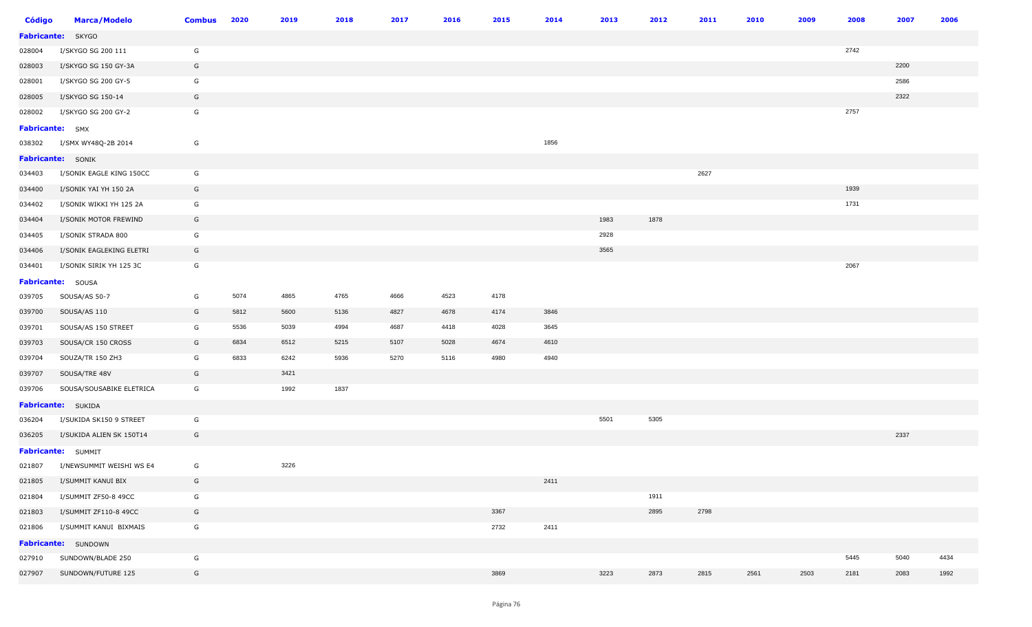| Código | Marca/Modelo | Combus | 2020 | 2019 | 2018 | 2017 | 2016 | 2015 | 2014 | 2013 | 2012 | 2011 | 2010 | 2009 | 2008 | 2007 | 2006 |
|---|---|---|---|---|---|---|---|---|---|---|---|---|---|---|---|---|---|
| **Fabricante:** SKYGO | | | | | | | | | | | | | | | | | |
| 028004 | I/SKYGO SG 200 111 | G | | | | | | | | | | | | | 2742 | | |
| 028003 | I/SKYGO SG 150 GY-3A | G | | | | | | | | | | | | | | 2200 | |
| 028001 | I/SKYGO SG 200 GY-5 | G | | | | | | | | | | | | | | 2586 | |
| 028005 | I/SKYGO SG 150-14 | G | | | | | | | | | | | | | | 2322 | |
| 028002 | I/SKYGO SG 200 GY-2 | G | | | | | | | | | | | | | 2757 | | |
| **Fabricante:** SMX | | | | | | | | | | | | | | | | | |
| 038302 | I/SMX WY48Q-2B 2014 | G | | | | | | | 1856 | | | | | | | | |
| **Fabricante:** SONIK | | | | | | | | | | | | | | | | | |
| 034403 | I/SONIK EAGLE KING 150CC | G | | | | | | | | | | 2627 | | | | | |
| 034400 | I/SONIK YAI YH 150 2A | G | | | | | | | | | | | | | 1939 | | |
| 034402 | I/SONIK WIKKI YH 125 2A | G | | | | | | | | | | | | | 1731 | | |
| 034404 | I/SONIK MOTOR FREWIND | G | | | | | | | | 1983 | 1878 | | | | | | |
| 034405 | I/SONIK STRADA 800 | G | | | | | | | | 2928 | | | | | | | |
| 034406 | I/SONIK EAGLEKING ELETRI | G | | | | | | | | 3565 | | | | | | | |
| 034401 | I/SONIK SIRIK YH 125 3C | G | | | | | | | | | | | | | 2067 | | |
| **Fabricante:** SOUSA | | | | | | | | | | | | | | | | | |
| 039705 | SOUSA/AS 50-7 | G | 5074 | 4865 | 4765 | 4666 | 4523 | 4178 | | | | | | | | | |
| 039700 | SOUSA/AS 110 | G | 5812 | 5600 | 5136 | 4827 | 4678 | 4174 | 3846 | | | | | | | | |
| 039701 | SOUSA/AS 150 STREET | G | 5536 | 5039 | 4994 | 4687 | 4418 | 4028 | 3645 | | | | | | | | |
| 039703 | SOUSA/CR 150 CROSS | G | 6834 | 6512 | 5215 | 5107 | 5028 | 4674 | 4610 | | | | | | | | |
| 039704 | SOUZA/TR 150 ZH3 | G | 6833 | 6242 | 5936 | 5270 | 5116 | 4980 | 4940 | | | | | | | | |
| 039707 | SOUSA/TRE 48V | G | | 3421 | | | | | | | | | | | | | |
| 039706 | SOUSA/SOUSABIKE ELETRICA | G | | 1992 | 1837 | | | | | | | | | | | | |
| **Fabricante:** SUKIDA | | | | | | | | | | | | | | | | | |
| 036204 | I/SUKIDA SK150 9 STREET | G | | | | | | | | 5501 | 5305 | | | | | | |
| 036205 | I/SUKIDA ALIEN SK 150T14 | G | | | | | | | | | | | | | | 2337 | |
| **Fabricante:** SUMMIT | | | | | | | | | | | | | | | | | |
| 021807 | I/NEWSUMMIT WEISHI WS E4 | G | | 3226 | | | | | | | | | | | | | |
| 021805 | I/SUMMIT KANUI BIX | G | | | | | | | 2411 | | | | | | | | |
| 021804 | I/SUMMIT ZF50-8 49CC | G | | | | | | | | | 1911 | | | | | | |
| 021803 | I/SUMMIT ZF110-8 49CC | G | | | | | | 3367 | | | 2895 | 2798 | | | | | |
| 021806 | I/SUMMIT KANUI BIXMAIS | G | | | | | | 2732 | 2411 | | | | | | | | |
| **Fabricante:** SUNDOWN | | | | | | | | | | | | | | | | | |
| 027910 | SUNDOWN/BLADE 250 | G | | | | | | | | | | | | | 5445 | 5040 | 4434 |
| 027907 | SUNDOWN/FUTURE 125 | G | | | | | | 3869 | | 3223 | 2873 | 2815 | 2561 | 2503 | 2181 | 2083 | 1992 |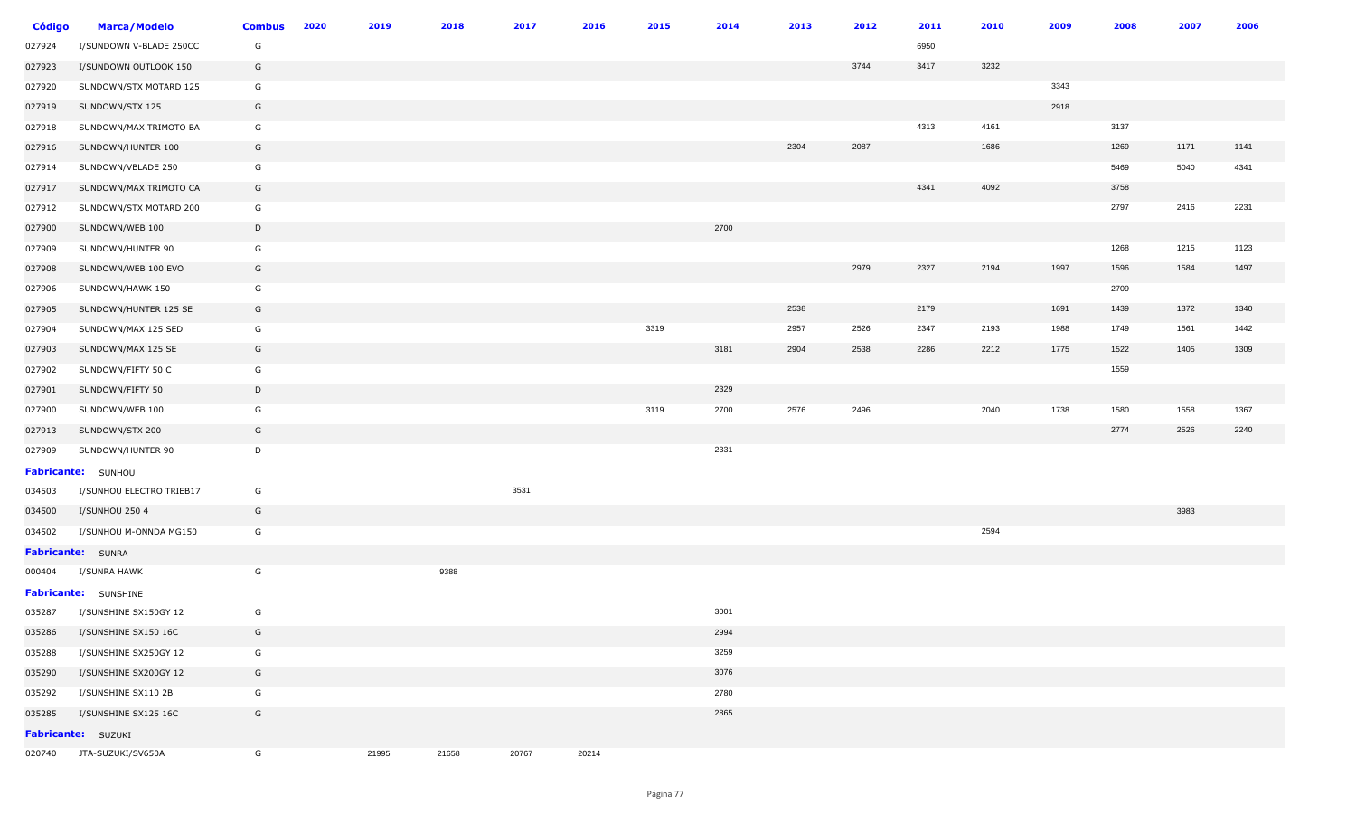| Código | Marca/Modelo | Combus | 2020 | 2019 | 2018 | 2017 | 2016 | 2015 | 2014 | 2013 | 2012 | 2011 | 2010 | 2009 | 2008 | 2007 | 2006 |
|---|---|---|---|---|---|---|---|---|---|---|---|---|---|---|---|---|---|
| 027924 | I/SUNDOWN V-BLADE 250CC | G | | | | | | | | | | 6950 | | | | | |
| 027923 | I/SUNDOWN OUTLOOK 150 | G | | | | | | | | | 3744 | 3417 | 3232 | | | | |
| 027920 | SUNDOWN/STX MOTARD 125 | G | | | | | | | | | | | | 3343 | | | |
| 027919 | SUNDOWN/STX 125 | G | | | | | | | | | | | | 2918 | | | |
| 027918 | SUNDOWN/MAX TRIMOTO BA | G | | | | | | | | | | 4313 | 4161 | | 3137 | | |
| 027916 | SUNDOWN/HUNTER 100 | G | | | | | | | | 2304 | 2087 | | 1686 | | 1269 | 1171 | 1141 |
| 027914 | SUNDOWN/VBLADE 250 | G | | | | | | | | | | | | | 5469 | 5040 | 4341 |
| 027917 | SUNDOWN/MAX TRIMOTO CA | G | | | | | | | | | | 4341 | 4092 | | 3758 | | |
| 027912 | SUNDOWN/STX MOTARD 200 | G | | | | | | | | | | | | | 2797 | 2416 | 2231 |
| 027900 | SUNDOWN/WEB 100 | D | | | | | | | 2700 | | | | | | | | |
| 027909 | SUNDOWN/HUNTER 90 | G | | | | | | | | | | | | | 1268 | 1215 | 1123 |
| 027908 | SUNDOWN/WEB 100 EVO | G | | | | | | | | | 2979 | 2327 | 2194 | 1997 | 1596 | 1584 | 1497 |
| 027906 | SUNDOWN/HAWK 150 | G | | | | | | | | | | | | | 2709 | | |
| 027905 | SUNDOWN/HUNTER 125 SE | G | | | | | | | | 2538 | | 2179 | | 1691 | 1439 | 1372 | 1340 |
| 027904 | SUNDOWN/MAX 125 SED | G | | | | | | 3319 | | 2957 | 2526 | 2347 | 2193 | 1988 | 1749 | 1561 | 1442 |
| 027903 | SUNDOWN/MAX 125 SE | G | | | | | | | 3181 | 2904 | 2538 | 2286 | 2212 | 1775 | 1522 | 1405 | 1309 |
| 027902 | SUNDOWN/FIFTY 50 C | G | | | | | | | | | | | | | 1559 | | |
| 027901 | SUNDOWN/FIFTY 50 | D | | | | | | | 2329 | | | | | | | | |
| 027900 | SUNDOWN/WEB 100 | G | | | | | | 3119 | 2700 | 2576 | 2496 | | 2040 | 1738 | 1580 | 1558 | 1367 |
| 027913 | SUNDOWN/STX 200 | G | | | | | | | | | | | | | 2774 | 2526 | 2240 |
| 027909 | SUNDOWN/HUNTER 90 | D | | | | | | | 2331 | | | | | | | | |
| **Fabricante:** | SUNHOU | | | | | | | | | | | | | | | | |
| 034503 | I/SUNHOU ELECTRO TRIEB17 | G | | | | 3531 | | | | | | | | | | | |
| 034500 | I/SUNHOU 250 4 | G | | | | | | | | | | | | | | 3983 | |
| 034502 | I/SUNHOU M-ONNDA MG150 | G | | | | | | | | | | | 2594 | | | | |
| **Fabricante:** | SUNRA | | | | | | | | | | | | | | | | |
| 000404 | I/SUNRA HAWK | G | | | 9388 | | | | | | | | | | | | |
| **Fabricante:** | SUNSHINE | | | | | | | | | | | | | | | | |
| 035287 | I/SUNSHINE SX150GY 12 | G | | | | | | | 3001 | | | | | | | | |
| 035286 | I/SUNSHINE SX150 16C | G | | | | | | | 2994 | | | | | | | | |
| 035288 | I/SUNSHINE SX250GY 12 | G | | | | | | | 3259 | | | | | | | | |
| 035290 | I/SUNSHINE SX200GY 12 | G | | | | | | | 3076 | | | | | | | | |
| 035292 | I/SUNSHINE SX110 2B | G | | | | | | | 2780 | | | | | | | | |
| 035285 | I/SUNSHINE SX125 16C | G | | | | | | | 2865 | | | | | | | | |
| **Fabricante:** | SUZUKI | | | | | | | | | | | | | | | | |
| 020740 | JTA-SUZUKI/SV650A | G | | 21995 | 21658 | 20767 | 20214 | | | | | | | | | | |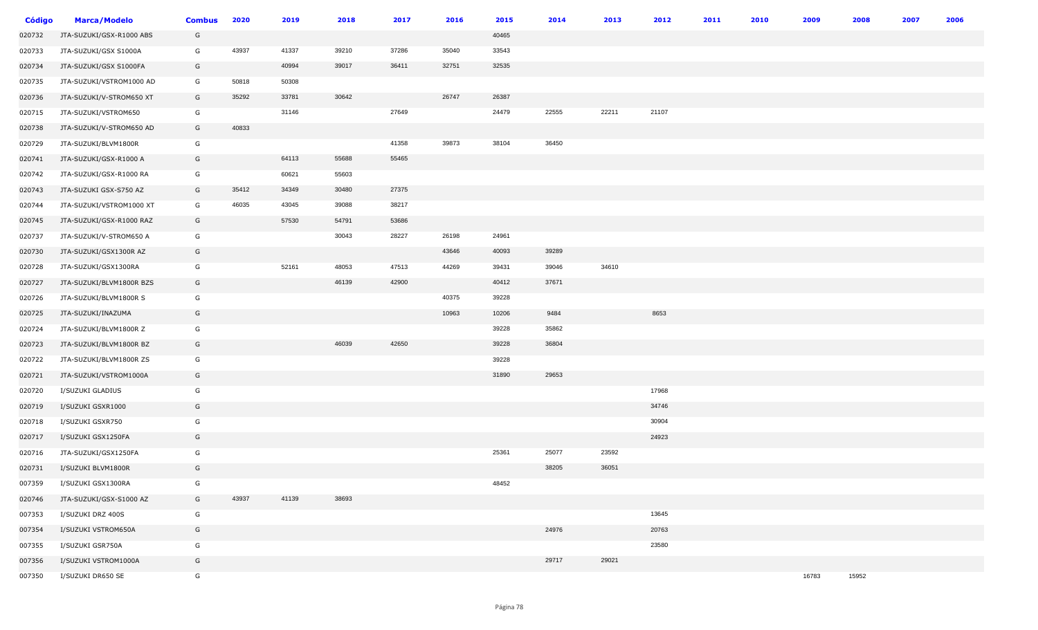| Código | Marca/Modelo | Combus | 2020 | 2019 | 2018 | 2017 | 2016 | 2015 | 2014 | 2013 | 2012 | 2011 | 2010 | 2009 | 2008 | 2007 | 2006 |
|---|---|---|---|---|---|---|---|---|---|---|---|---|---|---|---|---|---|
| 020732 | JTA-SUZUKI/GSX-R1000 ABS | G | | | | | | 40465 | | | | | | | | | |
| 020733 | JTA-SUZUKI/GSX S1000A | G | 43937 | 41337 | 39210 | 37286 | 35040 | 33543 | | | | | | | | | |
| 020734 | JTA-SUZUKI/GSX S1000FA | G | | 40994 | 39017 | 36411 | 32751 | 32535 | | | | | | | | | |
| 020735 | JTA-SUZUKI/VSTROM1000 AD | G | 50818 | 50308 | | | | | | | | | | | | | |
| 020736 | JTA-SUZUKI/V-STROM650 XT | G | 35292 | 33781 | 30642 | | 26747 | 26387 | | | | | | | | | |
| 020715 | JTA-SUZUKI/VSTROM650 | G | | 31146 | | 27649 | | 24479 | 22555 | 22211 | 21107 | | | | | | |
| 020738 | JTA-SUZUKI/V-STROM650 AD | G | 40833 | | | | | | | | | | | | | | |
| 020729 | JTA-SUZUKI/BLVM1800R | G | | | | 41358 | 39873 | 38104 | 36450 | | | | | | | | |
| 020741 | JTA-SUZUKI/GSX-R1000 A | G | | 64113 | 55688 | 55465 | | | | | | | | | | | |
| 020742 | JTA-SUZUKI/GSX-R1000 RA | G | | 60621 | 55603 | | | | | | | | | | | | |
| 020743 | JTA-SUZUKI GSX-S750 AZ | G | 35412 | 34349 | 30480 | 27375 | | | | | | | | | | | |
| 020744 | JTA-SUZUKI/VSTROM1000 XT | G | 46035 | 43045 | 39088 | 38217 | | | | | | | | | | | |
| 020745 | JTA-SUZUKI/GSX-R1000 RAZ | G | | 57530 | 54791 | 53686 | | | | | | | | | | | |
| 020737 | JTA-SUZUKI/V-STROM650 A | G | | | 30043 | 28227 | 26198 | 24961 | | | | | | | | | |
| 020730 | JTA-SUZUKI/GSX1300R AZ | G | | | | | 43646 | 40093 | 39289 | | | | | | | | |
| 020728 | JTA-SUZUKI/GSX1300RA | G | | 52161 | 48053 | 47513 | 44269 | 39431 | 39046 | 34610 | | | | | | | |
| 020727 | JTA-SUZUKI/BLVM1800R BZS | G | | | 46139 | 42900 | | 40412 | 37671 | | | | | | | | |
| 020726 | JTA-SUZUKI/BLVM1800R S | G | | | | | 40375 | 39228 | | | | | | | | | |
| 020725 | JTA-SUZUKI/INAZUMA | G | | | | | 10963 | 10206 | 9484 | | 8653 | | | | | | |
| 020724 | JTA-SUZUKI/BLVM1800R Z | G | | | | | | 39228 | 35862 | | | | | | | | |
| 020723 | JTA-SUZUKI/BLVM1800R BZ | G | | | 46039 | 42650 | | 39228 | 36804 | | | | | | | | |
| 020722 | JTA-SUZUKI/BLVM1800R ZS | G | | | | | | 39228 | | | | | | | | | |
| 020721 | JTA-SUZUKI/VSTROM1000A | G | | | | | | 31890 | 29653 | | | | | | | | |
| 020720 | I/SUZUKI GLADIUS | G | | | | | | | | | 17968 | | | | | | |
| 020719 | I/SUZUKI GSXR1000 | G | | | | | | | | | 34746 | | | | | | |
| 020718 | I/SUZUKI GSXR750 | G | | | | | | | | | 30904 | | | | | | |
| 020717 | I/SUZUKI GSX1250FA | G | | | | | | | | | 24923 | | | | | | |
| 020716 | JTA-SUZUKI/GSX1250FA | G | | | | | | 25361 | 25077 | 23592 | | | | | | | |
| 020731 | I/SUZUKI BLVM1800R | G | | | | | | | 38205 | 36051 | | | | | | | |
| 007359 | I/SUZUKI GSX1300RA | G | | | | | | 48452 | | | | | | | | | |
| 020746 | JTA-SUZUKI/GSX-S1000 AZ | G | 43937 | 41139 | 38693 | | | | | | | | | | | | |
| 007353 | I/SUZUKI DRZ 400S | G | | | | | | | | | 13645 | | | | | | |
| 007354 | I/SUZUKI VSTROM650A | G | | | | | | | 24976 | | 20763 | | | | | | |
| 007355 | I/SUZUKI GSR750A | G | | | | | | | | | 23580 | | | | | | |
| 007356 | I/SUZUKI VSTROM1000A | G | | | | | | | 29717 | 29021 | | | | | | | |
| 007350 | I/SUZUKI DR650 SE | G | | | | | | | | | | | | 16783 | 15952 | | |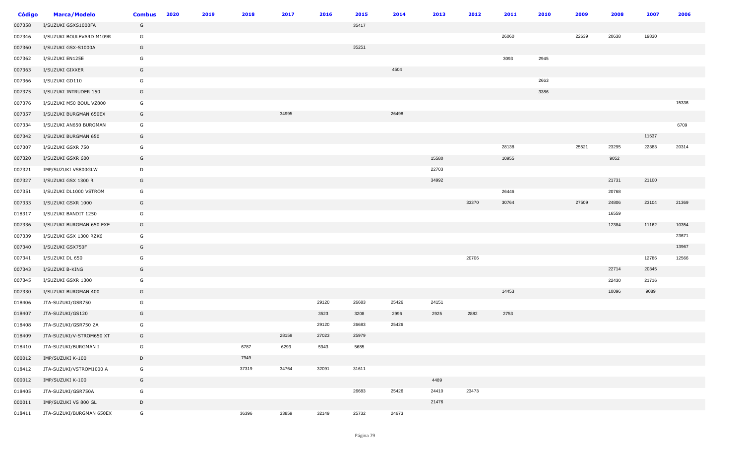| Código | Marca/Modelo | Combus | 2020 | 2019 | 2018 | 2017 | 2016 | 2015 | 2014 | 2013 | 2012 | 2011 | 2010 | 2009 | 2008 | 2007 | 2006 |
|---|---|---|---|---|---|---|---|---|---|---|---|---|---|---|---|---|---|
| 007358 | I/SUZUKI GSXS1000FA | G | | | | | | 35417 | | | | | | | | | |
| 007346 | I/SUZUKI BOULEVARD M109R | G | | | | | | | | | | 26060 | | 22639 | 20638 | 19830 | |
| 007360 | I/SUZUKI GSX-S1000A | G | | | | | | 35251 | | | | | | | | | |
| 007362 | I/SUZUKI EN125E | G | | | | | | | | | | 3093 | 2945 | | | | |
| 007363 | I/SUZUKI GIXXER | G | | | | | | | 4504 | | | | | | | | |
| 007366 | I/SUZUKI GD110 | G | | | | | | | | | | | 2663 | | | | |
| 007375 | I/SUZUKI INTRUDER 150 | G | | | | | | | | | | | 3386 | | | | |
| 007376 | I/SUZUKI M50 BOUL VZ800 | G | | | | | | | | | | | | | | | 15336 |
| 007357 | I/SUZUKI BURGMAN 650EX | G | | | | 34995 | | | 26498 | | | | | | | | |
| 007334 | I/SUZUKI AN650 BURGMAN | G | | | | | | | | | | | | | | | 6709 |
| 007342 | I/SUZUKI BURGMAN 650 | G | | | | | | | | | | | | | | 11537 | |
| 007307 | I/SUZUKI GSXR 750 | G | | | | | | | | | | 28138 | | 25521 | 23295 | 22383 | 20314 |
| 007320 | I/SUZUKI GSXR 600 | G | | | | | | | | 15580 | | 10955 | | | 9052 | | |
| 007321 | IMP/SUZUKI VS800GLW | D | | | | | | | | 22703 | | | | | | | |
| 007327 | I/SUZUKI GSX 1300 R | G | | | | | | | | 34992 | | | | | 21731 | 21100 | |
| 007351 | I/SUZUKI DL1000 VSTROM | G | | | | | | | | | | 26446 | | | 20768 | | |
| 007333 | I/SUZUKI GSXR 1000 | G | | | | | | | | | 33370 | 30764 | | 27509 | 24806 | 23104 | 21369 |
| 018317 | I/SUZUKI BANDIT 1250 | G | | | | | | | | | | | | | 16559 | | |
| 007336 | I/SUZUKI BURGMAN 650 EXE | G | | | | | | | | | | | | | 12384 | 11162 | 10354 |
| 007339 | I/SUZUKI GSX 1300 RZK6 | G | | | | | | | | | | | | | | | 23671 |
| 007340 | I/SUZUKI GSX750F | G | | | | | | | | | | | | | | | 13967 |
| 007341 | I/SUZUKI DL 650 | G | | | | | | | | | 20706 | | | | | 12786 | 12566 |
| 007343 | I/SUZUKI B-KING | G | | | | | | | | | | | | | 22714 | 20345 | |
| 007345 | I/SUZUKI GSXR 1300 | G | | | | | | | | | | | | | 22430 | 21716 | |
| 007330 | I/SUZUKI BURGMAN 400 | G | | | | | | | | | | 14453 | | | 10096 | 9089 | |
| 018406 | JTA-SUZUKI/GSR750 | G | | | | | 29120 | 26683 | 25426 | 24151 | | | | | | | |
| 018407 | JTA-SUZUKI/GS120 | G | | | | | 3523 | 3208 | 2996 | 2925 | 2882 | 2753 | | | | | |
| 018408 | JTA-SUZUKI/GSR750 ZA | G | | | | | 29120 | 26683 | 25426 | | | | | | | | |
| 018409 | JTA-SUZUKI/V-STROM650 XT | G | | | | 28159 | 27023 | 25979 | | | | | | | | | |
| 018410 | JTA-SUZUKI/BURGMAN I | G | | | 6787 | 6293 | 5943 | 5685 | | | | | | | | | |
| 000012 | IMP/SUZUKI K-100 | D | | | 7949 | | | | | | | | | | | | |
| 018412 | JTA-SUZUKI/VSTROM1000 A | G | | | 37319 | 34764 | 32091 | 31611 | | | | | | | | | |
| 000012 | IMP/SUZUKI K-100 | G | | | | | | | | 4489 | | | | | | | |
| 018405 | JTA-SUZUKI/GSR750A | G | | | | | | 26683 | 25426 | 24410 | 23473 | | | | | | |
| 000011 | IMP/SUZUKI VS 800 GL | D | | | | | | | | 21476 | | | | | | | |
| 018411 | JTA-SUZUKI/BURGMAN 650EX | G | | | 36396 | 33859 | 32149 | 25732 | 24673 | | | | | | | | |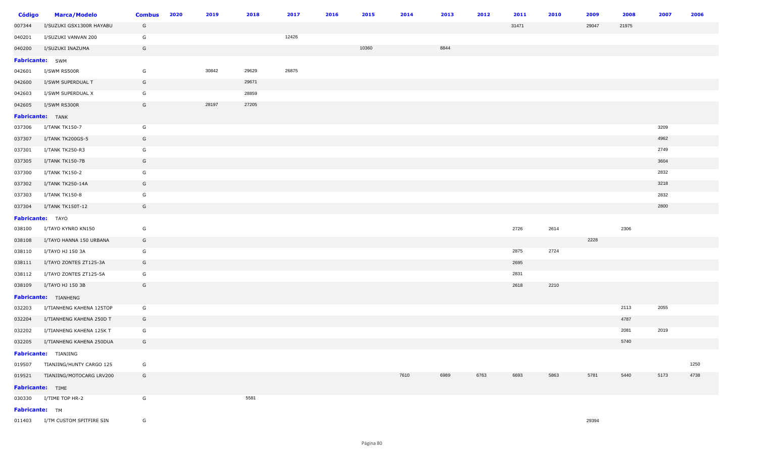| Código | Marca/Modelo | Combus | 2020 | 2019 | 2018 | 2017 | 2016 | 2015 | 2014 | 2013 | 2012 | 2011 | 2010 | 2009 | 2008 | 2007 | 2006 |
|---|---|---|---|---|---|---|---|---|---|---|---|---|---|---|---|---|---|
| 007344 | I/SUZUKI GSX1300R HAYABU | G | | | | | | | | | | 31471 | | 29047 | 21975 | | |
| 040201 | I/SUZUKI VANVAN 200 | G | | | | 12426 | | | | | | | | | | | |
| 040200 | I/SUZUKI INAZUMA | G | | | | | | 10360 | | 8844 | | | | | | | |
| **Fabricante:** SWM | | | | | | | | | | | | | | | | | |
| 042601 | I/SWM RS500R | G | | 30842 | 29629 | 26875 | | | | | | | | | | | |
| 042600 | I/SWM SUPERDUAL T | G | | | 29671 | | | | | | | | | | | | |
| 042603 | I/SWM SUPERDUAL X | G | | | 28859 | | | | | | | | | | | | |
| 042605 | I/SWM RS300R | G | | 28197 | 27205 | | | | | | | | | | | | |
| **Fabricante:** TANK | | | | | | | | | | | | | | | | | |
| 037306 | I/TANK TK150-7 | G | | | | | | | | | | | | | | 3209 | |
| 037307 | I/TANK TK200GS-5 | G | | | | | | | | | | | | | | 4962 | |
| 037301 | I/TANK TK250-R3 | G | | | | | | | | | | | | | | 2749 | |
| 037305 | I/TANK TK150-7B | G | | | | | | | | | | | | | | 3604 | |
| 037300 | I/TANK TK150-2 | G | | | | | | | | | | | | | | 2832 | |
| 037302 | I/TANK TK250-14A | G | | | | | | | | | | | | | | 3218 | |
| 037303 | I/TANK TK150-8 | G | | | | | | | | | | | | | | 2832 | |
| 037304 | I/TANK TK150T-12 | G | | | | | | | | | | | | | | 2800 | |
| **Fabricante:** TAYO | | | | | | | | | | | | | | | | | |
| 038100 | I/TAYO KYNRO KN150 | G | | | | | | | | | | 2726 | 2614 | | 2306 | | |
| 038108 | I/TAYO HANNA 150 URBANA | G | | | | | | | | | | | | 2228 | | | |
| 038110 | I/TAYO HJ 150 3A | G | | | | | | | | | | 2875 | 2724 | | | | |
| 038111 | I/TAYO ZONTES ZT125-3A | G | | | | | | | | | | 2695 | | | | | |
| 038112 | I/TAYO ZONTES ZT125-5A | G | | | | | | | | | | 2831 | | | | | |
| 038109 | I/TAYO HJ 150 3B | G | | | | | | | | | | 2618 | 2210 | | | | |
| **Fabricante:** TIANHENG | | | | | | | | | | | | | | | | | |
| 032203 | I/TIANHENG KAHENA 125TOP | G | | | | | | | | | | | | | 2113 | 2055 | |
| 032204 | I/TIANHENG KAHENA 250D T | G | | | | | | | | | | | | | 4787 | | |
| 032202 | I/TIANHENG KAHENA 125K T | G | | | | | | | | | | | | | 2081 | 2019 | |
| 032205 | I/TIANHENG KAHENA 250DUA | G | | | | | | | | | | | | | 5740 | | |
| **Fabricante:** TIANJING | | | | | | | | | | | | | | | | | |
| 019507 | TIANJING/HUNTY CARGO 125 | G | | | | | | | | | | | | | | | 1250 |
| 019521 | TIANJING/MOTOCARG LRV200 | G | | | | | | | 7610 | 6989 | 6763 | 6693 | 5863 | 5781 | 5440 | 5173 | 4738 |
| **Fabricante:** TIME | | | | | | | | | | | | | | | | | |
| 030330 | I/TIME TOP HR-2 | G | | | 5581 | | | | | | | | | | | | |
| **Fabricante:** TM | | | | | | | | | | | | | | | | | |
| 011403 | I/TM CUSTOM SPITFIRE SIN | G | | | | | | | | | | | | 29394 | | | |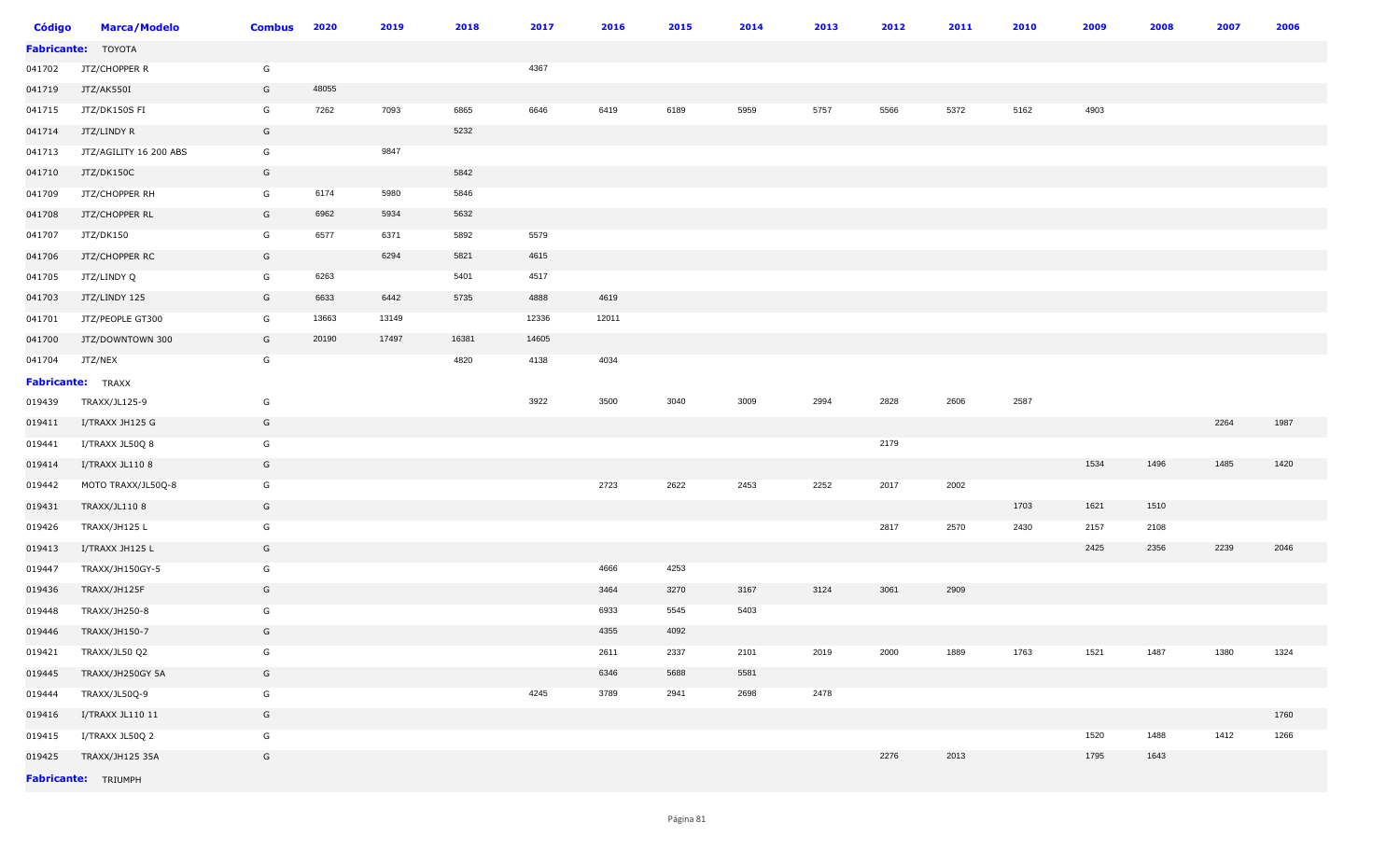| Código | Marca/Modelo | Combus | 2020 | 2019 | 2018 | 2017 | 2016 | 2015 | 2014 | 2013 | 2012 | 2011 | 2010 | 2009 | 2008 | 2007 | 2006 |
|---|---|---|---|---|---|---|---|---|---|---|---|---|---|---|---|---|---|
| **Fabricante:** TOYOTA | | | | | | | | | | | | | | | | | |
| 041702 | JTZ/CHOPPER R | G | | | | 4367 | | | | | | | | | | | |
| 041719 | JTZ/AK550I | G | 48055 | | | | | | | | | | | | | | |
| 041715 | JTZ/DK150S FI | G | 7262 | 7093 | 6865 | 6646 | 6419 | 6189 | 5959 | 5757 | 5566 | 5372 | 5162 | 4903 | | | |
| 041714 | JTZ/LINDY R | G | | | 5232 | | | | | | | | | | | | |
| 041713 | JTZ/AGILITY 16 200 ABS | G | | 9847 | | | | | | | | | | | | | |
| 041710 | JTZ/DK150C | G | | | 5842 | | | | | | | | | | | | |
| 041709 | JTZ/CHOPPER RH | G | 6174 | 5980 | 5846 | | | | | | | | | | | | |
| 041708 | JTZ/CHOPPER RL | G | 6962 | 5934 | 5632 | | | | | | | | | | | | |
| 041707 | JTZ/DK150 | G | 6577 | 6371 | 5892 | 5579 | | | | | | | | | | | |
| 041706 | JTZ/CHOPPER RC | G | | 6294 | 5821 | 4615 | | | | | | | | | | | |
| 041705 | JTZ/LINDY Q | G | 6263 | | 5401 | 4517 | | | | | | | | | | | |
| 041703 | JTZ/LINDY 125 | G | 6633 | 6442 | 5735 | 4888 | 4619 | | | | | | | | | | |
| 041701 | JTZ/PEOPLE GT300 | G | 13663 | 13149 | | 12336 | 12011 | | | | | | | | | | |
| 041700 | JTZ/DOWNTOWN 300 | G | 20190 | 17497 | 16381 | 14605 | | | | | | | | | | | |
| 041704 | JTZ/NEX | G | | | 4820 | 4138 | 4034 | | | | | | | | | | |
| **Fabricante:** TRAXX | | | | | | | | | | | | | | | | | |
| 019439 | TRAXX/JL125-9 | G | | | | 3922 | 3500 | 3040 | 3009 | 2994 | 2828 | 2606 | 2587 | | | | |
| 019411 | I/TRAXX JH125 G | G | | | | | | | | | | | | | | 2264 | 1987 |
| 019441 | I/TRAXX JL50Q 8 | G | | | | | | | | | 2179 | | | | | | |
| 019414 | I/TRAXX JL110 8 | G | | | | | | | | | | | | 1534 | 1496 | 1485 | 1420 |
| 019442 | MOTO TRAXX/JL50Q-8 | G | | | | | 2723 | 2622 | 2453 | 2252 | 2017 | 2002 | | | | | |
| 019431 | TRAXX/JL110 8 | G | | | | | | | | | | | 1703 | 1621 | 1510 | | |
| 019426 | TRAXX/JH125 L | G | | | | | | | | | 2817 | 2570 | 2430 | 2157 | 2108 | | |
| 019413 | I/TRAXX JH125 L | G | | | | | | | | | | | | 2425 | 2356 | 2239 | 2046 |
| 019447 | TRAXX/JH150GY-5 | G | | | | | 4666 | 4253 | | | | | | | | | |
| 019436 | TRAXX/JH125F | G | | | | | 3464 | 3270 | 3167 | 3124 | 3061 | 2909 | | | | | |
| 019448 | TRAXX/JH250-8 | G | | | | | 6933 | 5545 | 5403 | | | | | | | | |
| 019446 | TRAXX/JH150-7 | G | | | | | 4355 | 4092 | | | | | | | | | |
| 019421 | TRAXX/JL50 Q2 | G | | | | | 2611 | 2337 | 2101 | 2019 | 2000 | 1889 | 1763 | 1521 | 1487 | 1380 | 1324 |
| 019445 | TRAXX/JH250GY 5A | G | | | | | 6346 | 5688 | 5581 | | | | | | | | |
| 019444 | TRAXX/JL50Q-9 | G | | | | 4245 | 3789 | 2941 | 2698 | 2478 | | | | | | | |
| 019416 | I/TRAXX JL110 11 | G | | | | | | | | | | | | | | | 1760 |
| 019415 | I/TRAXX JL50Q 2 | G | | | | | | | | | | | | 1520 | 1488 | 1412 | 1266 |
| 019425 | TRAXX/JH125 35A | G | | | | | | | | | 2276 | 2013 | | 1795 | 1643 | | |
| **Fabricante:** TRIUMPH | | | | | | | | | | | | | | | | | |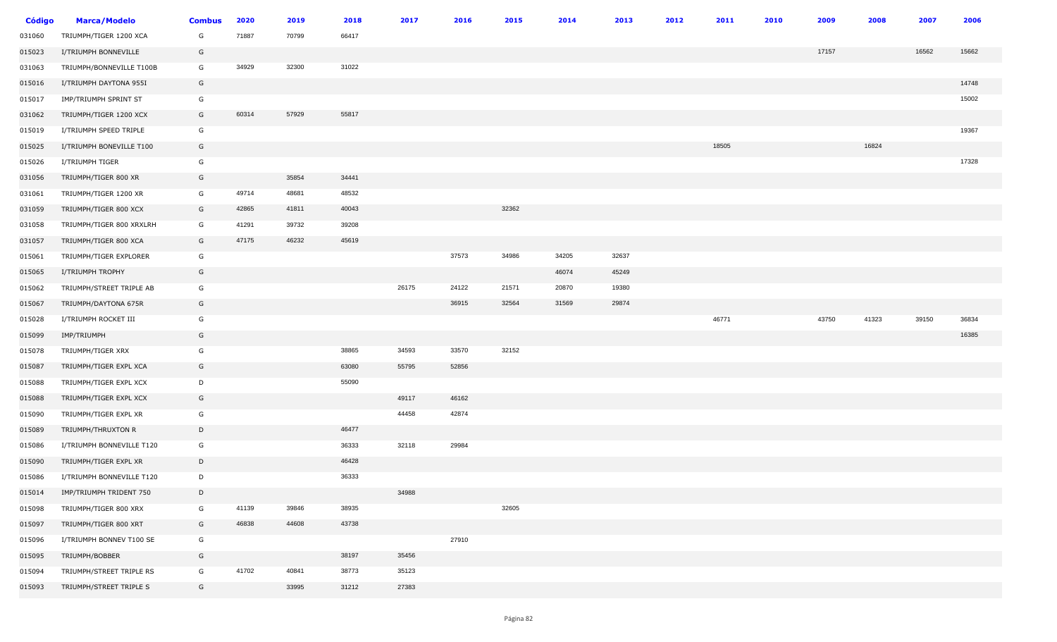| Código | Marca/Modelo | Combus | 2020 | 2019 | 2018 | 2017 | 2016 | 2015 | 2014 | 2013 | 2012 | 2011 | 2010 | 2009 | 2008 | 2007 | 2006 |
|---|---|---|---|---|---|---|---|---|---|---|---|---|---|---|---|---|---|
| 031060 | TRIUMPH/TIGER 1200 XCA | G | 71887 | 70799 | 66417 | | | | | | | | | | | | |
| 015023 | I/TRIUMPH BONNEVILLE | G | | | | | | | | | | | | 17157 | | 16562 | 15662 |
| 031063 | TRIUMPH/BONNEVILLE T100B | G | 34929 | 32300 | 31022 | | | | | | | | | | | | |
| 015016 | I/TRIUMPH DAYTONA 955I | G | | | | | | | | | | | | | | | 14748 |
| 015017 | IMP/TRIUMPH SPRINT ST | G | | | | | | | | | | | | | | | 15002 |
| 031062 | TRIUMPH/TIGER 1200 XCX | G | 60314 | 57929 | 55817 | | | | | | | | | | | | |
| 015019 | I/TRIUMPH SPEED TRIPLE | G | | | | | | | | | | | | | | | 19367 |
| 015025 | I/TRIUMPH BONEVILLE T100 | G | | | | | | | | | | 18505 | | | 16824 | | |
| 015026 | I/TRIUMPH TIGER | G | | | | | | | | | | | | | | | 17328 |
| 031056 | TRIUMPH/TIGER 800 XR | G | | 35854 | 34441 | | | | | | | | | | | | |
| 031061 | TRIUMPH/TIGER 1200 XR | G | 49714 | 48681 | 48532 | | | | | | | | | | | | |
| 031059 | TRIUMPH/TIGER 800 XCX | G | 42865 | 41811 | 40043 | | | 32362 | | | | | | | | | |
| 031058 | TRIUMPH/TIGER 800 XRXLRH | G | 41291 | 39732 | 39208 | | | | | | | | | | | | |
| 031057 | TRIUMPH/TIGER 800 XCA | G | 47175 | 46232 | 45619 | | | | | | | | | | | | |
| 015061 | TRIUMPH/TIGER EXPLORER | G | | | | | 37573 | 34986 | 34205 | 32637 | | | | | | | |
| 015065 | I/TRIUMPH TROPHY | G | | | | | | | 46074 | 45249 | | | | | | | |
| 015062 | TRIUMPH/STREET TRIPLE AB | G | | | | 26175 | 24122 | 21571 | 20870 | 19380 | | | | | | | |
| 015067 | TRIUMPH/DAYTONA 675R | G | | | | | 36915 | 32564 | 31569 | 29874 | | | | | | | |
| 015028 | I/TRIUMPH ROCKET III | G | | | | | | | | | | 46771 | | 43750 | 41323 | 39150 | 36834 |
| 015099 | IMP/TRIUMPH | G | | | | | | | | | | | | | | | 16385 |
| 015078 | TRIUMPH/TIGER XRX | G | | | 38865 | 34593 | 33570 | 32152 | | | | | | | | | |
| 015087 | TRIUMPH/TIGER EXPL XCA | G | | | 63080 | 55795 | 52856 | | | | | | | | | | |
| 015088 | TRIUMPH/TIGER EXPL XCX | D | | | 55090 | | | | | | | | | | | | |
| 015088 | TRIUMPH/TIGER EXPL XCX | G | | | | 49117 | 46162 | | | | | | | | | | |
| 015090 | TRIUMPH/TIGER EXPL XR | G | | | | 44458 | 42874 | | | | | | | | | | |
| 015089 | TRIUMPH/THRUXTON R | D | | | 46477 | | | | | | | | | | | | |
| 015086 | I/TRIUMPH BONNEVILLE T120 | G | | | 36333 | 32118 | 29984 | | | | | | | | | | |
| 015090 | TRIUMPH/TIGER EXPL XR | D | | | 46428 | | | | | | | | | | | | |
| 015086 | I/TRIUMPH BONNEVILLE T120 | D | | | 36333 | | | | | | | | | | | | |
| 015014 | IMP/TRIUMPH TRIDENT 750 | D | | | | 34988 | | | | | | | | | | | |
| 015098 | TRIUMPH/TIGER 800 XRX | G | 41139 | 39846 | 38935 | | | 32605 | | | | | | | | | |
| 015097 | TRIUMPH/TIGER 800 XRT | G | 46838 | 44608 | 43738 | | | | | | | | | | | | |
| 015096 | I/TRIUMPH BONNEV T100 SE | G | | | | | 27910 | | | | | | | | | | |
| 015095 | TRIUMPH/BOBBER | G | | | 38197 | 35456 | | | | | | | | | | | |
| 015094 | TRIUMPH/STREET TRIPLE RS | G | 41702 | 40841 | 38773 | 35123 | | | | | | | | | | | |
| 015093 | TRIUMPH/STREET TRIPLE S | G | | 33995 | 31212 | 27383 | | | | | | | | | | | |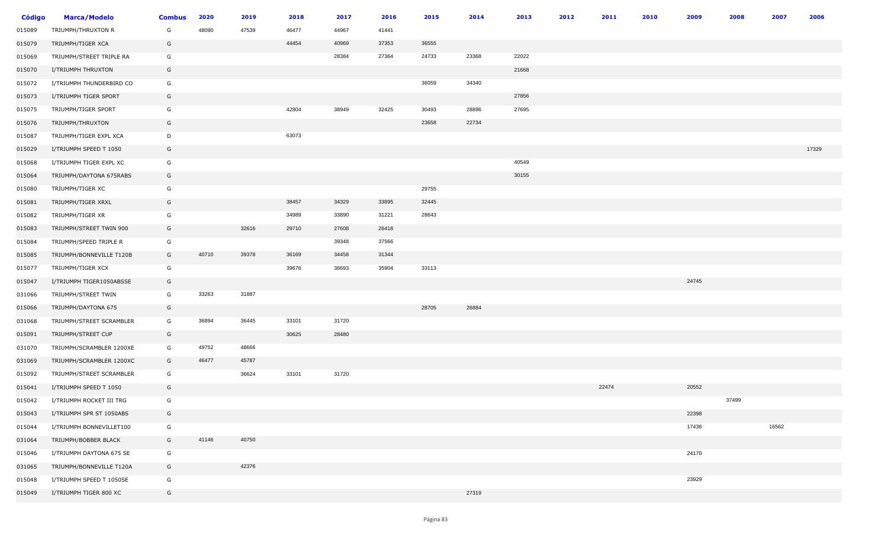| Código | Marca/Modelo | Combus | 2020 | 2019 | 2018 | 2017 | 2016 | 2015 | 2014 | 2013 | 2012 | 2011 | 2010 | 2009 | 2008 | 2007 | 2006 |
|---|---|---|---|---|---|---|---|---|---|---|---|---|---|---|---|---|---|
| 015089 | TRIUMPH/THRUXTON R | G | 48090 | 47539 | 46477 | 44967 | 41441 | | | | | | | | | | |
| 015079 | TRIUMPH/TIGER XCA | G | | | 44454 | 40969 | 37353 | 36555 | | | | | | | | | |
| 015069 | TRIUMPH/STREET TRIPLE RA | G | | | | 28384 | 27364 | 24733 | 23368 | 22022 | | | | | | | |
| 015070 | I/TRIUMPH THRUXTON | G | | | | | | | | 21668 | | | | | | | |
| 015072 | I/TRIUMPH THUNDERBIRD CO | G | | | | | | 36059 | 34340 | | | | | | | | |
| 015073 | I/TRIUMPH TIGER SPORT | G | | | | | | | | 27856 | | | | | | | |
| 015075 | TRIUMPH/TIGER SPORT | G | | | 42804 | 38949 | 32425 | 30493 | 28896 | 27695 | | | | | | | |
| 015076 | TRIUMPH/THRUXTON | G | | | | | | 23658 | 22734 | | | | | | | | |
| 015087 | TRIUMPH/TIGER EXPL XCA | D | | | 63073 | | | | | | | | | | | | |
| 015029 | I/TRIUMPH SPEED T 1050 | G | | | | | | | | | | | | | | | 17329 |
| 015068 | I/TRIUMPH TIGER EXPL XC | G | | | | | | | | 40549 | | | | | | | |
| 015064 | TRIUMPH/DAYTONA 675RABS | G | | | | | | | | 30155 | | | | | | | |
| 015080 | TRIUMPH/TIGER XC | G | | | | | | 29755 | | | | | | | | | |
| 015081 | TRIUMPH/TIGER XRXL | G | | | 38457 | 34329 | 33895 | 32445 | | | | | | | | | |
| 015082 | TRIUMPH/TIGER XR | G | | | 34989 | 33890 | 31221 | 28643 | | | | | | | | | |
| 015083 | TRIUMPH/STREET TWIN 900 | G | | 32616 | 29710 | 27608 | 26418 | | | | | | | | | | |
| 015084 | TRIUMPH/SPEED TRIPLE R | G | | | | 39348 | 37566 | | | | | | | | | | |
| 015085 | TRIUMPH/BONNEVILLE T120B | G | 40710 | 39378 | 36169 | 34458 | 31344 | | | | | | | | | | |
| 015077 | TRIUMPH/TIGER XCX | G | | | 39676 | 36693 | 35904 | 33113 | | | | | | | | | |
| 015047 | I/TRIUMPH TIGER1050ABSSE | G | | | | | | | | | | | | 24745 | | | |
| 031066 | TRIUMPH/STREET TWIN | G | 33263 | 31887 | | | | | | | | | | | | | |
| 015066 | TRIUMPH/DAYTONA 675 | G | | | | | | 28705 | 26884 | | | | | | | | |
| 031068 | TRIUMPH/STREET SCRAMBLER | G | 36894 | 36445 | 33101 | 31720 | | | | | | | | | | | |
| 015091 | TRIUMPH/STREET CUP | G | | | 30625 | 28480 | | | | | | | | | | | |
| 031070 | TRIUMPH/SCRAMBLER 1200XE | G | 49752 | 48666 | | | | | | | | | | | | | |
| 031069 | TRIUMPH/SCRAMBLER 1200XC | G | 46477 | 45787 | | | | | | | | | | | | | |
| 015092 | TRIUMPH/STREET SCRAMBLER | G | | 36624 | 33101 | 31720 | | | | | | | | | | | |
| 015041 | I/TRIUMPH SPEED T 1050 | G | | | | | | | | | | 22474 | | 20552 | | | |
| 015042 | I/TRIUMPH ROCKET III TRG | G | | | | | | | | | | | | | 37499 | | |
| 015043 | I/TRIUMPH SPR ST 1050ABS | G | | | | | | | | | | | | 22398 | | | |
| 015044 | I/TRIUMPH BONNEVILLET100 | G | | | | | | | | | | | | 17436 | | 16562 | |
| 031064 | TRIUMPH/BOBBER BLACK | G | 41146 | 40750 | | | | | | | | | | | | | |
| 015046 | I/TRIUMPH DAYTONA 675 SE | G | | | | | | | | | | | | 24170 | | | |
| 031065 | TRIUMPH/BONNEVILLE T120A | G | | 42376 | | | | | | | | | | | | | |
| 015048 | I/TRIUMPH SPEED T 1050SE | G | | | | | | | | | | | | 23929 | | | |
| 015049 | I/TRIUMPH TIGER 800 XC | G | | | | | | | 27319 | | | | | | | | |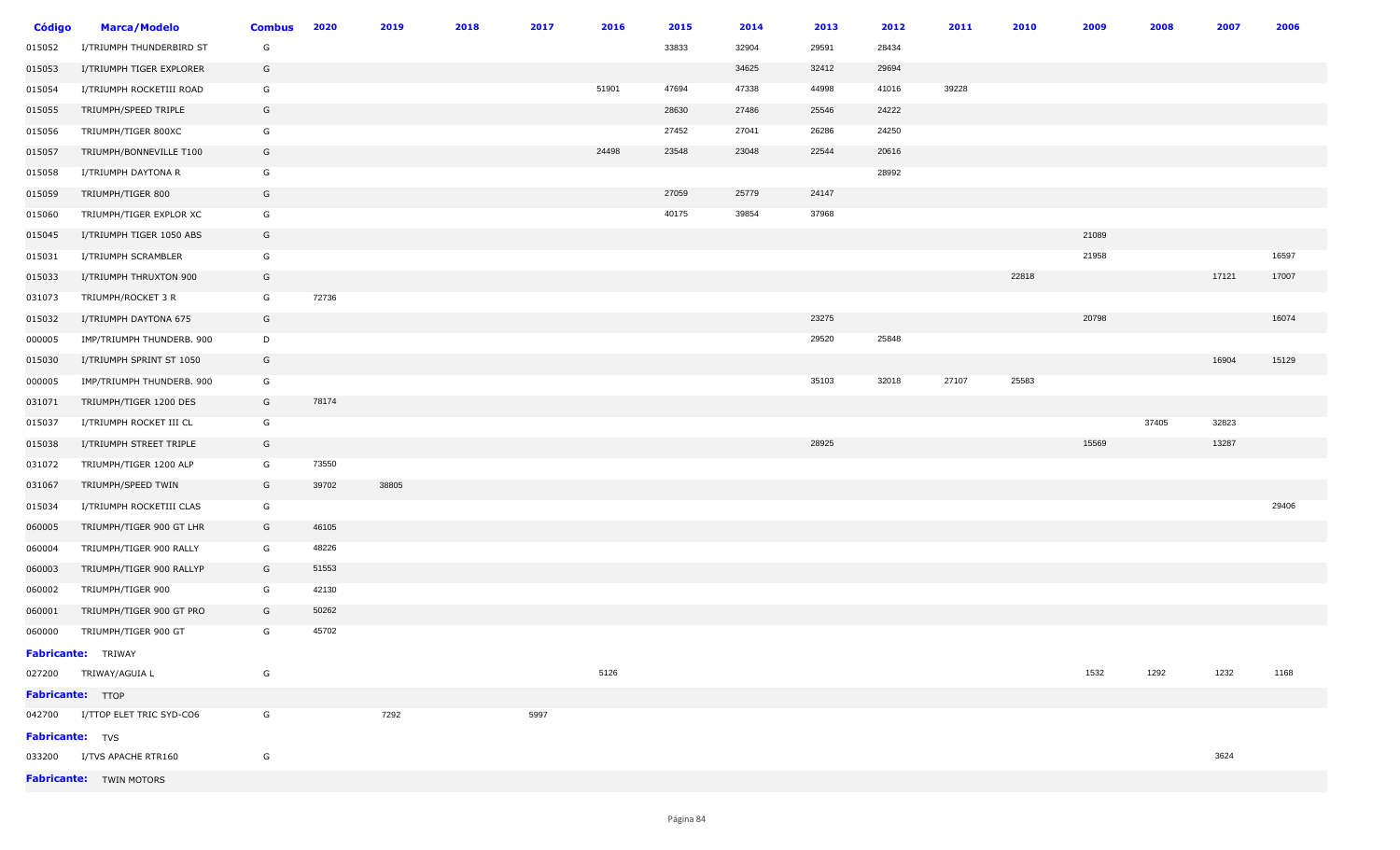| Código | Marca/Modelo | Combus | 2020 | 2019 | 2018 | 2017 | 2016 | 2015 | 2014 | 2013 | 2012 | 2011 | 2010 | 2009 | 2008 | 2007 | 2006 |
|---|---|---|---|---|---|---|---|---|---|---|---|---|---|---|---|---|---|
| 015052 | I/TRIUMPH THUNDERBIRD ST | G | | | | | | 33833 | 32904 | 29591 | 28434 | | | | | | |
| 015053 | I/TRIUMPH TIGER EXPLORER | G | | | | | | | 34625 | 32412 | 29694 | | | | | | |
| 015054 | I/TRIUMPH ROCKETIII ROAD | G | | | | | 51901 | 47694 | 47338 | 44998 | 41016 | 39228 | | | | | |
| 015055 | TRIUMPH/SPEED TRIPLE | G | | | | | | 28630 | 27486 | 25546 | 24222 | | | | | | |
| 015056 | TRIUMPH/TIGER 800XC | G | | | | | | 27452 | 27041 | 26286 | 24250 | | | | | | |
| 015057 | TRIUMPH/BONNEVILLE T100 | G | | | | | 24498 | 23548 | 23048 | 22544 | 20616 | | | | | | |
| 015058 | I/TRIUMPH DAYTONA R | G | | | | | | | | | 28992 | | | | | | |
| 015059 | TRIUMPH/TIGER 800 | G | | | | | | 27059 | 25779 | 24147 | | | | | | | |
| 015060 | TRIUMPH/TIGER EXPLOR XC | G | | | | | | 40175 | 39854 | 37968 | | | | | | | |
| 015045 | I/TRIUMPH TIGER 1050 ABS | G | | | | | | | | | | | | 21089 | | | |
| 015031 | I/TRIUMPH SCRAMBLER | G | | | | | | | | | | | | 21958 | | | 16597 |
| 015033 | I/TRIUMPH THRUXTON 900 | G | | | | | | | | | | | 22818 | | | 17121 | 17007 |
| 031073 | TRIUMPH/ROCKET 3 R | G | 72736 | | | | | | | | | | | | | | |
| 015032 | I/TRIUMPH DAYTONA 675 | G | | | | | | | | 23275 | | | | 20798 | | | 16074 |
| 000005 | IMP/TRIUMPH THUNDERB. 900 | D | | | | | | | | 29520 | 25848 | | | | | | |
| 015030 | I/TRIUMPH SPRINT ST 1050 | G | | | | | | | | | | | | | | 16904 | 15129 |
| 000005 | IMP/TRIUMPH THUNDERB. 900 | G | | | | | | | | 35103 | 32018 | 27107 | 25583 | | | | |
| 031071 | TRIUMPH/TIGER 1200 DES | G | 78174 | | | | | | | | | | | | | | |
| 015037 | I/TRIUMPH ROCKET III CL | G | | | | | | | | | | | | | 37405 | 32823 | |
| 015038 | I/TRIUMPH STREET TRIPLE | G | | | | | | | | 28925 | | | | 15569 | | 13287 | |
| 031072 | TRIUMPH/TIGER 1200 ALP | G | 73550 | | | | | | | | | | | | | | |
| 031067 | TRIUMPH/SPEED TWIN | G | 39702 | 38805 | | | | | | | | | | | | | |
| 015034 | I/TRIUMPH ROCKETIII CLAS | G | | | | | | | | | | | | | | | 29406 |
| 060005 | TRIUMPH/TIGER 900 GT LHR | G | 46105 | | | | | | | | | | | | | | |
| 060004 | TRIUMPH/TIGER 900 RALLY | G | 48226 | | | | | | | | | | | | | | |
| 060003 | TRIUMPH/TIGER 900 RALLYP | G | 51553 | | | | | | | | | | | | | | |
| 060002 | TRIUMPH/TIGER 900 | G | 42130 | | | | | | | | | | | | | | |
| 060001 | TRIUMPH/TIGER 900 GT PRO | G | 50262 | | | | | | | | | | | | | | |
| 060000 | TRIUMPH/TIGER 900 GT | G | 45702 | | | | | | | | | | | | | | |
| **Fabricante:** | TRIWAY | | | | | | | | | | | | | | | | |
| 027200 | TRIWAY/AGUIA L | G | | | | | 5126 | | | | | | | 1532 | 1292 | 1232 | 1168 |
| **Fabricante:** | TTOP | | | | | | | | | | | | | | | | |
| 042700 | I/TTOP ELET TRIC SYD-CO6 | G | | 7292 | | 5997 | | | | | | | | | | | |
| **Fabricante:** | TVS | | | | | | | | | | | | | | | | |
| 033200 | I/TVS APACHE RTR160 | G | | | | | | | | | | | | | | 3624 | |
| **Fabricante:** | TWIN MOTORS | | | | | | | | | | | | | | | | |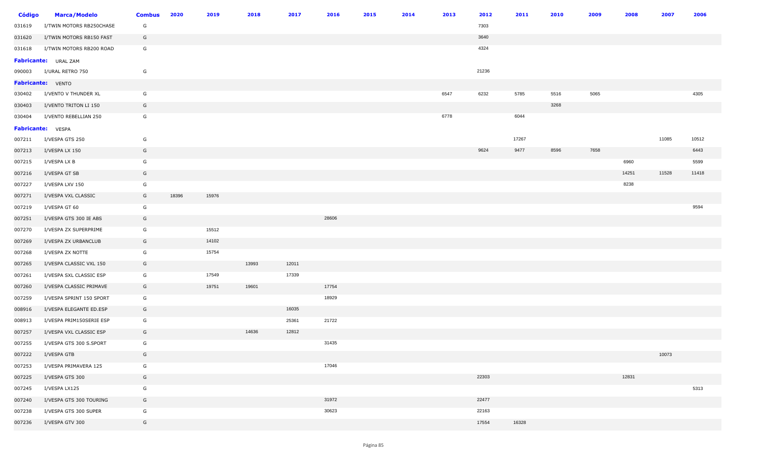| Código | Marca/Modelo | Combus | 2020 | 2019 | 2018 | 2017 | 2016 | 2015 | 2014 | 2013 | 2012 | 2011 | 2010 | 2009 | 2008 | 2007 | 2006 |
|---|---|---|---|---|---|---|---|---|---|---|---|---|---|---|---|---|---|
| 031619 | I/TWIN MOTORS RB250CHASE | G | | | | | | | | | 7303 | | | | | | |
| 031620 | I/TWIN MOTORS RB150 FAST | G | | | | | | | | | 3640 | | | | | | |
| 031618 | I/TWIN MOTORS RB200 ROAD | G | | | | | | | | | 4324 | | | | | | |
| **Fabricante:** URAL ZAM | | | | | | | | | | | | | | | | | |
| 090003 | I/URAL RETRO 750 | G | | | | | | | | | 21236 | | | | | | |
| **Fabricante:** VENTO | | | | | | | | | | | | | | | | | |
| 030402 | I/VENTO V THUNDER XL | G | | | | | | | | 6547 | 6232 | 5785 | 5516 | 5065 | | | 4305 |
| 030403 | I/VENTO TRITON LI 150 | G | | | | | | | | | | | 3268 | | | | |
| 030404 | I/VENTO REBELLIAN 250 | G | | | | | | | | 6778 | | 6044 | | | | | |
| **Fabricante:** VESPA | | | | | | | | | | | | | | | | | |
| 007211 | I/VESPA GTS 250 | G | | | | | | | | | | 17267 | | | | 11085 | 10512 |
| 007213 | I/VESPA LX 150 | G | | | | | | | | | 9624 | 9477 | 8596 | 7658 | | | 6443 |
| 007215 | I/VESPA LX B | G | | | | | | | | | | | | | 6960 | | 5599 |
| 007216 | I/VESPA GT SB | G | | | | | | | | | | | | | 14251 | 11528 | 11418 |
| 007227 | I/VESPA LXV 150 | G | | | | | | | | | | | | | 8238 | | |
| 007271 | I/VESPA VXL CLASSIC | G | 18396 | 15976 | | | | | | | | | | | | | |
| 007219 | I/VESPA GT 60 | G | | | | | | | | | | | | | | | 9594 |
| 007251 | I/VESPA GTS 300 IE ABS | G | | | | | 28606 | | | | | | | | | | |
| 007270 | I/VESPA ZX SUPERPRIME | G | | 15512 | | | | | | | | | | | | | |
| 007269 | I/VESPA ZX URBANCLUB | G | | 14102 | | | | | | | | | | | | | |
| 007268 | I/VESPA ZX NOTTE | G | | 15754 | | | | | | | | | | | | | |
| 007265 | I/VESPA CLASSIC VXL 150 | G | | | 13993 | 12011 | | | | | | | | | | | |
| 007261 | I/VESPA SXL CLASSIC ESP | G | | 17549 | | 17339 | | | | | | | | | | | |
| 007260 | I/VESPA CLASSIC PRIMAVE | G | | 19751 | 19601 | | 17754 | | | | | | | | | | |
| 007259 | I/VESPA SPRINT 150 SPORT | G | | | | | 18929 | | | | | | | | | | |
| 008916 | I/VESPA ELEGANTE ED.ESP | G | | | | 16035 | | | | | | | | | | | |
| 008913 | I/VESPA PRIM150SERIE ESP | G | | | | 25361 | 21722 | | | | | | | | | | |
| 007257 | I/VESPA VXL CLASSIC ESP | G | | | 14636 | 12812 | | | | | | | | | | | |
| 007255 | I/VESPA GTS 300 S.SPORT | G | | | | | 31435 | | | | | | | | | | |
| 007222 | I/VESPA GTB | G | | | | | | | | | | | | | | 10073 | |
| 007253 | I/VESPA PRIMAVERA 125 | G | | | | | 17046 | | | | | | | | | | |
| 007225 | I/VESPA GTS 300 | G | | | | | | | | | 22303 | | | | 12831 | | |
| 007245 | I/VESPA LX125 | G | | | | | | | | | | | | | | | 5313 |
| 007240 | I/VESPA GTS 300 TOURING | G | | | | | 31972 | | | | 22477 | | | | | | |
| 007238 | I/VESPA GTS 300 SUPER | G | | | | | 30623 | | | | 22163 | | | | | | |
| 007236 | I/VESPA GTV 300 | G | | | | | | | | | 17554 | 16328 | | | | | |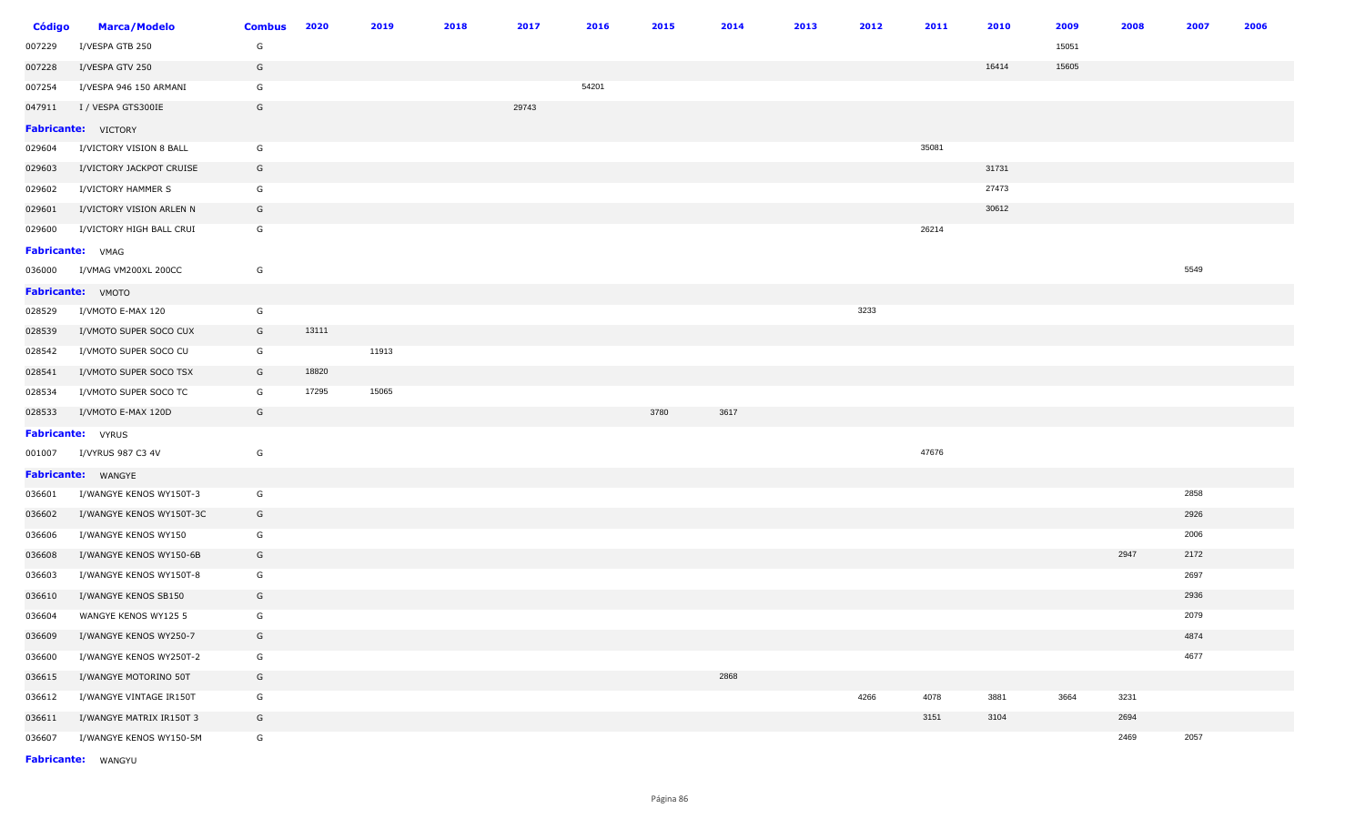| Código | Marca/Modelo | Combus | 2020 | 2019 | 2018 | 2017 | 2016 | 2015 | 2014 | 2013 | 2012 | 2011 | 2010 | 2009 | 2008 | 2007 | 2006 |
|---|---|---|---|---|---|---|---|---|---|---|---|---|---|---|---|---|---|
| 007229 | I/VESPA GTB 250 | G | | | | | | | | | | | | 15051 | | | |
| 007228 | I/VESPA GTV 250 | G | | | | | | | | | | | 16414 | 15605 | | | |
| 007254 | I/VESPA 946 150 ARMANI | G | | | | | 54201 | | | | | | | | | | |
| 047911 | I / VESPA GTS300IE | G | | | | 29743 | | | | | | | | | | | |
| **Fabricante:** VICTORY | | | | | | | | | | | | | | | | | |
| 029604 | I/VICTORY VISION 8 BALL | G | | | | | | | | | | 35081 | | | | | |
| 029603 | I/VICTORY JACKPOT CRUISE | G | | | | | | | | | | | 31731 | | | | |
| 029602 | I/VICTORY HAMMER S | G | | | | | | | | | | | 27473 | | | | |
| 029601 | I/VICTORY VISION ARLEN N | G | | | | | | | | | | | 30612 | | | | |
| 029600 | I/VICTORY HIGH BALL CRUI | G | | | | | | | | | | 26214 | | | | | |
| **Fabricante:** VMAG | | | | | | | | | | | | | | | | | |
| 036000 | I/VMAG VM200XL 200CC | G | | | | | | | | | | | | | | 5549 | |
| **Fabricante:** VMOTO | | | | | | | | | | | | | | | | | |
| 028529 | I/VMOTO E-MAX 120 | G | | | | | | | | | 3233 | | | | | | |
| 028539 | I/VMOTO SUPER SOCO CUX | G | 13111 | | | | | | | | | | | | | | |
| 028542 | I/VMOTO SUPER SOCO CU | G | | 11913 | | | | | | | | | | | | | |
| 028541 | I/VMOTO SUPER SOCO TSX | G | 18820 | | | | | | | | | | | | | | |
| 028534 | I/VMOTO SUPER SOCO TC | G | 17295 | 15065 | | | | | | | | | | | | | |
| 028533 | I/VMOTO E-MAX 120D | G | | | | | | 3780 | 3617 | | | | | | | | |
| **Fabricante:** VYRUS | | | | | | | | | | | | | | | | | |
| 001007 | I/VYRUS 987 C3 4V | G | | | | | | | | | | 47676 | | | | | |
| **Fabricante:** WANGYE | | | | | | | | | | | | | | | | | |
| 036601 | I/WANGYE KENOS WY150T-3 | G | | | | | | | | | | | | | | 2858 | |
| 036602 | I/WANGYE KENOS WY150T-3C | G | | | | | | | | | | | | | | 2926 | |
| 036606 | I/WANGYE KENOS WY150 | G | | | | | | | | | | | | | | 2006 | |
| 036608 | I/WANGYE KENOS WY150-6B | G | | | | | | | | | | | | | 2947 | 2172 | |
| 036603 | I/WANGYE KENOS WY150T-8 | G | | | | | | | | | | | | | | 2697 | |
| 036610 | I/WANGYE KENOS SB150 | G | | | | | | | | | | | | | | 2936 | |
| 036604 | WANGYE KENOS WY125 5 | G | | | | | | | | | | | | | | 2079 | |
| 036609 | I/WANGYE KENOS WY250-7 | G | | | | | | | | | | | | | | 4874 | |
| 036600 | I/WANGYE KENOS WY250T-2 | G | | | | | | | | | | | | | | 4677 | |
| 036615 | I/WANGYE MOTORINO 50T | G | | | | | | | 2868 | | | | | | | | |
| 036612 | I/WANGYE VINTAGE IR150T | G | | | | | | | | | 4266 | 4078 | 3881 | 3664 | 3231 | | |
| 036611 | I/WANGYE MATRIX IR150T 3 | G | | | | | | | | | | 3151 | 3104 | | 2694 | | |
| 036607 | I/WANGYE KENOS WY150-5M | G | | | | | | | | | | | | | 2469 | 2057 | |
| **Fabricante:** WANGYU | | | | | | | | | | | | | | | | | |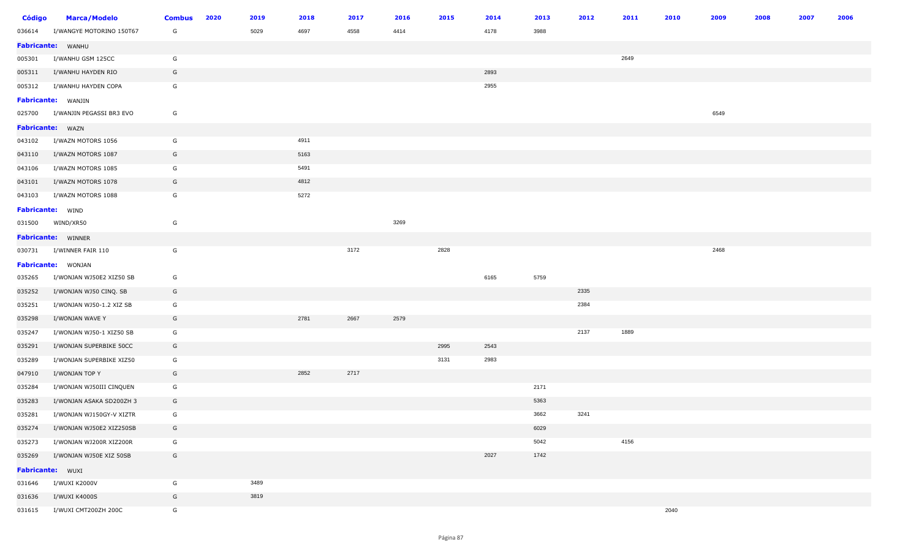| Código | Marca/Modelo | Combus | 2020 | 2019 | 2018 | 2017 | 2016 | 2015 | 2014 | 2013 | 2012 | 2011 | 2010 | 2009 | 2008 | 2007 | 2006 |
|---|---|---|---|---|---|---|---|---|---|---|---|---|---|---|---|---|---|
| 036614 | I/WANGYE MOTORINO 150T67 | G | | 5029 | 4697 | 4558 | 4414 | | 4178 | 3988 | | | | | | | |
| **Fabricante:** | WANHU | | | | | | | | | | | | | | | | |
| 005301 | I/WANHU GSM 125CC | G | | | | | | | | | | 2649 | | | | | |
| 005311 | I/WANHU HAYDEN RIO | G | | | | | | | 2893 | | | | | | | | |
| 005312 | I/WANHU HAYDEN COPA | G | | | | | | | 2955 | | | | | | | | |
| **Fabricante:** | WANJIN | | | | | | | | | | | | | | | | |
| 025700 | I/WANJIN PEGASSI BR3 EVO | G | | | | | | | | | | | | 6549 | | | |
| **Fabricante:** | WAZN | | | | | | | | | | | | | | | | |
| 043102 | I/WAZN MOTORS 1056 | G | | | 4911 | | | | | | | | | | | | |
| 043110 | I/WAZN MOTORS 1087 | G | | | 5163 | | | | | | | | | | | | |
| 043106 | I/WAZN MOTORS 1085 | G | | | 5491 | | | | | | | | | | | | |
| 043101 | I/WAZN MOTORS 1078 | G | | | 4812 | | | | | | | | | | | | |
| 043103 | I/WAZN MOTORS 1088 | G | | | 5272 | | | | | | | | | | | | |
| **Fabricante:** | WIND | | | | | | | | | | | | | | | | |
| 031500 | WIND/XR50 | G | | | | | 3269 | | | | | | | | | | |
| **Fabricante:** | WINNER | | | | | | | | | | | | | | | | |
| 030731 | I/WINNER FAIR 110 | G | | | | 3172 | | 2828 | | | | | | 2468 | | | |
| **Fabricante:** | WONJAN | | | | | | | | | | | | | | | | |
| 035265 | I/WONJAN WJ50E2 XIZ50 SB | G | | | | | | | 6165 | 5759 | | | | | | | |
| 035252 | I/WONJAN WJ50 CINQ. SB | G | | | | | | | | | 2335 | | | | | | |
| 035251 | I/WONJAN WJ50-1.2 XIZ SB | G | | | | | | | | | 2384 | | | | | | |
| 035298 | I/WONJAN WAVE Y | G | | | 2781 | 2667 | 2579 | | | | | | | | | | |
| 035247 | I/WONJAN WJ50-1 XIZ50 SB | G | | | | | | | | | 2137 | 1889 | | | | | |
| 035291 | I/WONJAN SUPERBIKE 50CC | G | | | | | | 2995 | 2543 | | | | | | | | |
| 035289 | I/WONJAN SUPERBIKE XIZ50 | G | | | | | | 3131 | 2983 | | | | | | | | |
| 047910 | I/WONJAN TOP Y | G | | | 2852 | 2717 | | | | | | | | | | | |
| 035284 | I/WONJAN WJ50III CINQUEN | G | | | | | | | | 2171 | | | | | | | |
| 035283 | I/WONJAN ASAKA SD200ZH 3 | G | | | | | | | | 5363 | | | | | | | |
| 035281 | I/WONJAN WJ150GY-V XIZTR | G | | | | | | | | 3662 | 3241 | | | | | | |
| 035274 | I/WONJAN WJ50E2 XIZ250SB | G | | | | | | | | 6029 | | | | | | | |
| 035273 | I/WONJAN WJ200R XIZ200R | G | | | | | | | | 5042 | | 4156 | | | | | |
| 035269 | I/WONJAN WJ50E XIZ 50SB | G | | | | | | | 2027 | 1742 | | | | | | | |
| **Fabricante:** | WUXI | | | | | | | | | | | | | | | | |
| 031646 | I/WUXI K2000V | G | | 3489 | | | | | | | | | | | | | |
| 031636 | I/WUXI K4000S | G | | 3819 | | | | | | | | | | | | | |
| 031615 | I/WUXI CMT200ZH 200C | G | | | | | | | | | | | 2040 | | | | |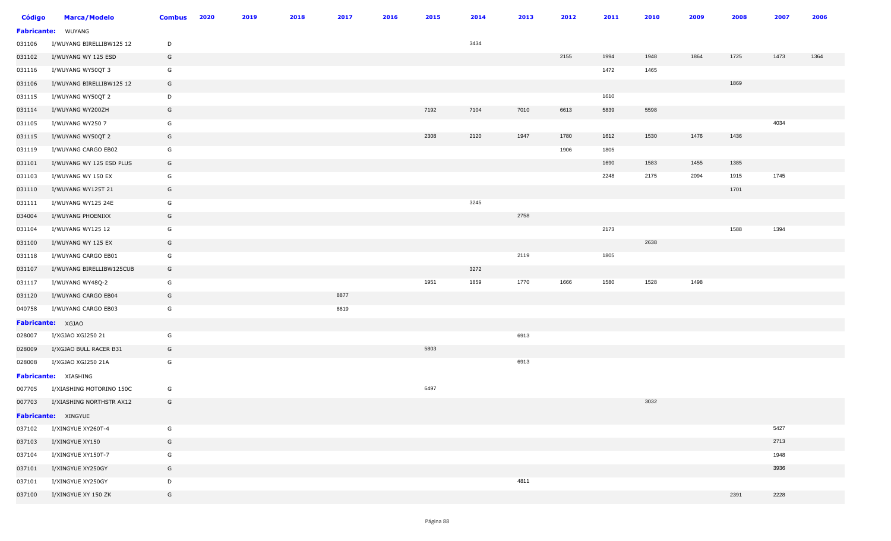| Código | Marca/Modelo | Combus | 2020 | 2019 | 2018 | 2017 | 2016 | 2015 | 2014 | 2013 | 2012 | 2011 | 2010 | 2009 | 2008 | 2007 | 2006 |
|---|---|---|---|---|---|---|---|---|---|---|---|---|---|---|---|---|---|
| **Fabricante:** WUYANG | | | | | | | | | | | | | | | | | |
| 031106 | I/WUYANG BIRELLIBW125 12 | D | | | | | | | 3434 | | | | | | | | |
| 031102 | I/WUYANG WY 125 ESD | G | | | | | | | | | 2155 | 1994 | 1948 | 1864 | 1725 | 1473 | 1364 |
| 031116 | I/WUYANG WY50QT 3 | G | | | | | | | | | | 1472 | 1465 | | | | |
| 031106 | I/WUYANG BIRELLIBW125 12 | G | | | | | | | | | | | | | 1869 | | |
| 031115 | I/WUYANG WY50QT 2 | D | | | | | | | | | | 1610 | | | | | |
| 031114 | I/WUYANG WY200ZH | G | | | | | | 7192 | 7104 | 7010 | 6613 | 5839 | 5598 | | | | |
| 031105 | I/WUYANG WY250 7 | G | | | | | | | | | | | | | | 4034 | |
| 031115 | I/WUYANG WY50QT 2 | G | | | | | | 2308 | 2120 | 1947 | 1780 | 1612 | 1530 | 1476 | 1436 | | |
| 031119 | I/WUYANG CARGO EB02 | G | | | | | | | | | 1906 | 1805 | | | | | |
| 031101 | I/WUYANG WY 125 ESD PLUS | G | | | | | | | | | | 1690 | 1583 | 1455 | 1385 | | |
| 031103 | I/WUYANG WY 150 EX | G | | | | | | | | | | 2248 | 2175 | 2094 | 1915 | 1745 | |
| 031110 | I/WUYANG WY125T 21 | G | | | | | | | | | | | | | 1701 | | |
| 031111 | I/WUYANG WY125 24E | G | | | | | | | 3245 | | | | | | | | |
| 034004 | I/WUYANG PHOENIXX | G | | | | | | | | 2758 | | | | | | | |
| 031104 | I/WUYANG WY125 12 | G | | | | | | | | | | 2173 | | | 1588 | 1394 | |
| 031100 | I/WUYANG WY 125 EX | G | | | | | | | | | | | 2638 | | | | |
| 031118 | I/WUYANG CARGO EB01 | G | | | | | | | | 2119 | | 1805 | | | | | |
| 031107 | I/WUYANG BIRELLIBW125CUB | G | | | | | | | 3272 | | | | | | | | |
| 031117 | I/WUYANG WY48Q-2 | G | | | | | | 1951 | 1859 | 1770 | 1666 | 1580 | 1528 | 1498 | | | |
| 031120 | I/WUYANG CARGO EB04 | G | | | | 8877 | | | | | | | | | | | |
| 040758 | I/WUYANG CARGO EB03 | G | | | | 8619 | | | | | | | | | | | |
| **Fabricante:** XGJAO | | | | | | | | | | | | | | | | | |
| 028007 | I/XGJAO XGJ250 21 | G | | | | | | | | 6913 | | | | | | | |
| 028009 | I/XGJAO BULL RACER B31 | G | | | | | | 5803 | | | | | | | | | |
| 028008 | I/XGJAO XGJ250 21A | G | | | | | | | | 6913 | | | | | | | |
| **Fabricante:** XIASHING | | | | | | | | | | | | | | | | | |
| 007705 | I/XIASHING MOTORINO 150C | G | | | | | | 6497 | | | | | | | | | |
| 007703 | I/XIASHING NORTHSTR AX12 | G | | | | | | | | | | | 3032 | | | | |
| **Fabricante:** XINGYUE | | | | | | | | | | | | | | | | | |
| 037102 | I/XINGYUE XY260T-4 | G | | | | | | | | | | | | | | 5427 | |
| 037103 | I/XINGYUE XY150 | G | | | | | | | | | | | | | | 2713 | |
| 037104 | I/XINGYUE XY150T-7 | G | | | | | | | | | | | | | | 1948 | |
| 037101 | I/XINGYUE XY250GY | G | | | | | | | | | | | | | | 3936 | |
| 037101 | I/XINGYUE XY250GY | D | | | | | | | | 4811 | | | | | | | |
| 037100 | I/XINGYUE XY 150 ZK | G | | | | | | | | | | | | | 2391 | 2228 | |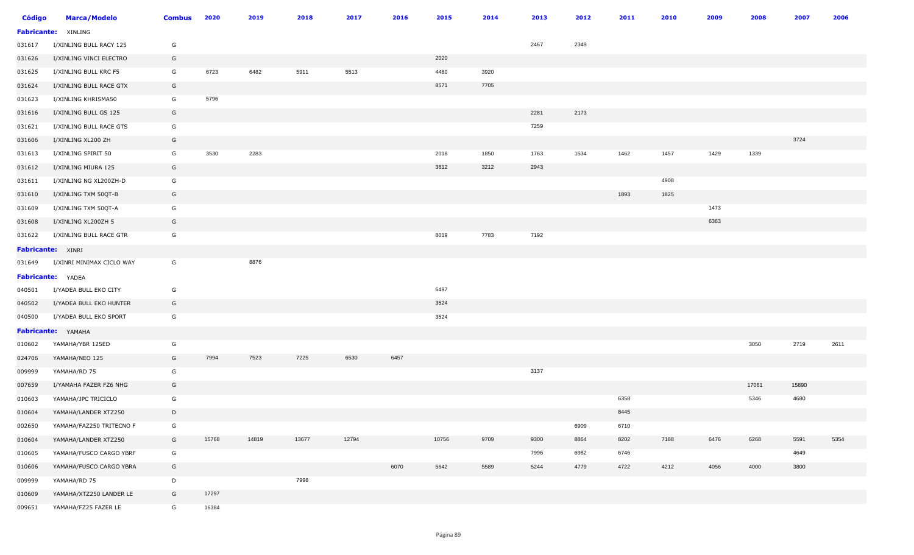| Código | Marca/Modelo | Combus | 2020 | 2019 | 2018 | 2017 | 2016 | 2015 | 2014 | 2013 | 2012 | 2011 | 2010 | 2009 | 2008 | 2007 | 2006 |
|---|---|---|---|---|---|---|---|---|---|---|---|---|---|---|---|---|---|
| **Fabricante:** | XINLING | | | | | | | | | | | | | | | | |
| 031617 | I/XINLING BULL RACY 125 | G | | | | | | | | 2467 | 2349 | | | | | | |
| 031626 | I/XINLING VINCI ELECTRO | G | | | | | | 2020 | | | | | | | | | |
| 031625 | I/XINLING BULL KRC F5 | G | 6723 | 6482 | 5911 | 5513 | | 4480 | 3920 | | | | | | | | |
| 031624 | I/XINLING BULL RACE GTX | G | | | | | | 8571 | 7705 | | | | | | | | |
| 031623 | I/XINLING KHRISMA50 | G | 5796 | | | | | | | | | | | | | | |
| 031616 | I/XINLING BULL GS 125 | G | | | | | | | | 2281 | 2173 | | | | | | |
| 031621 | I/XINLING BULL RACE GTS | G | | | | | | | | 7259 | | | | | | | |
| 031606 | I/XINLING XL200 ZH | G | | | | | | | | | | | | | | 3724 | |
| 031613 | I/XINLING SPIRIT 50 | G | 3530 | 2283 | | | | 2018 | 1850 | 1763 | 1534 | 1462 | 1457 | 1429 | 1339 | | |
| 031612 | I/XINLING MIURA 125 | G | | | | | | 3612 | 3212 | 2943 | | | | | | | |
| 031611 | I/XINLING NG XL200ZH-D | G | | | | | | | | | | | 4908 | | | | |
| 031610 | I/XINLING TXM 50QT-B | G | | | | | | | | | | 1893 | 1825 | | | | |
| 031609 | I/XINLING TXM 50QT-A | G | | | | | | | | | | | | 1473 | | | |
| 031608 | I/XINLING XL200ZH 5 | G | | | | | | | | | | | | 6363 | | | |
| 031622 | I/XINLING BULL RACE GTR | G | | | | | | 8019 | 7783 | 7192 | | | | | | | |
| **Fabricante:** | XINRI | | | | | | | | | | | | | | | | |
| 031649 | I/XINRI MINIMAX CICLO WAY | G | | 8876 | | | | | | | | | | | | | |
| **Fabricante:** | YADEA | | | | | | | | | | | | | | | | |
| 040501 | I/YADEA BULL EKO CITY | G | | | | | | 6497 | | | | | | | | | |
| 040502 | I/YADEA BULL EKO HUNTER | G | | | | | | 3524 | | | | | | | | | |
| 040500 | I/YADEA BULL EKO SPORT | G | | | | | | 3524 | | | | | | | | | |
| **Fabricante:** | YAMAHA | | | | | | | | | | | | | | | | |
| 010602 | YAMAHA/YBR 125ED | G | | | | | | | | | | | | | 3050 | 2719 | 2611 |
| 024706 | YAMAHA/NEO 125 | G | 7994 | 7523 | 7225 | 6530 | 6457 | | | | | | | | | | |
| 009999 | YAMAHA/RD 75 | G | | | | | | | | 3137 | | | | | | | |
| 007659 | I/YAMAHA FAZER FZ6 NHG | G | | | | | | | | | | | | | 17061 | 15890 | |
| 010603 | YAMAHA/JPC TRICICLO | G | | | | | | | | | | 6358 | | | 5346 | 4680 | |
| 010604 | YAMAHA/LANDER XTZ250 | D | | | | | | | | | | 8445 | | | | | |
| 002650 | YAMAHA/FAZ250 TRITECNO F | G | | | | | | | | | 6909 | 6710 | | | | | |
| 010604 | YAMAHA/LANDER XTZ250 | G | 15768 | 14819 | 13677 | 12794 | | 10756 | 9709 | 9300 | 8864 | 8202 | 7188 | 6476 | 6268 | 5591 | 5354 |
| 010605 | YAMAHA/FUSCO CARGO YBRF | G | | | | | | | | 7996 | 6982 | 6746 | | | | 4649 | |
| 010606 | YAMAHA/FUSCO CARGO YBRA | G | | | | | 6070 | 5642 | 5589 | 5244 | 4779 | 4722 | 4212 | 4056 | 4000 | 3800 | |
| 009999 | YAMAHA/RD 75 | D | | | 7998 | | | | | | | | | | | | |
| 010609 | YAMAHA/XTZ250 LANDER LE | G | 17297 | | | | | | | | | | | | | | |
| 009651 | YAMAHA/FZ25 FAZER LE | G | 16384 | | | | | | | | | | | | | | |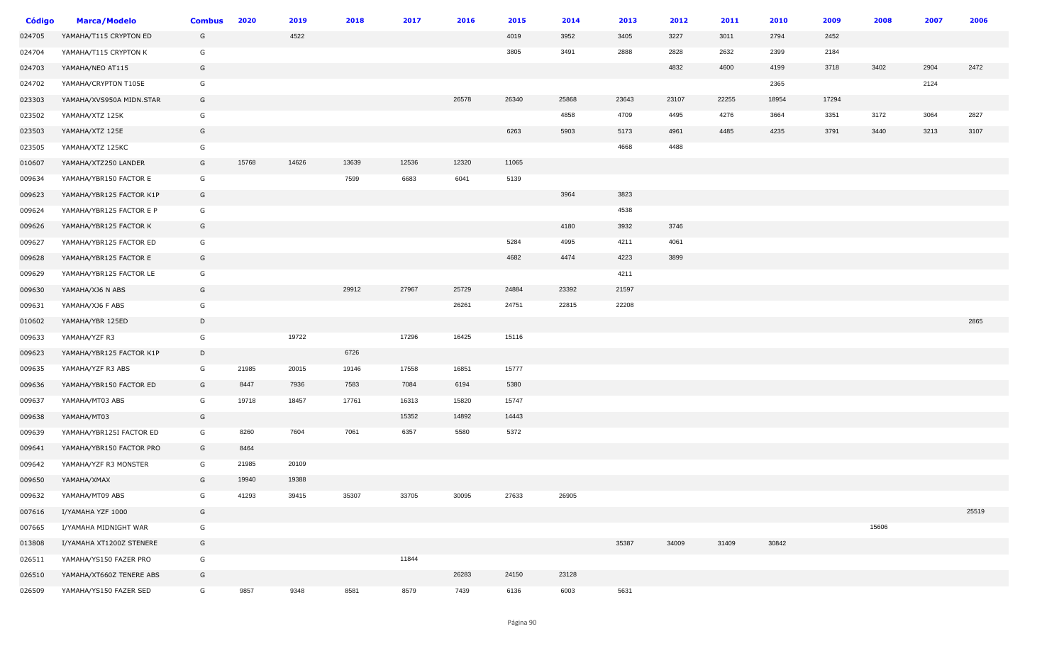| Código | Marca/Modelo | Combus | 2020 | 2019 | 2018 | 2017 | 2016 | 2015 | 2014 | 2013 | 2012 | 2011 | 2010 | 2009 | 2008 | 2007 | 2006 |
|---|---|---|---|---|---|---|---|---|---|---|---|---|---|---|---|---|---|
| 024705 | YAMAHA/T115 CRYPTON ED | G | | 4522 | | | | 4019 | 3952 | 3405 | 3227 | 3011 | 2794 | 2452 | | | |
| 024704 | YAMAHA/T115 CRYPTON K | G | | | | | | 3805 | 3491 | 2888 | 2828 | 2632 | 2399 | 2184 | | | |
| 024703 | YAMAHA/NEO AT115 | G | | | | | | | | | 4832 | 4600 | 4199 | 3718 | 3402 | 2904 | 2472 |
| 024702 | YAMAHA/CRYPTON T105E | G | | | | | | | | | | | 2365 | | | 2124 | |
| 023303 | YAMAHA/XVS950A MIDN.STAR | G | | | | | 26578 | 26340 | 25868 | 23643 | 23107 | 22255 | 18954 | 17294 | | | |
| 023502 | YAMAHA/XTZ 125K | G | | | | | | | 4858 | 4709 | 4495 | 4276 | 3664 | 3351 | 3172 | 3064 | 2827 |
| 023503 | YAMAHA/XTZ 125E | G | | | | | | 6263 | 5903 | 5173 | 4961 | 4485 | 4235 | 3791 | 3440 | 3213 | 3107 |
| 023505 | YAMAHA/XTZ 125KC | G | | | | | | | | 4668 | 4488 | | | | | | |
| 010607 | YAMAHA/XTZ250 LANDER | G | 15768 | 14626 | 13639 | 12536 | 12320 | 11065 | | | | | | | | | |
| 009634 | YAMAHA/YBR150 FACTOR E | G | | | 7599 | 6683 | 6041 | 5139 | | | | | | | | | |
| 009623 | YAMAHA/YBR125 FACTOR K1P | G | | | | | | | 3964 | 3823 | | | | | | | |
| 009624 | YAMAHA/YBR125 FACTOR E P | G | | | | | | | | 4538 | | | | | | | |
| 009626 | YAMAHA/YBR125 FACTOR K | G | | | | | | | 4180 | 3932 | 3746 | | | | | | |
| 009627 | YAMAHA/YBR125 FACTOR ED | G | | | | | | 5284 | 4995 | 4211 | 4061 | | | | | | |
| 009628 | YAMAHA/YBR125 FACTOR E | G | | | | | | 4682 | 4474 | 4223 | 3899 | | | | | | |
| 009629 | YAMAHA/YBR125 FACTOR LE | G | | | | | | | | 4211 | | | | | | | |
| 009630 | YAMAHA/XJ6 N ABS | G | | | 29912 | 27967 | 25729 | 24884 | 23392 | 21597 | | | | | | | |
| 009631 | YAMAHA/XJ6 F ABS | G | | | | | 26261 | 24751 | 22815 | 22208 | | | | | | | |
| 010602 | YAMAHA/YBR 125ED | D | | | | | | | | | | | | | | | 2865 |
| 009633 | YAMAHA/YZF R3 | G | | 19722 | | 17296 | 16425 | 15116 | | | | | | | | | |
| 009623 | YAMAHA/YBR125 FACTOR K1P | D | | | 6726 | | | | | | | | | | | | |
| 009635 | YAMAHA/YZF R3 ABS | G | 21985 | 20015 | 19146 | 17558 | 16851 | 15777 | | | | | | | | | |
| 009636 | YAMAHA/YBR150 FACTOR ED | G | 8447 | 7936 | 7583 | 7084 | 6194 | 5380 | | | | | | | | | |
| 009637 | YAMAHA/MT03 ABS | G | 19718 | 18457 | 17761 | 16313 | 15820 | 15747 | | | | | | | | | |
| 009638 | YAMAHA/MT03 | G | | | | 15352 | 14892 | 14443 | | | | | | | | | |
| 009639 | YAMAHA/YBR125I FACTOR ED | G | 8260 | 7604 | 7061 | 6357 | 5580 | 5372 | | | | | | | | | |
| 009641 | YAMAHA/YBR150 FACTOR PRO | G | 8464 | | | | | | | | | | | | | | |
| 009642 | YAMAHA/YZF R3 MONSTER | G | 21985 | 20109 | | | | | | | | | | | | | |
| 009650 | YAMAHA/XMAX | G | 19940 | 19388 | | | | | | | | | | | | | |
| 009632 | YAMAHA/MT09 ABS | G | 41293 | 39415 | 35307 | 33705 | 30095 | 27633 | 26905 | | | | | | | | |
| 007616 | I/YAMAHA YZF 1000 | G | | | | | | | | | | | | | | | 25519 |
| 007665 | I/YAMAHA MIDNIGHT WAR | G | | | | | | | | | | | | | 15606 | | |
| 013808 | I/YAMAHA XT1200Z STENERE | G | | | | | | | | 35387 | 34009 | 31409 | 30842 | | | | |
| 026511 | YAMAHA/YS150 FAZER PRO | G | | | | 11844 | | | | | | | | | | | |
| 026510 | YAMAHA/XT660Z TENERE ABS | G | | | | | 26283 | 24150 | 23128 | | | | | | | | |
| 026509 | YAMAHA/YS150 FAZER SED | G | 9857 | 9348 | 8581 | 8579 | 7439 | 6136 | 6003 | 5631 | | | | | | | |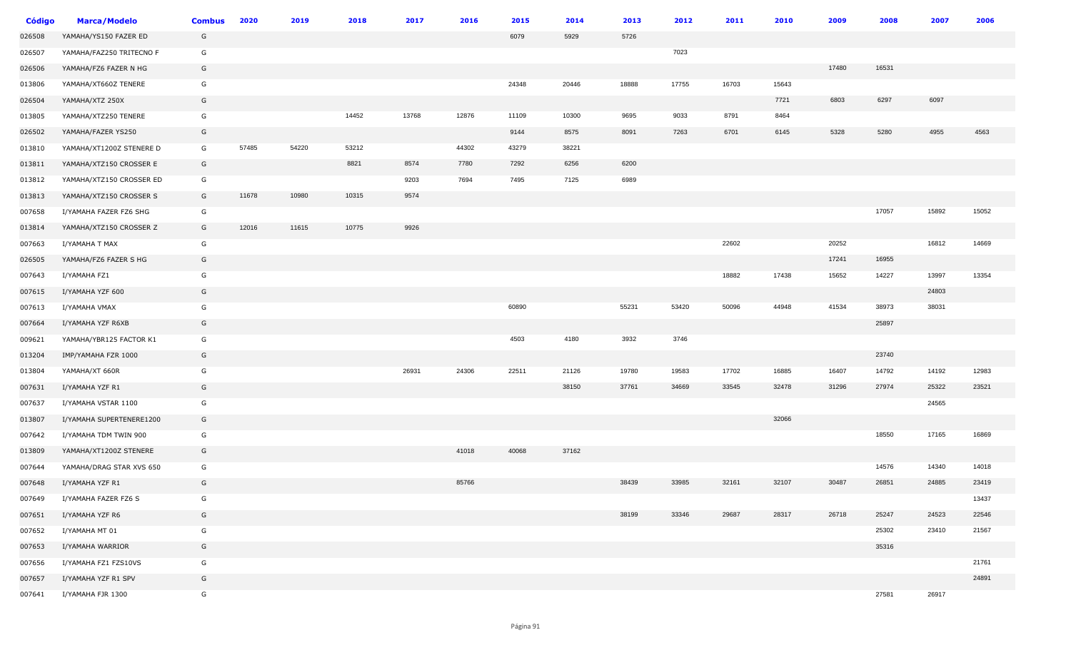| Código | Marca/Modelo | Combus | 2020 | 2019 | 2018 | 2017 | 2016 | 2015 | 2014 | 2013 | 2012 | 2011 | 2010 | 2009 | 2008 | 2007 | 2006 |
|---|---|---|---|---|---|---|---|---|---|---|---|---|---|---|---|---|---|
| 026508 | YAMAHA/YS150 FAZER ED | G | | | | | | 6079 | 5929 | 5726 | | | | | | | |
| 026507 | YAMAHA/FAZ250 TRITECNO F | G | | | | | | | | | 7023 | | | | | | |
| 026506 | YAMAHA/FZ6 FAZER N HG | G | | | | | | | | | | | | 17480 | 16531 | | |
| 013806 | YAMAHA/XT660Z TENERE | G | | | | | | 24348 | 20446 | 18888 | 17755 | 16703 | 15643 | | | | |
| 026504 | YAMAHA/XTZ 250X | G | | | | | | | | | | | 7721 | 6803 | 6297 | 6097 | |
| 013805 | YAMAHA/XTZ250 TENERE | G | | | 14452 | 13768 | 12876 | 11109 | 10300 | 9695 | 9033 | 8791 | 8464 | | | | |
| 026502 | YAMAHA/FAZER YS250 | G | | | | | | 9144 | 8575 | 8091 | 7263 | 6701 | 6145 | 5328 | 5280 | 4955 | 4563 |
| 013810 | YAMAHA/XT1200Z STENERE D | G | 57485 | 54220 | 53212 | | 44302 | 43279 | 38221 | | | | | | | | |
| 013811 | YAMAHA/XTZ150 CROSSER E | G | | | 8821 | 8574 | 7780 | 7292 | 6256 | 6200 | | | | | | | |
| 013812 | YAMAHA/XTZ150 CROSSER ED | G | | | | 9203 | 7694 | 7495 | 7125 | 6989 | | | | | | | |
| 013813 | YAMAHA/XTZ150 CROSSER S | G | 11678 | 10980 | 10315 | 9574 | | | | | | | | | | | |
| 007658 | I/YAMAHA FAZER FZ6 SHG | G | | | | | | | | | | | | | 17057 | 15892 | 15052 |
| 013814 | YAMAHA/XTZ150 CROSSER Z | G | 12016 | 11615 | 10775 | 9926 | | | | | | | | | | | |
| 007663 | I/YAMAHA T MAX | G | | | | | | | | | | 22602 | | 20252 | | 16812 | 14669 |
| 026505 | YAMAHA/FZ6 FAZER S HG | G | | | | | | | | | | | | 17241 | 16955 | | |
| 007643 | I/YAMAHA FZ1 | G | | | | | | | | | | 18882 | 17438 | 15652 | 14227 | 13997 | 13354 |
| 007615 | I/YAMAHA YZF 600 | G | | | | | | | | | | | | | | 24803 | |
| 007613 | I/YAMAHA VMAX | G | | | | | | 60890 | | 55231 | 53420 | 50096 | 44948 | 41534 | 38973 | 38031 | |
| 007664 | I/YAMAHA YZF R6XB | G | | | | | | | | | | | | | 25897 | | |
| 009621 | YAMAHA/YBR125 FACTOR K1 | G | | | | | | 4503 | 4180 | 3932 | 3746 | | | | | | |
| 013204 | IMP/YAMAHA FZR 1000 | G | | | | | | | | | | | | | 23740 | | |
| 013804 | YAMAHA/XT 660R | G | | | | 26931 | 24306 | 22511 | 21126 | 19780 | 19583 | 17702 | 16885 | 16407 | 14792 | 14192 | 12983 |
| 007631 | I/YAMAHA YZF R1 | G | | | | | | | 38150 | 37761 | 34669 | 33545 | 32478 | 31296 | 27974 | 25322 | 23521 |
| 007637 | I/YAMAHA VSTAR 1100 | G | | | | | | | | | | | | | | 24565 | |
| 013807 | I/YAMAHA SUPERTENERE1200 | G | | | | | | | | | | | 32066 | | | | |
| 007642 | I/YAMAHA TDM TWIN 900 | G | | | | | | | | | | | | | 18550 | 17165 | 16869 |
| 013809 | YAMAHA/XT1200Z STENERE | G | | | | | 41018 | 40068 | 37162 | | | | | | | | |
| 007644 | YAMAHA/DRAG STAR XVS 650 | G | | | | | | | | | | | | | 14576 | 14340 | 14018 |
| 007648 | I/YAMAHA YZF R1 | G | | | | | 85766 | | | 38439 | 33985 | 32161 | 32107 | 30487 | 26851 | 24885 | 23419 |
| 007649 | I/YAMAHA FAZER FZ6 S | G | | | | | | | | | | | | | | | 13437 |
| 007651 | I/YAMAHA YZF R6 | G | | | | | | | | 38199 | 33346 | 29687 | 28317 | 26718 | 25247 | 24523 | 22546 |
| 007652 | I/YAMAHA MT 01 | G | | | | | | | | | | | | | 25302 | 23410 | 21567 |
| 007653 | I/YAMAHA WARRIOR | G | | | | | | | | | | | | | 35316 | | |
| 007656 | I/YAMAHA FZ1 FZS10VS | G | | | | | | | | | | | | | | | 21761 |
| 007657 | I/YAMAHA YZF R1 SPV | G | | | | | | | | | | | | | | | 24891 |
| 007641 | I/YAMAHA FJR 1300 | G | | | | | | | | | | | | | 27581 | 26917 | |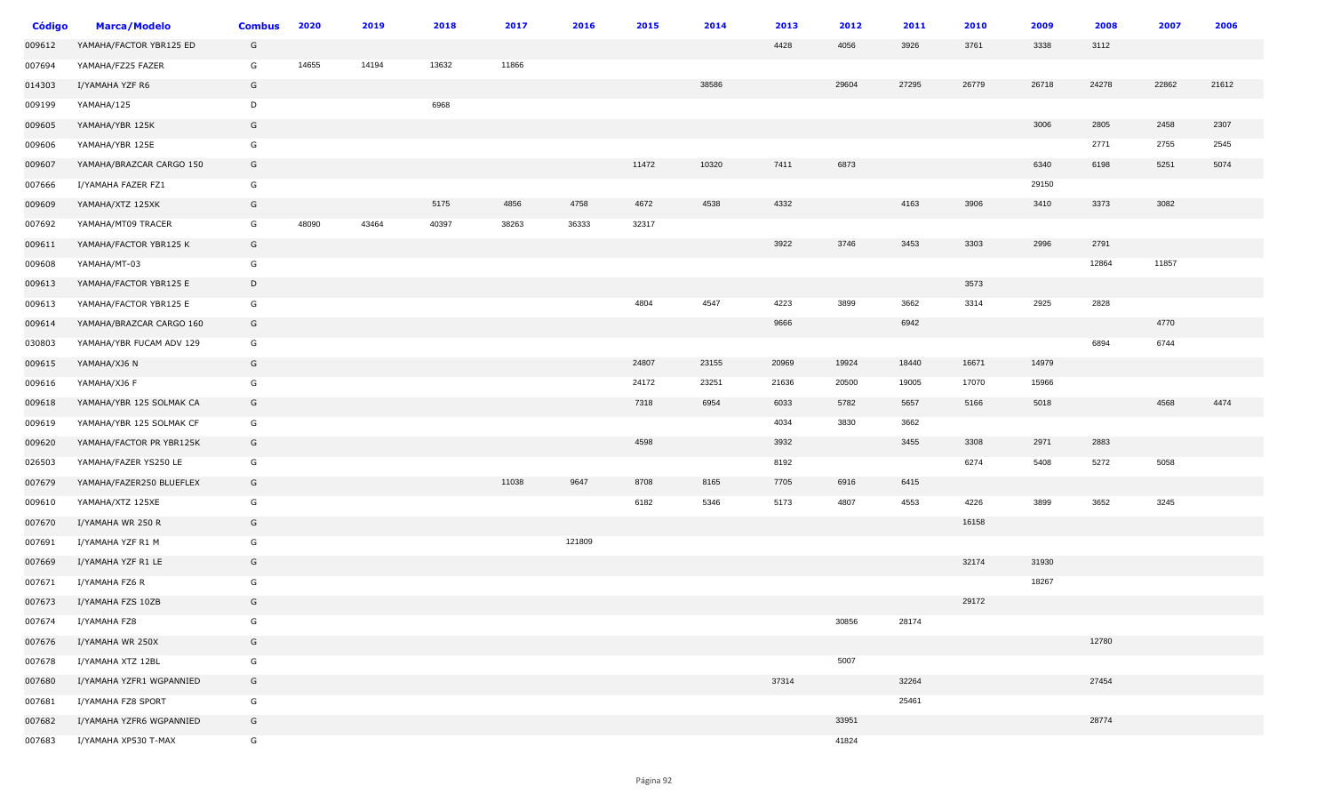| Código | Marca/Modelo | Combus | 2020 | 2019 | 2018 | 2017 | 2016 | 2015 | 2014 | 2013 | 2012 | 2011 | 2010 | 2009 | 2008 | 2007 | 2006 |
|---|---|---|---|---|---|---|---|---|---|---|---|---|---|---|---|---|---|
| 009612 | YAMAHA/FACTOR YBR125 ED | G | | | | | | | | 4428 | 4056 | 3926 | 3761 | 3338 | 3112 | | |
| 007694 | YAMAHA/FZ25 FAZER | G | 14655 | 14194 | 13632 | 11866 | | | | | | | | | | | |
| 014303 | I/YAMAHA YZF R6 | G | | | | | | | 38586 | | 29604 | 27295 | 26779 | 26718 | 24278 | 22862 | 21612 |
| 009199 | YAMAHA/125 | D | | | 6968 | | | | | | | | | | | | |
| 009605 | YAMAHA/YBR 125K | G | | | | | | | | | | | | 3006 | 2805 | 2458 | 2307 |
| 009606 | YAMAHA/YBR 125E | G | | | | | | | | | | | | | 2771 | 2755 | 2545 |
| 009607 | YAMAHA/BRAZCAR CARGO 150 | G | | | | | | 11472 | 10320 | 7411 | 6873 | | | 6340 | 6198 | 5251 | 5074 |
| 007666 | I/YAMAHA FAZER FZ1 | G | | | | | | | | | | | | 29150 | | | |
| 009609 | YAMAHA/XTZ 125XK | G | | | 5175 | 4856 | 4758 | 4672 | 4538 | 4332 | | 4163 | 3906 | 3410 | 3373 | 3082 | |
| 007692 | YAMAHA/MT09 TRACER | G | 48090 | 43464 | 40397 | 38263 | 36333 | 32317 | | | | | | | | | |
| 009611 | YAMAHA/FACTOR YBR125 K | G | | | | | | | | 3922 | 3746 | 3453 | 3303 | 2996 | 2791 | | |
| 009608 | YAMAHA/MT-03 | G | | | | | | | | | | | | | 12864 | 11857 | |
| 009613 | YAMAHA/FACTOR YBR125 E | D | | | | | | | | | | | 3573 | | | | |
| 009613 | YAMAHA/FACTOR YBR125 E | G | | | | | | 4804 | 4547 | 4223 | 3899 | 3662 | 3314 | 2925 | 2828 | | |
| 009614 | YAMAHA/BRAZCAR CARGO 160 | G | | | | | | | | 9666 | | 6942 | | | | 4770 | |
| 030803 | YAMAHA/YBR FUCAM ADV 129 | G | | | | | | | | | | | | | 6894 | 6744 | |
| 009615 | YAMAHA/XJ6 N | G | | | | | | 24807 | 23155 | 20969 | 19924 | 18440 | 16671 | 14979 | | | |
| 009616 | YAMAHA/XJ6 F | G | | | | | | 24172 | 23251 | 21636 | 20500 | 19005 | 17070 | 15966 | | | |
| 009618 | YAMAHA/YBR 125 SOLMAK CA | G | | | | | | 7318 | 6954 | 6033 | 5782 | 5657 | 5166 | 5018 | | 4568 | 4474 |
| 009619 | YAMAHA/YBR 125 SOLMAK CF | G | | | | | | | | 4034 | 3830 | 3662 | | | | | |
| 009620 | YAMAHA/FACTOR PR YBR125K | G | | | | | | 4598 | | 3932 | | 3455 | 3308 | 2971 | 2883 | | |
| 026503 | YAMAHA/FAZER YS250 LE | G | | | | | | | | 8192 | | | 6274 | 5408 | 5272 | 5058 | |
| 007679 | YAMAHA/FAZER250 BLUEFLEX | G | | | | 11038 | 9647 | 8708 | 8165 | 7705 | 6916 | 6415 | | | | | |
| 009610 | YAMAHA/XTZ 125XE | G | | | | | | 6182 | 5346 | 5173 | 4807 | 4553 | 4226 | 3899 | 3652 | 3245 | |
| 007670 | I/YAMAHA WR 250 R | G | | | | | | | | | | | 16158 | | | | |
| 007691 | I/YAMAHA YZF R1 M | G | | | | | 121809 | | | | | | | | | | |
| 007669 | I/YAMAHA YZF R1 LE | G | | | | | | | | | | | 32174 | 31930 | | | |
| 007671 | I/YAMAHA FZ6 R | G | | | | | | | | | | | | 18267 | | | |
| 007673 | I/YAMAHA FZS 10ZB | G | | | | | | | | | | | 29172 | | | | |
| 007674 | I/YAMAHA FZ8 | G | | | | | | | | | 30856 | 28174 | | | | | |
| 007676 | I/YAMAHA WR 250X | G | | | | | | | | | | | | | 12780 | | |
| 007678 | I/YAMAHA XTZ 12BL | G | | | | | | | | | 5007 | | | | | | |
| 007680 | I/YAMAHA YZFR1 WGPANNIED | G | | | | | | | | 37314 | | 32264 | | | 27454 | | |
| 007681 | I/YAMAHA FZ8 SPORT | G | | | | | | | | | | 25461 | | | | | |
| 007682 | I/YAMAHA YZFR6 WGPANNIED | G | | | | | | | | | 33951 | | | | 28774 | | |
| 007683 | I/YAMAHA XP530 T-MAX | G | | | | | | | | | 41824 | | | | | | |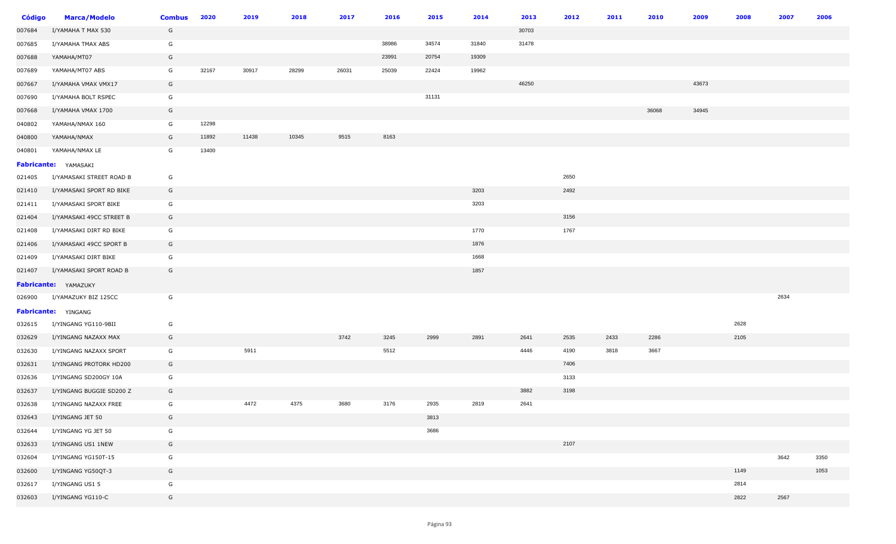| Código | Marca/Modelo | Combus | 2020 | 2019 | 2018 | 2017 | 2016 | 2015 | 2014 | 2013 | 2012 | 2011 | 2010 | 2009 | 2008 | 2007 | 2006 |
|---|---|---|---|---|---|---|---|---|---|---|---|---|---|---|---|---|---|
| 007684 | I/YAMAHA T MAX 530 | G | | | | | | | | 30703 | | | | | | | |
| 007685 | I/YAMAHA TMAX ABS | G | | | | | 38986 | 34574 | 31840 | 31478 | | | | | | | |
| 007688 | YAMAHA/MT07 | G | | | | | 23991 | 20754 | 19309 | | | | | | | | |
| 007689 | YAMAHA/MT07 ABS | G | 32167 | 30917 | 28299 | 26031 | 25039 | 22424 | 19962 | | | | | | | | |
| 007667 | I/YAMAHA VMAX VMX17 | G | | | | | | | | 46250 | | | | 43673 | | | |
| 007690 | I/YAMAHA BOLT RSPEC | G | | | | | | 31131 | | | | | | | | | |
| 007668 | I/YAMAHA VMAX 1700 | G | | | | | | | | | | | 36068 | 34945 | | | |
| 040802 | YAMAHA/NMAX 160 | G | 12298 | | | | | | | | | | | | | | |
| 040800 | YAMAHA/NMAX | G | 11892 | 11438 | 10345 | 9515 | 8163 | | | | | | | | | | |
| 040801 | YAMAHA/NMAX LE | G | 13400 | | | | | | | | | | | | | | |
| **Fabricante:** | YAMASAKI | | | | | | | | | | | | | | | | |
| 021405 | I/YAMASAKI STREET ROAD B | G | | | | | | | | | 2650 | | | | | | |
| 021410 | I/YAMASAKI SPORT RD BIKE | G | | | | | | | 3203 | | 2492 | | | | | | |
| 021411 | I/YAMASAKI SPORT BIKE | G | | | | | | | 3203 | | | | | | | | |
| 021404 | I/YAMASAKI 49CC STREET B | G | | | | | | | | | 3156 | | | | | | |
| 021408 | I/YAMASAKI DIRT RD BIKE | G | | | | | | | 1770 | | 1767 | | | | | | |
| 021406 | I/YAMASAKI 49CC SPORT B | G | | | | | | | 1876 | | | | | | | | |
| 021409 | I/YAMASAKI DIRT BIKE | G | | | | | | | 1668 | | | | | | | | |
| 021407 | I/YAMASAKI SPORT ROAD B | G | | | | | | | 1857 | | | | | | | | |
| **Fabricante:** | YAMAZUKY | | | | | | | | | | | | | | | | |
| 026900 | I/YAMAZUKY BIZ 125CC | G | | | | | | | | | | | | | | 2634 | |
| **Fabricante:** | YINGANG | | | | | | | | | | | | | | | | |
| 032615 | I/YINGANG YG110-9BII | G | | | | | | | | | | | | | 2628 | | |
| 032629 | I/YINGANG NAZAXX MAX | G | | | | 3742 | 3245 | 2999 | 2891 | 2641 | 2535 | 2433 | 2286 | | 2105 | | |
| 032630 | I/YINGANG NAZAXX SPORT | G | | 5911 | | | 5512 | | | 4446 | 4190 | 3818 | 3667 | | | | |
| 032631 | I/YINGANG PROTORK HD200 | G | | | | | | | | | 7406 | | | | | | |
| 032636 | I/YINGANG SD200GY 10A | G | | | | | | | | | 3133 | | | | | | |
| 032637 | I/YINGANG BUGGIE SD200 Z | G | | | | | | | | 3882 | 3198 | | | | | | |
| 032638 | I/YINGANG NAZAXX FREE | G | | 4472 | 4375 | 3680 | 3176 | 2935 | 2819 | 2641 | | | | | | | |
| 032643 | I/YINGANG JET 50 | G | | | | | | 3813 | | | | | | | | | |
| 032644 | I/YINGANG YG JET 50 | G | | | | | | 3686 | | | | | | | | | |
| 032633 | I/YINGANG US1 1NEW | G | | | | | | | | | 2107 | | | | | | |
| 032604 | I/YINGANG YG150T-15 | G | | | | | | | | | | | | | | 3642 | 3350 |
| 032600 | I/YINGANG YG50QT-3 | G | | | | | | | | | | | | | 1149 | | 1053 |
| 032617 | I/YINGANG US1 5 | G | | | | | | | | | | | | | 2814 | | |
| 032603 | I/YINGANG YG110-C | G | | | | | | | | | | | | | 2822 | 2567 | |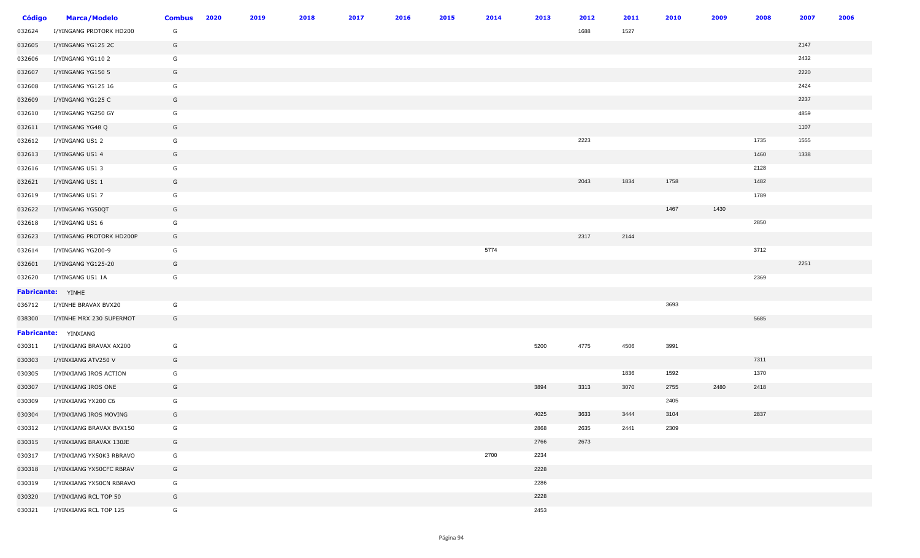| Código | Marca/Modelo | Combus | 2020 | 2019 | 2018 | 2017 | 2016 | 2015 | 2014 | 2013 | 2012 | 2011 | 2010 | 2009 | 2008 | 2007 | 2006 |
|---|---|---|---|---|---|---|---|---|---|---|---|---|---|---|---|---|---|
| 032624 | I/YINGANG PROTORK HD200 | G | | | | | | | | | 1688 | 1527 | | | | | |
| 032605 | I/YINGANG YG125 2C | G | | | | | | | | | | | | | | 2147 | |
| 032606 | I/YINGANG YG110 2 | G | | | | | | | | | | | | | | 2432 | |
| 032607 | I/YINGANG YG150 5 | G | | | | | | | | | | | | | | 2220 | |
| 032608 | I/YINGANG YG125 16 | G | | | | | | | | | | | | | | 2424 | |
| 032609 | I/YINGANG YG125 C | G | | | | | | | | | | | | | | 2237 | |
| 032610 | I/YINGANG YG250 GY | G | | | | | | | | | | | | | | 4859 | |
| 032611 | I/YINGANG YG48 Q | G | | | | | | | | | | | | | | 1107 | |
| 032612 | I/YINGANG US1 2 | G | | | | | | | | | 2223 | | | | 1735 | 1555 | |
| 032613 | I/YINGANG US1 4 | G | | | | | | | | | | | | | 1460 | 1338 | |
| 032616 | I/YINGANG US1 3 | G | | | | | | | | | | | | | 2128 | | |
| 032621 | I/YINGANG US1 1 | G | | | | | | | | | 2043 | 1834 | 1758 | | 1482 | | |
| 032619 | I/YINGANG US1 7 | G | | | | | | | | | | | | | 1789 | | |
| 032622 | I/YINGANG YG50QT | G | | | | | | | | | | | 1467 | 1430 | | | |
| 032618 | I/YINGANG US1 6 | G | | | | | | | | | | | | | 2850 | | |
| 032623 | I/YINGANG PROTORK HD200P | G | | | | | | | | | 2317 | 2144 | | | | | |
| 032614 | I/YINGANG YG200-9 | G | | | | | | | 5774 | | | | | | 3712 | | |
| 032601 | I/YINGANG YG125-20 | G | | | | | | | | | | | | | | 2251 | |
| 032620 | I/YINGANG US1 1A | G | | | | | | | | | | | | | 2369 | | |
| **Fabricante:** YINHE | | | | | | | | | | | | | | | | | |
| 036712 | I/YINHE BRAVAX BVX20 | G | | | | | | | | | | | 3693 | | | | |
| 038300 | I/YINHE MRX 230 SUPERMOT | G | | | | | | | | | | | | | 5685 | | |
| **Fabricante:** YINXIANG | | | | | | | | | | | | | | | | | |
| 030311 | I/YINXIANG BRAVAX AX200 | G | | | | | | | | 5200 | 4775 | 4506 | 3991 | | | | |
| 030303 | I/YINXIANG ATV250 V | G | | | | | | | | | | | | | 7311 | | |
| 030305 | I/YINXIANG IROS ACTION | G | | | | | | | | | | 1836 | 1592 | | 1370 | | |
| 030307 | I/YINXIANG IROS ONE | G | | | | | | | | 3894 | 3313 | 3070 | 2755 | 2480 | 2418 | | |
| 030309 | I/YINXIANG YX200 C6 | G | | | | | | | | | | | 2405 | | | | |
| 030304 | I/YINXIANG IROS MOVING | G | | | | | | | | 4025 | 3633 | 3444 | 3104 | | 2837 | | |
| 030312 | I/YINXIANG BRAVAX BVX150 | G | | | | | | | | 2868 | 2635 | 2441 | 2309 | | | | |
| 030315 | I/YINXIANG BRAVAX 130JE | G | | | | | | | | 2766 | 2673 | | | | | | |
| 030317 | I/YINXIANG YX50K3 RBRAVO | G | | | | | | | 2700 | 2234 | | | | | | | |
| 030318 | I/YINXIANG YX50CFC RBRAV | G | | | | | | | | 2228 | | | | | | | |
| 030319 | I/YINXIANG YX50CN RBRAVO | G | | | | | | | | 2286 | | | | | | | |
| 030320 | I/YINXIANG RCL TOP 50 | G | | | | | | | | 2228 | | | | | | | |
| 030321 | I/YINXIANG RCL TOP 125 | G | | | | | | | | 2453 | | | | | | | |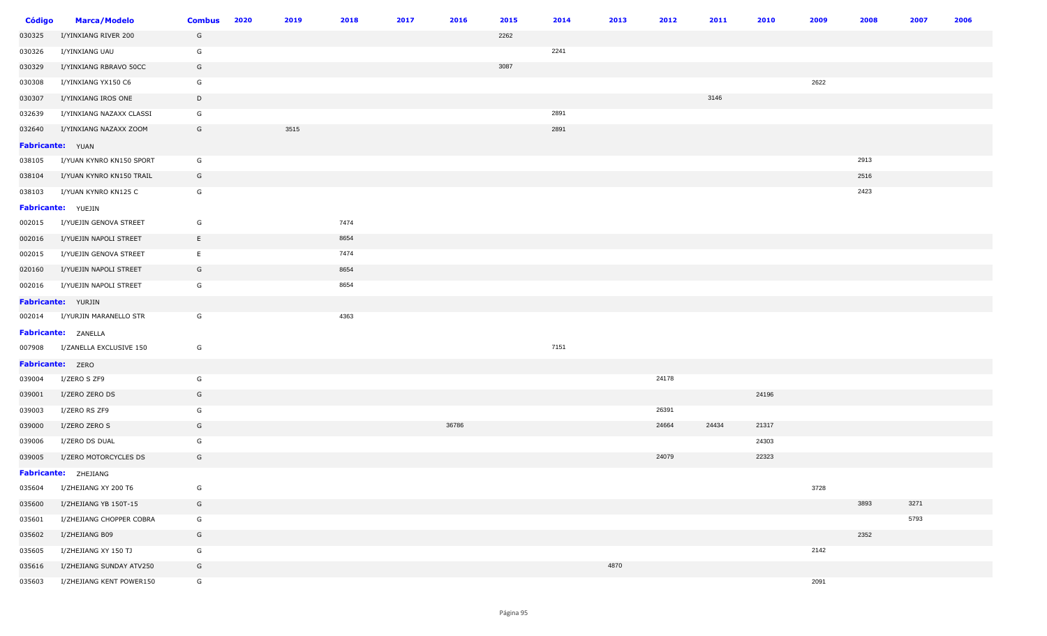| Código | Marca/Modelo | Combus | 2020 | 2019 | 2018 | 2017 | 2016 | 2015 | 2014 | 2013 | 2012 | 2011 | 2010 | 2009 | 2008 | 2007 | 2006 |
|---|---|---|---|---|---|---|---|---|---|---|---|---|---|---|---|---|---|
| 030325 | I/YINXIANG RIVER 200 | G | | | | | | 2262 | | | | | | | | | |
| 030326 | I/YINXIANG UAU | G | | | | | | | 2241 | | | | | | | | |
| 030329 | I/YINXIANG RBRAVO 50CC | G | | | | | | 3087 | | | | | | | | | |
| 030308 | I/YINXIANG YX150 C6 | G | | | | | | | | | | | | 2622 | | | |
| 030307 | I/YINXIANG IROS ONE | D | | | | | | | | | | 3146 | | | | | |
| 032639 | I/YINXIANG NAZAXX CLASSI | G | | | | | | | 2891 | | | | | | | | |
| 032640 | I/YINXIANG NAZAXX ZOOM | G | | 3515 | | | | | 2891 | | | | | | | | |
| **Fabricante:** YUAN | | | | | | | | | | | | | | | | | |
| 038105 | I/YUAN KYNRO KN150 SPORT | G | | | | | | | | | | | | | 2913 | | |
| 038104 | I/YUAN KYNRO KN150 TRAIL | G | | | | | | | | | | | | | 2516 | | |
| 038103 | I/YUAN KYNRO KN125 C | G | | | | | | | | | | | | | 2423 | | |
| **Fabricante:** YUEJIN | | | | | | | | | | | | | | | | | |
| 002015 | I/YUEJIN GENOVA STREET | G | | | 7474 | | | | | | | | | | | | |
| 002016 | I/YUEJIN NAPOLI STREET | E | | | 8654 | | | | | | | | | | | | |
| 002015 | I/YUEJIN GENOVA STREET | E | | | 7474 | | | | | | | | | | | | |
| 020160 | I/YUEJIN NAPOLI STREET | G | | | 8654 | | | | | | | | | | | | |
| 002016 | I/YUEJIN NAPOLI STREET | G | | | 8654 | | | | | | | | | | | | |
| **Fabricante:** YURJIN | | | | | | | | | | | | | | | | | |
| 002014 | I/YURJIN MARANELLO STR | G | | | 4363 | | | | | | | | | | | | |
| **Fabricante:** ZANELLA | | | | | | | | | | | | | | | | | |
| 007908 | I/ZANELLA EXCLUSIVE 150 | G | | | | | | | 7151 | | | | | | | | |
| **Fabricante:** ZERO | | | | | | | | | | | | | | | | | |
| 039004 | I/ZERO S ZF9 | G | | | | | | | | | 24178 | | | | | | |
| 039001 | I/ZERO ZERO DS | G | | | | | | | | | | | 24196 | | | | |
| 039003 | I/ZERO RS ZF9 | G | | | | | | | | | 26391 | | | | | | |
| 039000 | I/ZERO ZERO S | G | | | | | 36786 | | | | 24664 | 24434 | 21317 | | | | |
| 039006 | I/ZERO DS DUAL | G | | | | | | | | | | | 24303 | | | | |
| 039005 | I/ZERO MOTORCYCLES DS | G | | | | | | | | | 24079 | | 22323 | | | | |
| **Fabricante:** ZHEJIANG | | | | | | | | | | | | | | | | | |
| 035604 | I/ZHEJIANG XY 200 T6 | G | | | | | | | | | | | | 3728 | | | |
| 035600 | I/ZHEJIANG YB 150T-15 | G | | | | | | | | | | | | | 3893 | 3271 | |
| 035601 | I/ZHEJIANG CHOPPER COBRA | G | | | | | | | | | | | | | | 5793 | |
| 035602 | I/ZHEJIANG B09 | G | | | | | | | | | | | | | 2352 | | |
| 035605 | I/ZHEJIANG XY 150 TJ | G | | | | | | | | | | | | 2142 | | | |
| 035616 | I/ZHEJIANG SUNDAY ATV250 | G | | | | | | | | 4870 | | | | | | | |
| 035603 | I/ZHEJIANG KENT POWER150 | G | | | | | | | | | | | | 2091 | | | |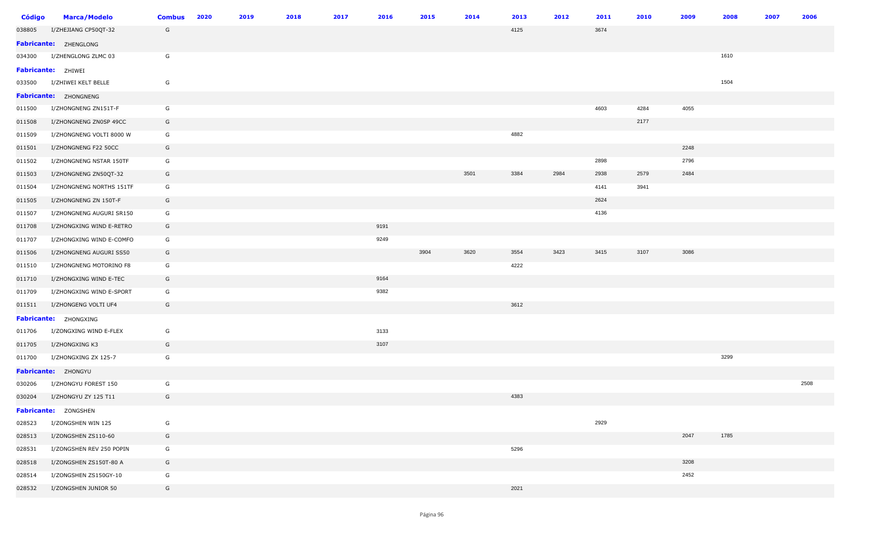| Código | Marca/Modelo | Combus | 2020 | 2019 | 2018 | 2017 | 2016 | 2015 | 2014 | 2013 | 2012 | 2011 | 2010 | 2009 | 2008 | 2007 | 2006 |
|---|---|---|---|---|---|---|---|---|---|---|---|---|---|---|---|---|---|
| 038805 | I/ZHEJIANG CP50QT-32 | G | | | | | | | | 4125 | | 3674 | | | | | |
| **Fabricante:** | ZHENGLONG | | | | | | | | | | | | | | | | |
| 034300 | I/ZHENGLONG ZLMC 03 | G | | | | | | | | | | | | | 1610 | | |
| **Fabricante:** | ZHIWEI | | | | | | | | | | | | | | | | |
| 033500 | I/ZHIWEI KELT BELLE | G | | | | | | | | | | | | | 1504 | | |
| **Fabricante:** | ZHONGNENG | | | | | | | | | | | | | | | | |
| 011500 | I/ZHONGNENG ZN151T-F | G | | | | | | | | | | 4603 | 4284 | 4055 | | | |
| 011508 | I/ZHONGNENG ZN0SP 49CC | G | | | | | | | | | | | 2177 | | | | |
| 011509 | I/ZHONGNENG VOLTI 8000 W | G | | | | | | | | 4882 | | | | | | | |
| 011501 | I/ZHONGNENG F22 50CC | G | | | | | | | | | | | | 2248 | | | |
| 011502 | I/ZHONGNENG NSTAR 150TF | G | | | | | | | | | | 2898 | | 2796 | | | |
| 011503 | I/ZHONGNENG ZN50QT-32 | G | | | | | | | 3501 | 3384 | 2984 | 2938 | 2579 | 2484 | | | |
| 011504 | I/ZHONGNENG NORTHS 151TF | G | | | | | | | | | | 4141 | 3941 | | | | |
| 011505 | I/ZHONGNENG ZN 150T-F | G | | | | | | | | | | 2624 | | | | | |
| 011507 | I/ZHONGNENG AUGURI SR150 | G | | | | | | | | | | 4136 | | | | | |
| 011708 | I/ZHONGXING WIND E-RETRO | G | | | | | 9191 | | | | | | | | | | |
| 011707 | I/ZHONGXING WIND E-COMFO | G | | | | | 9249 | | | | | | | | | | |
| 011506 | I/ZHONGNENG AUGURI SS50 | G | | | | | | 3904 | 3620 | 3554 | 3423 | 3415 | 3107 | 3086 | | | |
| 011510 | I/ZHONGNENG MOTORINO F8 | G | | | | | | | | 4222 | | | | | | | |
| 011710 | I/ZHONGXING WIND E-TEC | G | | | | | 9164 | | | | | | | | | | |
| 011709 | I/ZHONGXING WIND E-SPORT | G | | | | | 9382 | | | | | | | | | | |
| 011511 | I/ZHONGENG VOLTI UF4 | G | | | | | | | | 3612 | | | | | | | |
| **Fabricante:** | ZHONGXING | | | | | | | | | | | | | | | | |
| 011706 | I/ZONGXING WIND E-FLEX | G | | | | | 3133 | | | | | | | | | | |
| 011705 | I/ZHONGXING K3 | G | | | | | 3107 | | | | | | | | | | |
| 011700 | I/ZHONGXING ZX 125-7 | G | | | | | | | | | | | | | 3299 | | |
| **Fabricante:** | ZHONGYU | | | | | | | | | | | | | | | | |
| 030206 | I/ZHONGYU FOREST 150 | G | | | | | | | | | | | | | | | 2508 |
| 030204 | I/ZHONGYU ZY 125 T11 | G | | | | | | | | 4383 | | | | | | | |
| **Fabricante:** | ZONGSHEN | | | | | | | | | | | | | | | | |
| 028523 | I/ZONGSHEN WIN 125 | G | | | | | | | | | | 2929 | | | | | |
| 028513 | I/ZONGSHEN ZS110-60 | G | | | | | | | | | | | | 2047 | 1785 | | |
| 028531 | I/ZONGSHEN REV 250 POPIN | G | | | | | | | | 5296 | | | | | | | |
| 028518 | I/ZONGSHEN ZS150T-80 A | G | | | | | | | | | | | | 3208 | | | |
| 028514 | I/ZONGSHEN ZS150GY-10 | G | | | | | | | | | | | | 2452 | | | |
| 028532 | I/ZONGSHEN JUNIOR 50 | G | | | | | | | | 2021 | | | | | | | |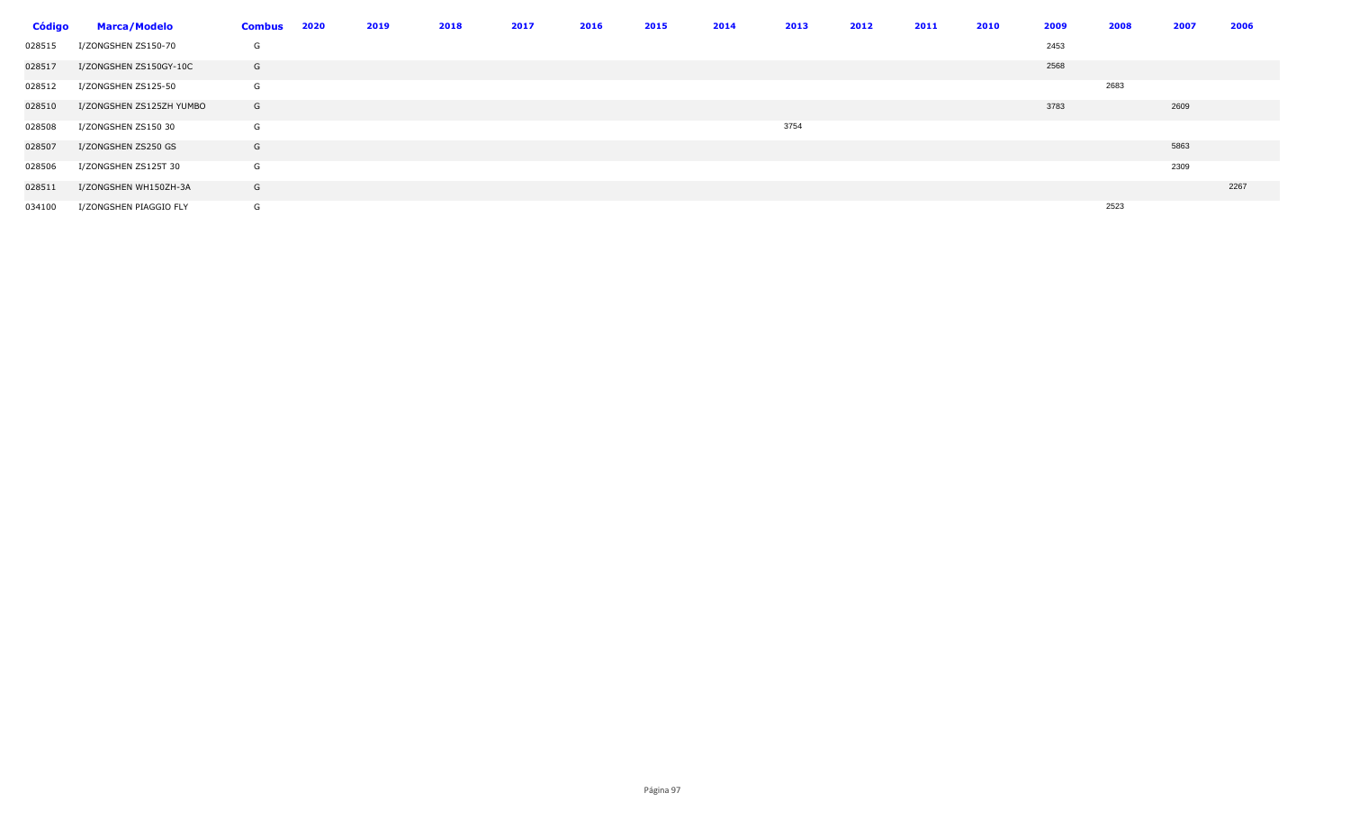| Código | Marca/Modelo | Combus | 2020 | 2019 | 2018 | 2017 | 2016 | 2015 | 2014 | 2013 | 2012 | 2011 | 2010 | 2009 | 2008 | 2007 | 2006 |
|---|---|---|---|---|---|---|---|---|---|---|---|---|---|---|---|---|---|
| 028515 | I/ZONGSHEN ZS150-70 | G | | | | | | | | | | | | 2453 | | | |
| 028517 | I/ZONGSHEN ZS150GY-10C | G | | | | | | | | | | | | 2568 | | | |
| 028512 | I/ZONGSHEN ZS125-50 | G | | | | | | | | | | | | | 2683 | | |
| 028510 | I/ZONGSHEN ZS125ZH YUMBO | G | | | | | | | | | | | | 3783 | | 2609 | |
| 028508 | I/ZONGSHEN ZS150 30 | G | | | | | | | | 3754 | | | | | | | |
| 028507 | I/ZONGSHEN ZS250 GS | G | | | | | | | | | | | | | | 5863 | |
| 028506 | I/ZONGSHEN ZS125T 30 | G | | | | | | | | | | | | | | 2309 | |
| 028511 | I/ZONGSHEN WH150ZH-3A | G | | | | | | | | | | | | | | | 2267 |
| 034100 | I/ZONGSHEN PIAGGIO FLY | G | | | | | | | | | | | | | 2523 | | |